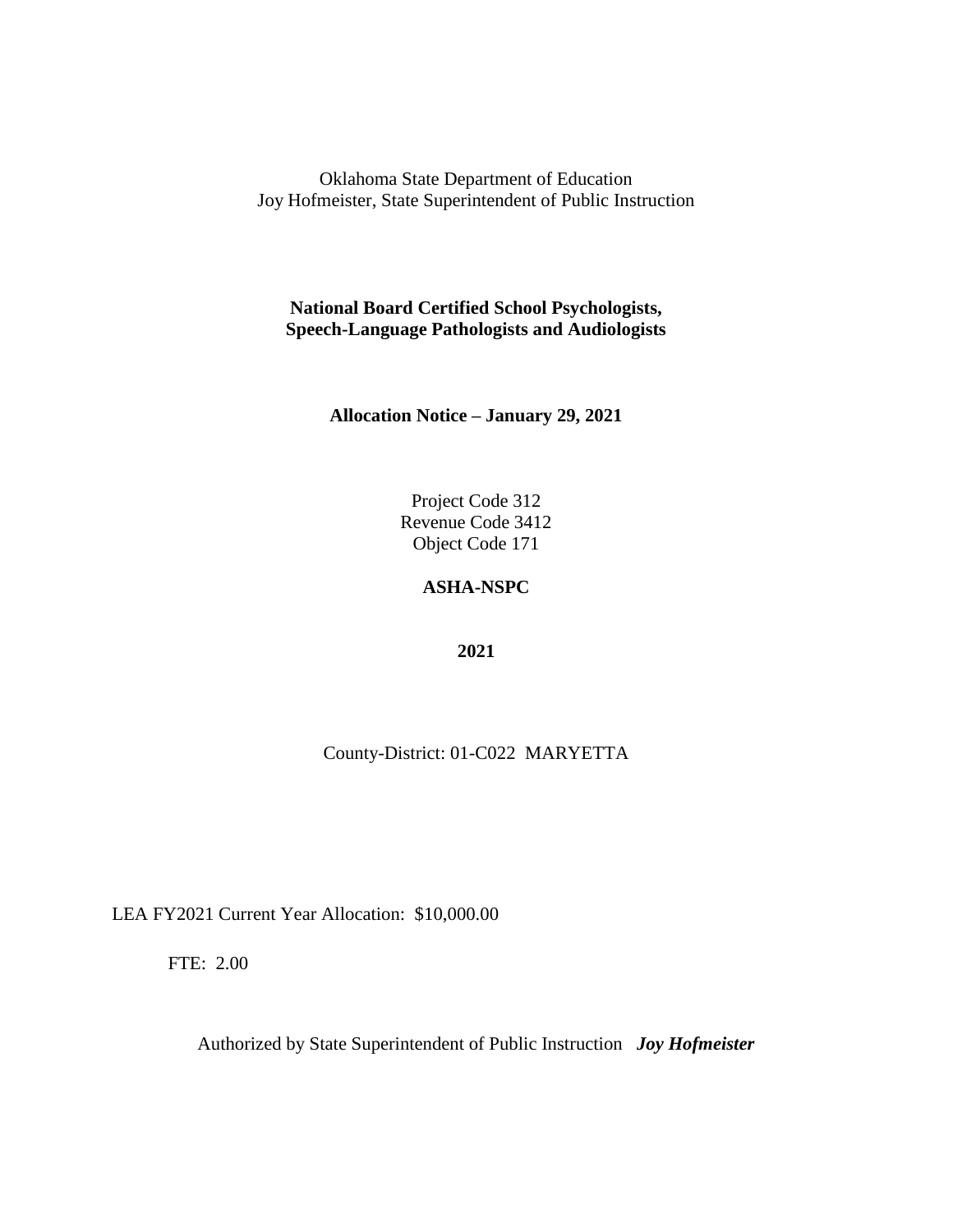Oklahoma State Department of Education
Joy Hofmeister, State Superintendent of Public Instruction

**National Board Certified School Psychologists,**
**Speech-Language Pathologists and Audiologists**

**Allocation Notice – January 29, 2021**

Project Code 312
Revenue Code 3412
Object Code 171

**ASHA-NSPC**

**2021**

County-District: 01-C022 MARYETTA

LEA FY2021 Current Year Allocation: $10,000.00

FTE: 2.00

Authorized by State Superintendent of Public Instruction ***Joy Hofmeister***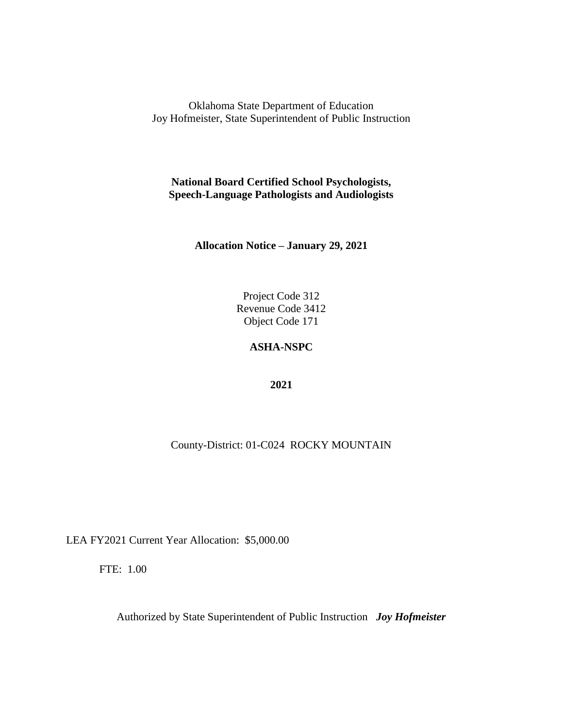Oklahoma State Department of Education
Joy Hofmeister, State Superintendent of Public Instruction

**National Board Certified School Psychologists,**
**Speech-Language Pathologists and Audiologists**

**Allocation Notice – January 29, 2021**

Project Code 312
Revenue Code 3412
Object Code 171

**ASHA-NSPC**

**2021**

County-District: 01-C024 ROCKY MOUNTAIN

LEA FY2021 Current Year Allocation: $5,000.00

FTE: 1.00

Authorized by State Superintendent of Public Instruction ***Joy Hofmeister***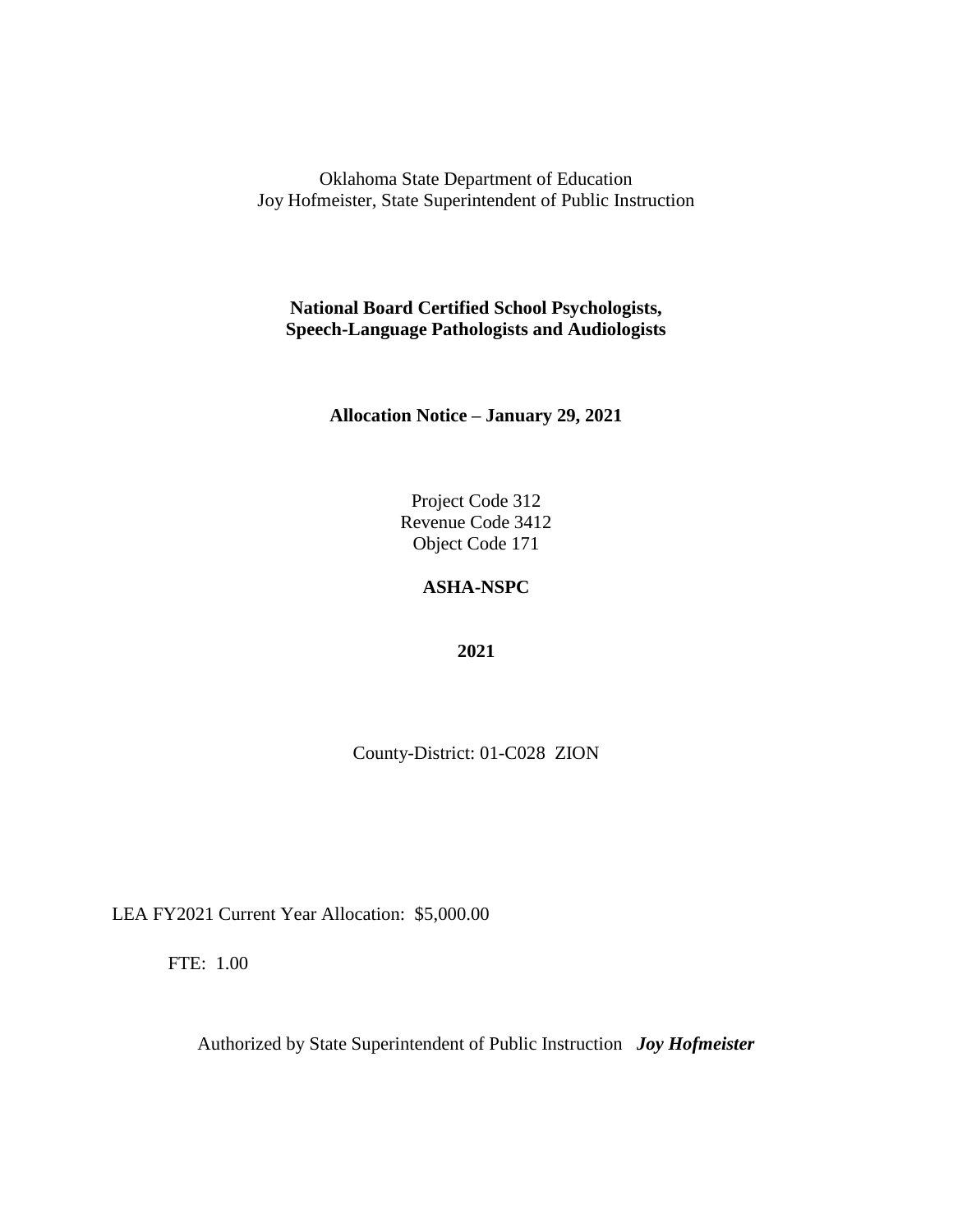Oklahoma State Department of Education
Joy Hofmeister, State Superintendent of Public Instruction

**National Board Certified School Psychologists,
Speech-Language Pathologists and Audiologists**

**Allocation Notice – January 29, 2021**

Project Code 312
Revenue Code 3412
Object Code 171

**ASHA-NSPC**

**2021**

County-District: 01-C028 ZION

LEA FY2021 Current Year Allocation: $5,000.00

FTE: 1.00

Authorized by State Superintendent of Public Instruction ***Joy Hofmeister***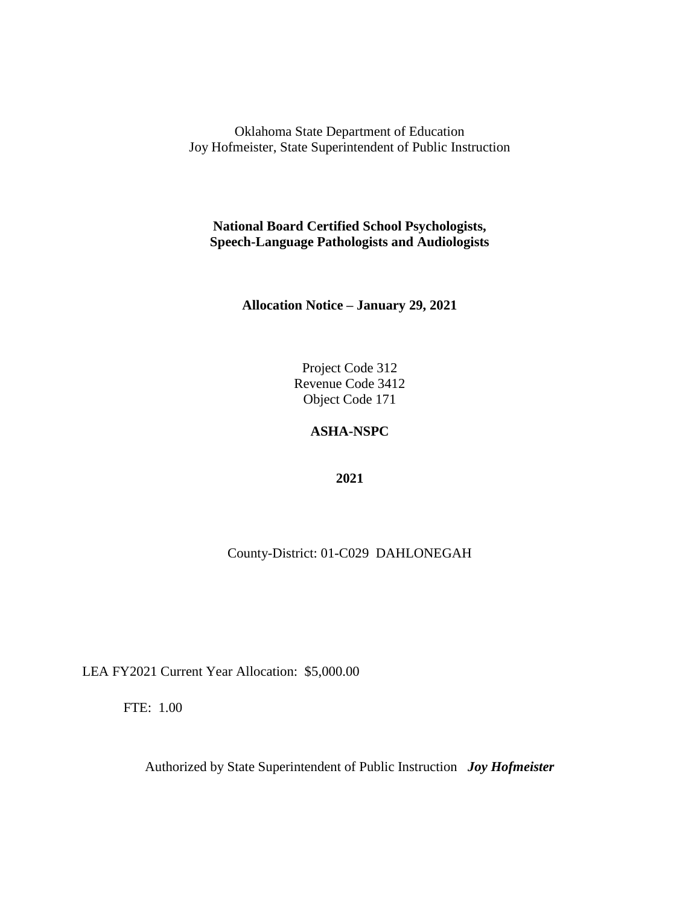Oklahoma State Department of Education
Joy Hofmeister, State Superintendent of Public Instruction

**National Board Certified School Psychologists,**
**Speech-Language Pathologists and Audiologists**

**Allocation Notice – January 29, 2021**

Project Code 312
Revenue Code 3412
Object Code 171

**ASHA-NSPC**

**2021**

County-District: 01-C029 DAHLONEGAH

LEA FY2021 Current Year Allocation: $5,000.00

FTE: 1.00

Authorized by State Superintendent of Public Instruction ***Joy Hofmeister***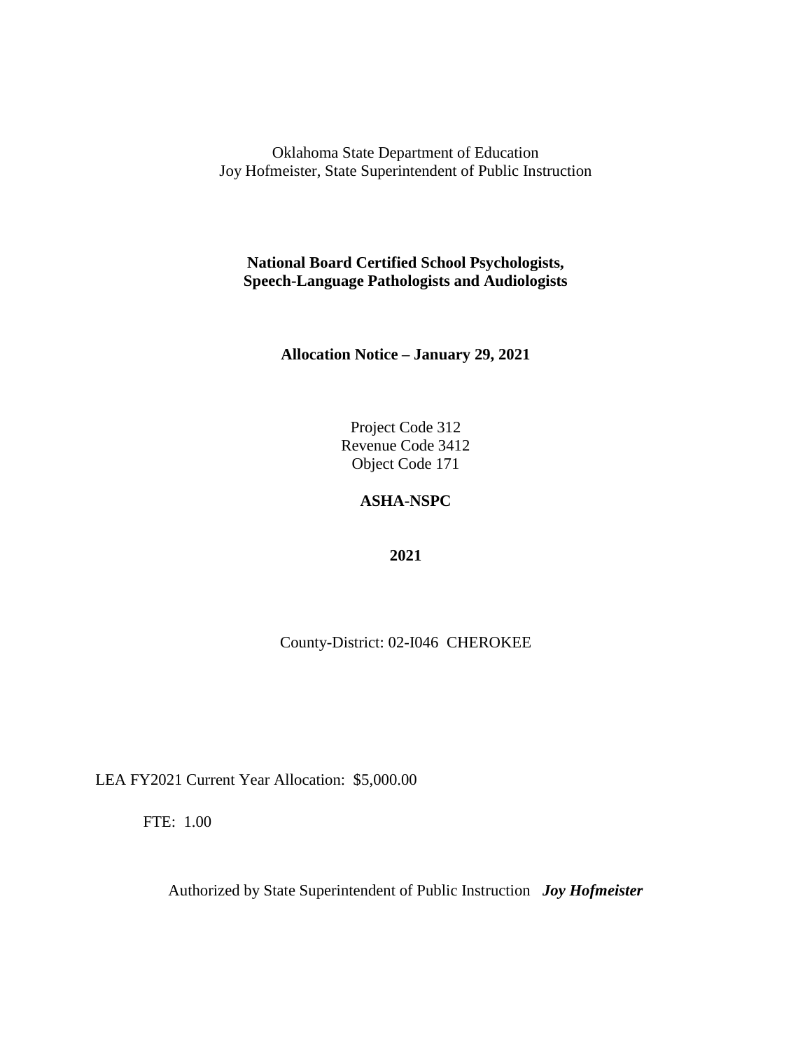Oklahoma State Department of Education
Joy Hofmeister, State Superintendent of Public Instruction

**National Board Certified School Psychologists, Speech-Language Pathologists and Audiologists**

**Allocation Notice – January 29, 2021**

Project Code 312
Revenue Code 3412
Object Code 171

**ASHA-NSPC**

**2021**

County-District: 02-I046 CHEROKEE

LEA FY2021 Current Year Allocation: $5,000.00

FTE: 1.00

Authorized by State Superintendent of Public Instruction ***Joy Hofmeister***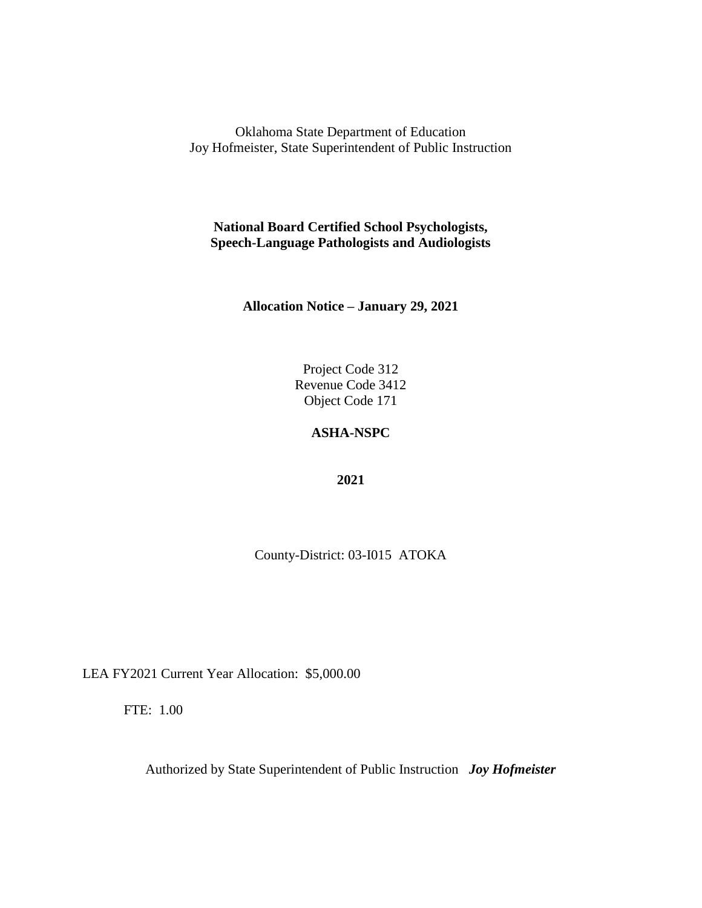Oklahoma State Department of Education
Joy Hofmeister, State Superintendent of Public Instruction

**National Board Certified School Psychologists, Speech-Language Pathologists and Audiologists**

**Allocation Notice – January 29, 2021**

Project Code 312
Revenue Code 3412
Object Code 171

**ASHA-NSPC**

**2021**

County-District: 03-I015 ATOKA

LEA FY2021 Current Year Allocation: $5,000.00

FTE: 1.00

Authorized by State Superintendent of Public Instruction ***Joy Hofmeister***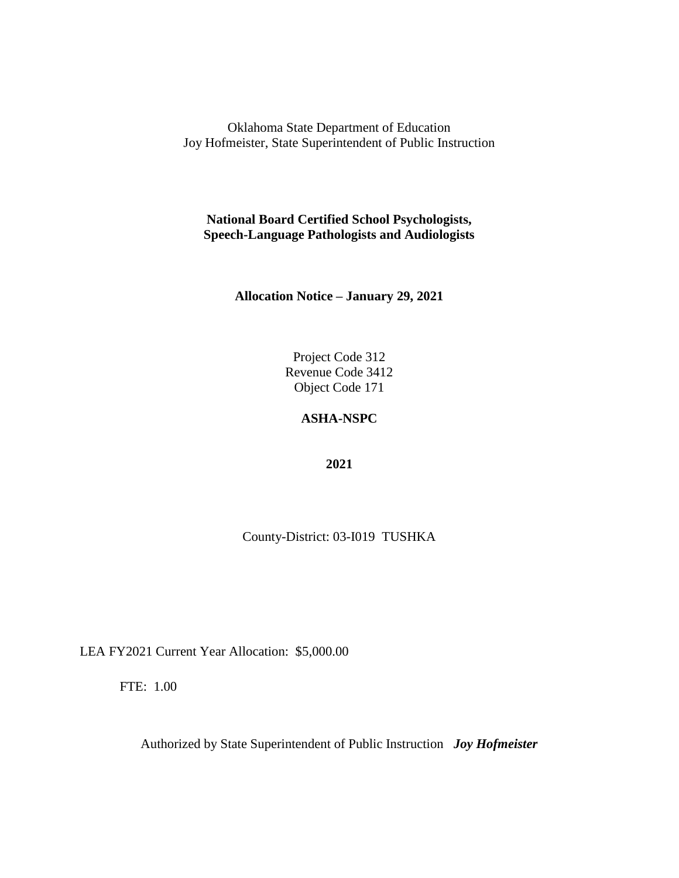Oklahoma State Department of Education
Joy Hofmeister, State Superintendent of Public Instruction

**National Board Certified School Psychologists, Speech-Language Pathologists and Audiologists**

**Allocation Notice – January 29, 2021**

Project Code 312
Revenue Code 3412
Object Code 171

**ASHA-NSPC**

**2021**

County-District: 03-I019 TUSHKA

LEA FY2021 Current Year Allocation: $5,000.00

FTE: 1.00

Authorized by State Superintendent of Public Instruction ***Joy Hofmeister***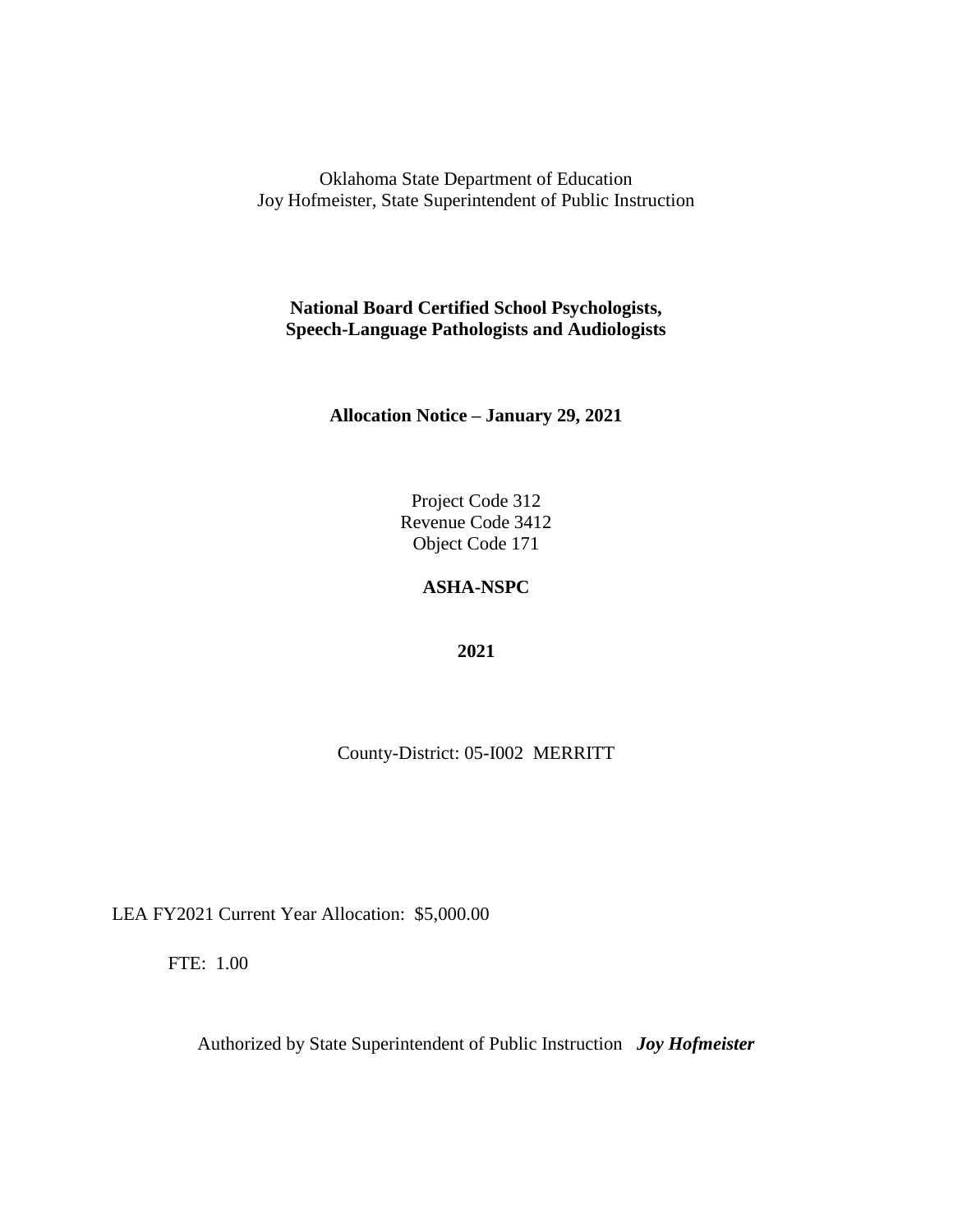Oklahoma State Department of Education
Joy Hofmeister, State Superintendent of Public Instruction

**National Board Certified School Psychologists,**
**Speech-Language Pathologists and Audiologists**

**Allocation Notice – January 29, 2021**

Project Code 312
Revenue Code 3412
Object Code 171

**ASHA-NSPC**

**2021**

County-District: 05-I002 MERRITT

LEA FY2021 Current Year Allocation: $5,000.00

FTE: 1.00

Authorized by State Superintendent of Public Instruction ***Joy Hofmeister***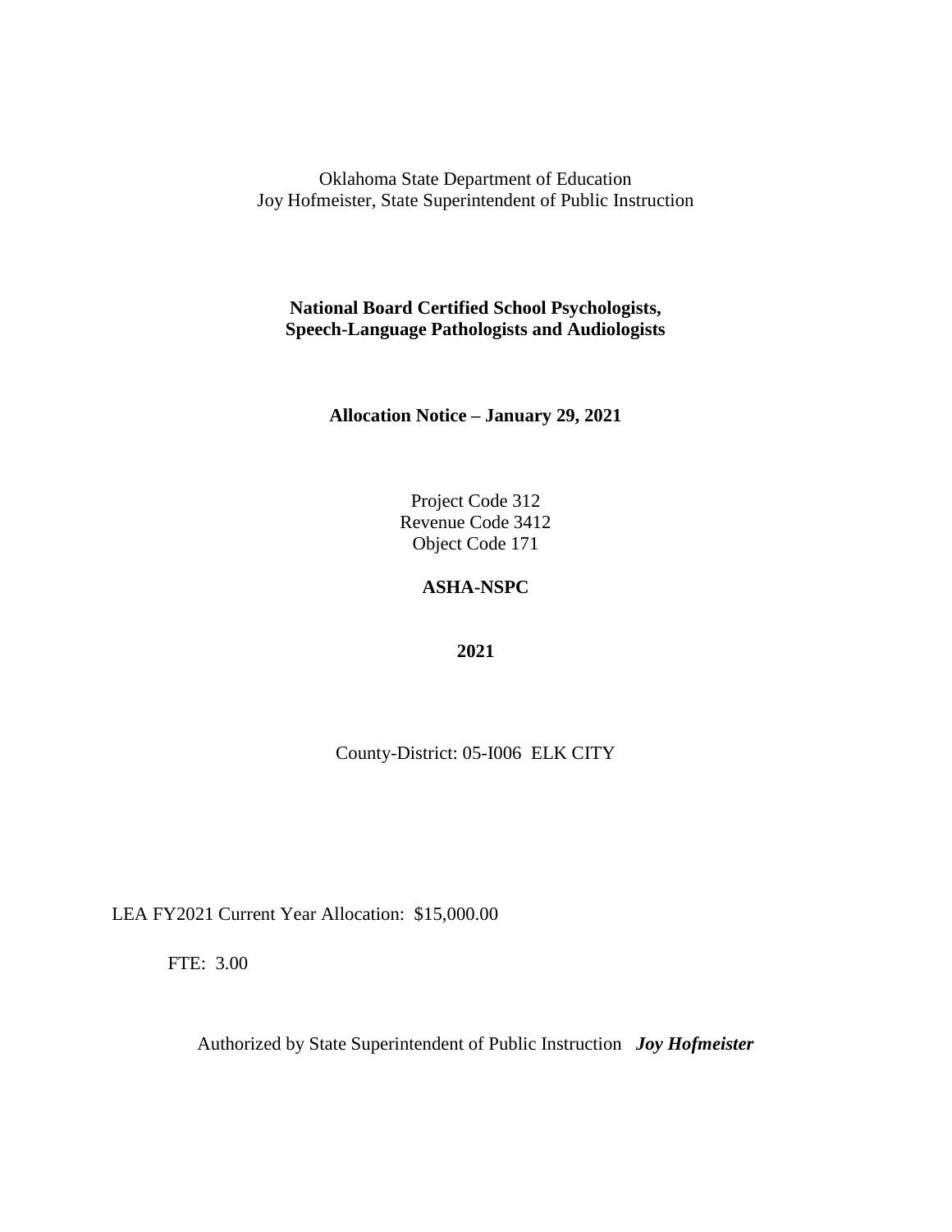Oklahoma State Department of Education
Joy Hofmeister, State Superintendent of Public Instruction

**National Board Certified School Psychologists,**
**Speech-Language Pathologists and Audiologists**

**Allocation Notice – January 29, 2021**

Project Code 312
Revenue Code 3412
Object Code 171

**ASHA-NSPC**

**2021**

County-District: 05-I006 ELK CITY

LEA FY2021 Current Year Allocation: $15,000.00

FTE: 3.00

Authorized by State Superintendent of Public Instruction ***Joy Hofmeister***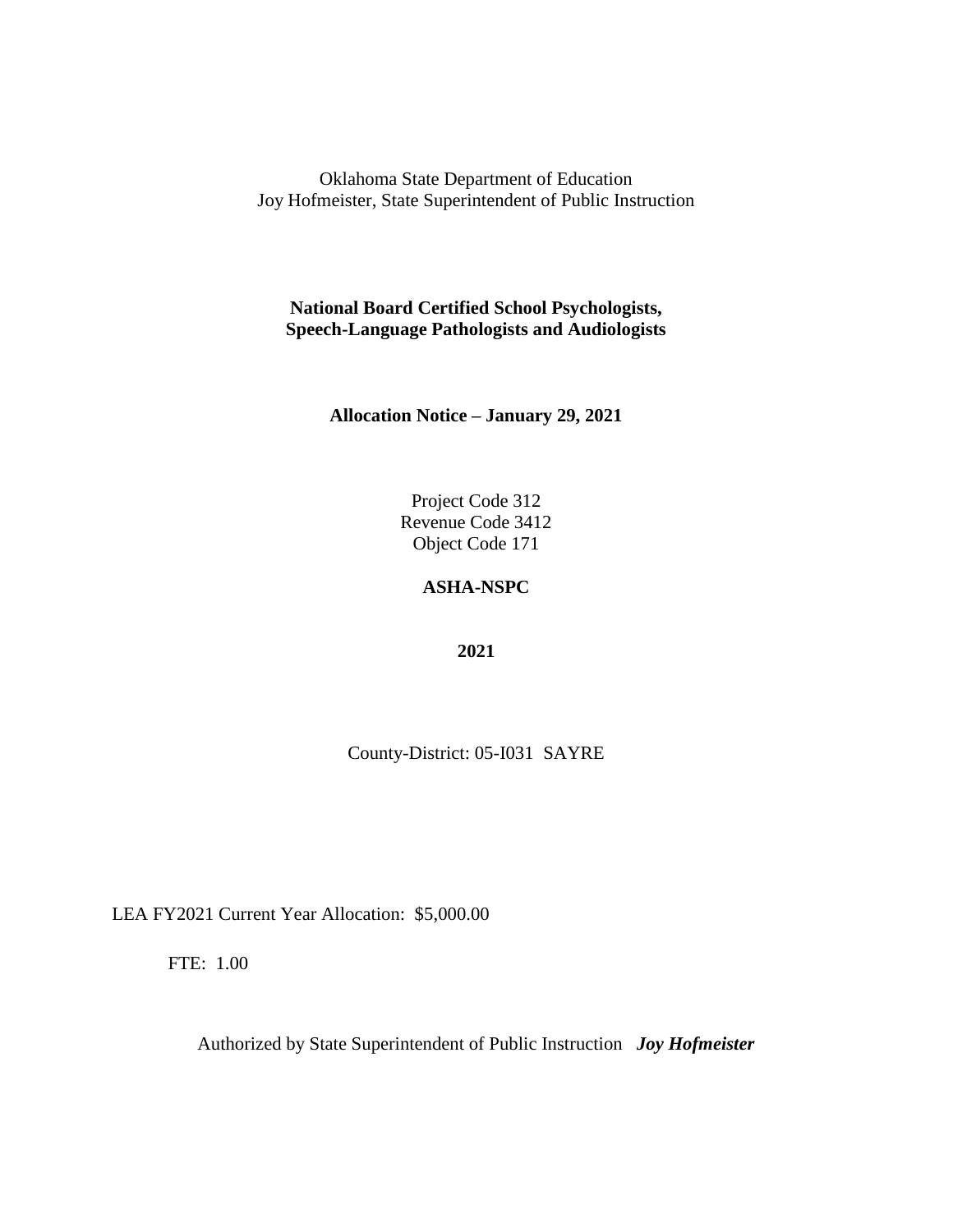Oklahoma State Department of Education
Joy Hofmeister, State Superintendent of Public Instruction

**National Board Certified School Psychologists,**
**Speech-Language Pathologists and Audiologists**

**Allocation Notice – January 29, 2021**

Project Code 312
Revenue Code 3412
Object Code 171

**ASHA-NSPC**

**2021**

County-District: 05-I031 SAYRE

LEA FY2021 Current Year Allocation: $5,000.00

FTE: 1.00

Authorized by State Superintendent of Public Instruction ***Joy Hofmeister***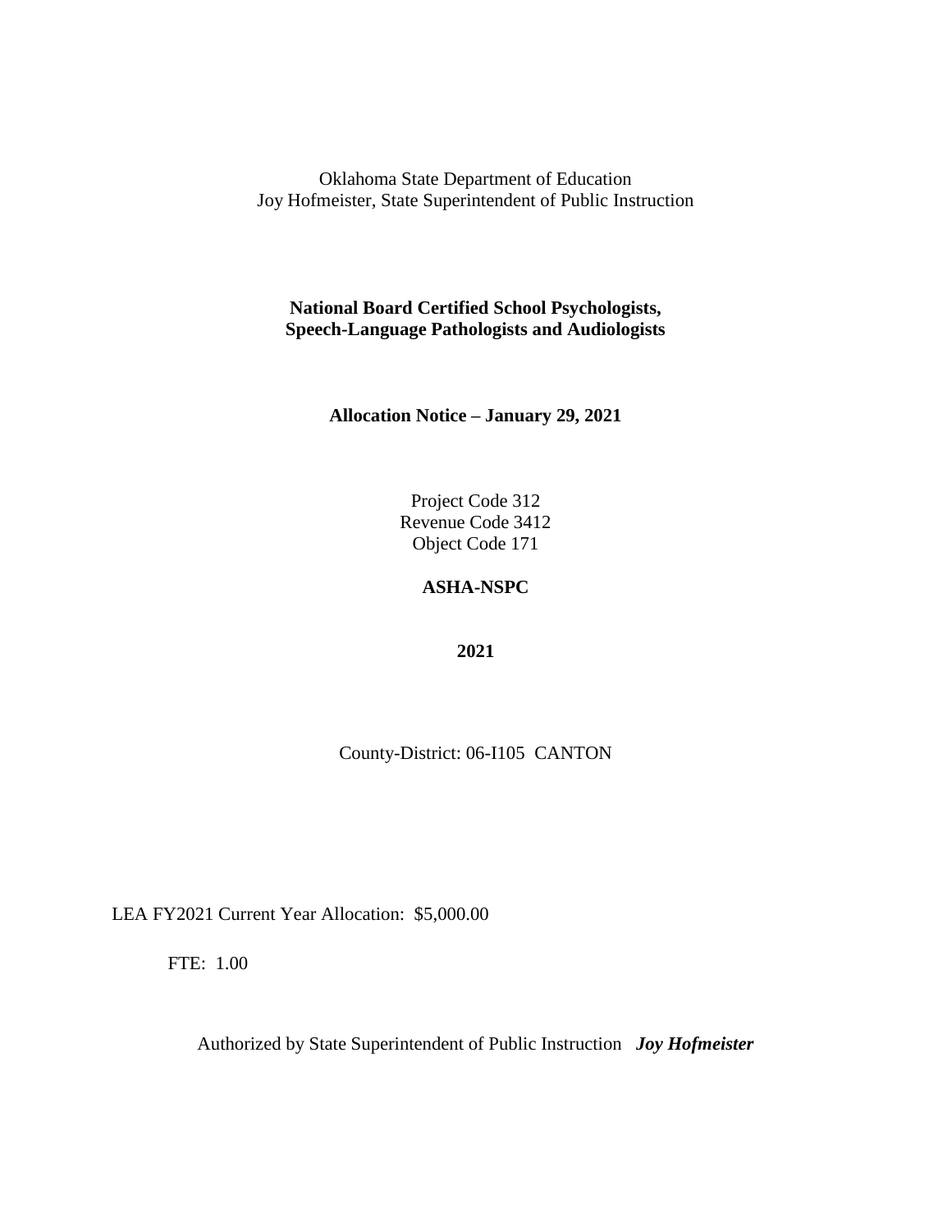Oklahoma State Department of Education
Joy Hofmeister, State Superintendent of Public Instruction

**National Board Certified School Psychologists, Speech-Language Pathologists and Audiologists**

**Allocation Notice – January 29, 2021**

Project Code 312
Revenue Code 3412
Object Code 171

**ASHA-NSPC**

**2021**

County-District: 06-I105 CANTON

LEA FY2021 Current Year Allocation: $5,000.00

FTE: 1.00

Authorized by State Superintendent of Public Instruction ***Joy Hofmeister***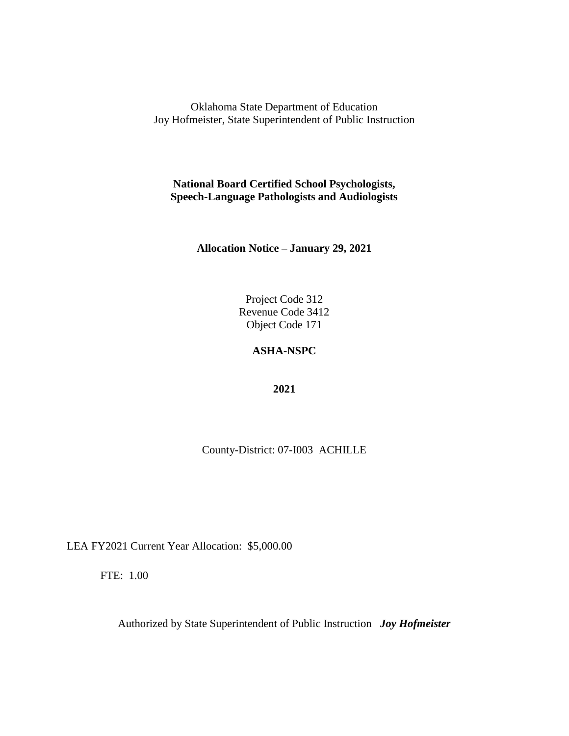Oklahoma State Department of Education
Joy Hofmeister, State Superintendent of Public Instruction

**National Board Certified School Psychologists, Speech-Language Pathologists and Audiologists**

**Allocation Notice – January 29, 2021**

Project Code 312
Revenue Code 3412
Object Code 171

**ASHA-NSPC**

**2021**

County-District: 07-I003 ACHILLE

LEA FY2021 Current Year Allocation: $5,000.00

FTE: 1.00

Authorized by State Superintendent of Public Instruction ***Joy Hofmeister***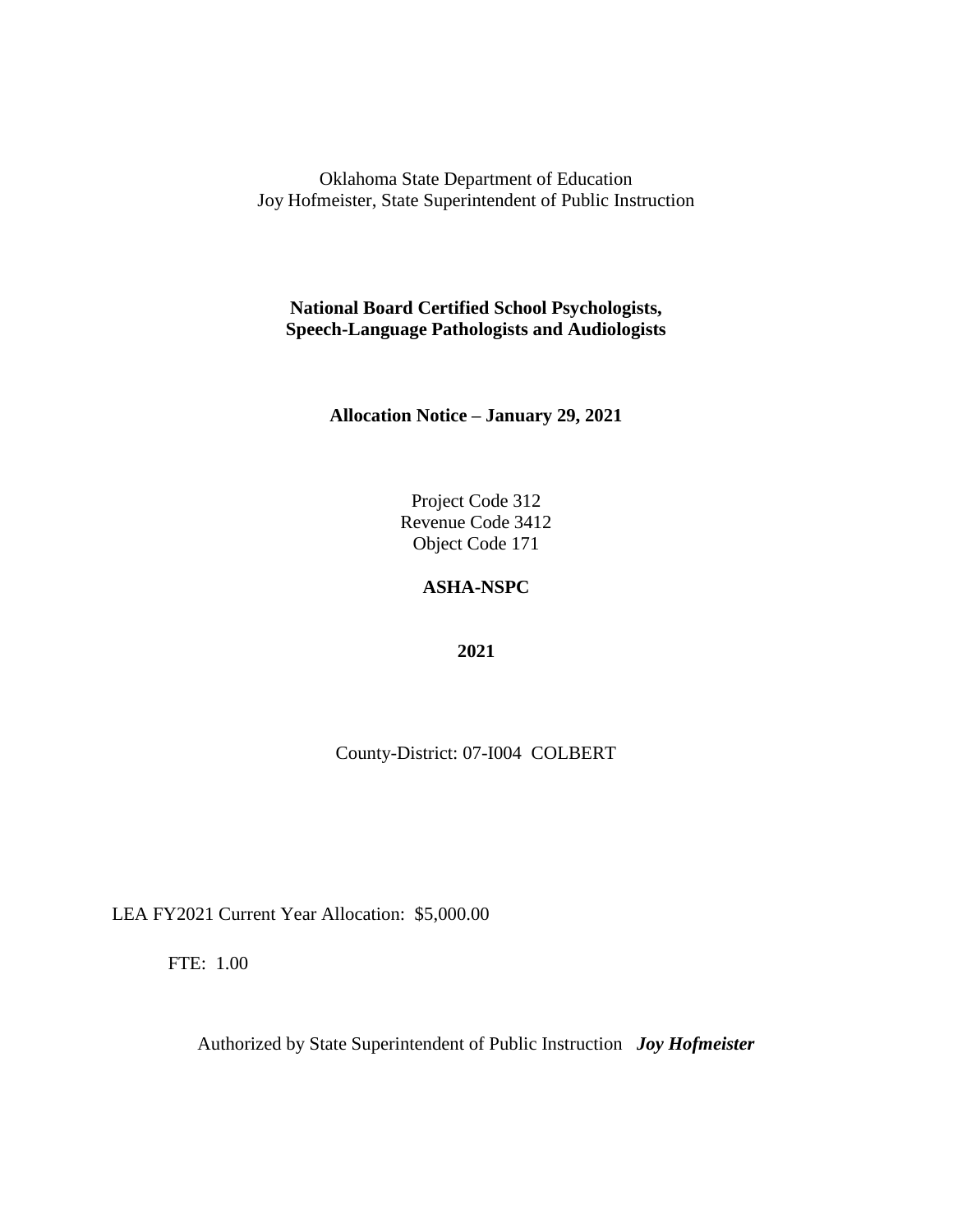Oklahoma State Department of Education
Joy Hofmeister, State Superintendent of Public Instruction

**National Board Certified School Psychologists, Speech-Language Pathologists and Audiologists**

**Allocation Notice – January 29, 2021**

Project Code 312
Revenue Code 3412
Object Code 171

**ASHA-NSPC**

**2021**

County-District: 07-I004 COLBERT

LEA FY2021 Current Year Allocation: $5,000.00

FTE: 1.00

Authorized by State Superintendent of Public Instruction ***Joy Hofmeister***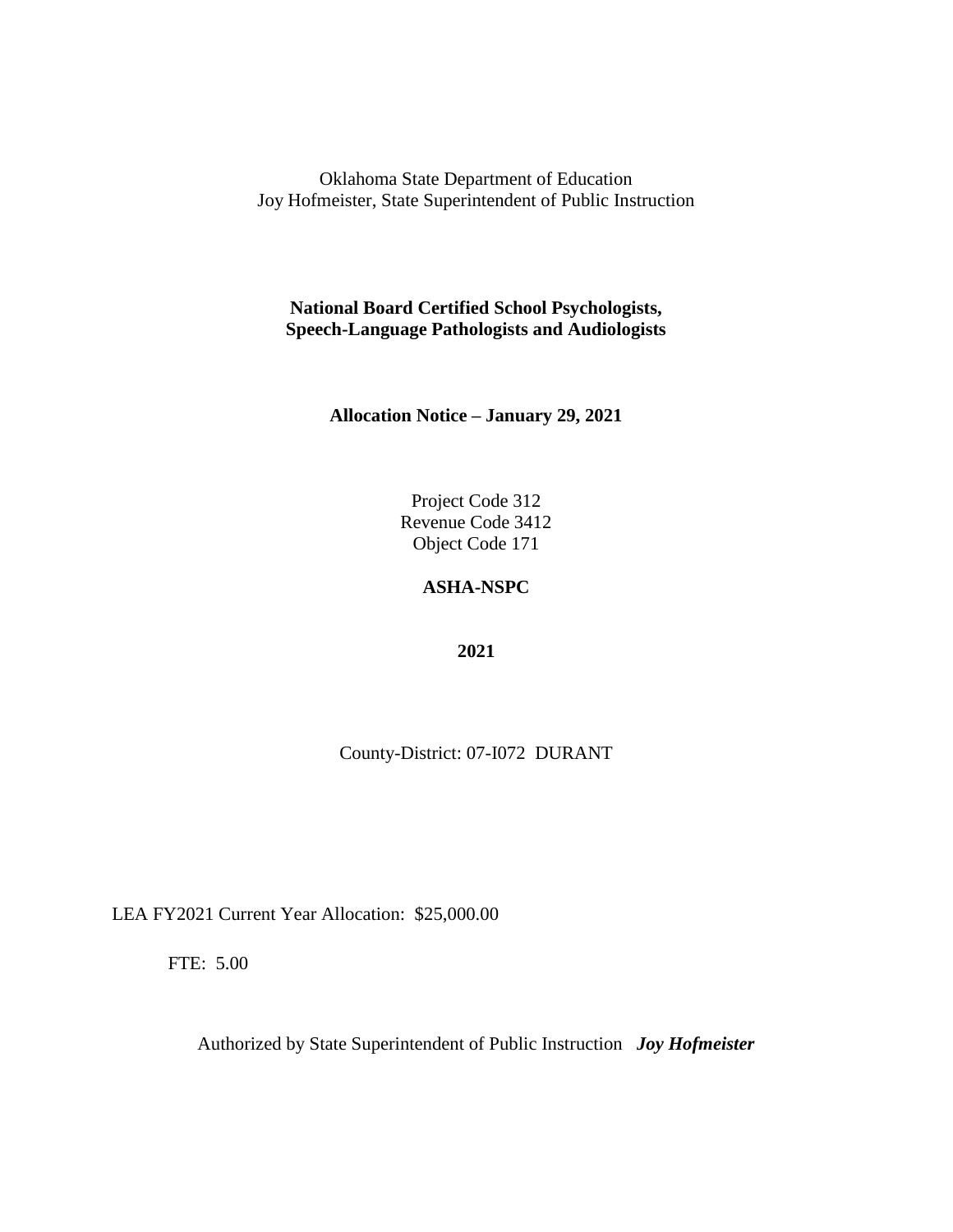Oklahoma State Department of Education
Joy Hofmeister, State Superintendent of Public Instruction

**National Board Certified School Psychologists,**
**Speech-Language Pathologists and Audiologists**

**Allocation Notice – January 29, 2021**

Project Code 312
Revenue Code 3412
Object Code 171

**ASHA-NSPC**

**2021**

County-District: 07-I072 DURANT

LEA FY2021 Current Year Allocation: $25,000.00

FTE: 5.00

Authorized by State Superintendent of Public Instruction ***Joy Hofmeister***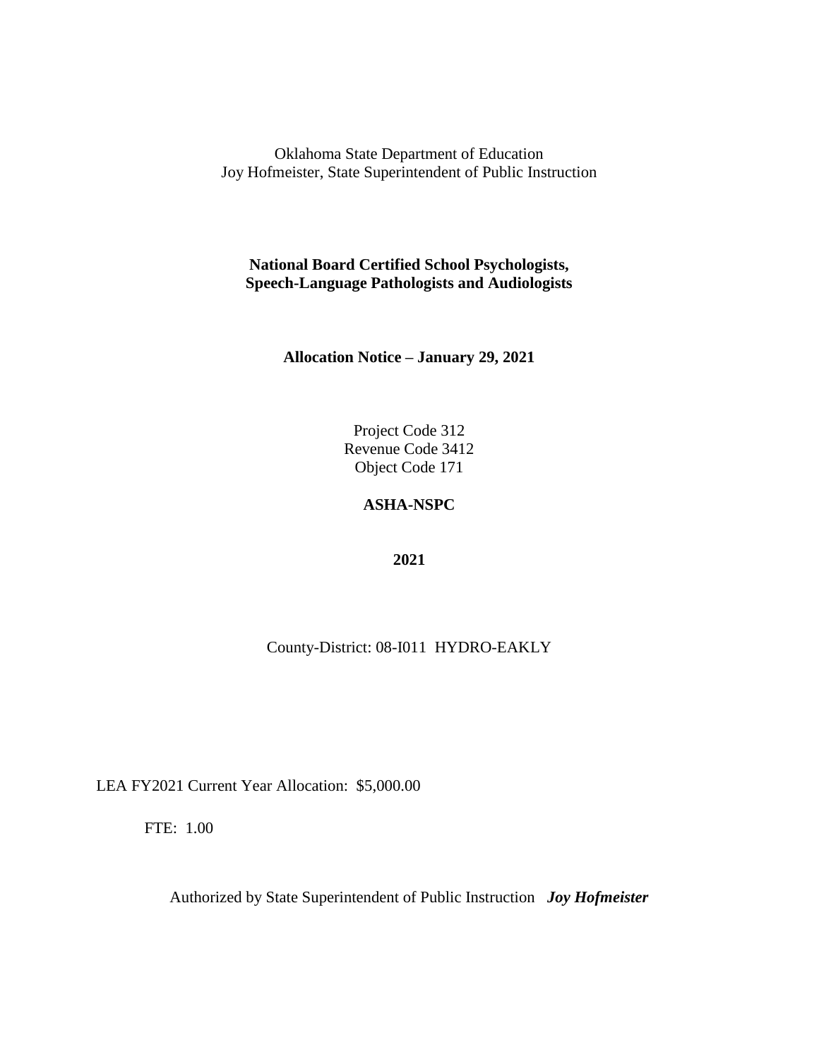Oklahoma State Department of Education
Joy Hofmeister, State Superintendent of Public Instruction

**National Board Certified School Psychologists,**
**Speech-Language Pathologists and Audiologists**

**Allocation Notice – January 29, 2021**

Project Code 312
Revenue Code 3412
Object Code 171

**ASHA-NSPC**

**2021**

County-District: 08-I011 HYDRO-EAKLY

LEA FY2021 Current Year Allocation: $5,000.00

FTE: 1.00

Authorized by State Superintendent of Public Instruction ***Joy Hofmeister***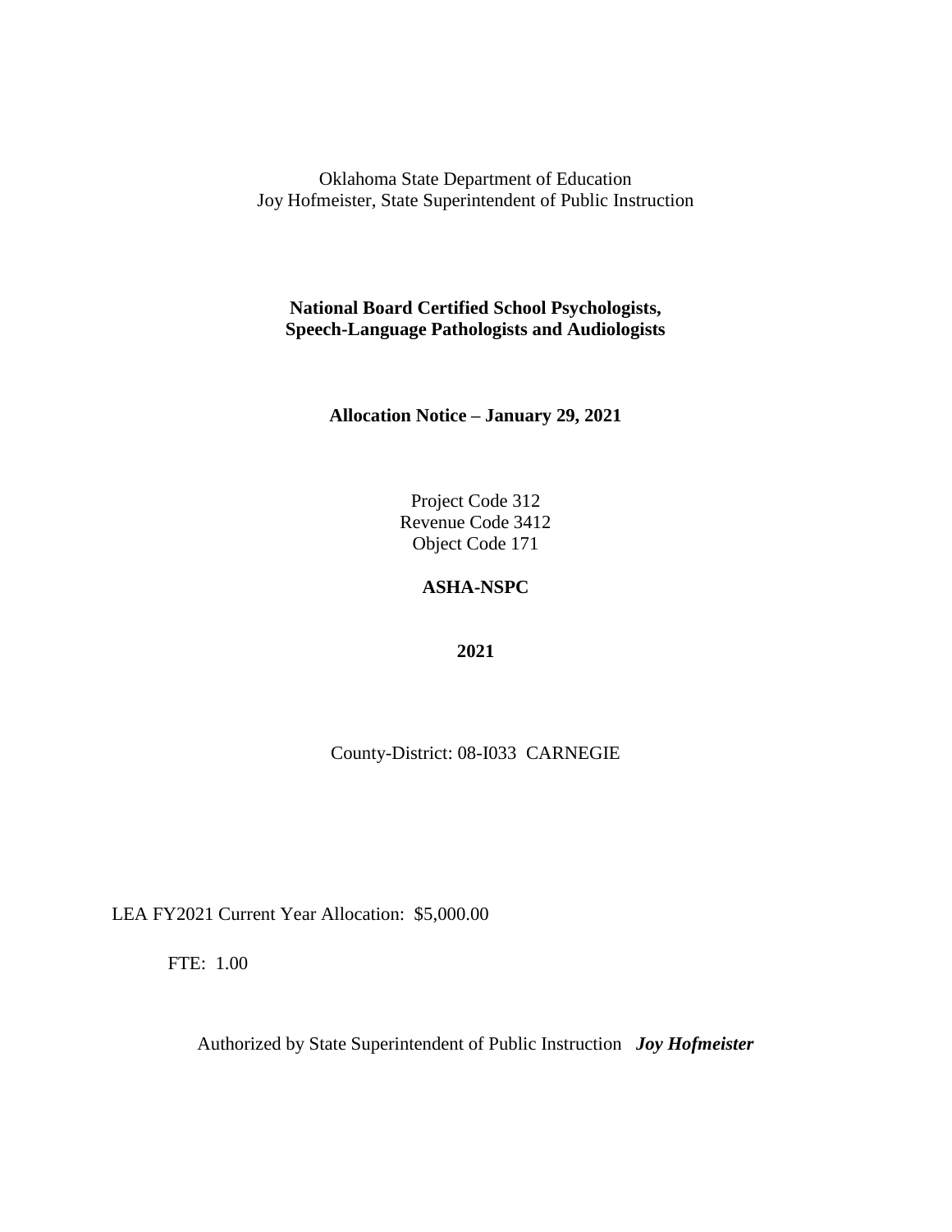Oklahoma State Department of Education
Joy Hofmeister, State Superintendent of Public Instruction

**National Board Certified School Psychologists, Speech-Language Pathologists and Audiologists**

**Allocation Notice – January 29, 2021**

Project Code 312
Revenue Code 3412
Object Code 171

**ASHA-NSPC**

**2021**

County-District: 08-I033 CARNEGIE

LEA FY2021 Current Year Allocation: $5,000.00

FTE: 1.00

Authorized by State Superintendent of Public Instruction ***Joy Hofmeister***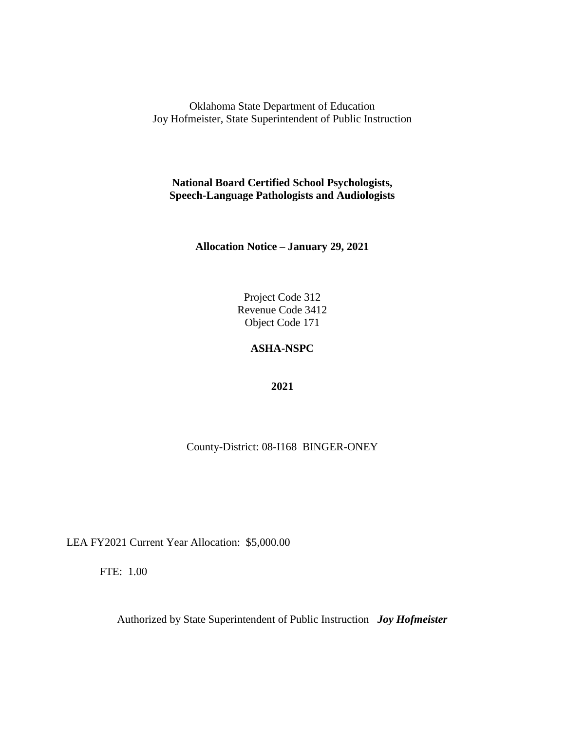Oklahoma State Department of Education
Joy Hofmeister, State Superintendent of Public Instruction

**National Board Certified School Psychologists, Speech-Language Pathologists and Audiologists**

**Allocation Notice – January 29, 2021**

Project Code 312
Revenue Code 3412
Object Code 171

**ASHA-NSPC**

**2021**

County-District: 08-I168 BINGER-ONEY

LEA FY2021 Current Year Allocation: $5,000.00

FTE: 1.00

Authorized by State Superintendent of Public Instruction ***Joy Hofmeister***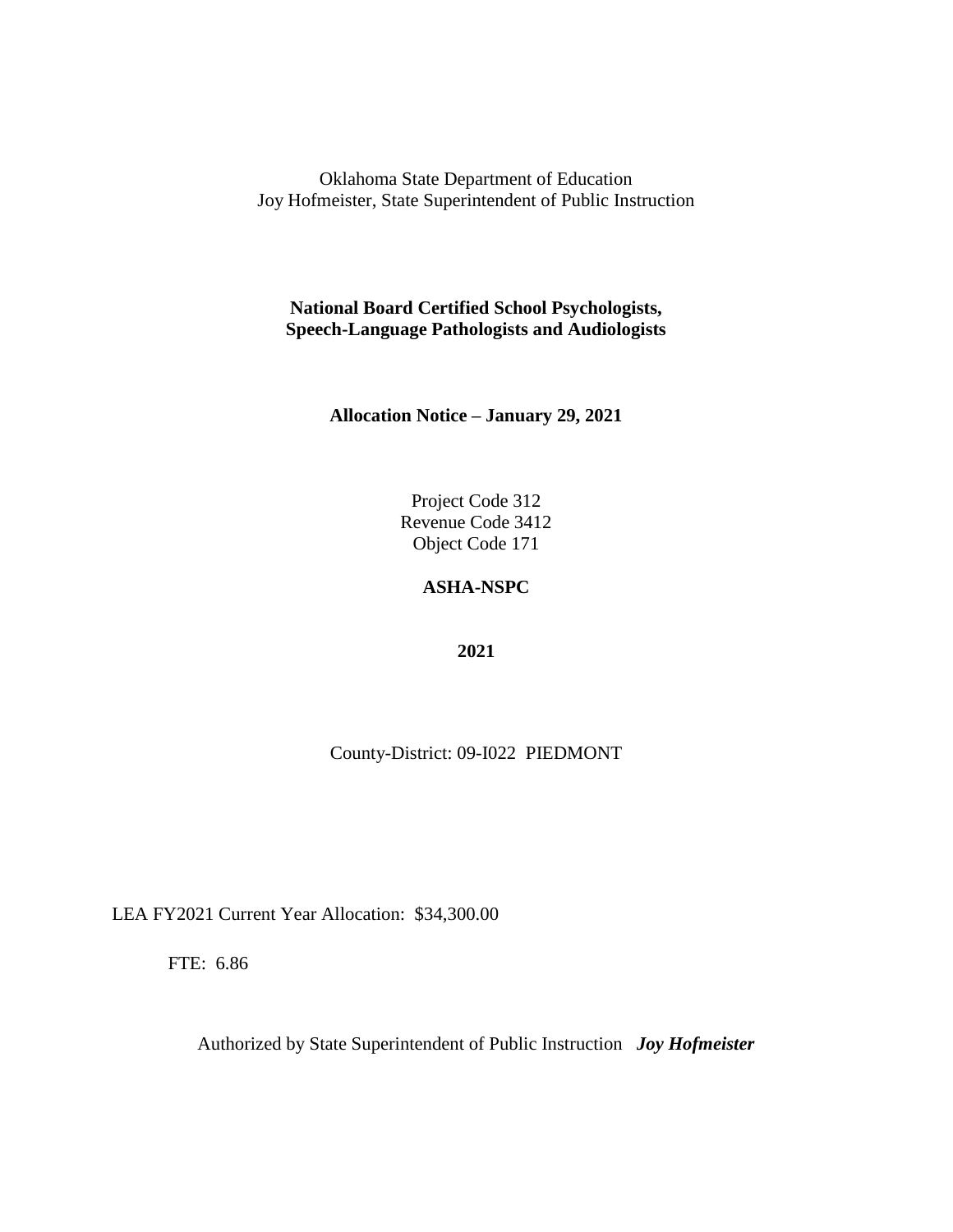Oklahoma State Department of Education
Joy Hofmeister, State Superintendent of Public Instruction

**National Board Certified School Psychologists, Speech-Language Pathologists and Audiologists**

**Allocation Notice – January 29, 2021**

Project Code 312
Revenue Code 3412
Object Code 171

**ASHA-NSPC**

**2021**

County-District: 09-I022 PIEDMONT

LEA FY2021 Current Year Allocation: $34,300.00

FTE: 6.86

Authorized by State Superintendent of Public Instruction ***Joy Hofmeister***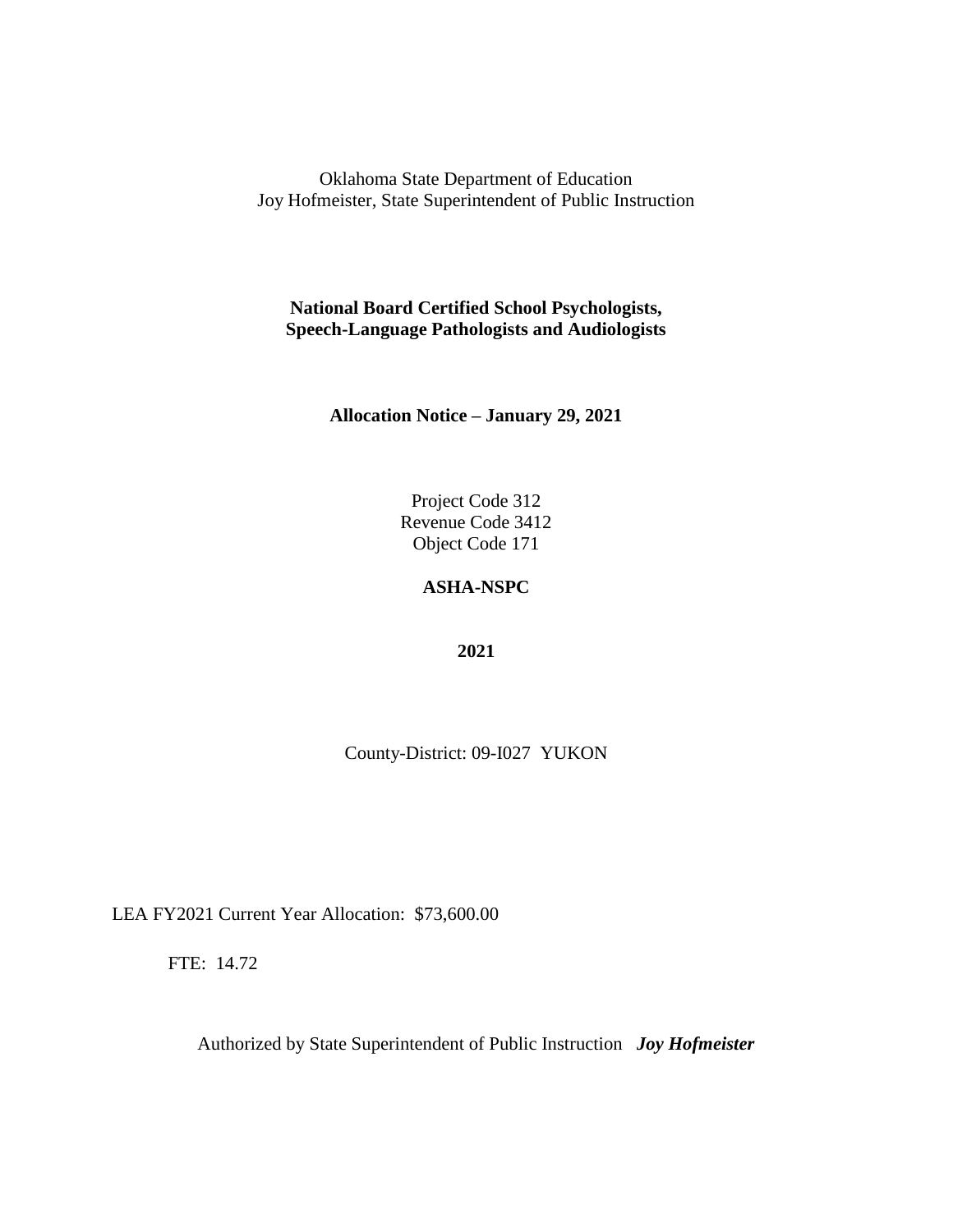Oklahoma State Department of Education
Joy Hofmeister, State Superintendent of Public Instruction

**National Board Certified School Psychologists,**
**Speech-Language Pathologists and Audiologists**

**Allocation Notice – January 29, 2021**

Project Code 312
Revenue Code 3412
Object Code 171

**ASHA-NSPC**

**2021**

County-District: 09-I027 YUKON

LEA FY2021 Current Year Allocation: $73,600.00

FTE: 14.72

Authorized by State Superintendent of Public Instruction ***Joy Hofmeister***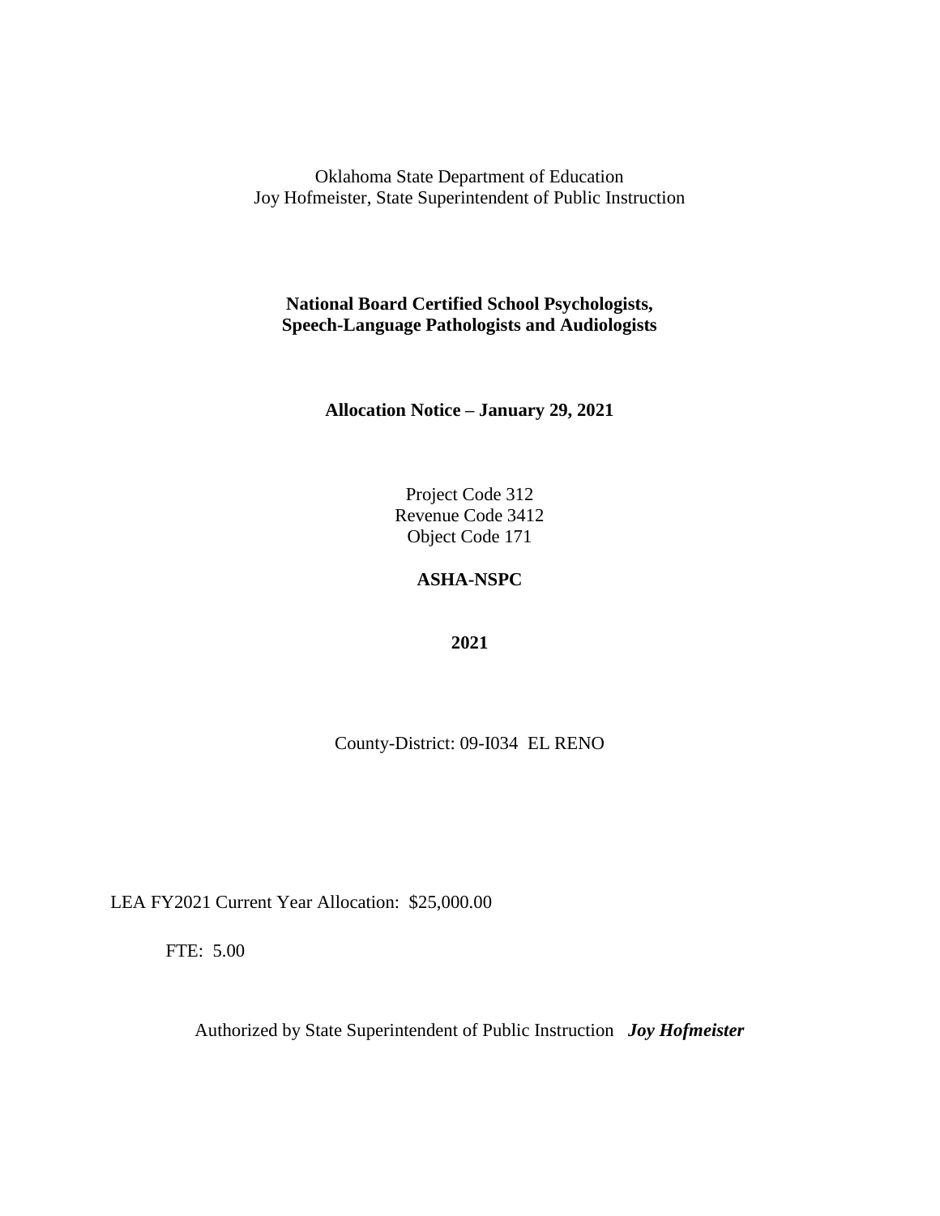Oklahoma State Department of Education
Joy Hofmeister, State Superintendent of Public Instruction

**National Board Certified School Psychologists,**
**Speech-Language Pathologists and Audiologists**

**Allocation Notice – January 29, 2021**

Project Code 312
Revenue Code 3412
Object Code 171

**ASHA-NSPC**

**2021**

County-District: 09-I034 EL RENO

LEA FY2021 Current Year Allocation: $25,000.00

FTE: 5.00

Authorized by State Superintendent of Public Instruction ***Joy Hofmeister***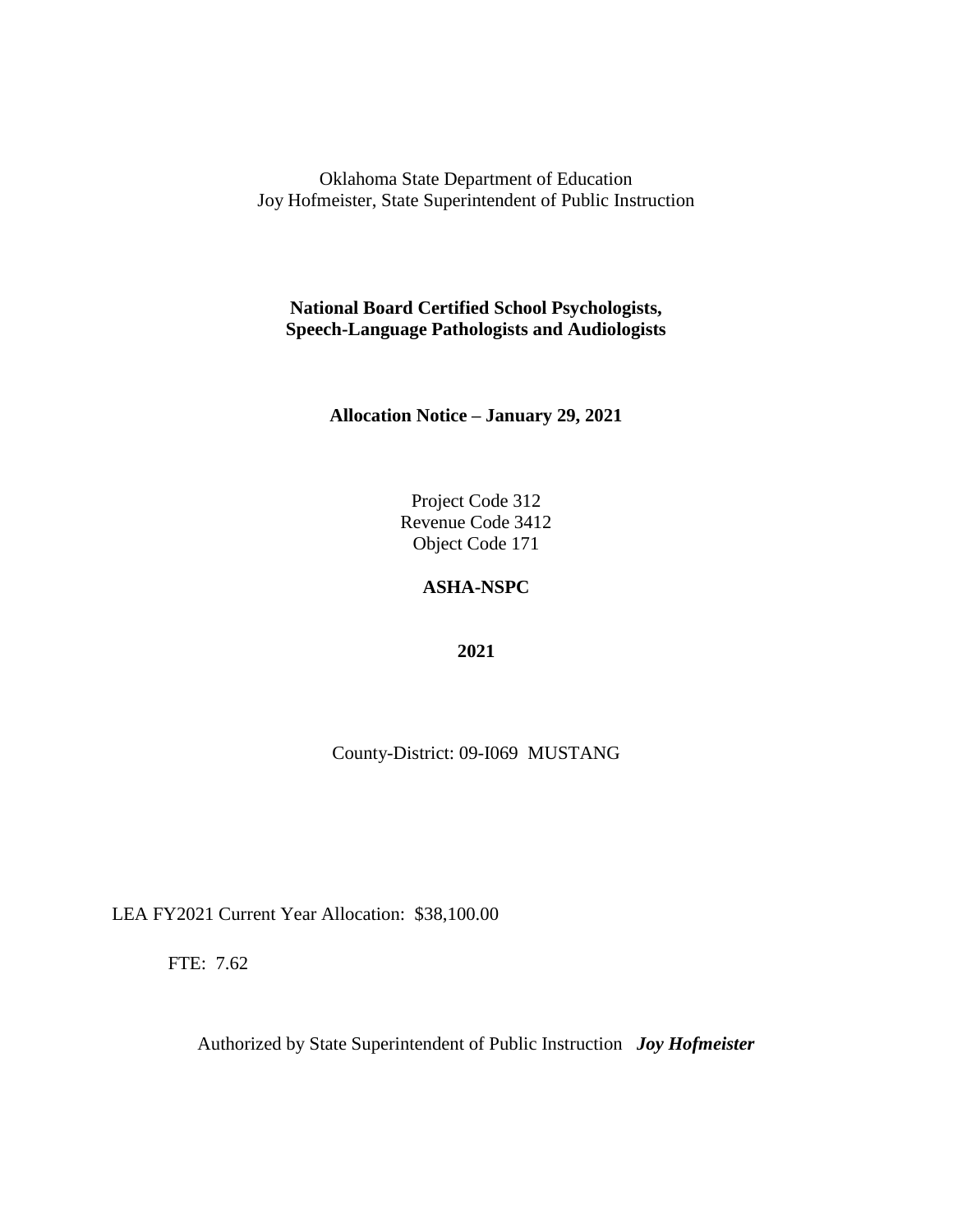Oklahoma State Department of Education
Joy Hofmeister, State Superintendent of Public Instruction

**National Board Certified School Psychologists,**
**Speech-Language Pathologists and Audiologists**

**Allocation Notice – January 29, 2021**

Project Code 312
Revenue Code 3412
Object Code 171

**ASHA-NSPC**

**2021**

County-District: 09-I069 MUSTANG

LEA FY2021 Current Year Allocation: $38,100.00

FTE: 7.62

Authorized by State Superintendent of Public Instruction ***Joy Hofmeister***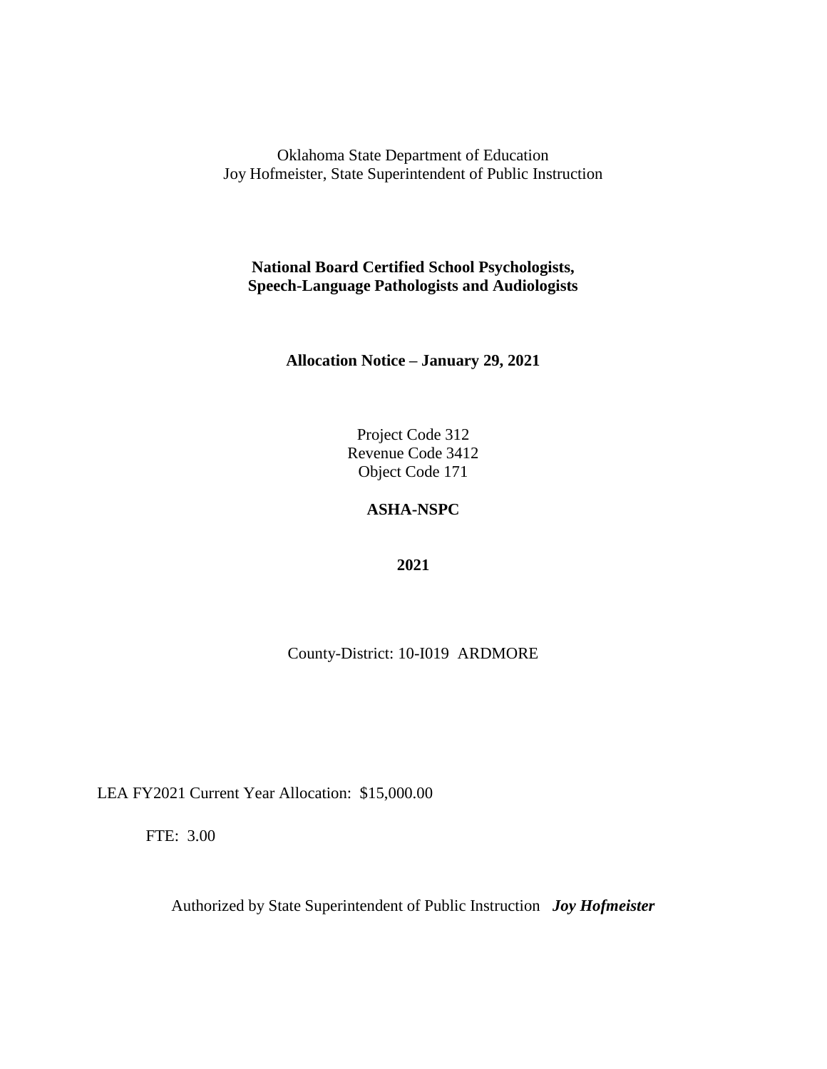Oklahoma State Department of Education
Joy Hofmeister, State Superintendent of Public Instruction

**National Board Certified School Psychologists,**
**Speech-Language Pathologists and Audiologists**

**Allocation Notice – January 29, 2021**

Project Code 312
Revenue Code 3412
Object Code 171

**ASHA-NSPC**

**2021**

County-District: 10-I019 ARDMORE

LEA FY2021 Current Year Allocation: $15,000.00

FTE: 3.00

Authorized by State Superintendent of Public Instruction ***Joy Hofmeister***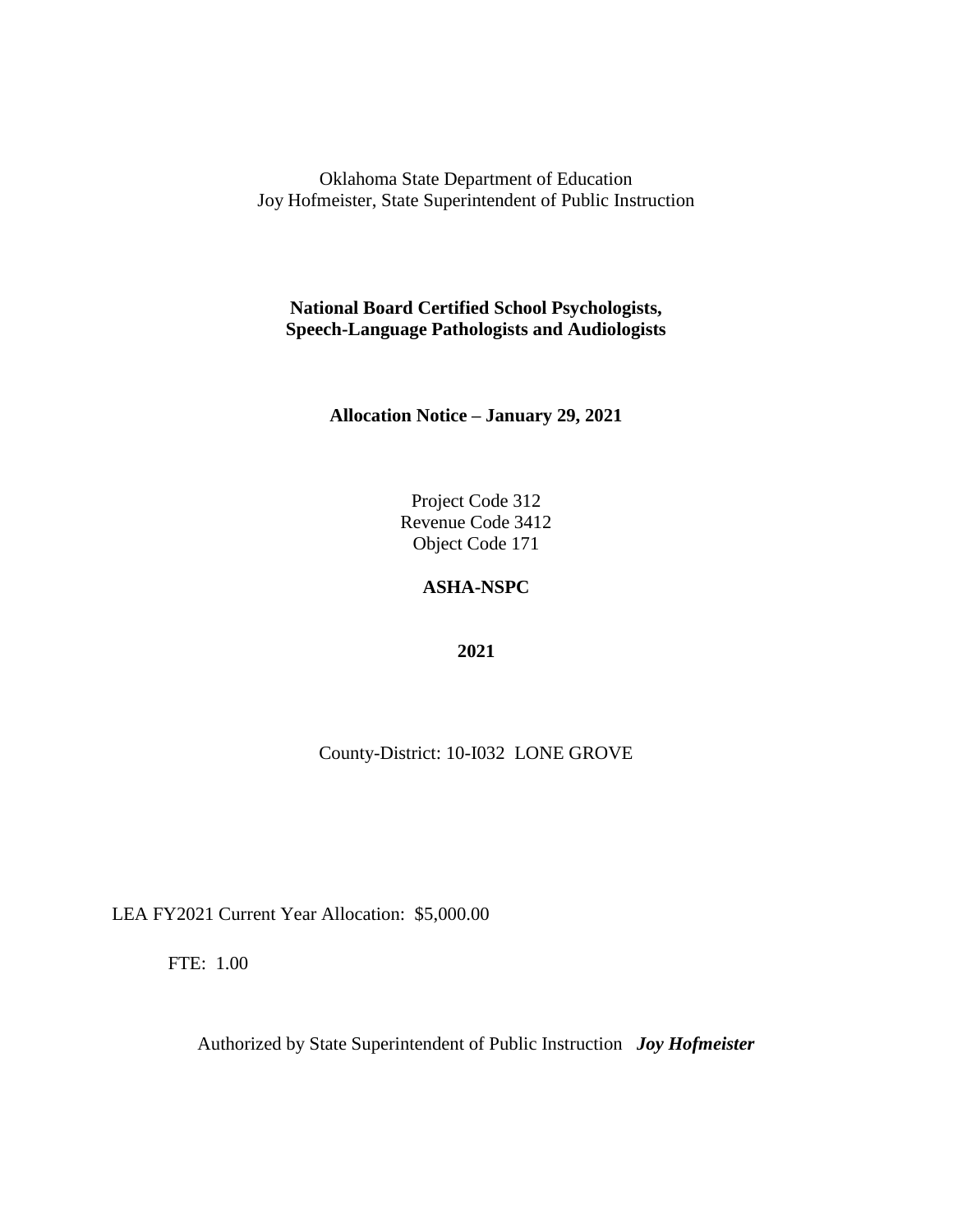Oklahoma State Department of Education
Joy Hofmeister, State Superintendent of Public Instruction

**National Board Certified School Psychologists, Speech-Language Pathologists and Audiologists**

**Allocation Notice – January 29, 2021**

Project Code 312
Revenue Code 3412
Object Code 171

**ASHA-NSPC**

**2021**

County-District: 10-I032 LONE GROVE

LEA FY2021 Current Year Allocation: $5,000.00

FTE: 1.00

Authorized by State Superintendent of Public Instruction ***Joy Hofmeister***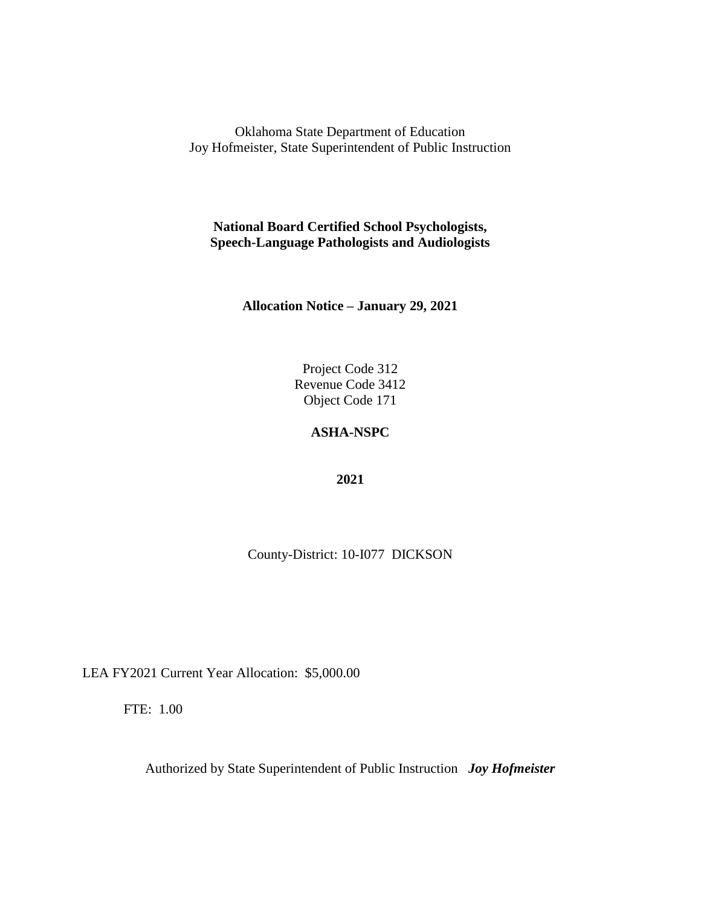Oklahoma State Department of Education
Joy Hofmeister, State Superintendent of Public Instruction

**National Board Certified School Psychologists,**
**Speech-Language Pathologists and Audiologists**

**Allocation Notice – January 29, 2021**

Project Code 312
Revenue Code 3412
Object Code 171

**ASHA-NSPC**

**2021**

County-District: 10-I077 DICKSON

LEA FY2021 Current Year Allocation: $5,000.00

FTE: 1.00

Authorized by State Superintendent of Public Instruction ***Joy Hofmeister***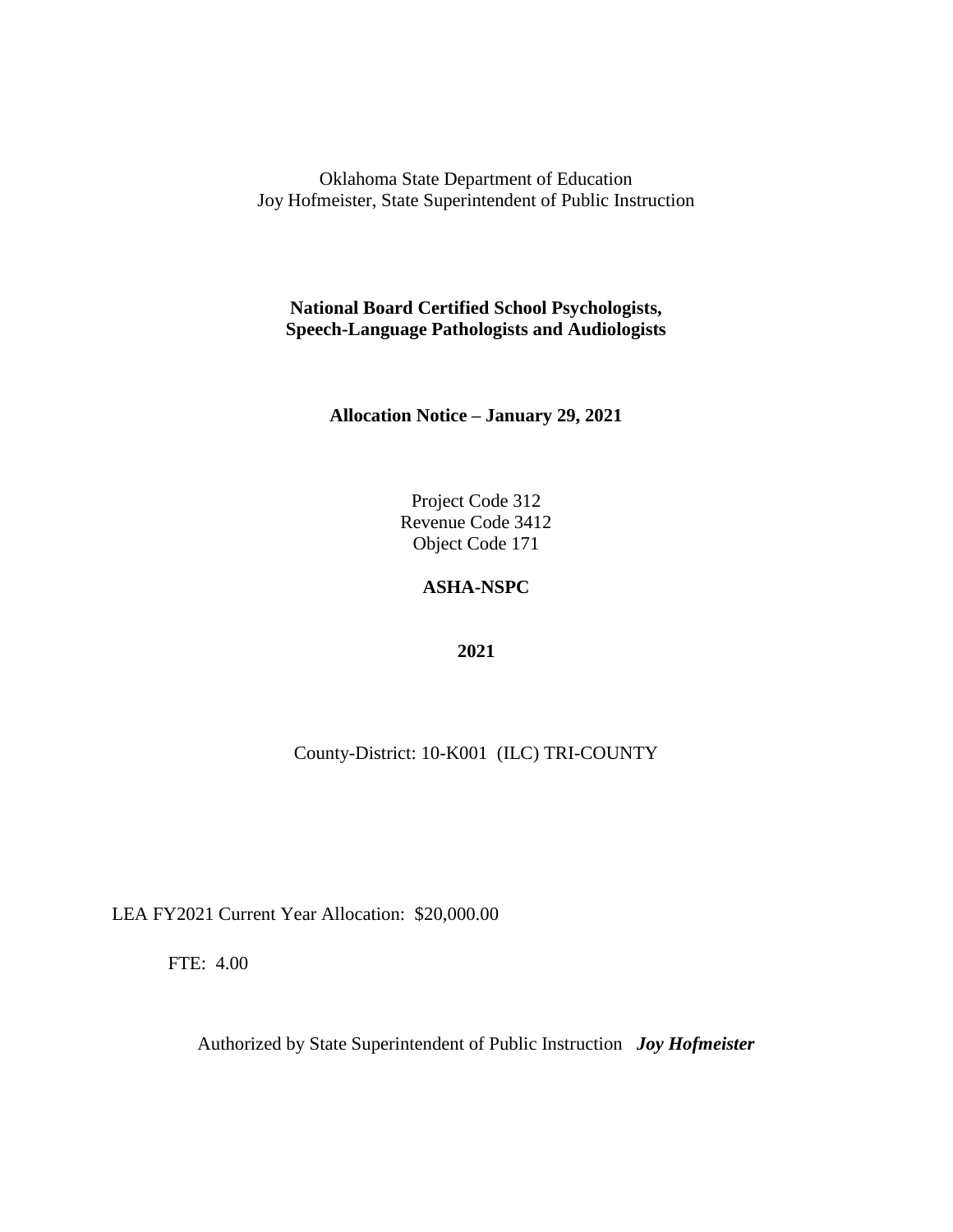Oklahoma State Department of Education
Joy Hofmeister, State Superintendent of Public Instruction

**National Board Certified School Psychologists,**
**Speech-Language Pathologists and Audiologists**

**Allocation Notice – January 29, 2021**

Project Code 312
Revenue Code 3412
Object Code 171

**ASHA-NSPC**

**2021**

County-District: 10-K001 (ILC) TRI-COUNTY

LEA FY2021 Current Year Allocation: $20,000.00

FTE: 4.00

Authorized by State Superintendent of Public Instruction ***Joy Hofmeister***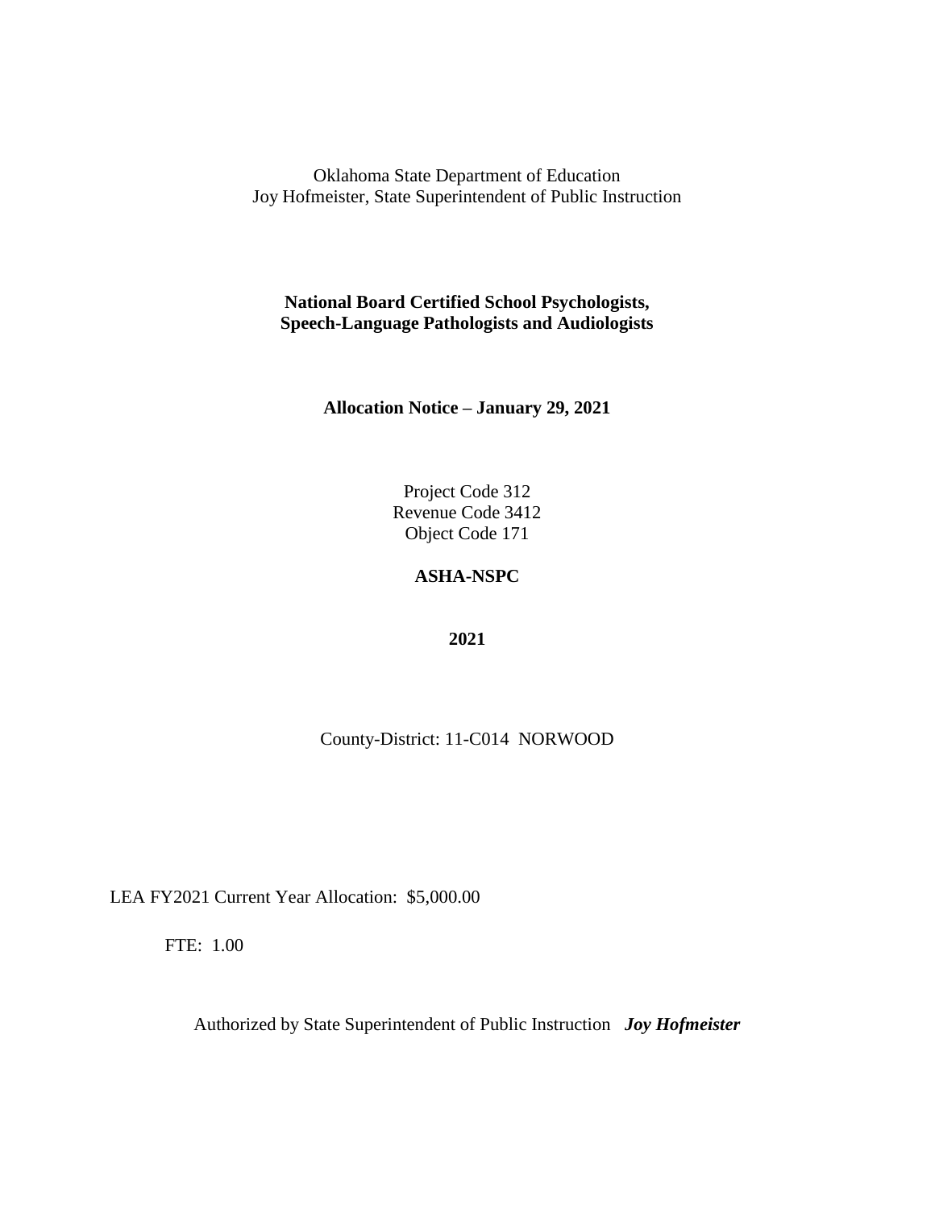Oklahoma State Department of Education
Joy Hofmeister, State Superintendent of Public Instruction

**National Board Certified School Psychologists,**
**Speech-Language Pathologists and Audiologists**

**Allocation Notice – January 29, 2021**

Project Code 312
Revenue Code 3412
Object Code 171

**ASHA-NSPC**

**2021**

County-District: 11-C014 NORWOOD

LEA FY2021 Current Year Allocation: $5,000.00

FTE: 1.00

Authorized by State Superintendent of Public Instruction ***Joy Hofmeister***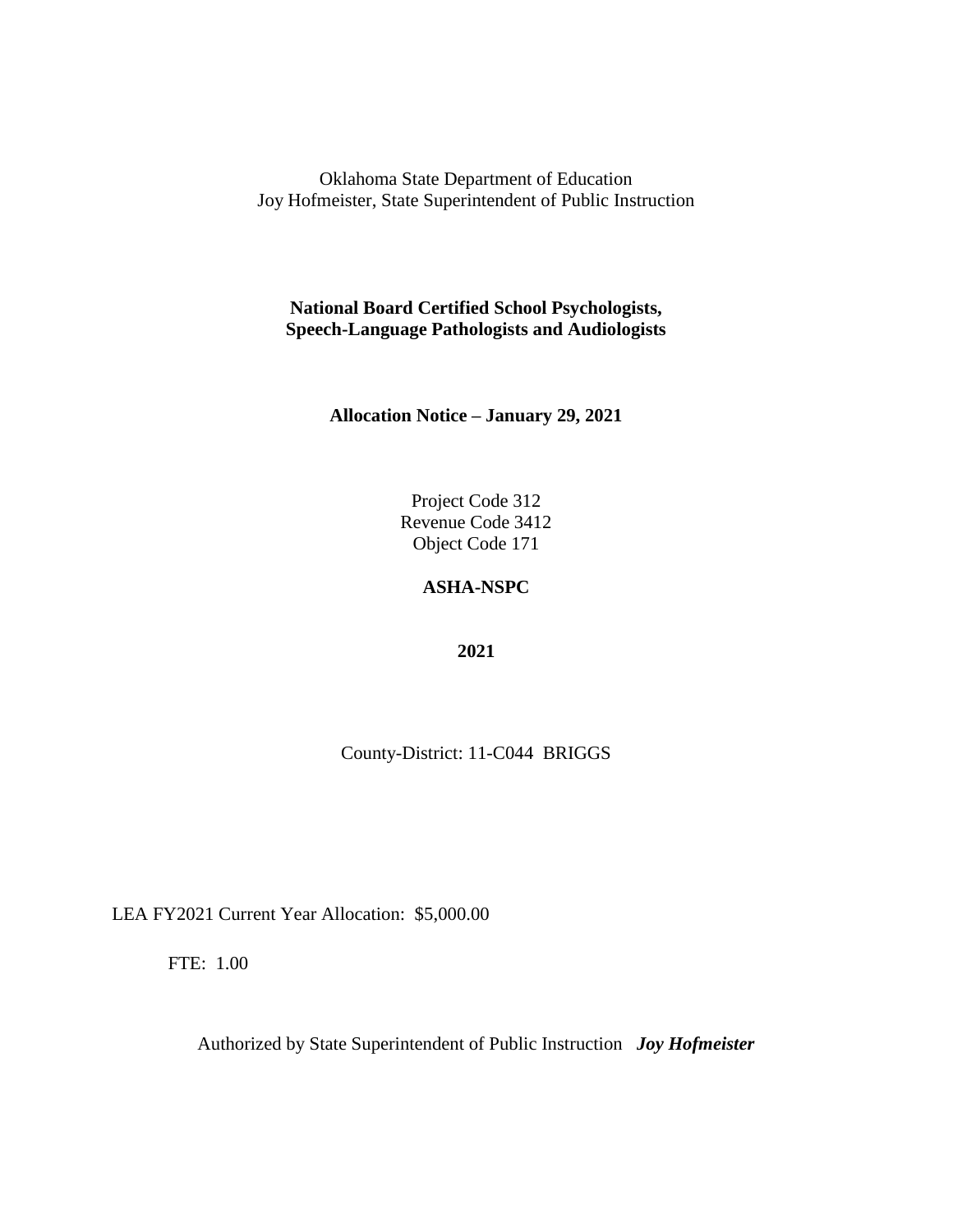Oklahoma State Department of Education
Joy Hofmeister, State Superintendent of Public Instruction

**National Board Certified School Psychologists, Speech-Language Pathologists and Audiologists**

**Allocation Notice – January 29, 2021**

Project Code 312
Revenue Code 3412
Object Code 171

**ASHA-NSPC**

**2021**

County-District: 11-C044 BRIGGS

LEA FY2021 Current Year Allocation: $5,000.00

FTE: 1.00

Authorized by State Superintendent of Public Instruction ***Joy Hofmeister***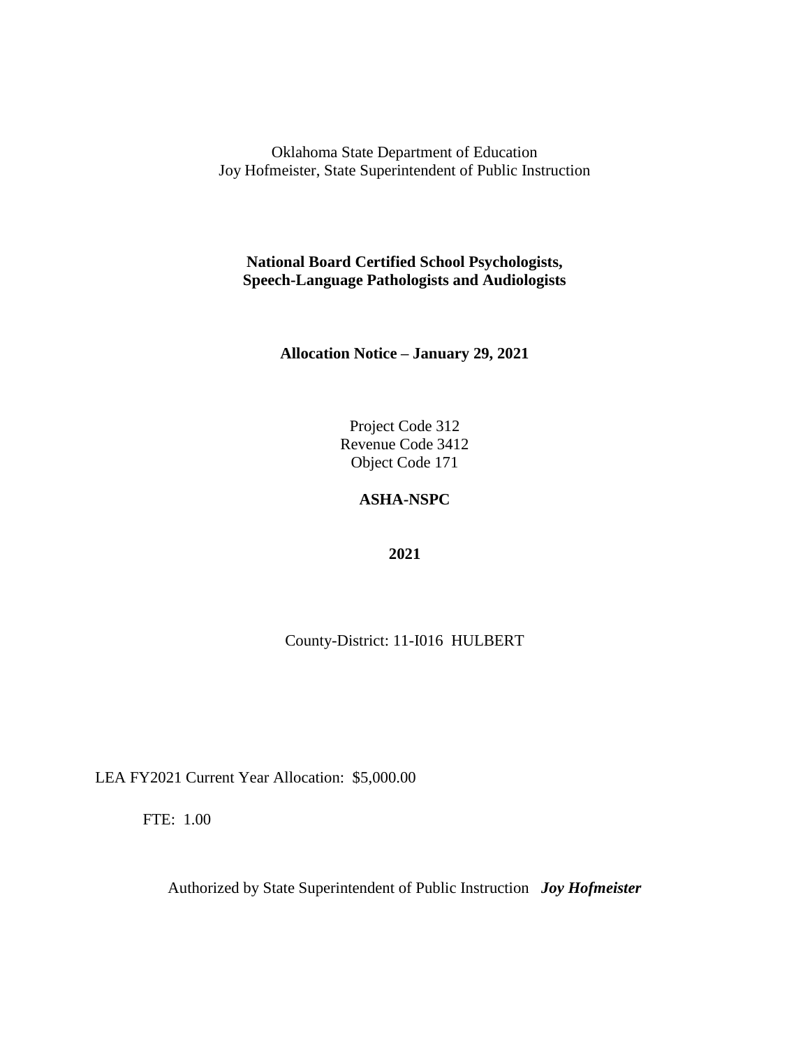Oklahoma State Department of Education
Joy Hofmeister, State Superintendent of Public Instruction

**National Board Certified School Psychologists,**
**Speech-Language Pathologists and Audiologists**

**Allocation Notice – January 29, 2021**

Project Code 312
Revenue Code 3412
Object Code 171

**ASHA-NSPC**

**2021**

County-District: 11-I016 HULBERT

LEA FY2021 Current Year Allocation: $5,000.00

FTE: 1.00

Authorized by State Superintendent of Public Instruction ***Joy Hofmeister***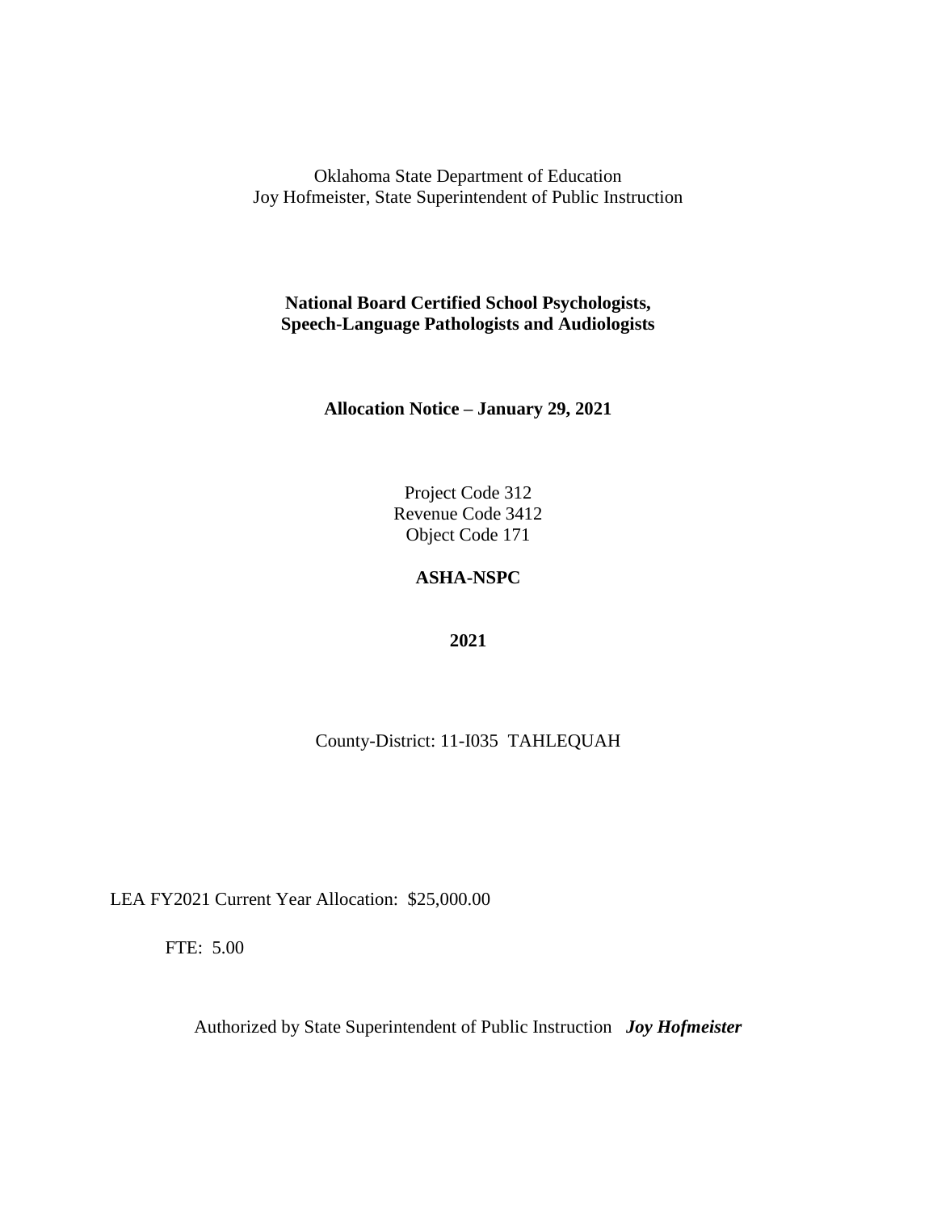Oklahoma State Department of Education
Joy Hofmeister, State Superintendent of Public Instruction

**National Board Certified School Psychologists,**
**Speech-Language Pathologists and Audiologists**

**Allocation Notice – January 29, 2021**

Project Code 312
Revenue Code 3412
Object Code 171

**ASHA-NSPC**

**2021**

County-District: 11-I035 TAHLEQUAH

LEA FY2021 Current Year Allocation: $25,000.00

FTE: 5.00

Authorized by State Superintendent of Public Instruction ***Joy Hofmeister***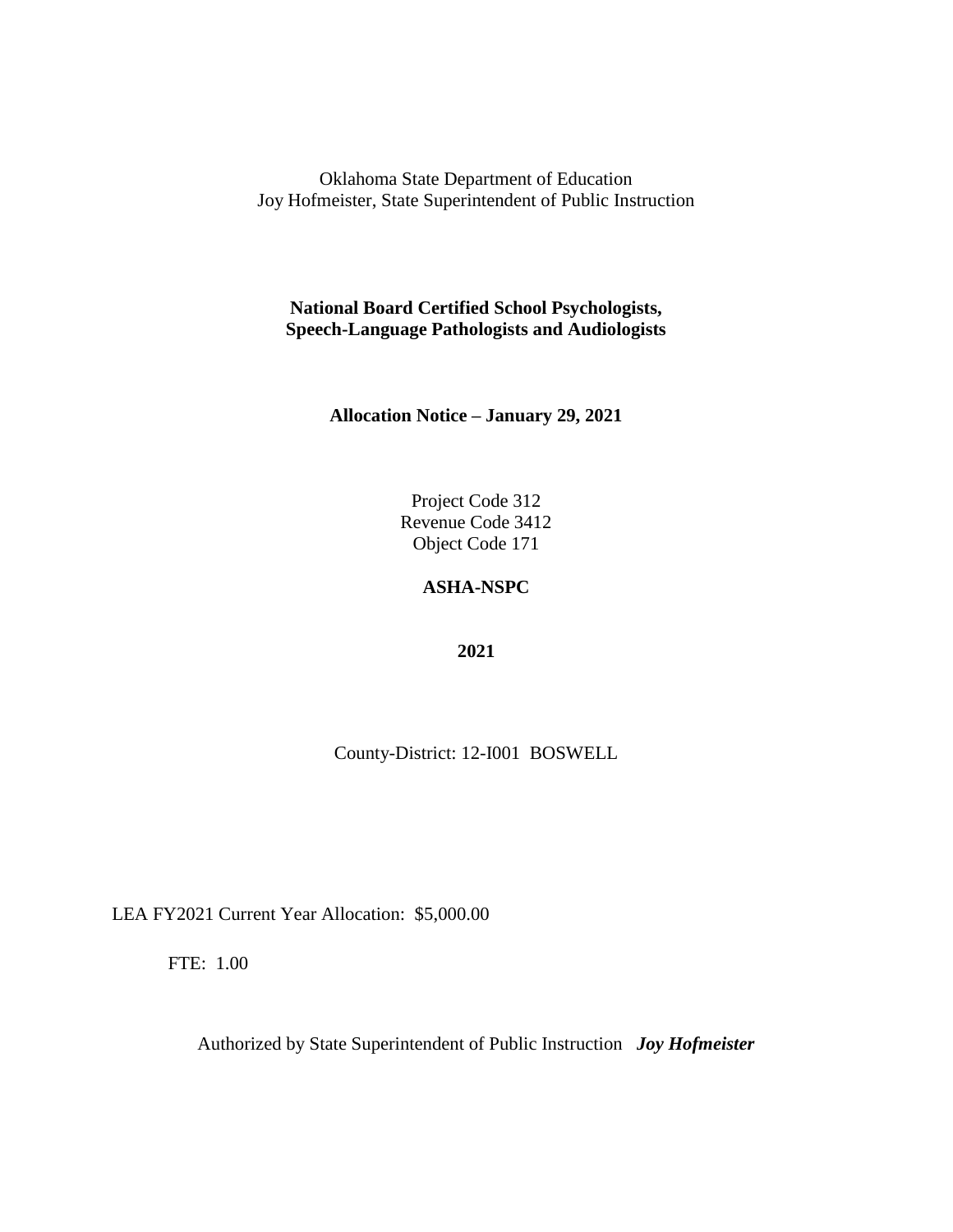Oklahoma State Department of Education
Joy Hofmeister, State Superintendent of Public Instruction

**National Board Certified School Psychologists,**
**Speech-Language Pathologists and Audiologists**

**Allocation Notice – January 29, 2021**

Project Code 312
Revenue Code 3412
Object Code 171

**ASHA-NSPC**

**2021**

County-District: 12-I001 BOSWELL

LEA FY2021 Current Year Allocation: $5,000.00

FTE: 1.00

Authorized by State Superintendent of Public Instruction ***Joy Hofmeister***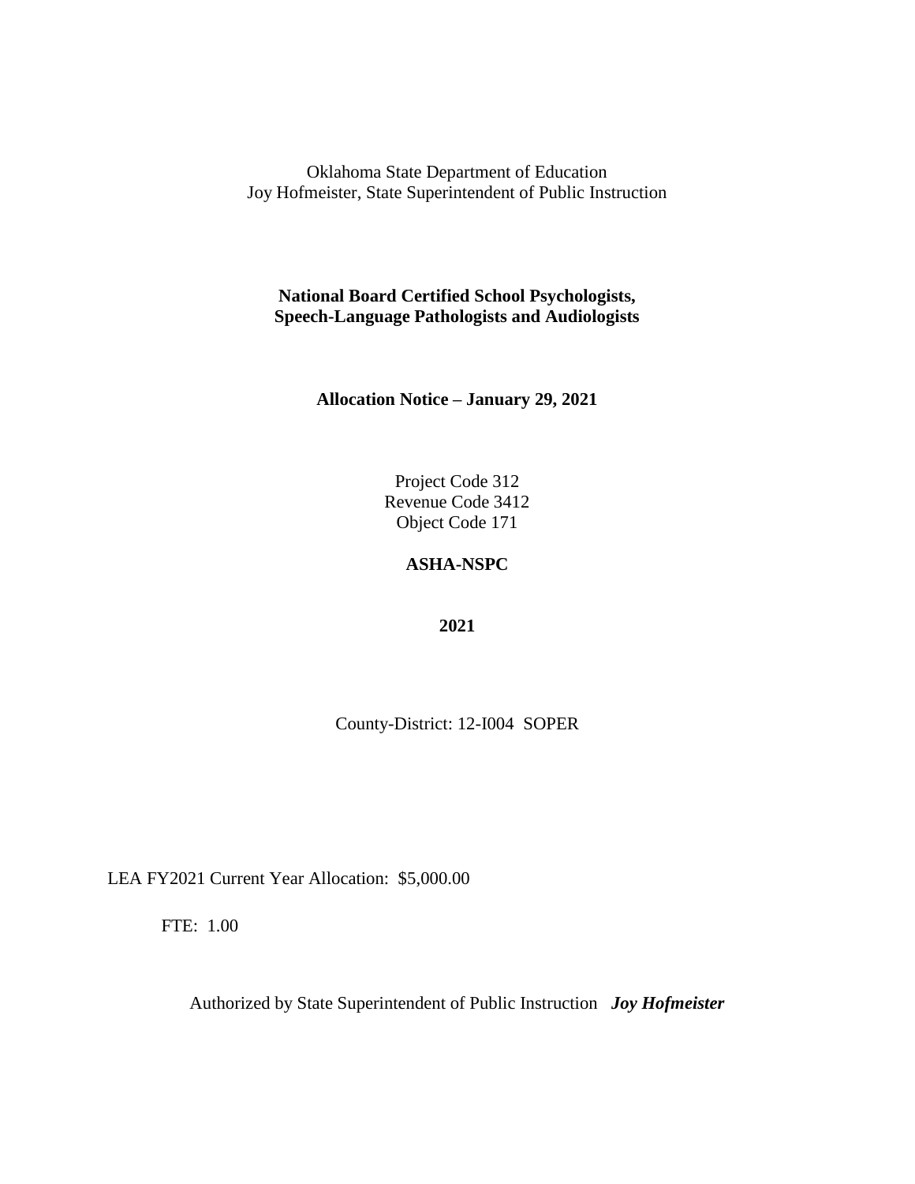Oklahoma State Department of Education
Joy Hofmeister, State Superintendent of Public Instruction

**National Board Certified School Psychologists,**
**Speech-Language Pathologists and Audiologists**

**Allocation Notice – January 29, 2021**

Project Code 312
Revenue Code 3412
Object Code 171

**ASHA-NSPC**

**2021**

County-District: 12-I004 SOPER

LEA FY2021 Current Year Allocation: $5,000.00

FTE: 1.00

Authorized by State Superintendent of Public Instruction ***Joy Hofmeister***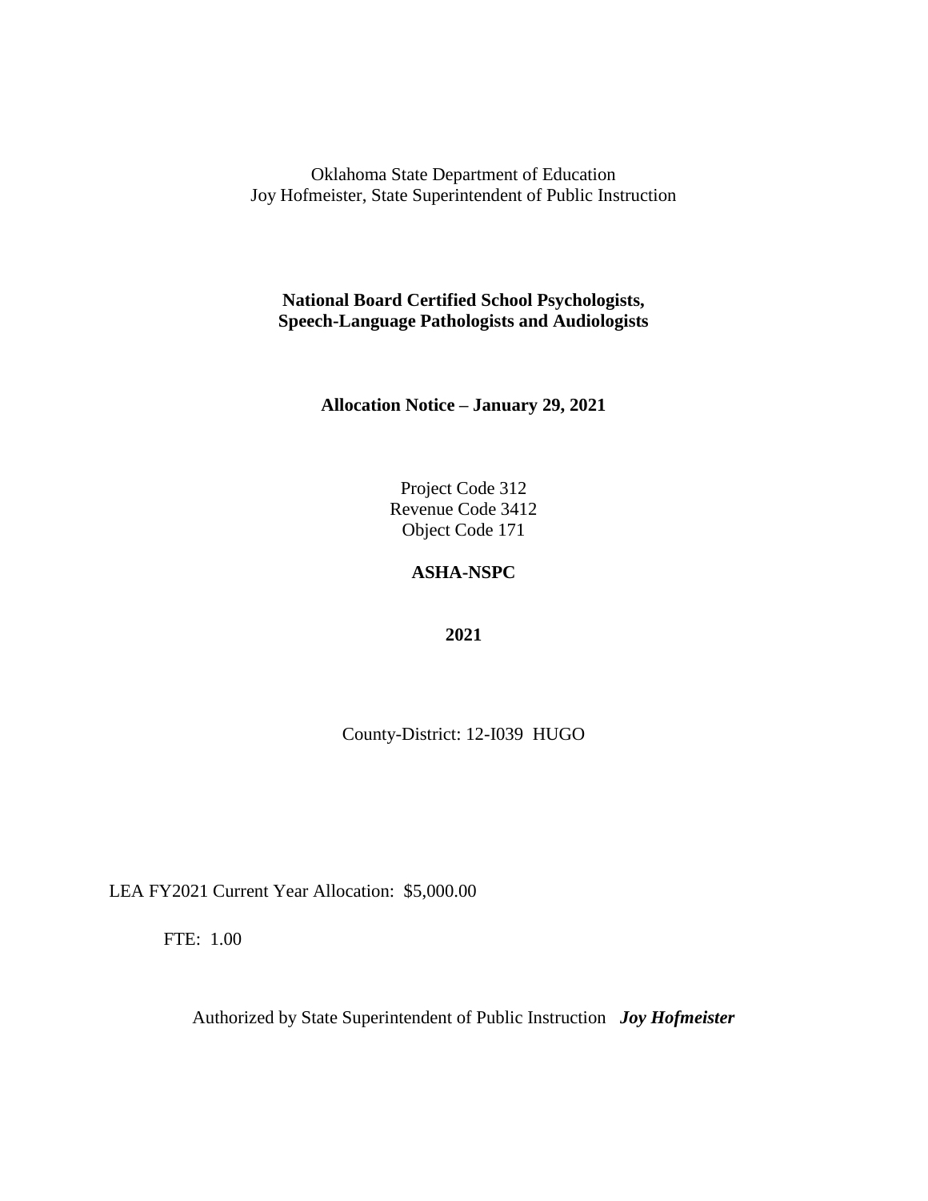Oklahoma State Department of Education
Joy Hofmeister, State Superintendent of Public Instruction

**National Board Certified School Psychologists,
Speech-Language Pathologists and Audiologists**

**Allocation Notice – January 29, 2021**

Project Code 312
Revenue Code 3412
Object Code 171

**ASHA-NSPC**

**2021**

County-District: 12-I039 HUGO

LEA FY2021 Current Year Allocation: $5,000.00

FTE: 1.00

Authorized by State Superintendent of Public Instruction ***Joy Hofmeister***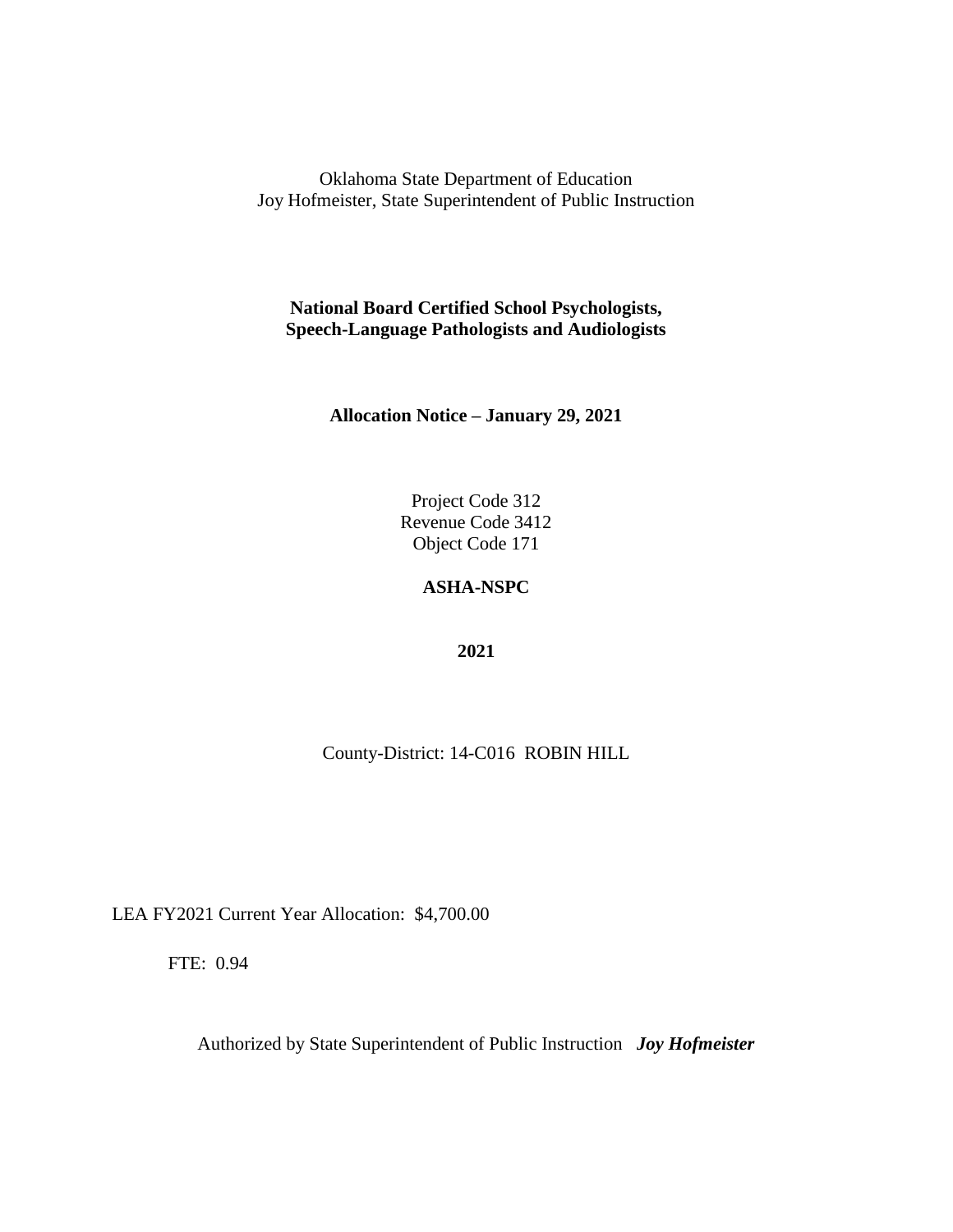Oklahoma State Department of Education
Joy Hofmeister, State Superintendent of Public Instruction

**National Board Certified School Psychologists,**
**Speech-Language Pathologists and Audiologists**

**Allocation Notice – January 29, 2021**

Project Code 312
Revenue Code 3412
Object Code 171

**ASHA-NSPC**

**2021**

County-District: 14-C016 ROBIN HILL

LEA FY2021 Current Year Allocation: $4,700.00

FTE: 0.94

Authorized by State Superintendent of Public Instruction ***Joy Hofmeister***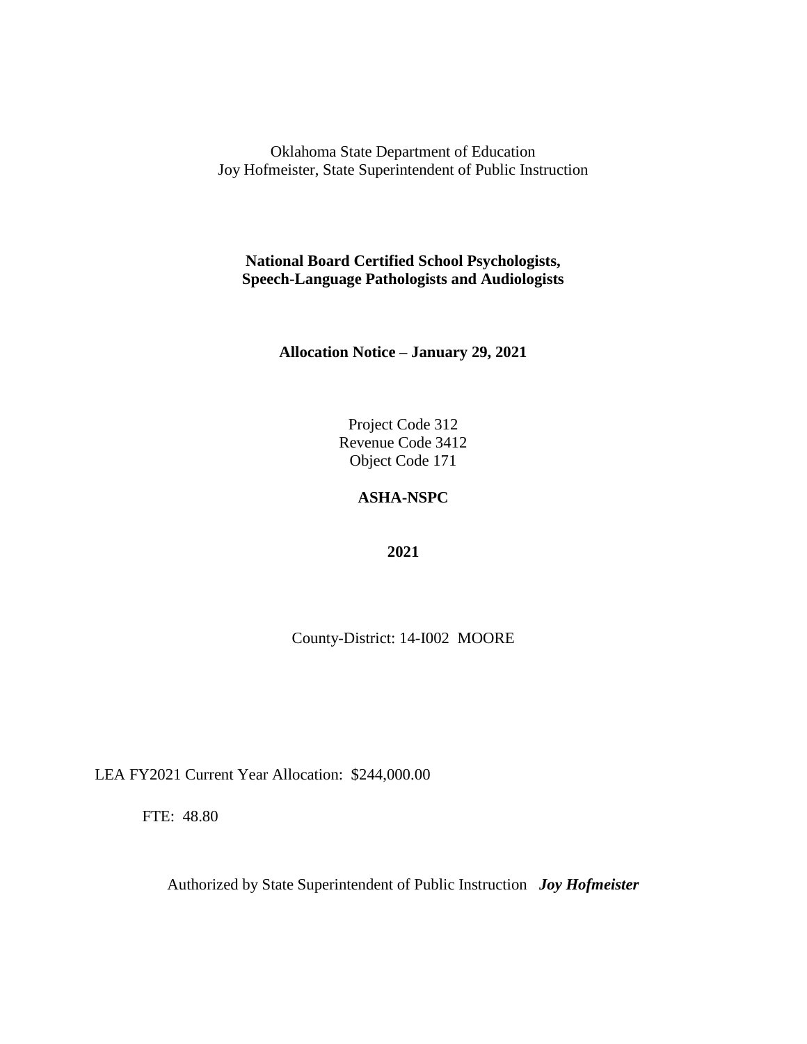Oklahoma State Department of Education
Joy Hofmeister, State Superintendent of Public Instruction

**National Board Certified School Psychologists,**
**Speech-Language Pathologists and Audiologists**

**Allocation Notice – January 29, 2021**

Project Code 312
Revenue Code 3412
Object Code 171

**ASHA-NSPC**

**2021**

County-District: 14-I002 MOORE

LEA FY2021 Current Year Allocation: $244,000.00

FTE: 48.80

Authorized by State Superintendent of Public Instruction ***Joy Hofmeister***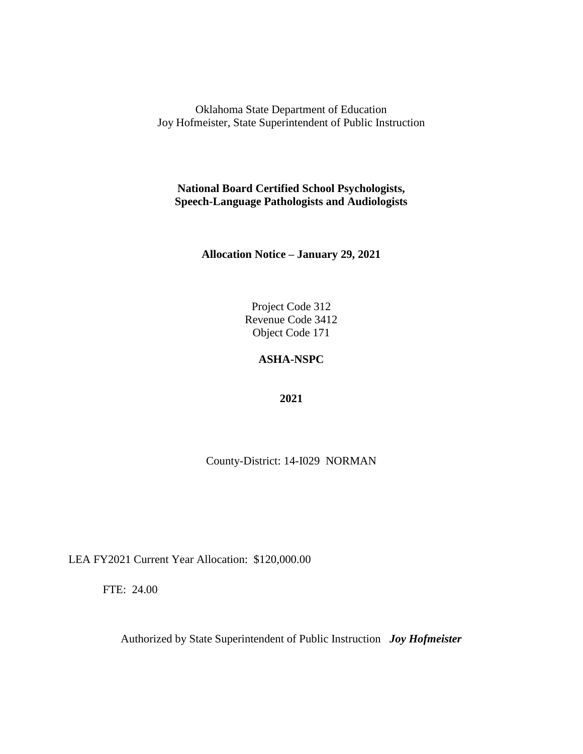Oklahoma State Department of Education
Joy Hofmeister, State Superintendent of Public Instruction

**National Board Certified School Psychologists,**
**Speech-Language Pathologists and Audiologists**

**Allocation Notice – January 29, 2021**

Project Code 312
Revenue Code 3412
Object Code 171

**ASHA-NSPC**

**2021**

County-District: 14-I029 NORMAN

LEA FY2021 Current Year Allocation: $120,000.00

FTE: 24.00

Authorized by State Superintendent of Public Instruction ***Joy Hofmeister***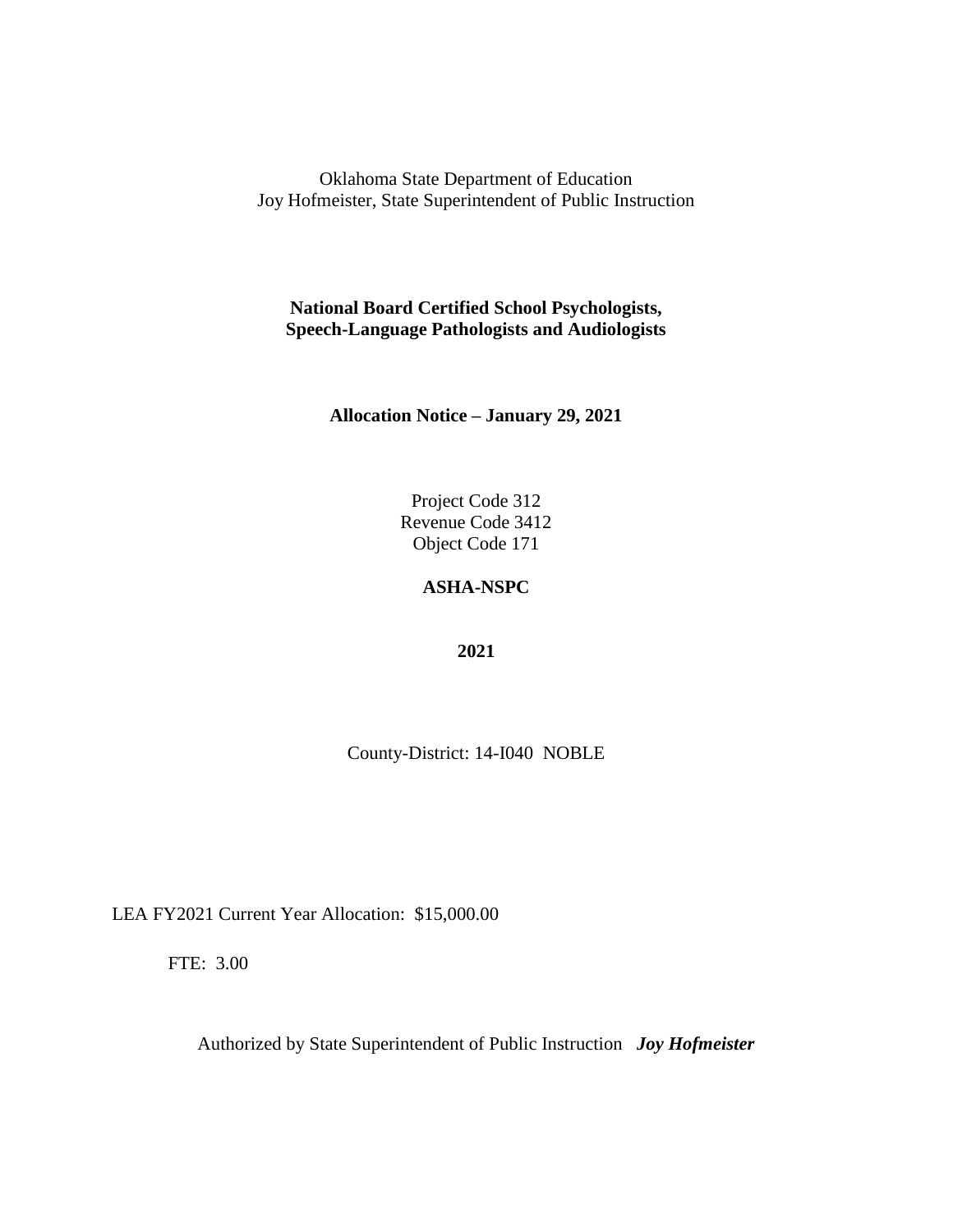Oklahoma State Department of Education
Joy Hofmeister, State Superintendent of Public Instruction

**National Board Certified School Psychologists,**
**Speech-Language Pathologists and Audiologists**

**Allocation Notice – January 29, 2021**

Project Code 312
Revenue Code 3412
Object Code 171

**ASHA-NSPC**

**2021**

County-District: 14-I040 NOBLE

LEA FY2021 Current Year Allocation: $15,000.00

FTE: 3.00

Authorized by State Superintendent of Public Instruction ***Joy Hofmeister***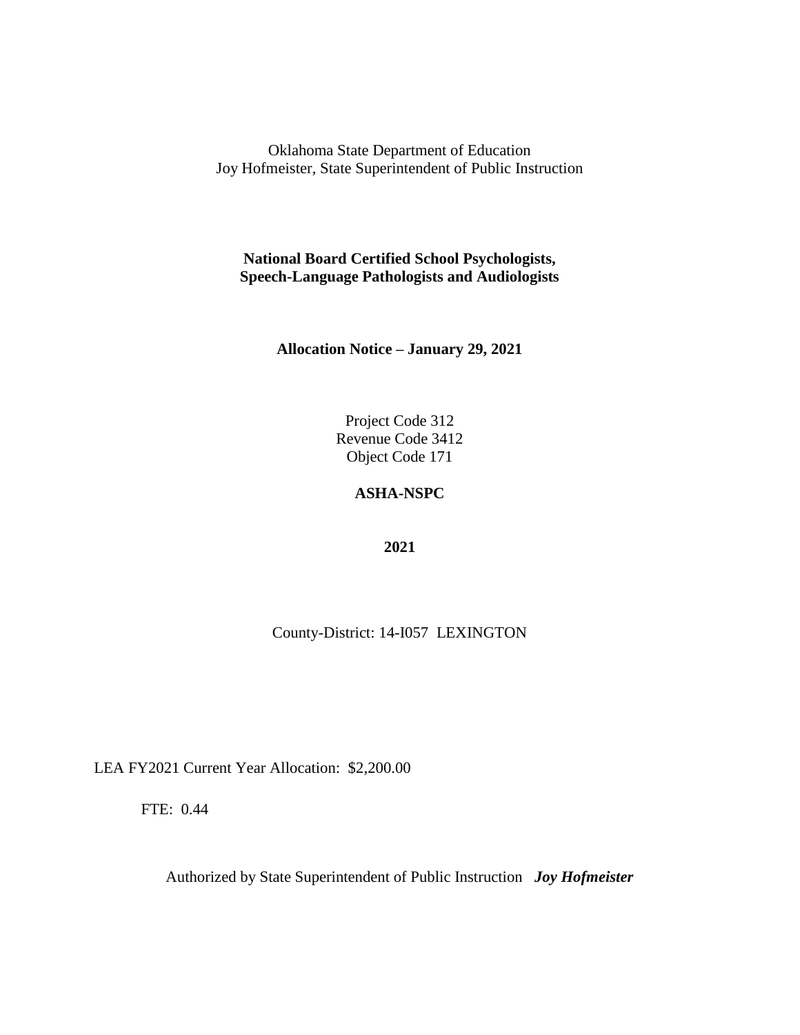Oklahoma State Department of Education
Joy Hofmeister, State Superintendent of Public Instruction

**National Board Certified School Psychologists, Speech-Language Pathologists and Audiologists**

**Allocation Notice – January 29, 2021**

Project Code 312
Revenue Code 3412
Object Code 171

**ASHA-NSPC**

**2021**

County-District: 14-I057 LEXINGTON

LEA FY2021 Current Year Allocation: $2,200.00

FTE: 0.44

Authorized by State Superintendent of Public Instruction ***Joy Hofmeister***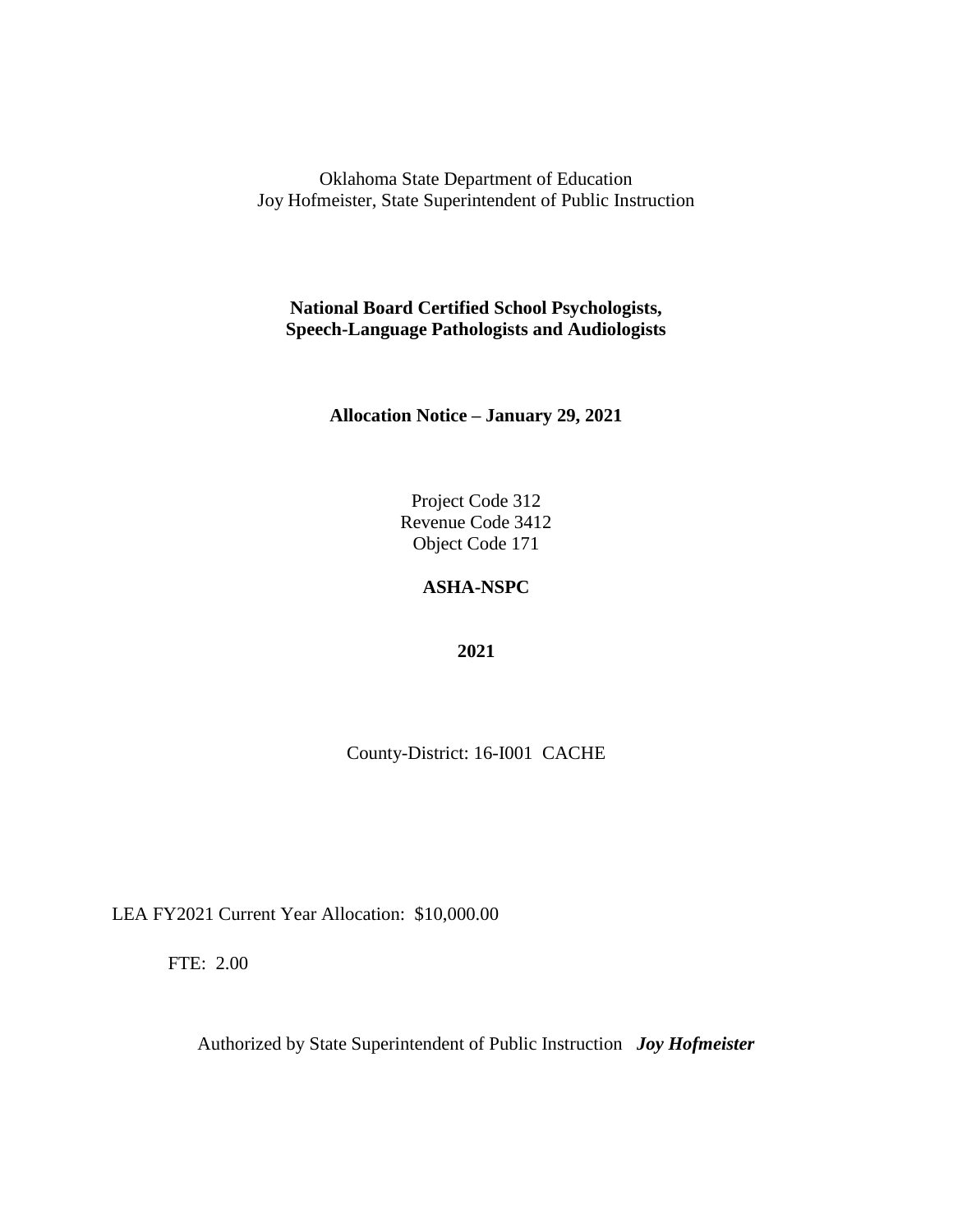Oklahoma State Department of Education
Joy Hofmeister, State Superintendent of Public Instruction

**National Board Certified School Psychologists,**
**Speech-Language Pathologists and Audiologists**

**Allocation Notice – January 29, 2021**

Project Code 312
Revenue Code 3412
Object Code 171

**ASHA-NSPC**

**2021**

County-District: 16-I001 CACHE

LEA FY2021 Current Year Allocation: $10,000.00

FTE: 2.00

Authorized by State Superintendent of Public Instruction ***Joy Hofmeister***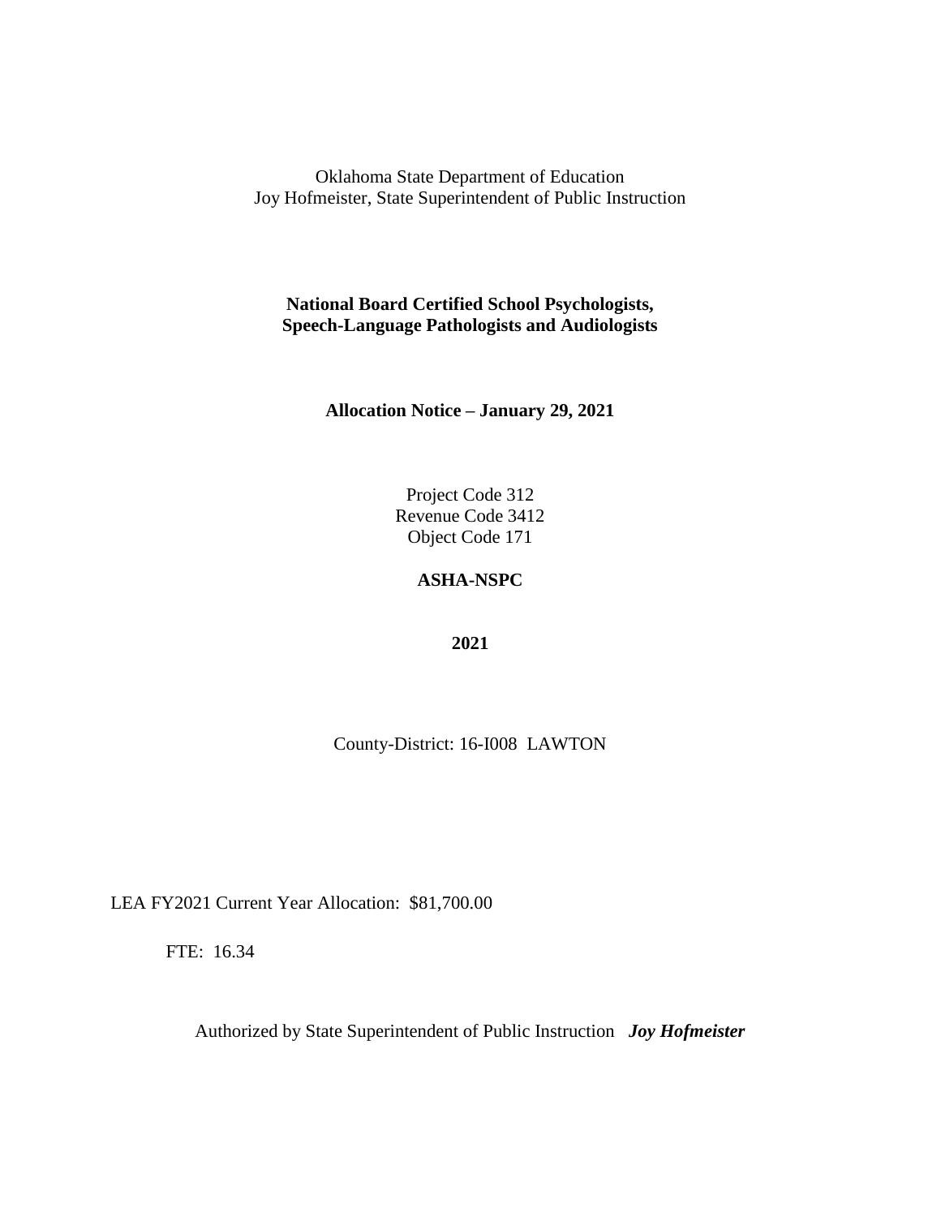Oklahoma State Department of Education
Joy Hofmeister, State Superintendent of Public Instruction

**National Board Certified School Psychologists, Speech-Language Pathologists and Audiologists**

**Allocation Notice – January 29, 2021**

Project Code 312
Revenue Code 3412
Object Code 171

**ASHA-NSPC**

**2021**

County-District: 16-I008 LAWTON

LEA FY2021 Current Year Allocation: $81,700.00

FTE: 16.34

Authorized by State Superintendent of Public Instruction ***Joy Hofmeister***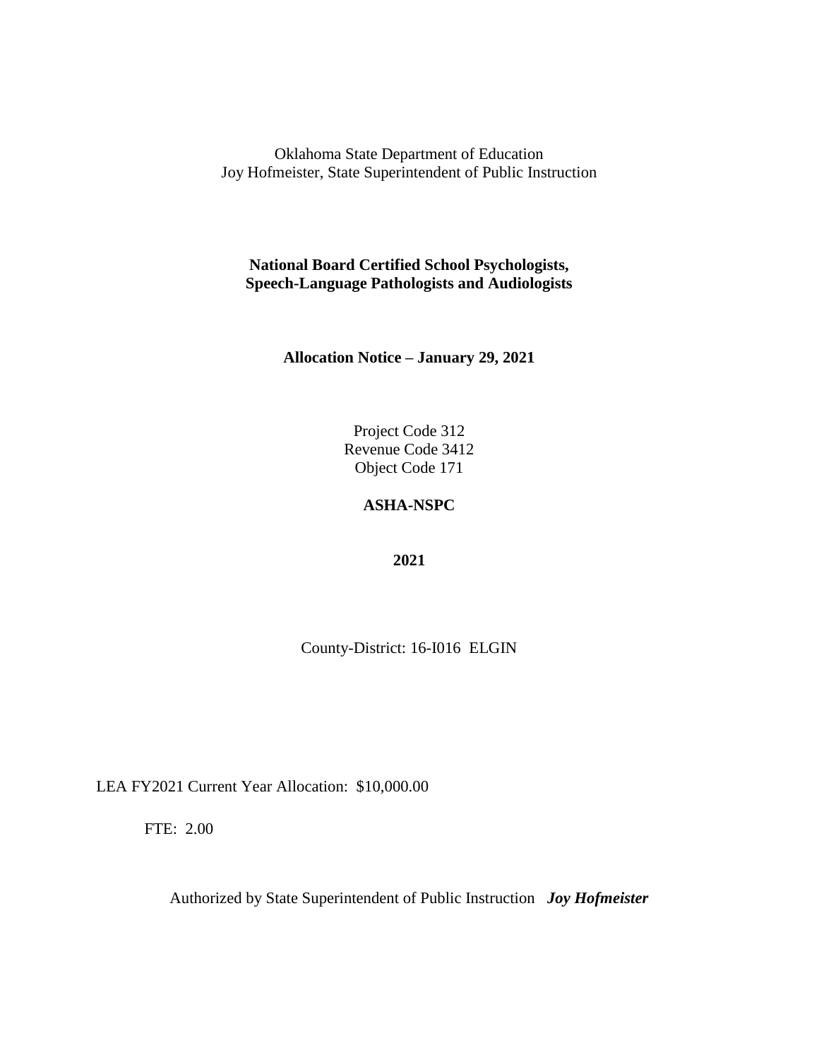Oklahoma State Department of Education
Joy Hofmeister, State Superintendent of Public Instruction

**National Board Certified School Psychologists, Speech-Language Pathologists and Audiologists**

**Allocation Notice – January 29, 2021**

Project Code 312
Revenue Code 3412
Object Code 171

**ASHA-NSPC**

**2021**

County-District: 16-I016 ELGIN

LEA FY2021 Current Year Allocation: $10,000.00

FTE: 2.00

Authorized by State Superintendent of Public Instruction ***Joy Hofmeister***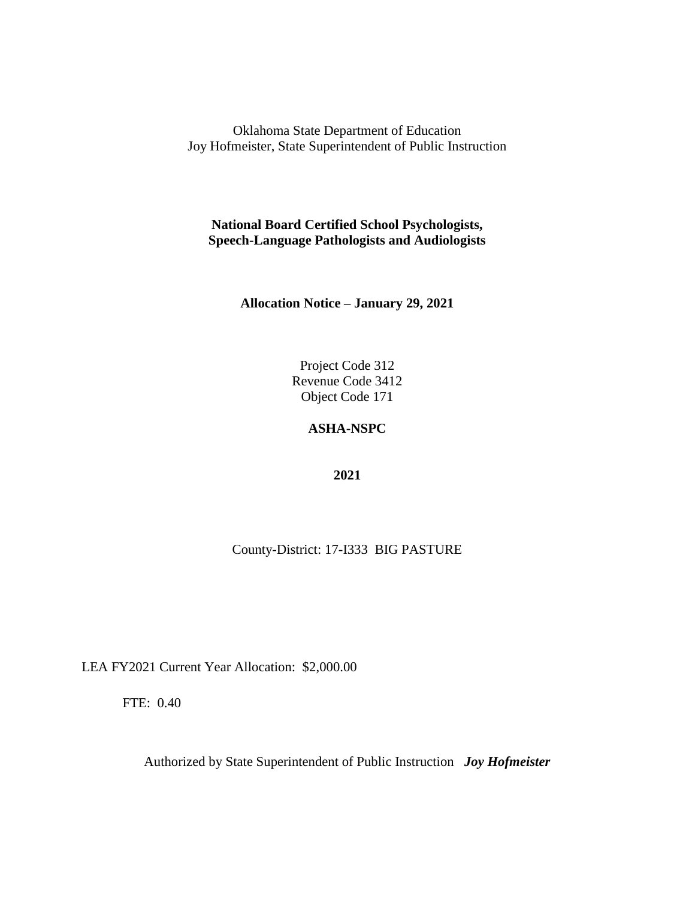Oklahoma State Department of Education
Joy Hofmeister, State Superintendent of Public Instruction

**National Board Certified School Psychologists,**
**Speech-Language Pathologists and Audiologists**

**Allocation Notice – January 29, 2021**

Project Code 312
Revenue Code 3412
Object Code 171

**ASHA-NSPC**

**2021**

County-District: 17-I333 BIG PASTURE

LEA FY2021 Current Year Allocation: $2,000.00

FTE: 0.40

Authorized by State Superintendent of Public Instruction ***Joy Hofmeister***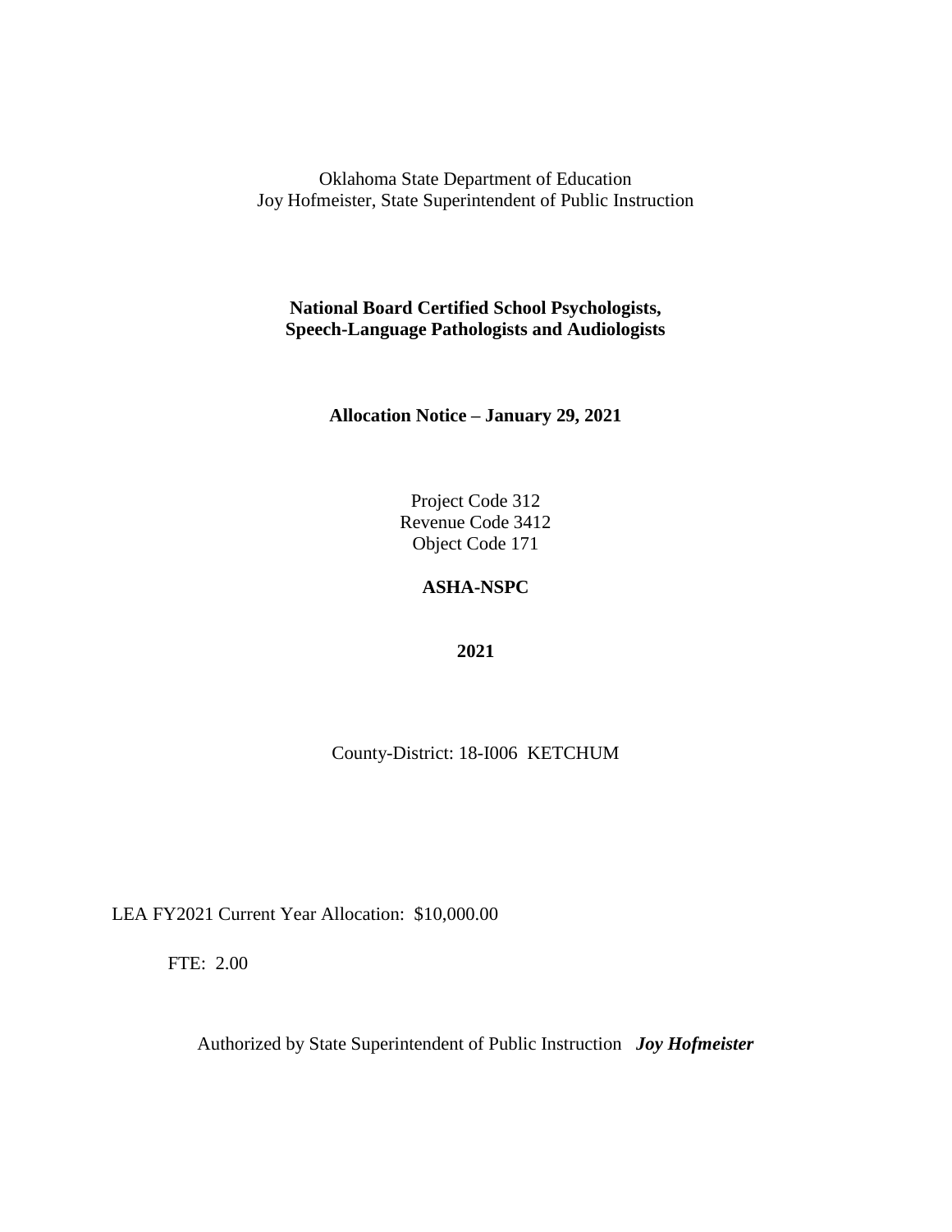Oklahoma State Department of Education
Joy Hofmeister, State Superintendent of Public Instruction

**National Board Certified School Psychologists,**
**Speech-Language Pathologists and Audiologists**

**Allocation Notice – January 29, 2021**

Project Code 312
Revenue Code 3412
Object Code 171

**ASHA-NSPC**

**2021**

County-District: 18-I006 KETCHUM

LEA FY2021 Current Year Allocation: $10,000.00

FTE: 2.00

Authorized by State Superintendent of Public Instruction ***Joy Hofmeister***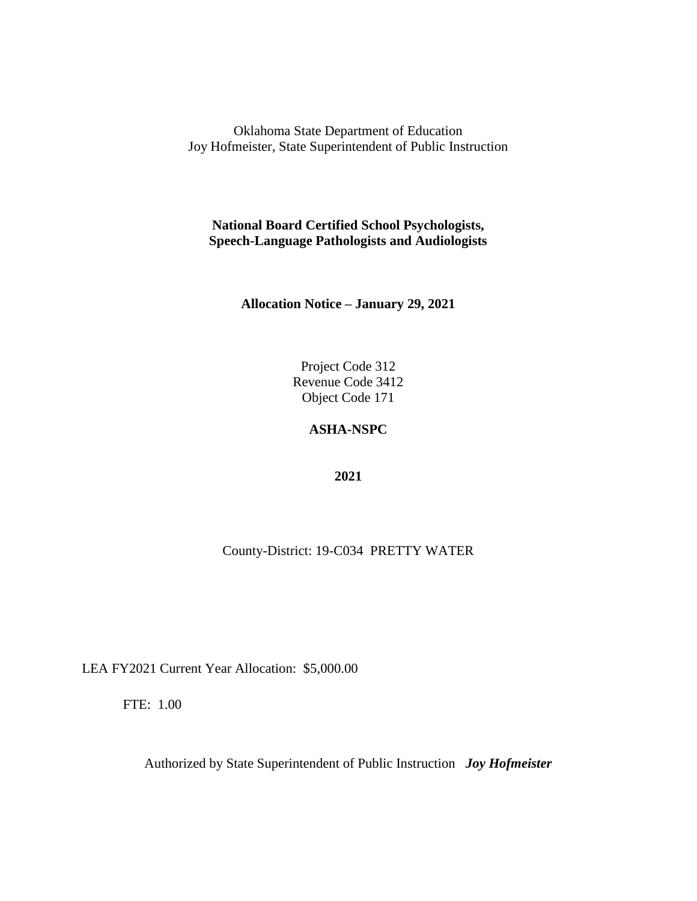Oklahoma State Department of Education
Joy Hofmeister, State Superintendent of Public Instruction

**National Board Certified School Psychologists,**
**Speech-Language Pathologists and Audiologists**

**Allocation Notice – January 29, 2021**

Project Code 312
Revenue Code 3412
Object Code 171

**ASHA-NSPC**

**2021**

County-District: 19-C034 PRETTY WATER

LEA FY2021 Current Year Allocation: $5,000.00

FTE: 1.00

Authorized by State Superintendent of Public Instruction ***Joy Hofmeister***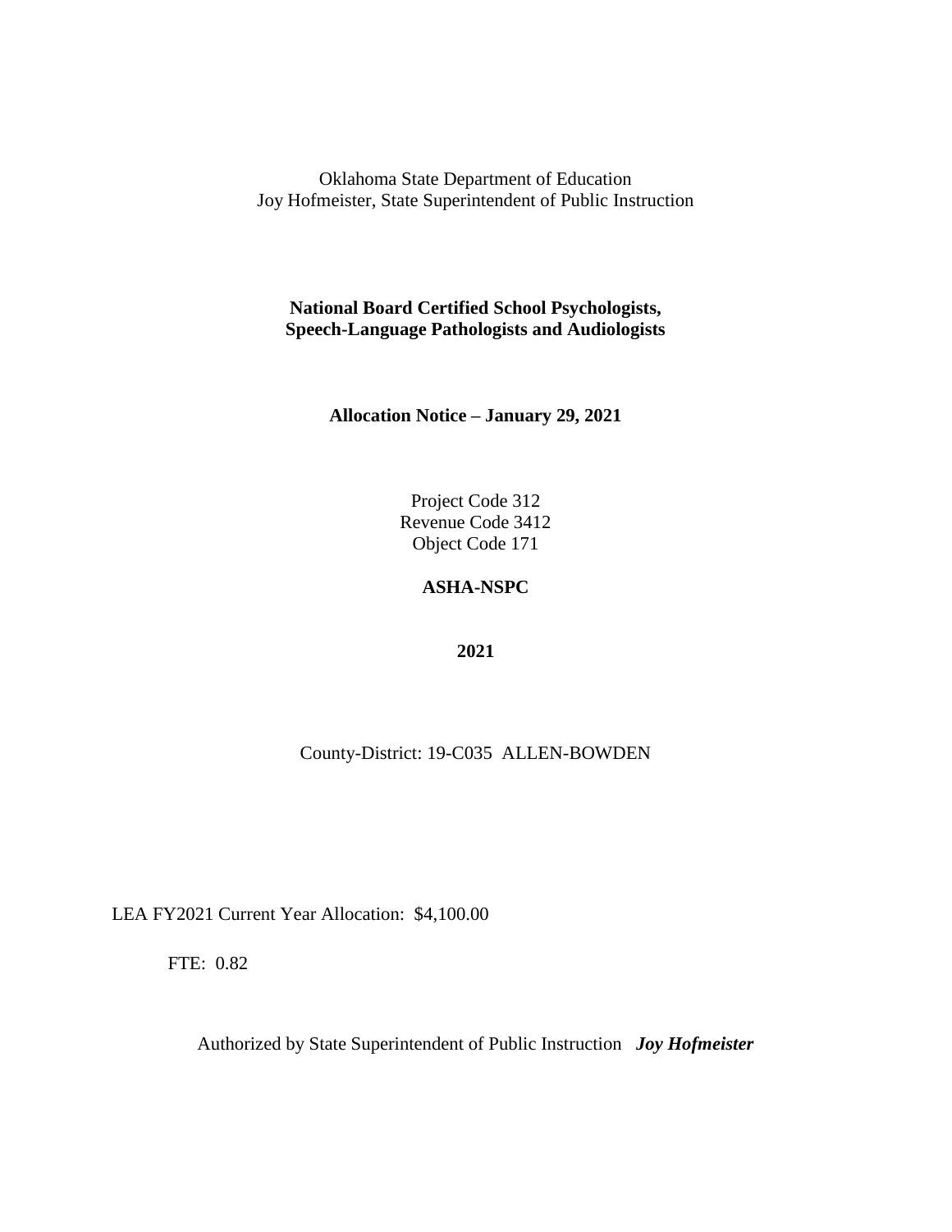Oklahoma State Department of Education
Joy Hofmeister, State Superintendent of Public Instruction

**National Board Certified School Psychologists,**
**Speech-Language Pathologists and Audiologists**

**Allocation Notice – January 29, 2021**

Project Code 312
Revenue Code 3412
Object Code 171

**ASHA-NSPC**

**2021**

County-District: 19-C035 ALLEN-BOWDEN

LEA FY2021 Current Year Allocation: $4,100.00

FTE: 0.82

Authorized by State Superintendent of Public Instruction ***Joy Hofmeister***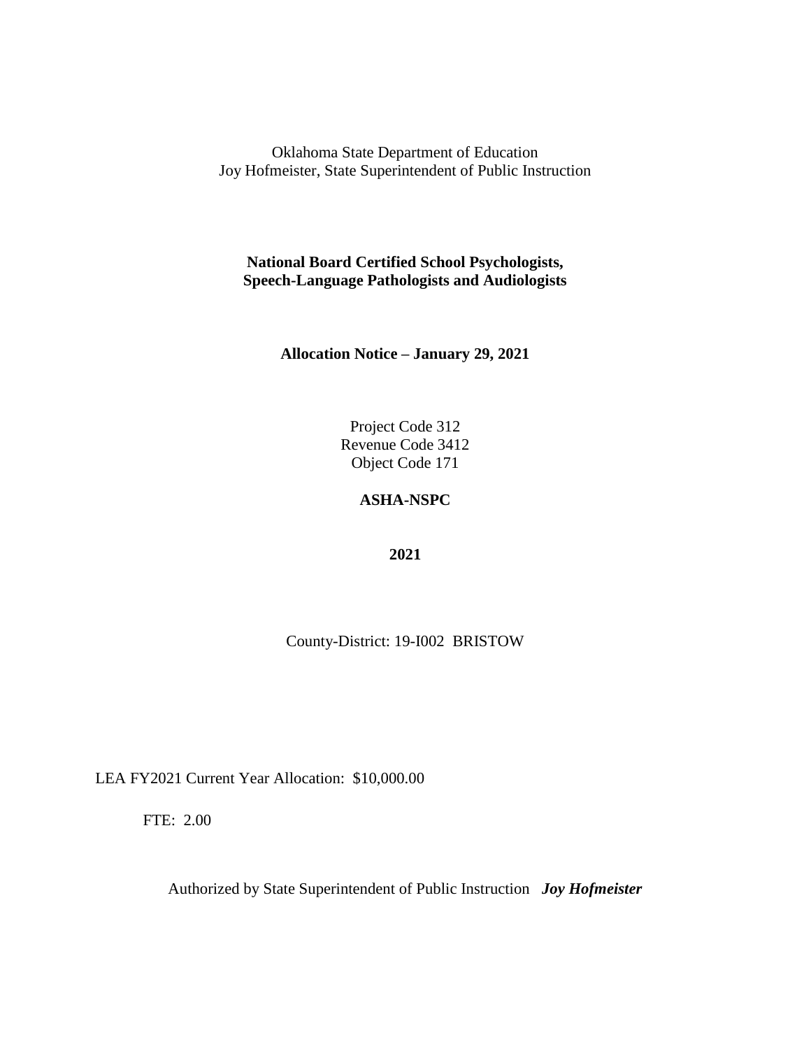Oklahoma State Department of Education
Joy Hofmeister, State Superintendent of Public Instruction

**National Board Certified School Psychologists,**
**Speech-Language Pathologists and Audiologists**

**Allocation Notice – January 29, 2021**

Project Code 312
Revenue Code 3412
Object Code 171

**ASHA-NSPC**

**2021**

County-District: 19-I002 BRISTOW

LEA FY2021 Current Year Allocation: $10,000.00

FTE: 2.00

Authorized by State Superintendent of Public Instruction ***Joy Hofmeister***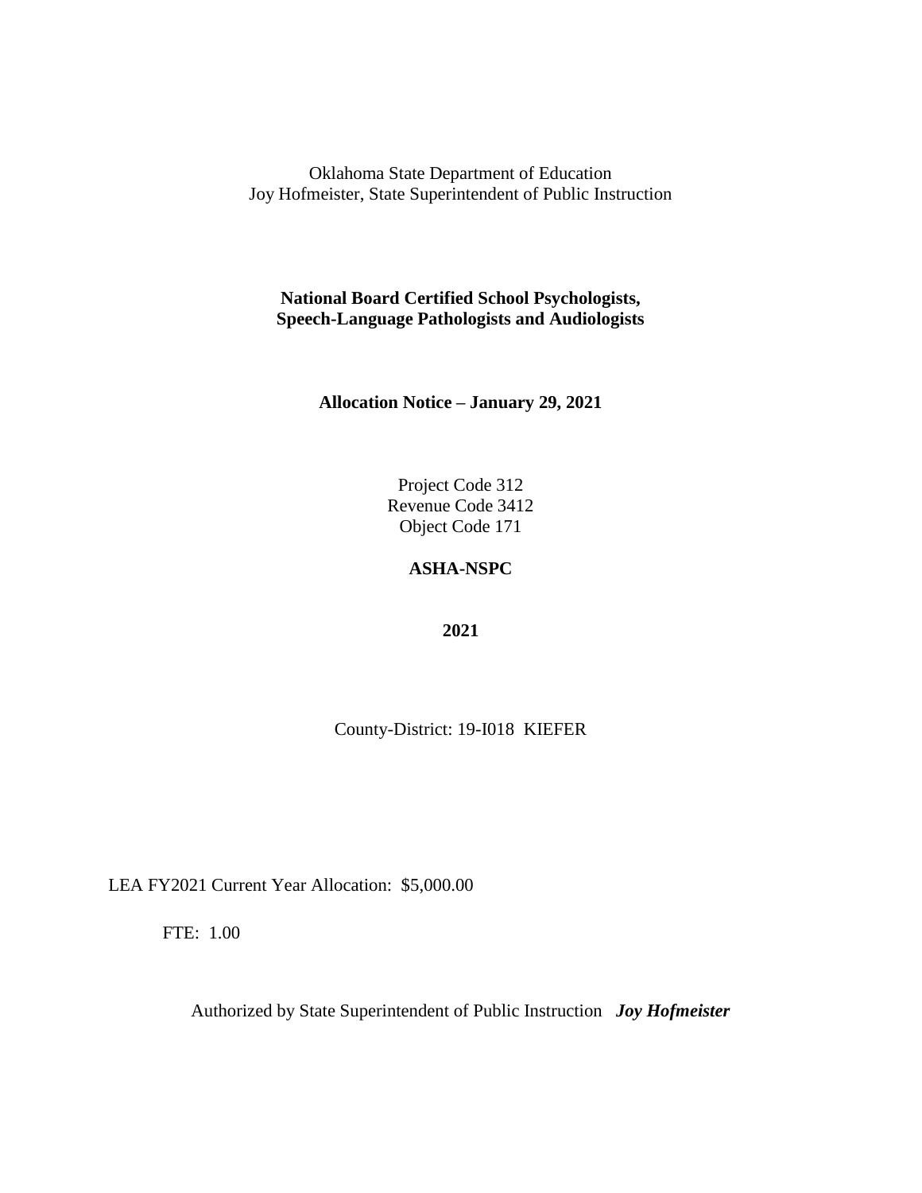Oklahoma State Department of Education
Joy Hofmeister, State Superintendent of Public Instruction

**National Board Certified School Psychologists,**
**Speech-Language Pathologists and Audiologists**

**Allocation Notice – January 29, 2021**

Project Code 312
Revenue Code 3412
Object Code 171

**ASHA-NSPC**

**2021**

County-District: 19-I018 KIEFER

LEA FY2021 Current Year Allocation: $5,000.00

FTE: 1.00

Authorized by State Superintendent of Public Instruction ***Joy Hofmeister***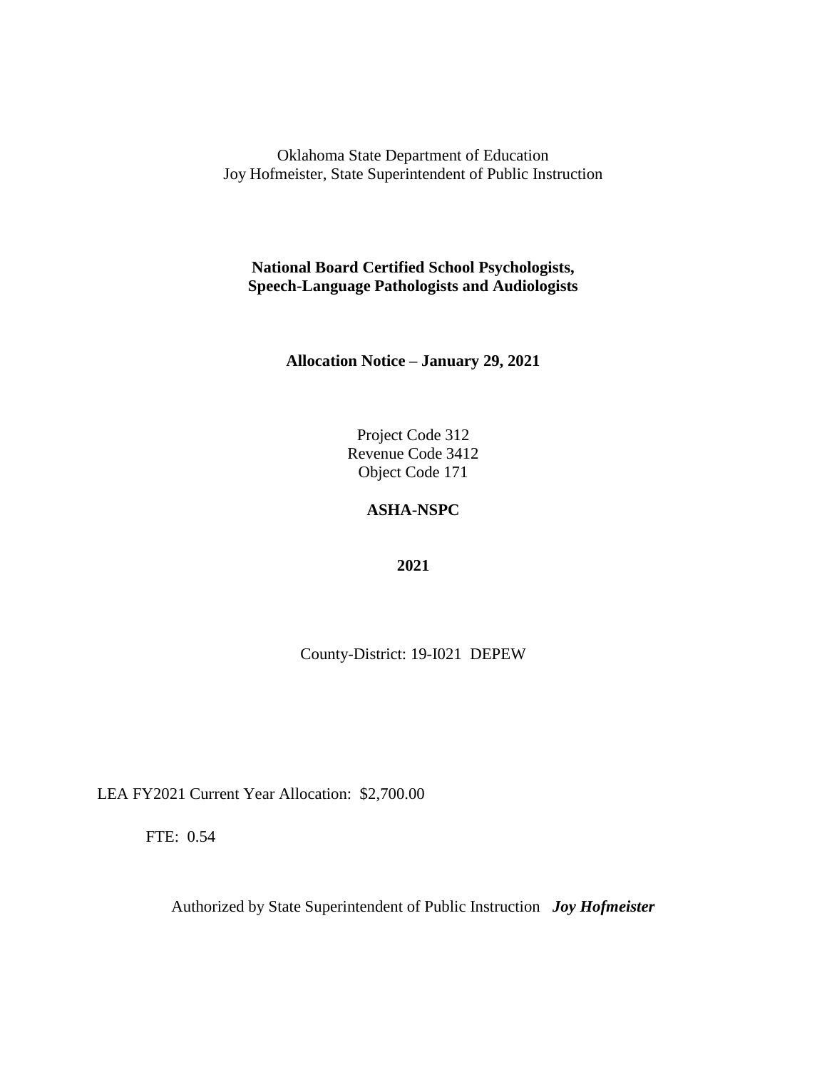Oklahoma State Department of Education
Joy Hofmeister, State Superintendent of Public Instruction

**National Board Certified School Psychologists,**
**Speech-Language Pathologists and Audiologists**

**Allocation Notice – January 29, 2021**

Project Code 312
Revenue Code 3412
Object Code 171

**ASHA-NSPC**

**2021**

County-District: 19-I021 DEPEW

LEA FY2021 Current Year Allocation: $2,700.00

FTE: 0.54

Authorized by State Superintendent of Public Instruction ***Joy Hofmeister***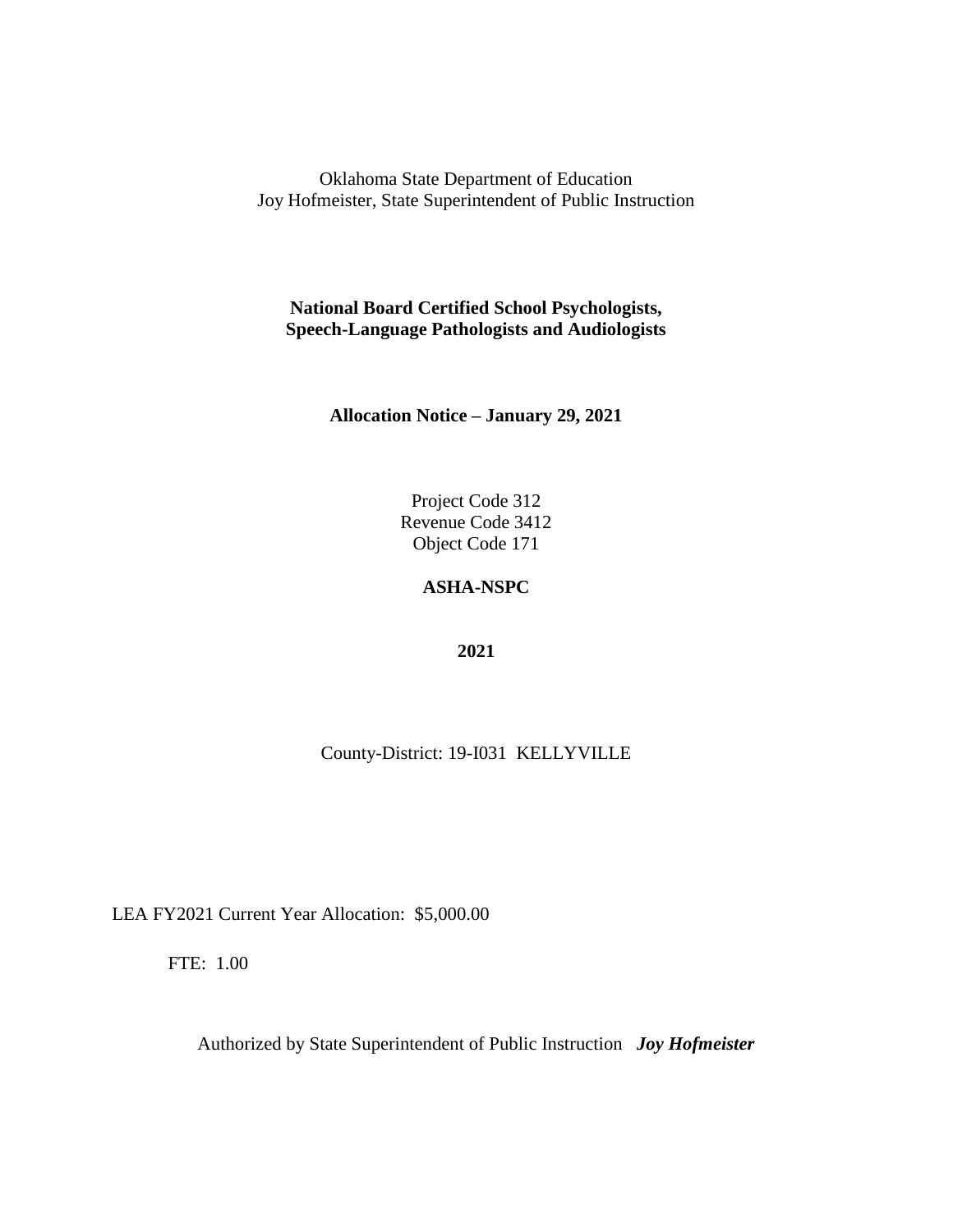Oklahoma State Department of Education
Joy Hofmeister, State Superintendent of Public Instruction

**National Board Certified School Psychologists,
Speech-Language Pathologists and Audiologists**

**Allocation Notice – January 29, 2021**

Project Code 312
Revenue Code 3412
Object Code 171

**ASHA-NSPC**

**2021**

County-District: 19-I031 KELLYVILLE

LEA FY2021 Current Year Allocation: $5,000.00

FTE: 1.00

Authorized by State Superintendent of Public Instruction ***Joy Hofmeister***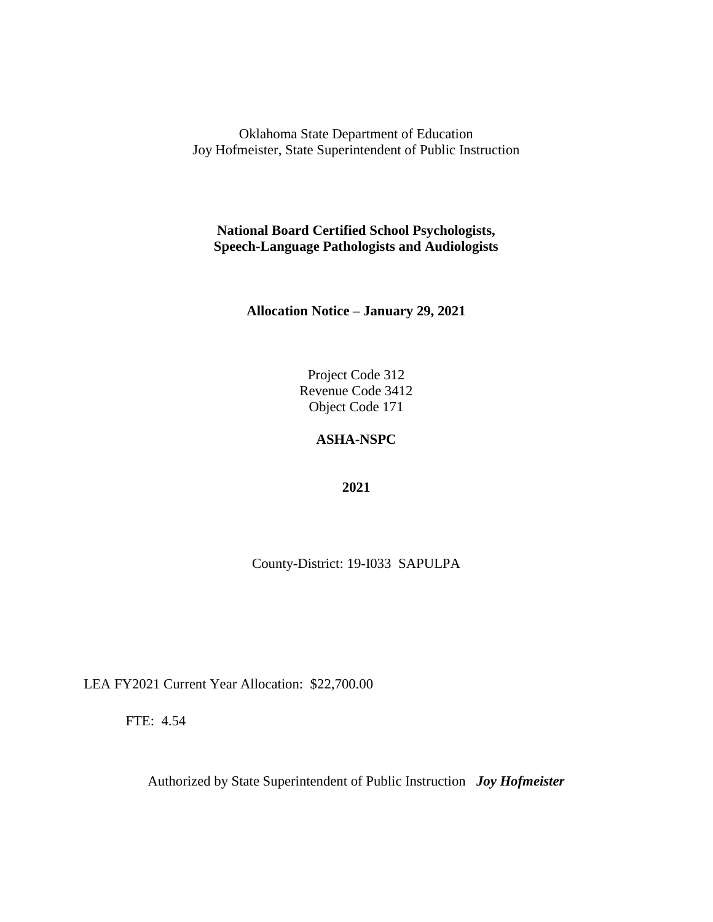Oklahoma State Department of Education
Joy Hofmeister, State Superintendent of Public Instruction

**National Board Certified School Psychologists, Speech-Language Pathologists and Audiologists**

**Allocation Notice – January 29, 2021**

Project Code 312
Revenue Code 3412
Object Code 171

**ASHA-NSPC**

**2021**

County-District: 19-I033 SAPULPA

LEA FY2021 Current Year Allocation: $22,700.00

FTE: 4.54

Authorized by State Superintendent of Public Instruction ***Joy Hofmeister***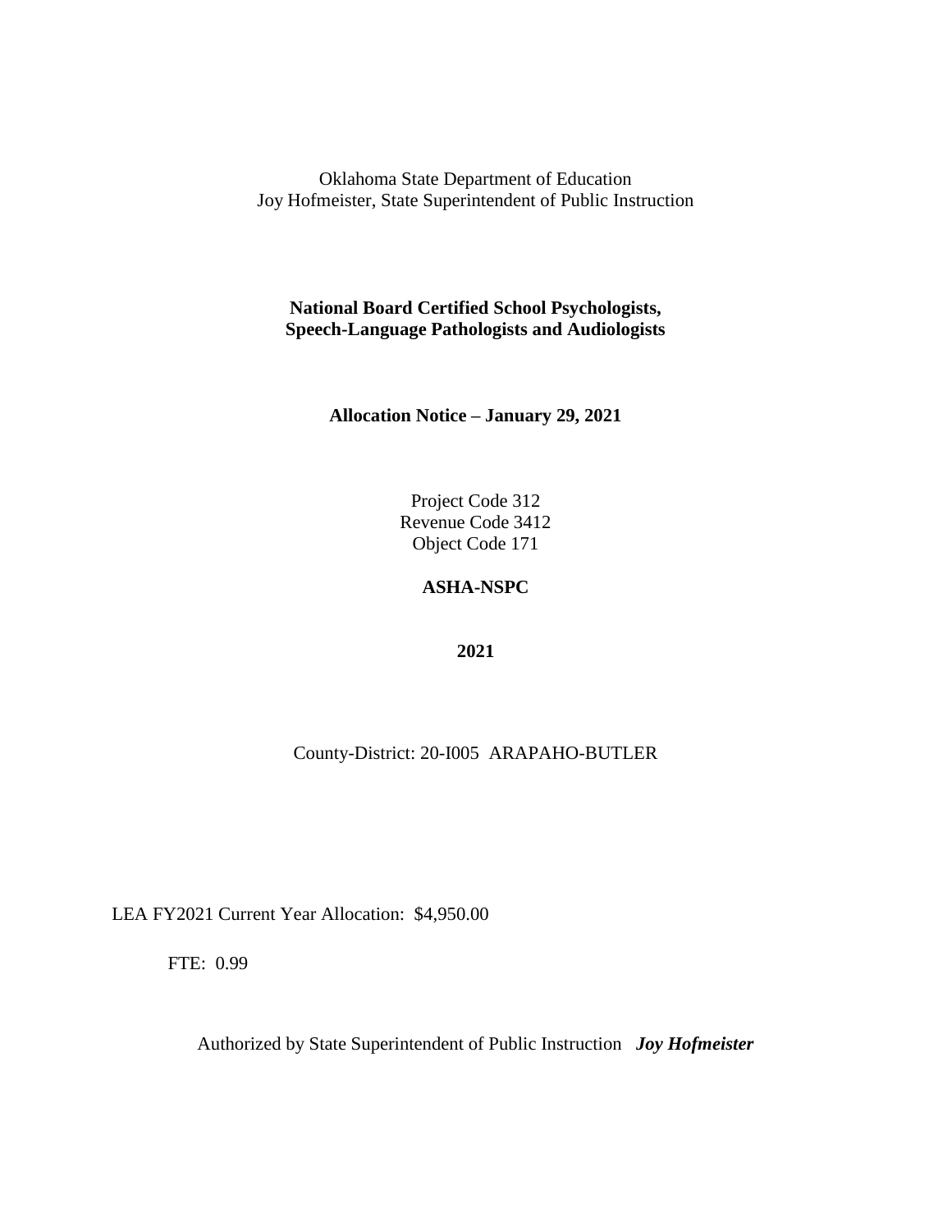Oklahoma State Department of Education
Joy Hofmeister, State Superintendent of Public Instruction

**National Board Certified School Psychologists,
Speech-Language Pathologists and Audiologists**

**Allocation Notice – January 29, 2021**

Project Code 312
Revenue Code 3412
Object Code 171

**ASHA-NSPC**

**2021**

County-District: 20-I005 ARAPAHO-BUTLER

LEA FY2021 Current Year Allocation: $4,950.00

FTE: 0.99

Authorized by State Superintendent of Public Instruction ***Joy Hofmeister***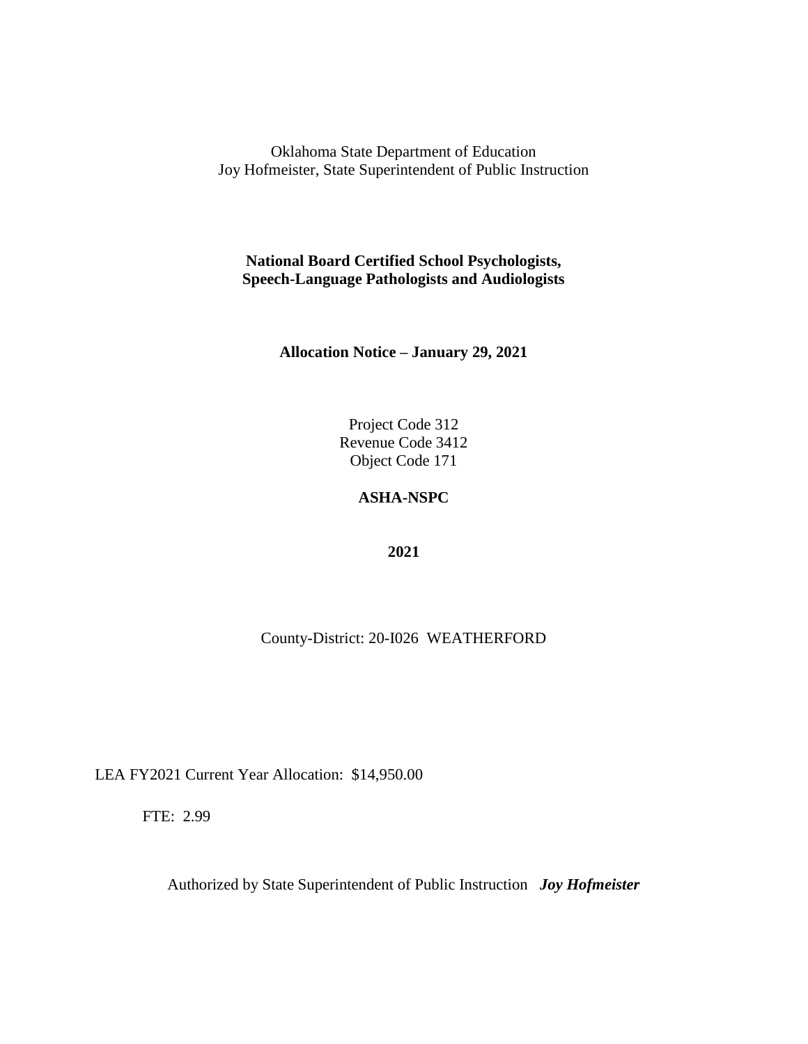Oklahoma State Department of Education
Joy Hofmeister, State Superintendent of Public Instruction

**National Board Certified School Psychologists, Speech-Language Pathologists and Audiologists**

**Allocation Notice – January 29, 2021**

Project Code 312
Revenue Code 3412
Object Code 171

**ASHA-NSPC**

**2021**

County-District: 20-I026 WEATHERFORD

LEA FY2021 Current Year Allocation: $14,950.00

FTE: 2.99

Authorized by State Superintendent of Public Instruction ***Joy Hofmeister***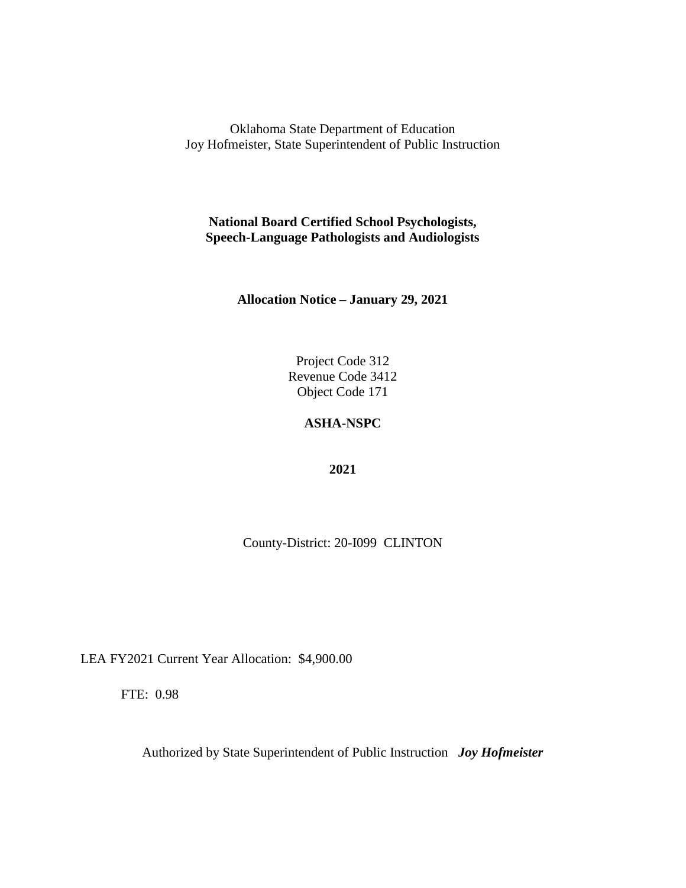Oklahoma State Department of Education
Joy Hofmeister, State Superintendent of Public Instruction

**National Board Certified School Psychologists,**
**Speech-Language Pathologists and Audiologists**

**Allocation Notice – January 29, 2021**

Project Code 312
Revenue Code 3412
Object Code 171

**ASHA-NSPC**

**2021**

County-District: 20-I099 CLINTON

LEA FY2021 Current Year Allocation: $4,900.00

FTE: 0.98

Authorized by State Superintendent of Public Instruction ***Joy Hofmeister***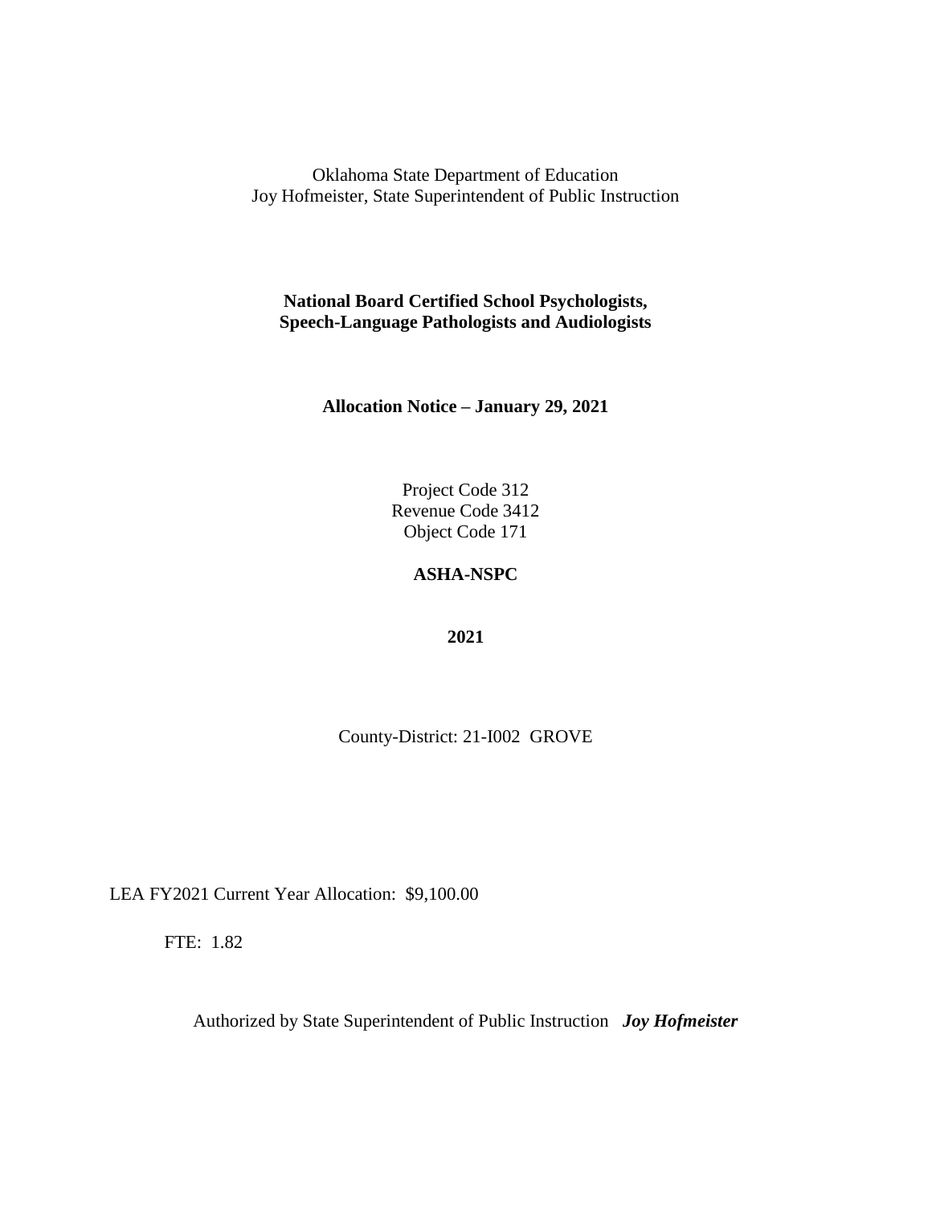Oklahoma State Department of Education
Joy Hofmeister, State Superintendent of Public Instruction

**National Board Certified School Psychologists, Speech-Language Pathologists and Audiologists**

**Allocation Notice – January 29, 2021**

Project Code 312
Revenue Code 3412
Object Code 171

**ASHA-NSPC**

**2021**

County-District: 21-I002 GROVE

LEA FY2021 Current Year Allocation: $9,100.00

FTE: 1.82

Authorized by State Superintendent of Public Instruction ***Joy Hofmeister***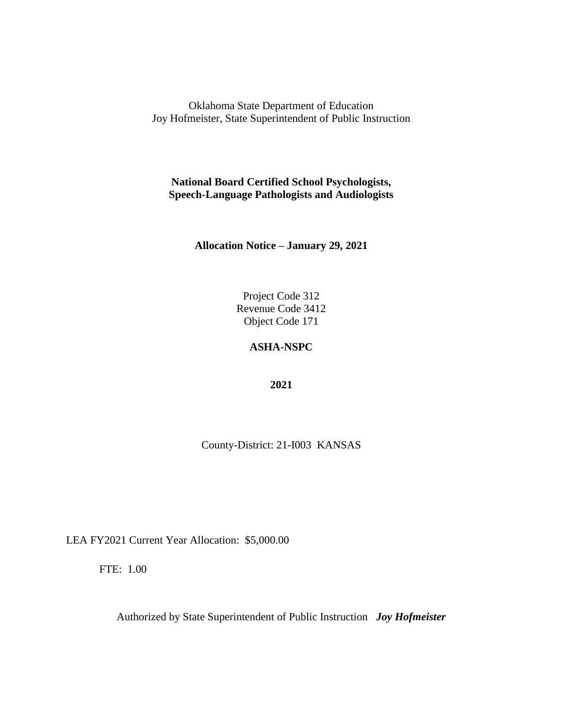Oklahoma State Department of Education
Joy Hofmeister, State Superintendent of Public Instruction

**National Board Certified School Psychologists,
Speech-Language Pathologists and Audiologists**

**Allocation Notice – January 29, 2021**

Project Code 312
Revenue Code 3412
Object Code 171

**ASHA-NSPC**

**2021**

County-District: 21-I003 KANSAS

LEA FY2021 Current Year Allocation: $5,000.00

FTE: 1.00

Authorized by State Superintendent of Public Instruction ***Joy Hofmeister***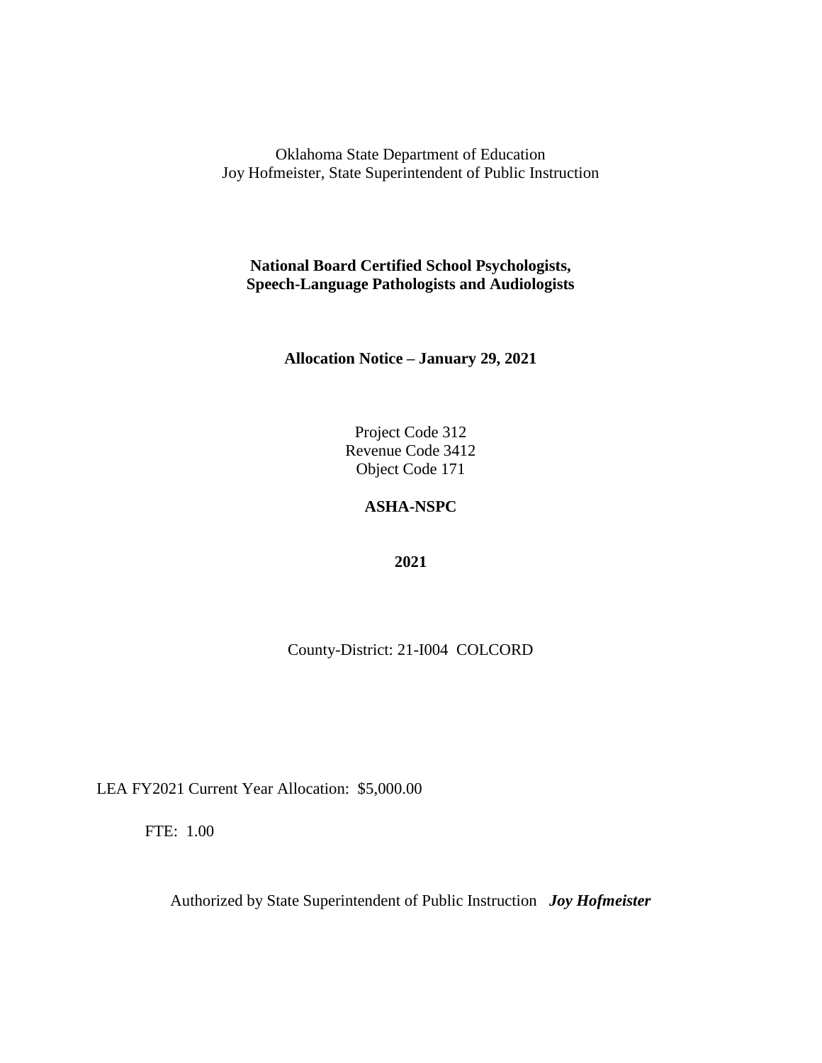Oklahoma State Department of Education
Joy Hofmeister, State Superintendent of Public Instruction

**National Board Certified School Psychologists, Speech-Language Pathologists and Audiologists**

**Allocation Notice – January 29, 2021**

Project Code 312
Revenue Code 3412
Object Code 171

**ASHA-NSPC**

**2021**

County-District: 21-I004 COLCORD

LEA FY2021 Current Year Allocation: $5,000.00

FTE: 1.00

Authorized by State Superintendent of Public Instruction ***Joy Hofmeister***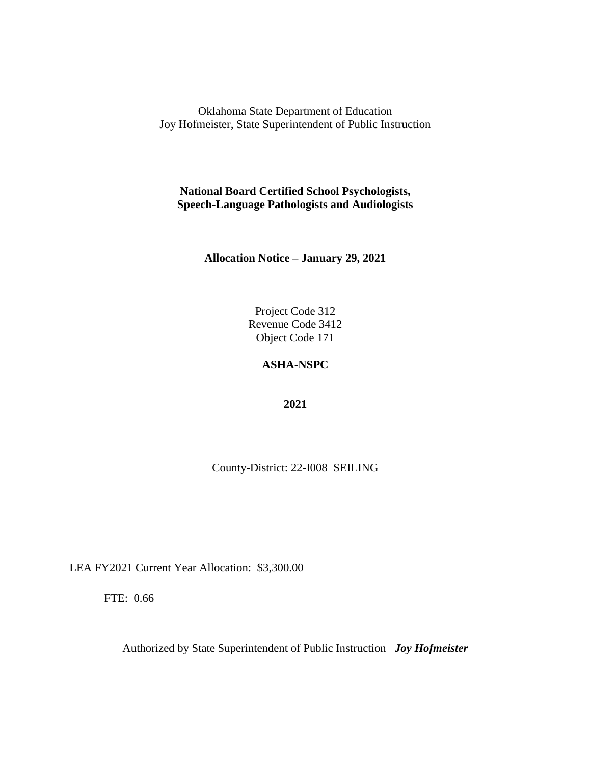Oklahoma State Department of Education
Joy Hofmeister, State Superintendent of Public Instruction

**National Board Certified School Psychologists, Speech-Language Pathologists and Audiologists**

**Allocation Notice – January 29, 2021**

Project Code 312
Revenue Code 3412
Object Code 171

**ASHA-NSPC**

**2021**

County-District: 22-I008 SEILING

LEA FY2021 Current Year Allocation: $3,300.00

FTE: 0.66

Authorized by State Superintendent of Public Instruction ***Joy Hofmeister***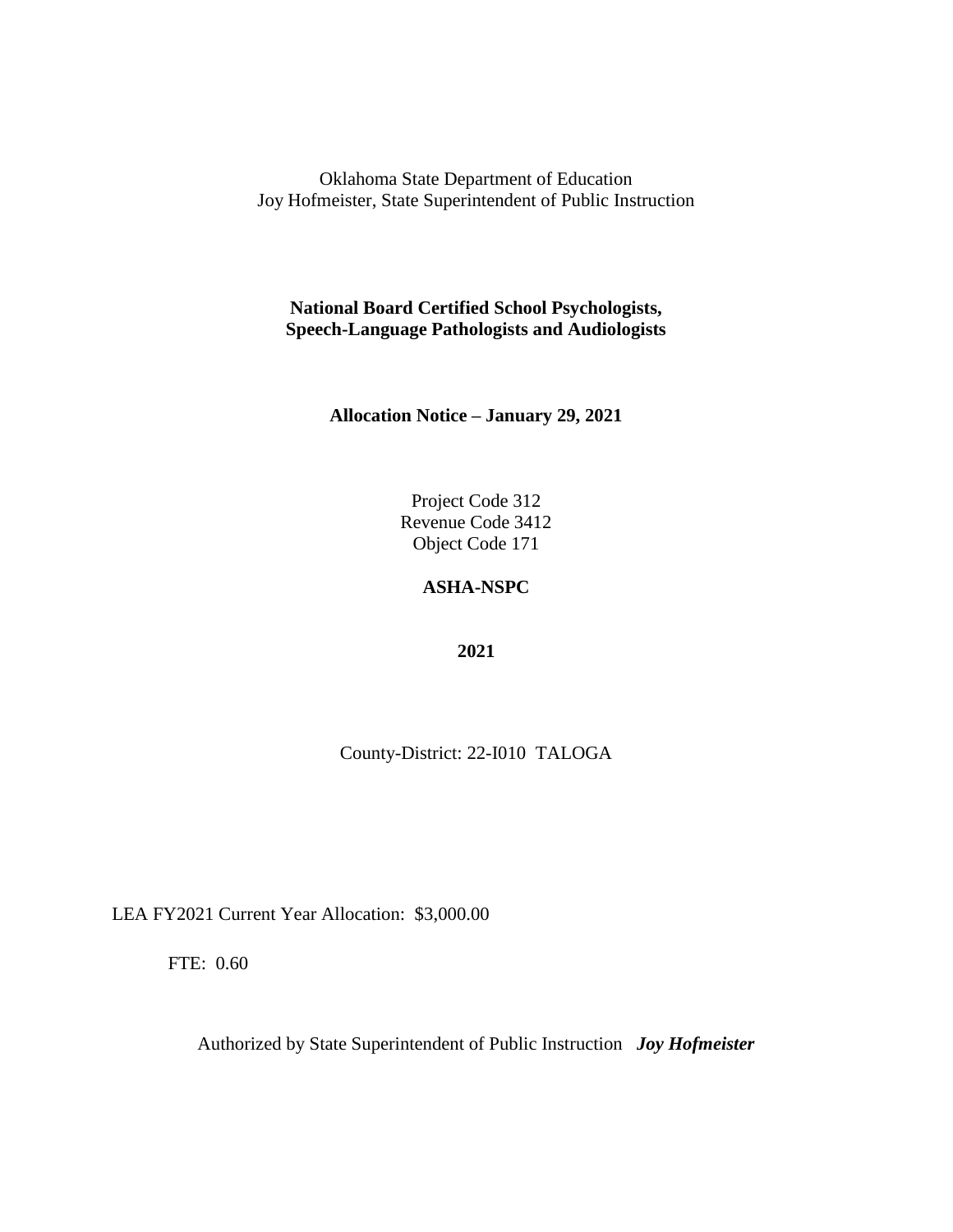Oklahoma State Department of Education
Joy Hofmeister, State Superintendent of Public Instruction

**National Board Certified School Psychologists,**
**Speech-Language Pathologists and Audiologists**

**Allocation Notice – January 29, 2021**

Project Code 312
Revenue Code 3412
Object Code 171

**ASHA-NSPC**

**2021**

County-District: 22-I010 TALOGA

LEA FY2021 Current Year Allocation: $3,000.00

FTE: 0.60

Authorized by State Superintendent of Public Instruction ***Joy Hofmeister***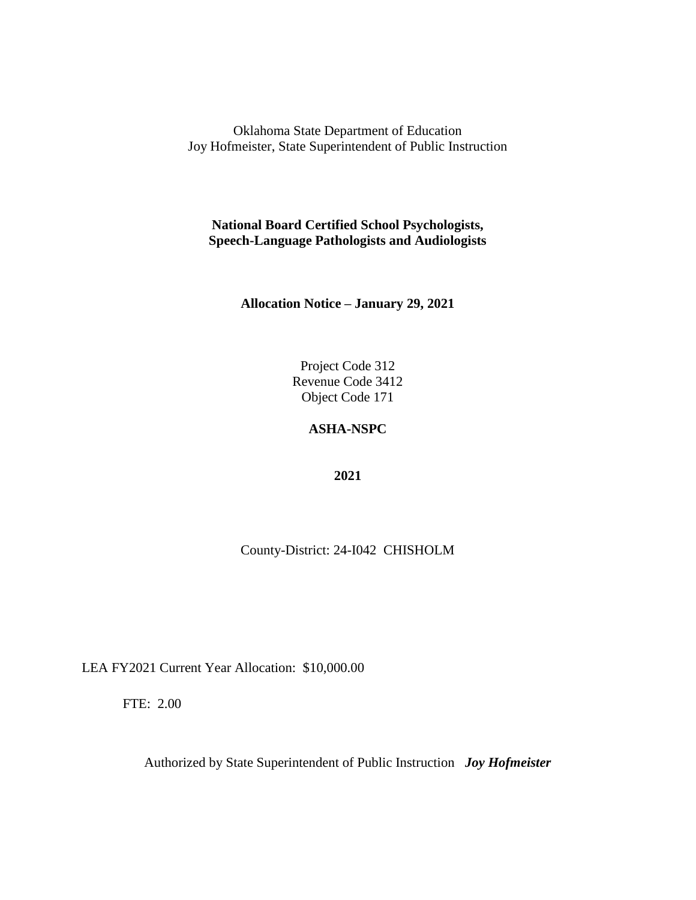Oklahoma State Department of Education
Joy Hofmeister, State Superintendent of Public Instruction

**National Board Certified School Psychologists,**
**Speech-Language Pathologists and Audiologists**

**Allocation Notice – January 29, 2021**

Project Code 312
Revenue Code 3412
Object Code 171

**ASHA-NSPC**

**2021**

County-District: 24-I042 CHISHOLM

LEA FY2021 Current Year Allocation: $10,000.00

FTE: 2.00

Authorized by State Superintendent of Public Instruction ***Joy Hofmeister***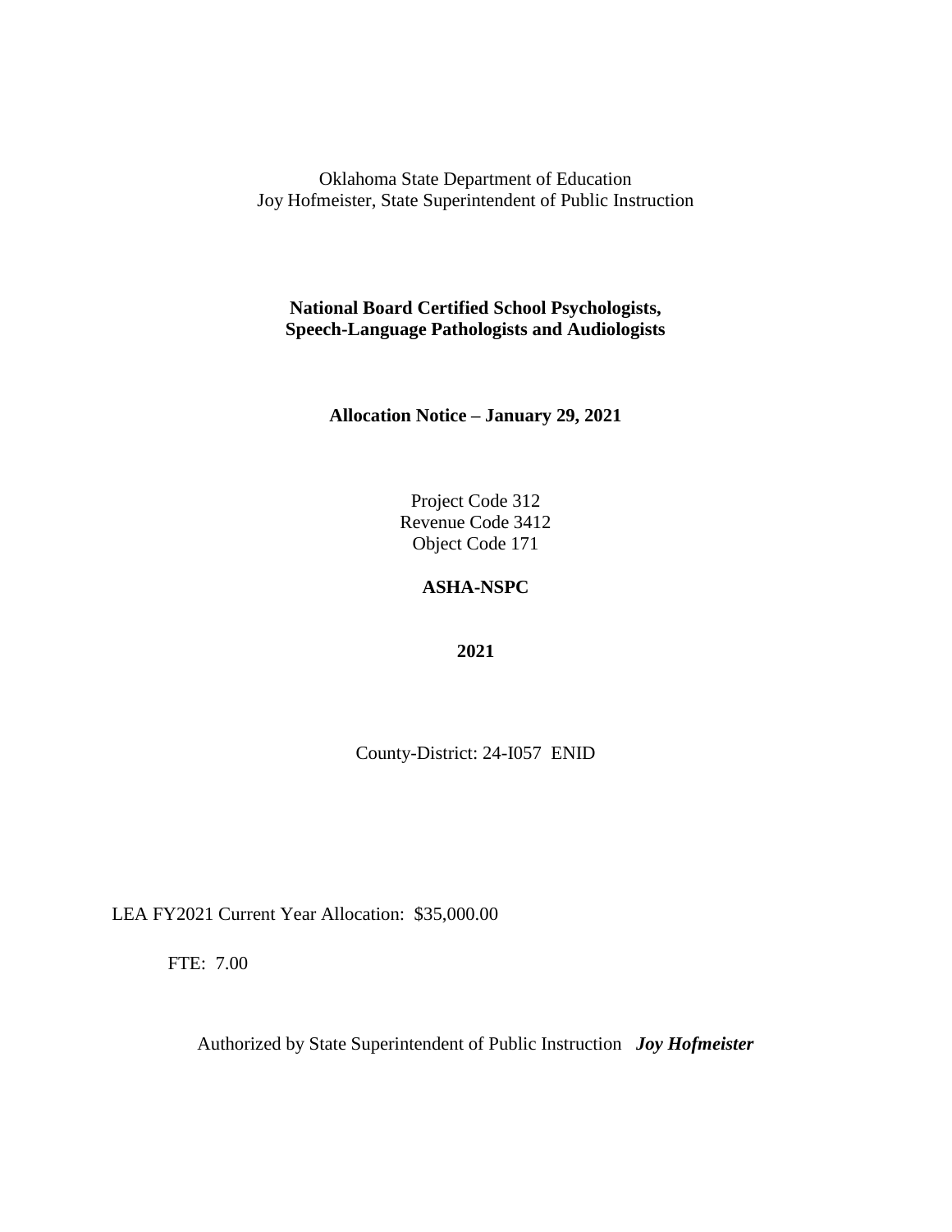Oklahoma State Department of Education
Joy Hofmeister, State Superintendent of Public Instruction

**National Board Certified School Psychologists, Speech-Language Pathologists and Audiologists**

**Allocation Notice – January 29, 2021**

Project Code 312
Revenue Code 3412
Object Code 171

**ASHA-NSPC**

**2021**

County-District: 24-I057 ENID

LEA FY2021 Current Year Allocation: $35,000.00

FTE: 7.00

Authorized by State Superintendent of Public Instruction ***Joy Hofmeister***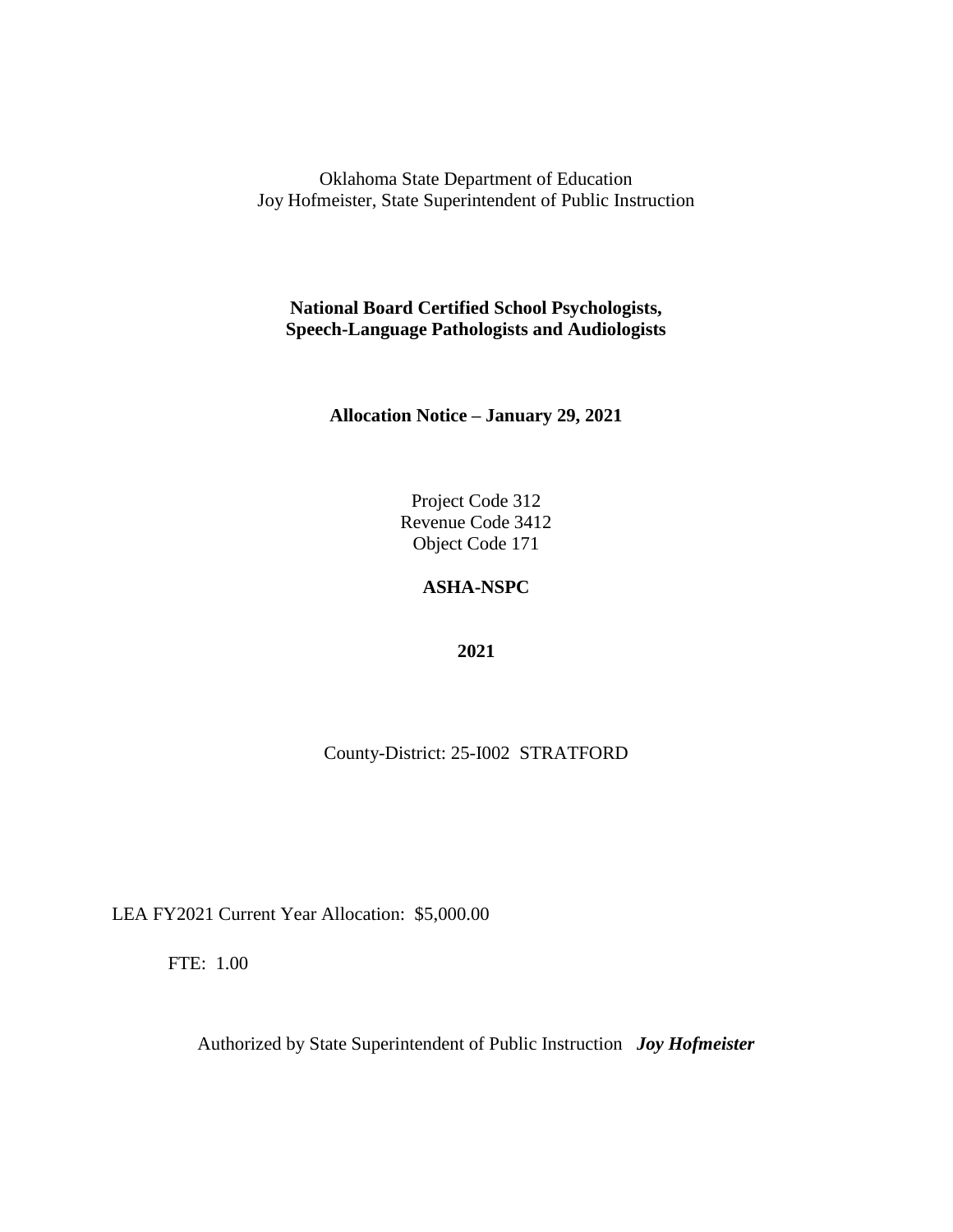Oklahoma State Department of Education
Joy Hofmeister, State Superintendent of Public Instruction

**National Board Certified School Psychologists,
Speech-Language Pathologists and Audiologists**

**Allocation Notice – January 29, 2021**

Project Code 312
Revenue Code 3412
Object Code 171

**ASHA-NSPC**

**2021**

County-District: 25-I002 STRATFORD

LEA FY2021 Current Year Allocation: $5,000.00

FTE: 1.00

Authorized by State Superintendent of Public Instruction ***Joy Hofmeister***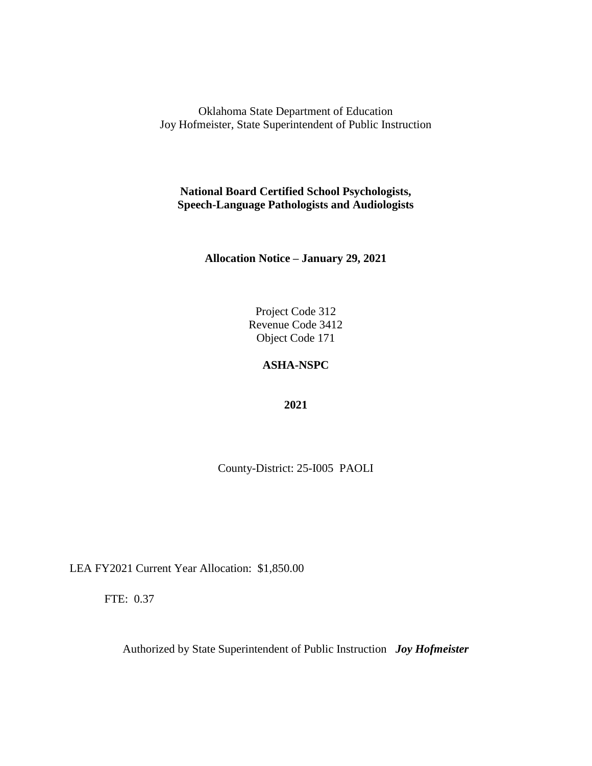Oklahoma State Department of Education
Joy Hofmeister, State Superintendent of Public Instruction

**National Board Certified School Psychologists,
Speech-Language Pathologists and Audiologists**

**Allocation Notice – January 29, 2021**

Project Code 312
Revenue Code 3412
Object Code 171

**ASHA-NSPC**

**2021**

County-District: 25-I005 PAOLI

LEA FY2021 Current Year Allocation: $1,850.00

FTE: 0.37

Authorized by State Superintendent of Public Instruction ***Joy Hofmeister***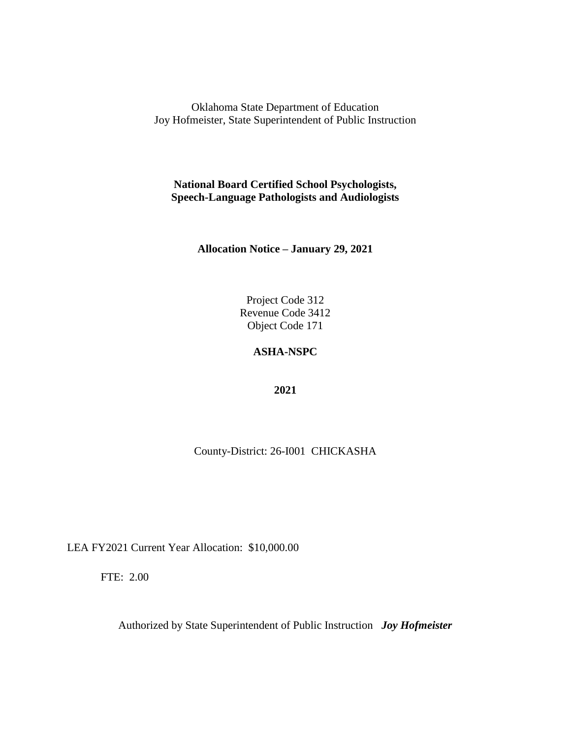Oklahoma State Department of Education
Joy Hofmeister, State Superintendent of Public Instruction

**National Board Certified School Psychologists, Speech-Language Pathologists and Audiologists**

**Allocation Notice – January 29, 2021**

Project Code 312
Revenue Code 3412
Object Code 171

**ASHA-NSPC**

**2021**

County-District: 26-I001 CHICKASHA

LEA FY2021 Current Year Allocation: $10,000.00

FTE: 2.00

Authorized by State Superintendent of Public Instruction ***Joy Hofmeister***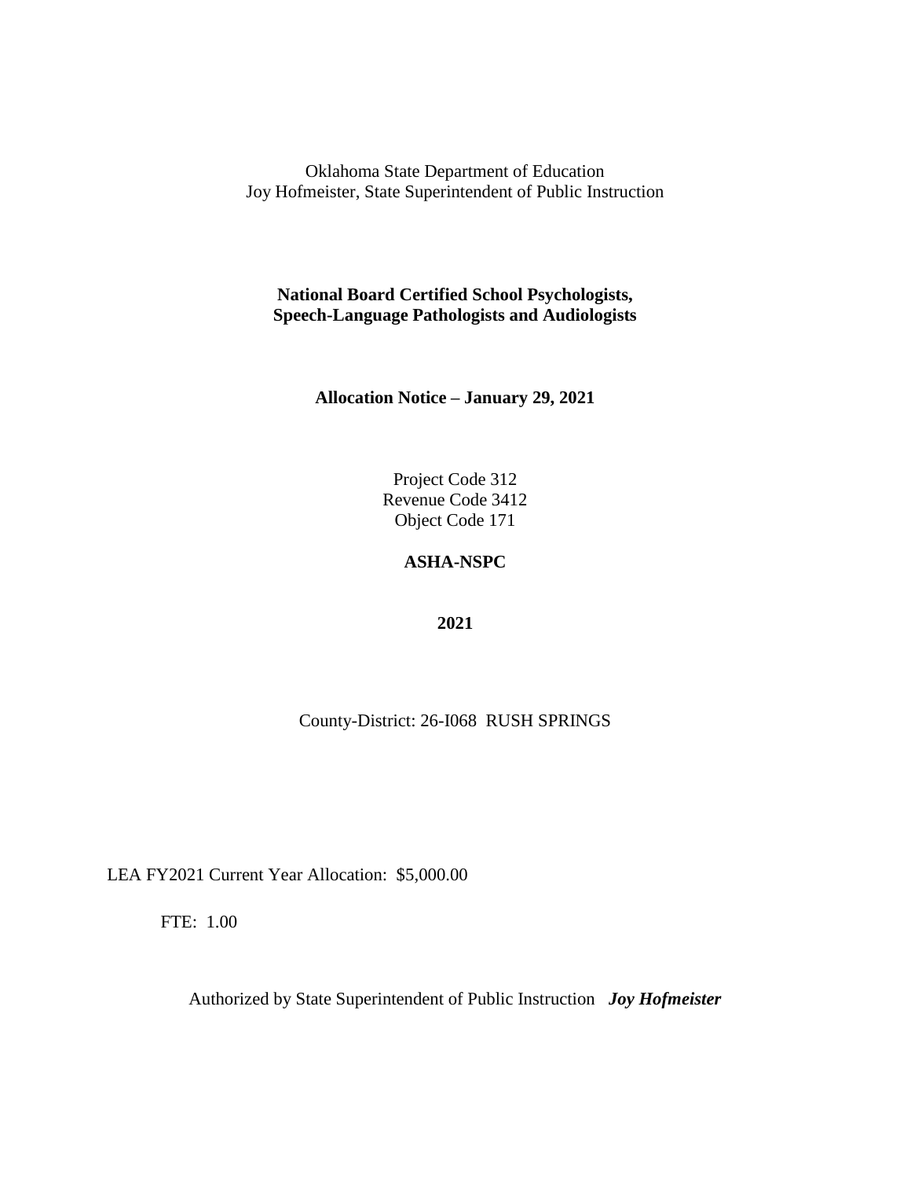Oklahoma State Department of Education
Joy Hofmeister, State Superintendent of Public Instruction

**National Board Certified School Psychologists, Speech-Language Pathologists and Audiologists**

**Allocation Notice – January 29, 2021**

Project Code 312
Revenue Code 3412
Object Code 171

**ASHA-NSPC**

**2021**

County-District: 26-I068 RUSH SPRINGS

LEA FY2021 Current Year Allocation: $5,000.00

FTE: 1.00

Authorized by State Superintendent of Public Instruction ***Joy Hofmeister***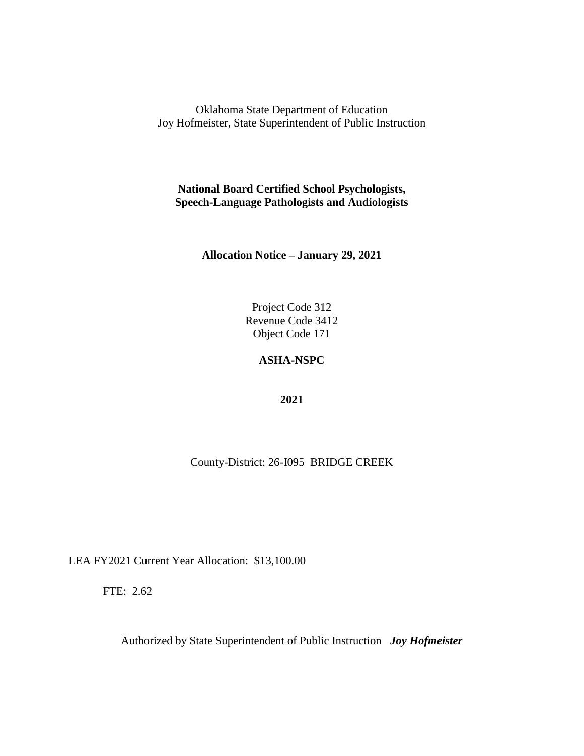Oklahoma State Department of Education
Joy Hofmeister, State Superintendent of Public Instruction

**National Board Certified School Psychologists,**
**Speech-Language Pathologists and Audiologists**

**Allocation Notice – January 29, 2021**

Project Code 312
Revenue Code 3412
Object Code 171

**ASHA-NSPC**

**2021**

County-District: 26-I095 BRIDGE CREEK

LEA FY2021 Current Year Allocation: $13,100.00

FTE: 2.62

Authorized by State Superintendent of Public Instruction ***Joy Hofmeister***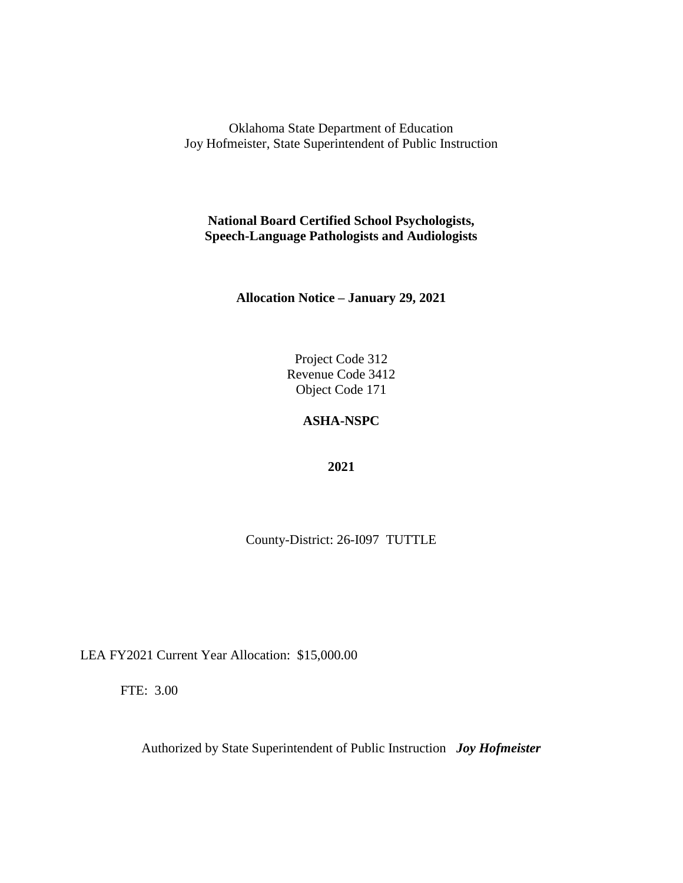Oklahoma State Department of Education
Joy Hofmeister, State Superintendent of Public Instruction

**National Board Certified School Psychologists,
Speech-Language Pathologists and Audiologists**

**Allocation Notice – January 29, 2021**

Project Code 312
Revenue Code 3412
Object Code 171

**ASHA-NSPC**

**2021**

County-District: 26-I097 TUTTLE

LEA FY2021 Current Year Allocation: $15,000.00

FTE: 3.00

Authorized by State Superintendent of Public Instruction ***Joy Hofmeister***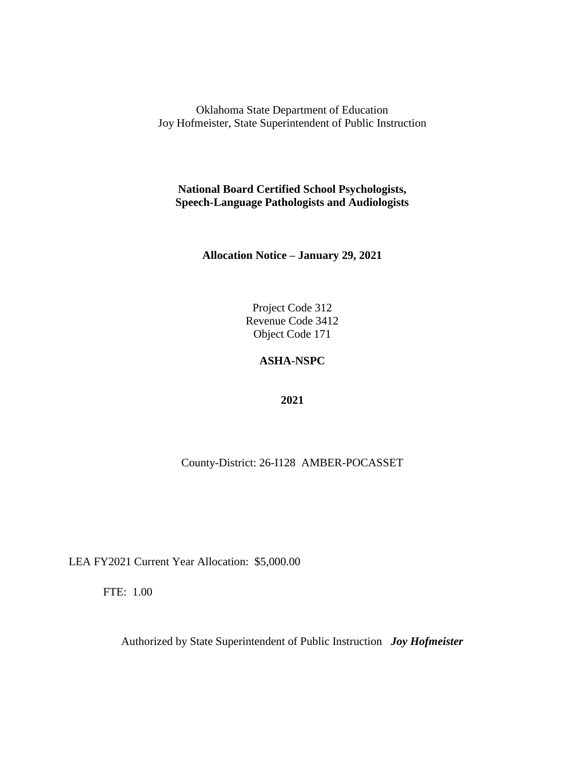Oklahoma State Department of Education
Joy Hofmeister, State Superintendent of Public Instruction

**National Board Certified School Psychologists, Speech-Language Pathologists and Audiologists**

**Allocation Notice – January 29, 2021**

Project Code 312
Revenue Code 3412
Object Code 171

**ASHA-NSPC**

**2021**

County-District: 26-I128 AMBER-POCASSET

LEA FY2021 Current Year Allocation: $5,000.00

FTE: 1.00

Authorized by State Superintendent of Public Instruction ***Joy Hofmeister***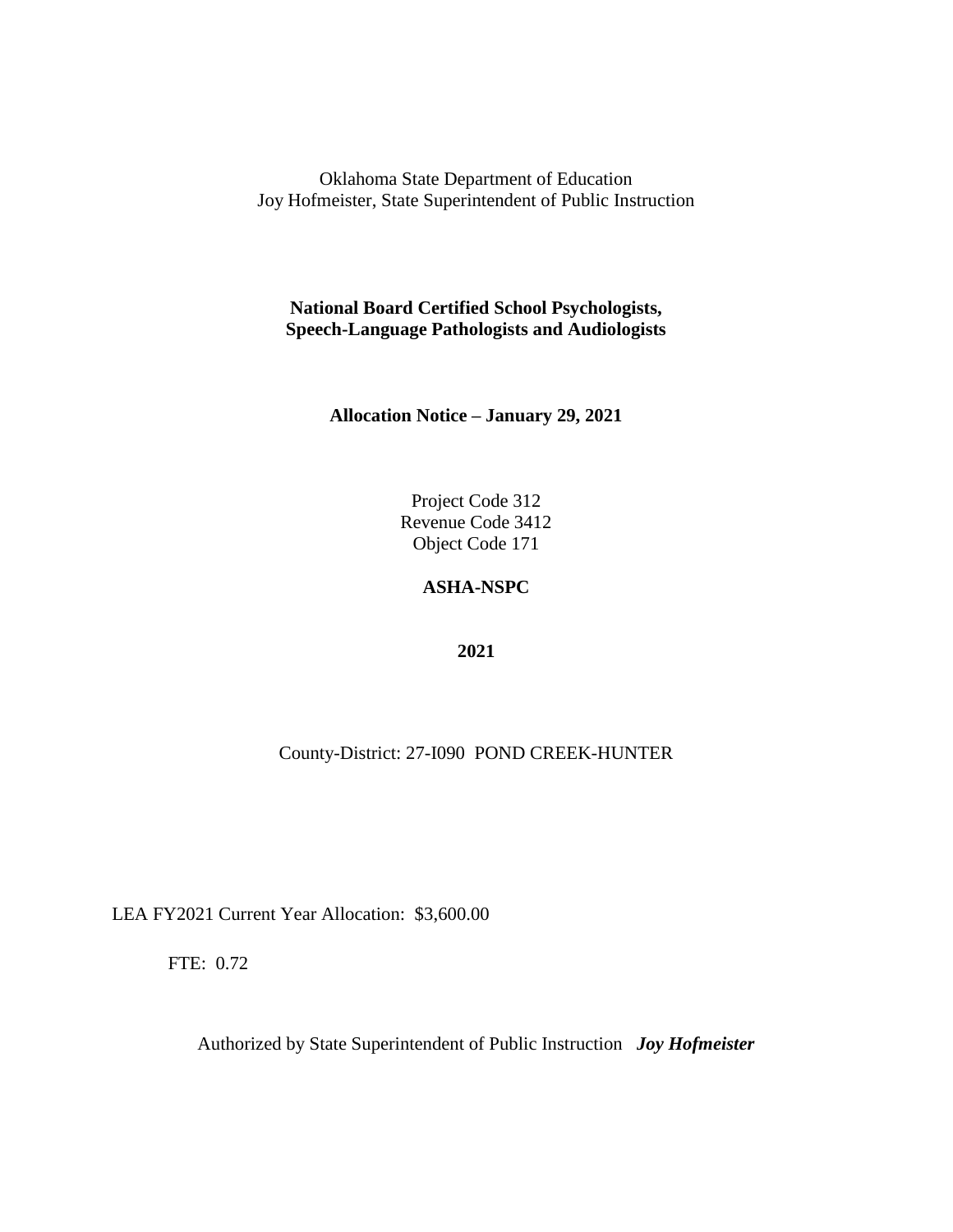Oklahoma State Department of Education
Joy Hofmeister, State Superintendent of Public Instruction

**National Board Certified School Psychologists, Speech-Language Pathologists and Audiologists**

**Allocation Notice – January 29, 2021**

Project Code 312
Revenue Code 3412
Object Code 171

**ASHA-NSPC**

**2021**

County-District: 27-I090 POND CREEK-HUNTER

LEA FY2021 Current Year Allocation: $3,600.00

FTE: 0.72

Authorized by State Superintendent of Public Instruction ***Joy Hofmeister***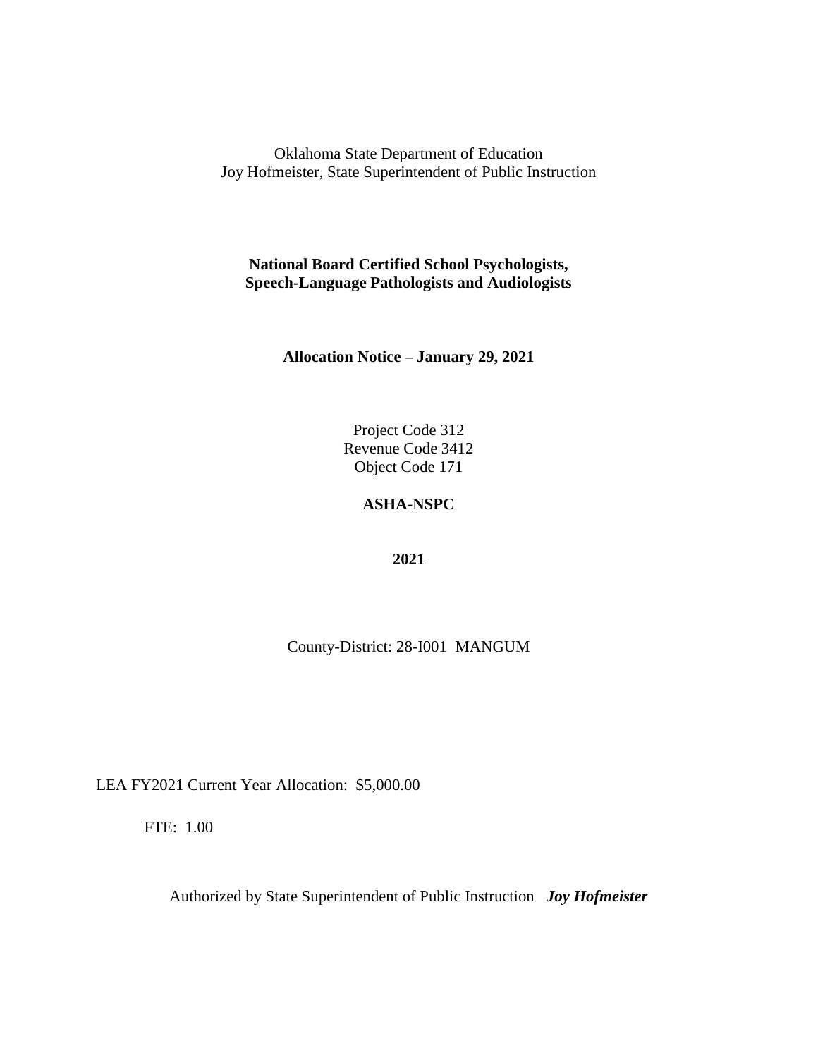Oklahoma State Department of Education
Joy Hofmeister, State Superintendent of Public Instruction

**National Board Certified School Psychologists, Speech-Language Pathologists and Audiologists**

**Allocation Notice – January 29, 2021**

Project Code 312
Revenue Code 3412
Object Code 171

**ASHA-NSPC**

**2021**

County-District: 28-I001 MANGUM

LEA FY2021 Current Year Allocation: $5,000.00

FTE: 1.00

Authorized by State Superintendent of Public Instruction ***Joy Hofmeister***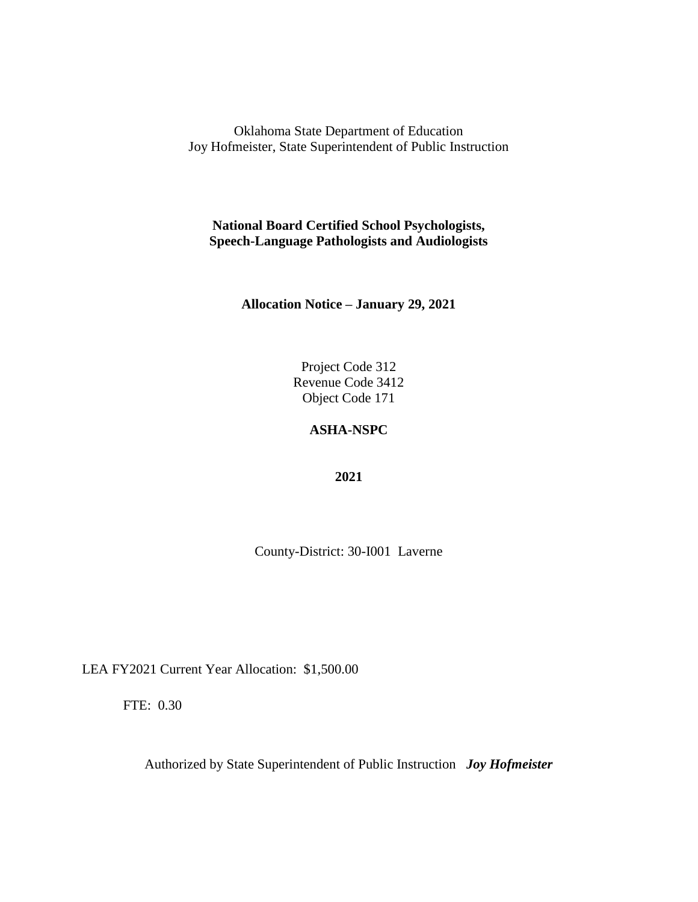Oklahoma State Department of Education
Joy Hofmeister, State Superintendent of Public Instruction

**National Board Certified School Psychologists,**
**Speech-Language Pathologists and Audiologists**

**Allocation Notice – January 29, 2021**

Project Code 312
Revenue Code 3412
Object Code 171

**ASHA-NSPC**

**2021**

County-District: 30-I001 Laverne

LEA FY2021 Current Year Allocation: $1,500.00

FTE: 0.30

Authorized by State Superintendent of Public Instruction ***Joy Hofmeister***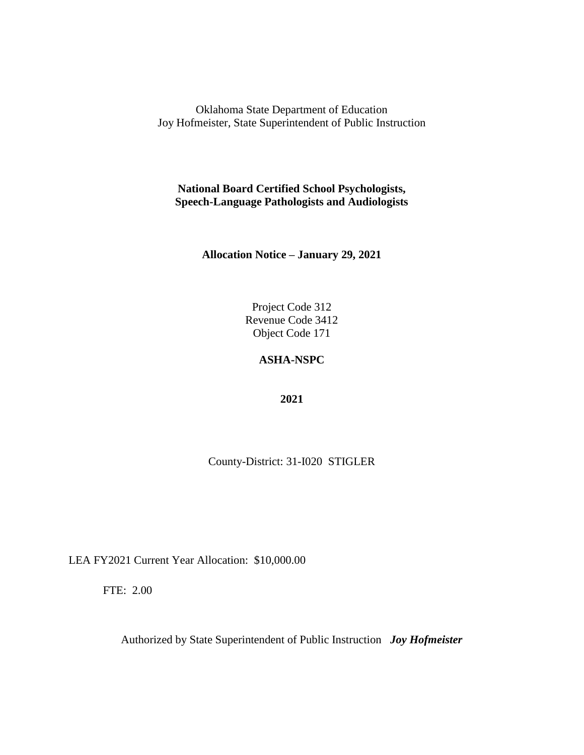Oklahoma State Department of Education
Joy Hofmeister, State Superintendent of Public Instruction

**National Board Certified School Psychologists, Speech-Language Pathologists and Audiologists**

**Allocation Notice – January 29, 2021**

Project Code 312
Revenue Code 3412
Object Code 171

**ASHA-NSPC**

**2021**

County-District: 31-I020 STIGLER

LEA FY2021 Current Year Allocation: $10,000.00

FTE: 2.00

Authorized by State Superintendent of Public Instruction ***Joy Hofmeister***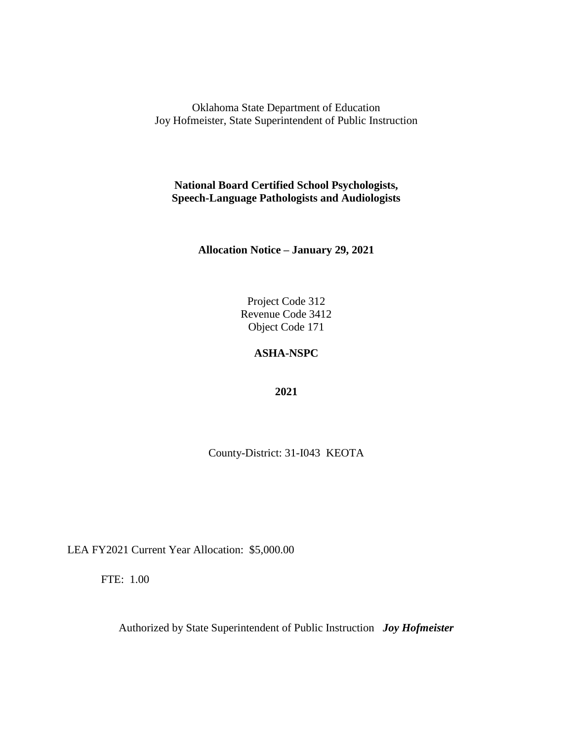Oklahoma State Department of Education
Joy Hofmeister, State Superintendent of Public Instruction

**National Board Certified School Psychologists, Speech-Language Pathologists and Audiologists**

**Allocation Notice – January 29, 2021**

Project Code 312
Revenue Code 3412
Object Code 171

**ASHA-NSPC**

**2021**

County-District: 31-I043 KEOTA

LEA FY2021 Current Year Allocation: $5,000.00

FTE: 1.00

Authorized by State Superintendent of Public Instruction ***Joy Hofmeister***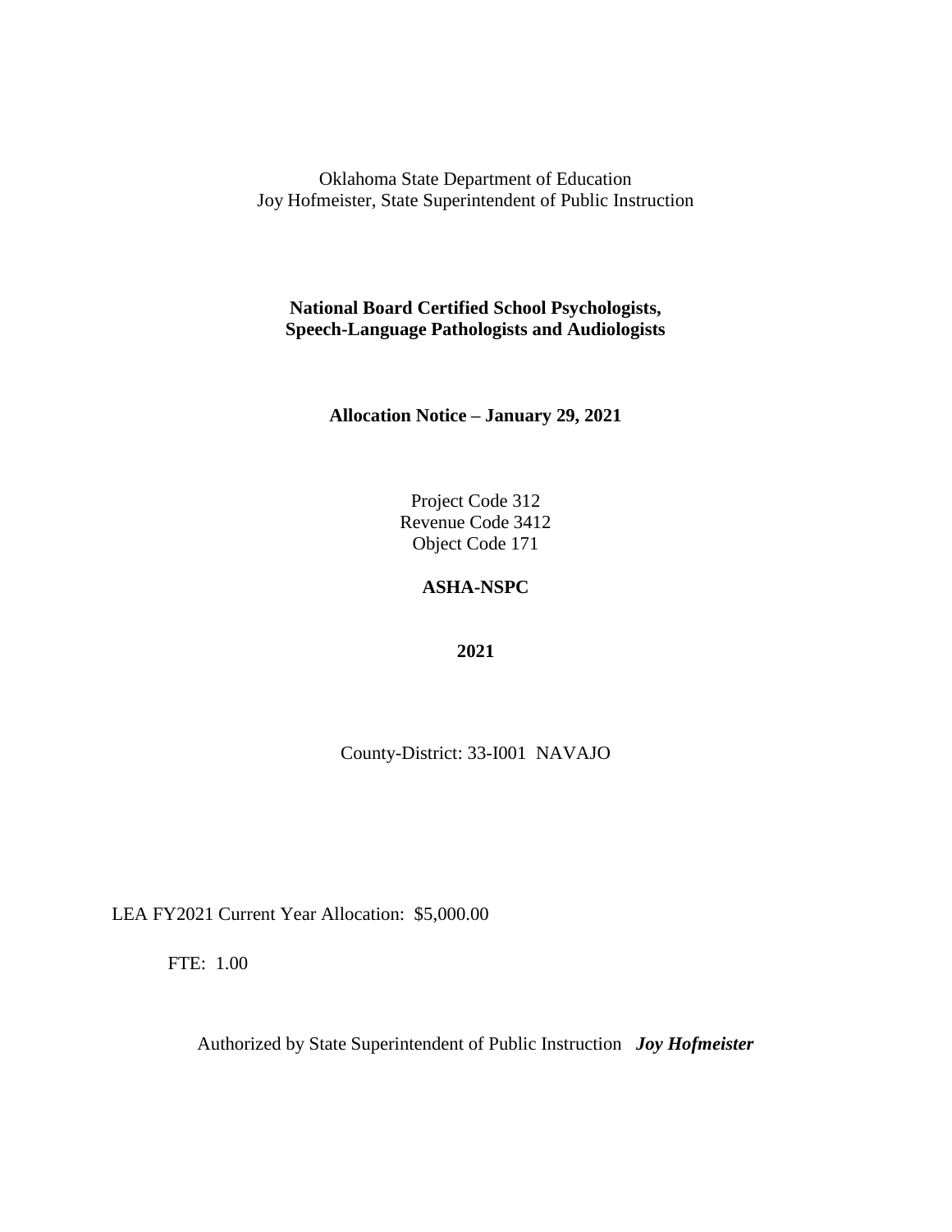Oklahoma State Department of Education
Joy Hofmeister, State Superintendent of Public Instruction

**National Board Certified School Psychologists, Speech-Language Pathologists and Audiologists**

**Allocation Notice – January 29, 2021**

Project Code 312
Revenue Code 3412
Object Code 171

**ASHA-NSPC**

**2021**

County-District: 33-I001 NAVAJO

LEA FY2021 Current Year Allocation: $5,000.00

FTE: 1.00

Authorized by State Superintendent of Public Instruction ***Joy Hofmeister***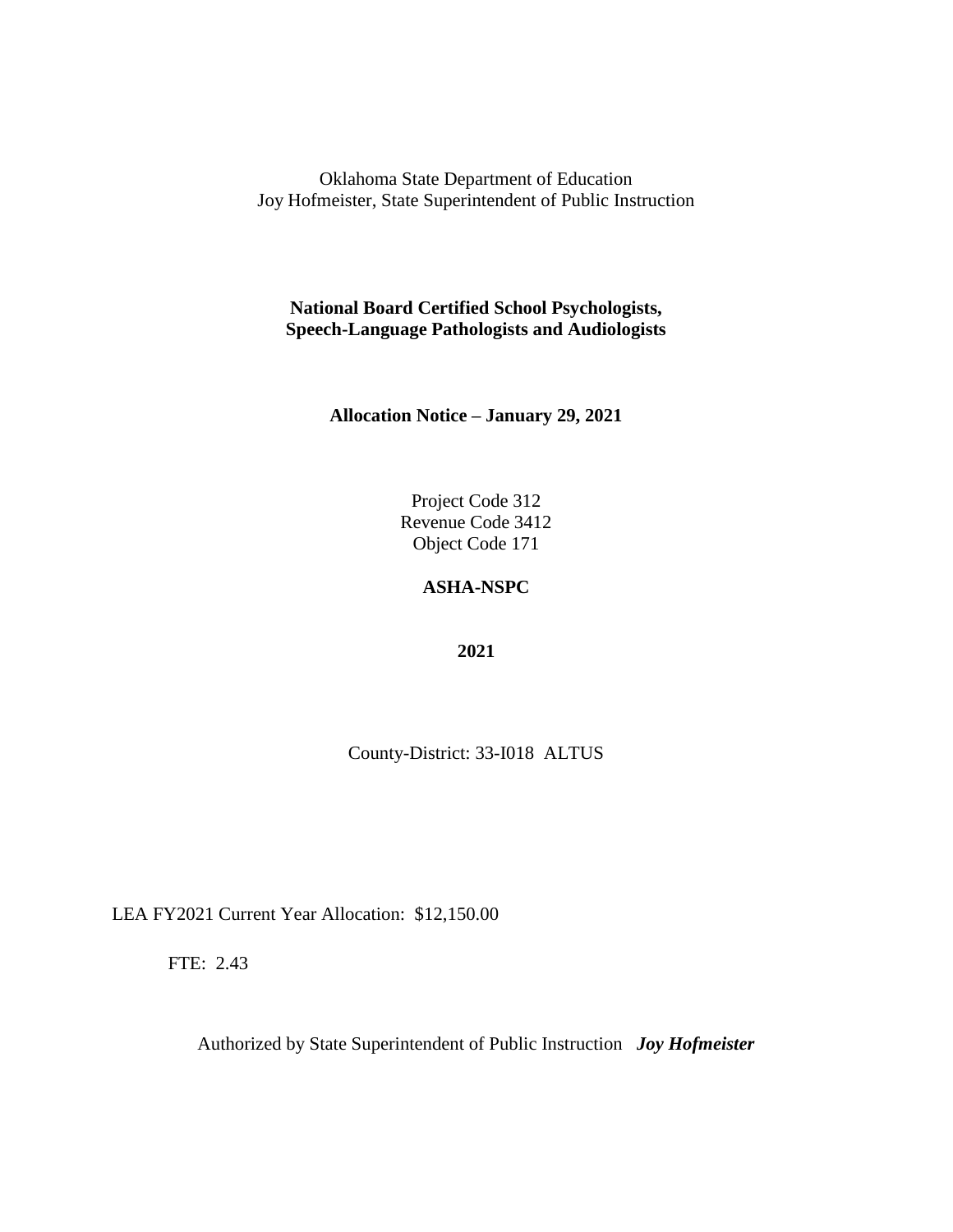Oklahoma State Department of Education
Joy Hofmeister, State Superintendent of Public Instruction

**National Board Certified School Psychologists, Speech-Language Pathologists and Audiologists**

**Allocation Notice – January 29, 2021**

Project Code 312
Revenue Code 3412
Object Code 171

**ASHA-NSPC**

**2021**

County-District: 33-I018 ALTUS

LEA FY2021 Current Year Allocation: $12,150.00

FTE: 2.43

Authorized by State Superintendent of Public Instruction ***Joy Hofmeister***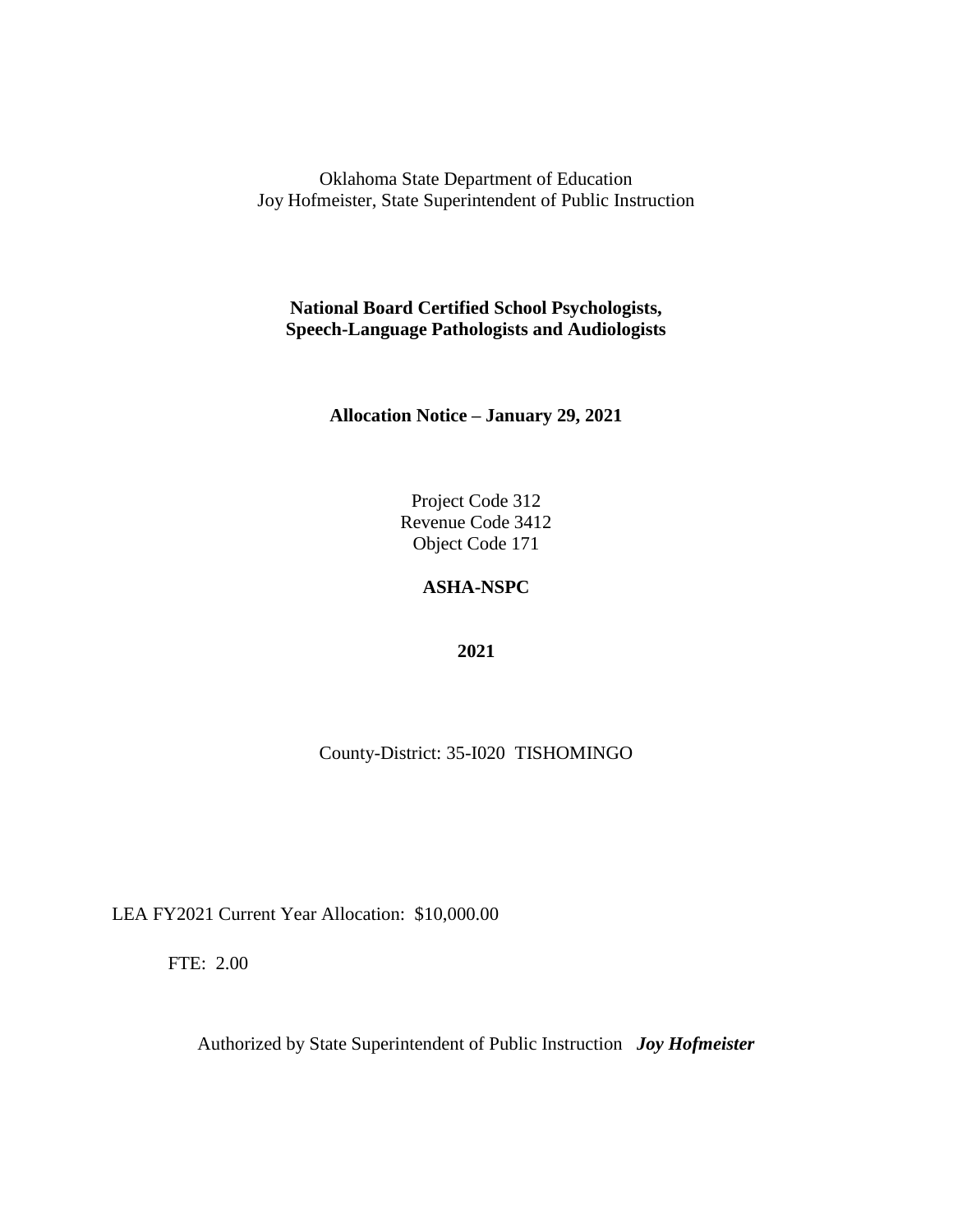Oklahoma State Department of Education
Joy Hofmeister, State Superintendent of Public Instruction

**National Board Certified School Psychologists, Speech-Language Pathologists and Audiologists**

**Allocation Notice – January 29, 2021**

Project Code 312
Revenue Code 3412
Object Code 171

**ASHA-NSPC**

**2021**

County-District: 35-I020 TISHOMINGO

LEA FY2021 Current Year Allocation: $10,000.00

FTE: 2.00

Authorized by State Superintendent of Public Instruction ***Joy Hofmeister***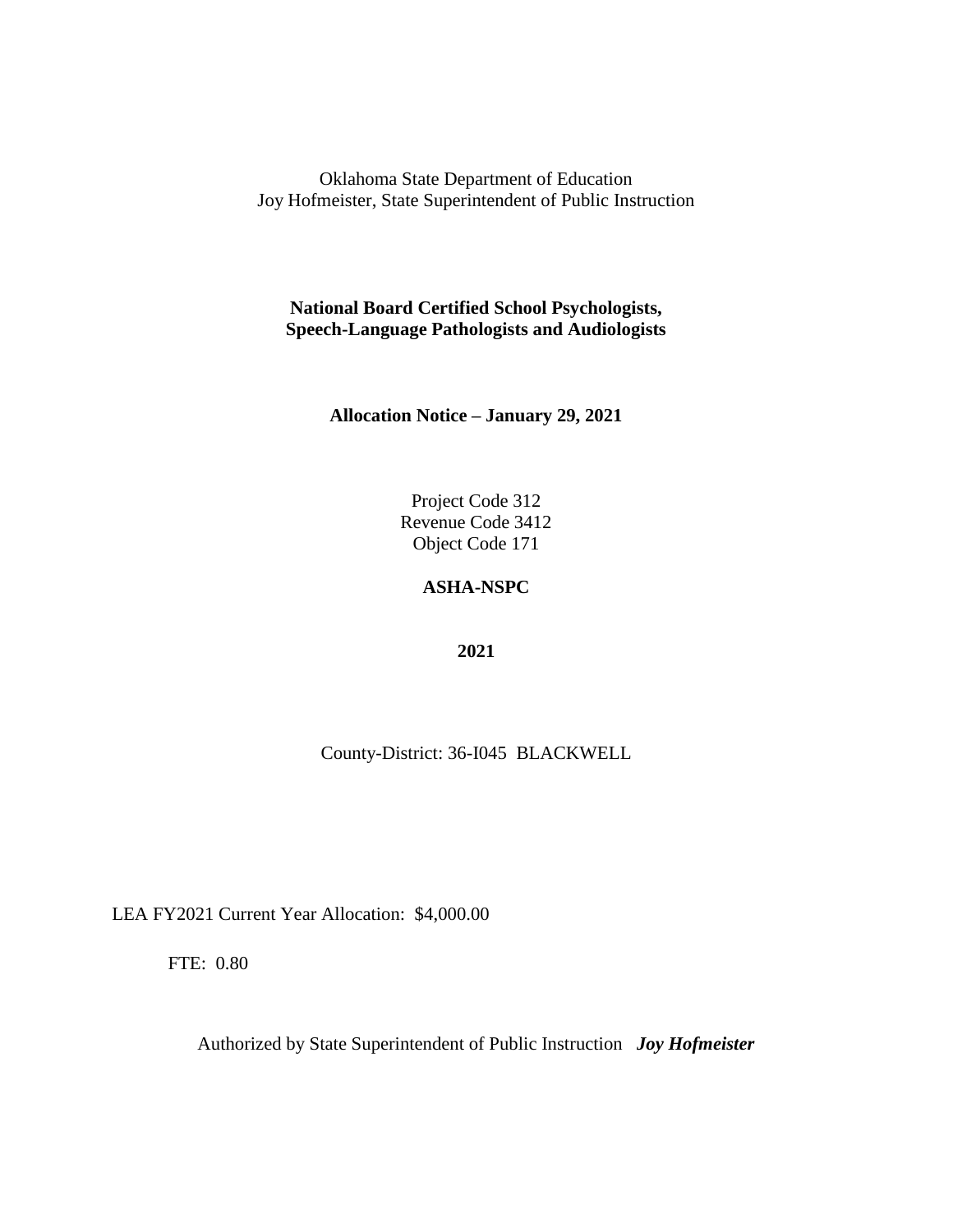Oklahoma State Department of Education
Joy Hofmeister, State Superintendent of Public Instruction

**National Board Certified School Psychologists,**
**Speech-Language Pathologists and Audiologists**

**Allocation Notice – January 29, 2021**

Project Code 312
Revenue Code 3412
Object Code 171

**ASHA-NSPC**

**2021**

County-District: 36-I045 BLACKWELL

LEA FY2021 Current Year Allocation: $4,000.00

FTE: 0.80

Authorized by State Superintendent of Public Instruction ***Joy Hofmeister***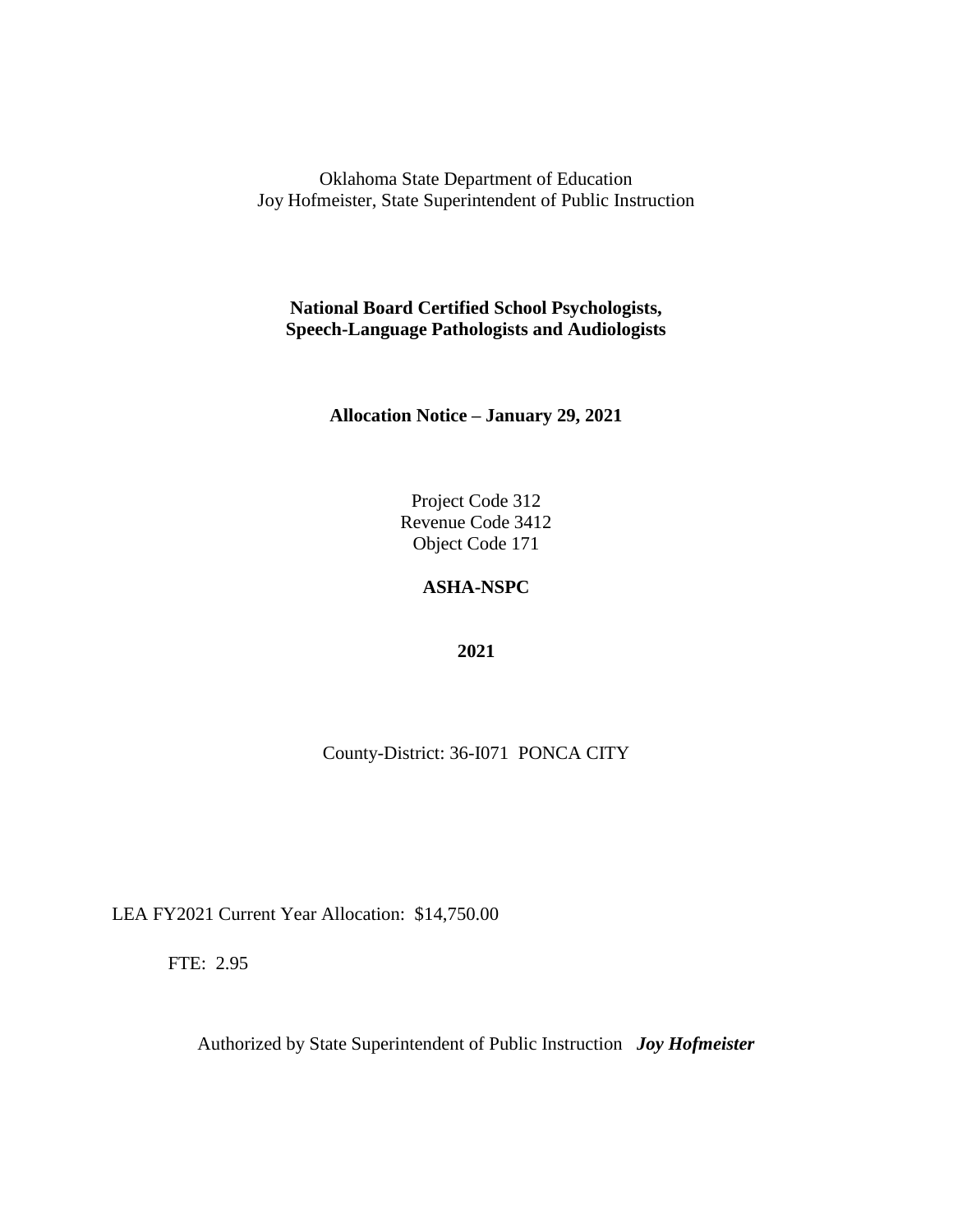Oklahoma State Department of Education
Joy Hofmeister, State Superintendent of Public Instruction

**National Board Certified School Psychologists,**
**Speech-Language Pathologists and Audiologists**

**Allocation Notice – January 29, 2021**

Project Code 312
Revenue Code 3412
Object Code 171

**ASHA-NSPC**

**2021**

County-District: 36-I071 PONCA CITY

LEA FY2021 Current Year Allocation: $14,750.00

FTE: 2.95

Authorized by State Superintendent of Public Instruction ***Joy Hofmeister***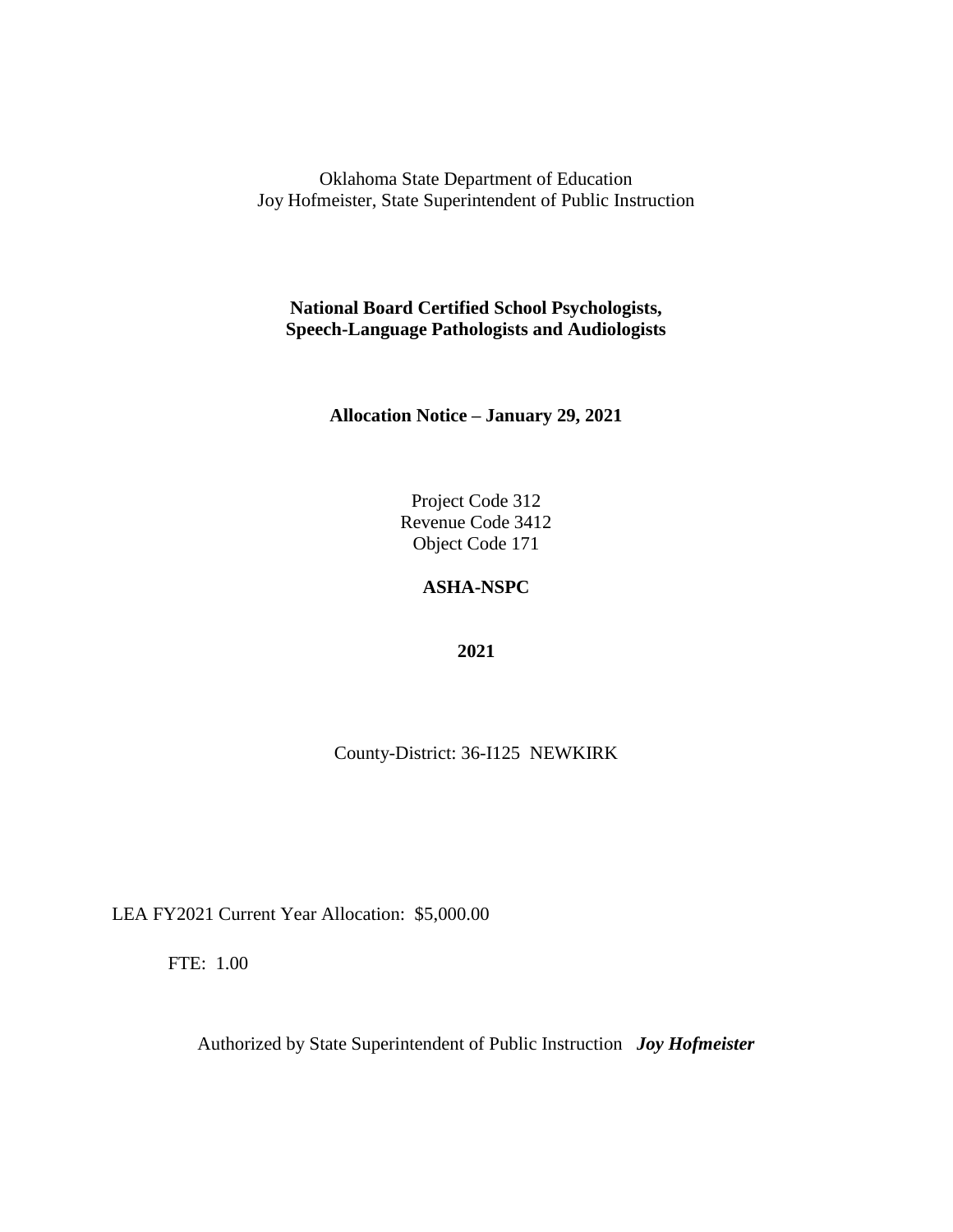Oklahoma State Department of Education
Joy Hofmeister, State Superintendent of Public Instruction

**National Board Certified School Psychologists,**
**Speech-Language Pathologists and Audiologists**

**Allocation Notice – January 29, 2021**

Project Code 312
Revenue Code 3412
Object Code 171

**ASHA-NSPC**

**2021**

County-District: 36-I125 NEWKIRK

LEA FY2021 Current Year Allocation: $5,000.00

FTE: 1.00

Authorized by State Superintendent of Public Instruction ***Joy Hofmeister***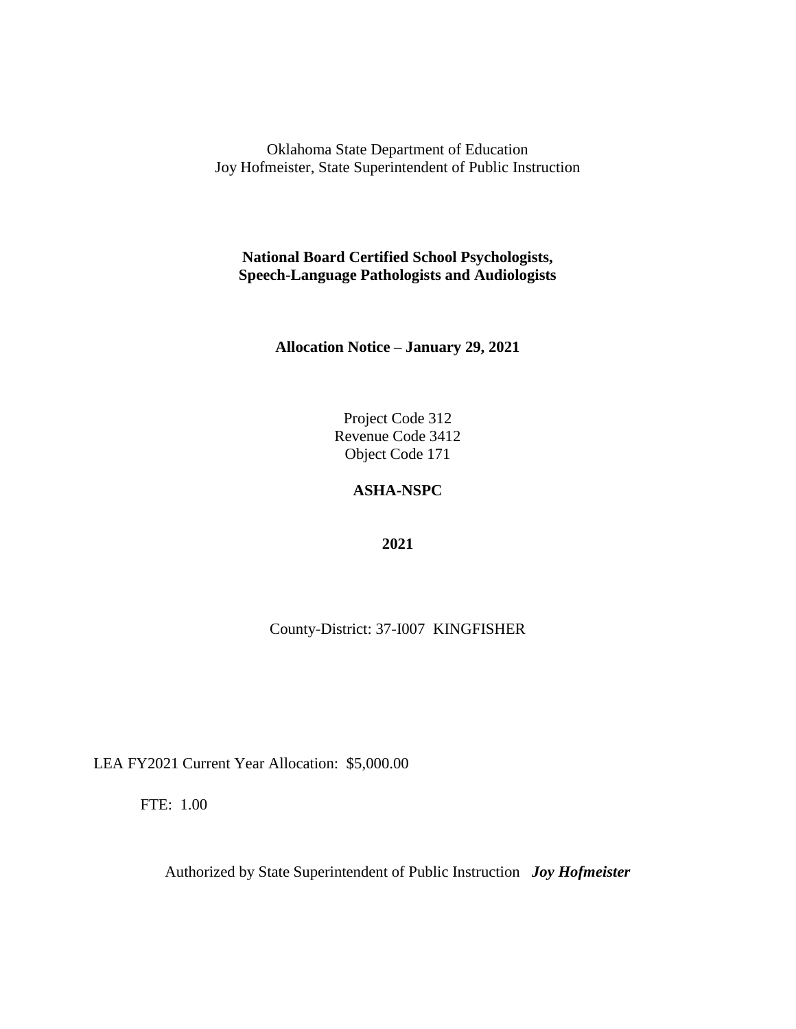Oklahoma State Department of Education
Joy Hofmeister, State Superintendent of Public Instruction

**National Board Certified School Psychologists,
Speech-Language Pathologists and Audiologists**

**Allocation Notice – January 29, 2021**

Project Code 312
Revenue Code 3412
Object Code 171

**ASHA-NSPC**

**2021**

County-District: 37-I007 KINGFISHER

LEA FY2021 Current Year Allocation: $5,000.00

FTE: 1.00

Authorized by State Superintendent of Public Instruction ***Joy Hofmeister***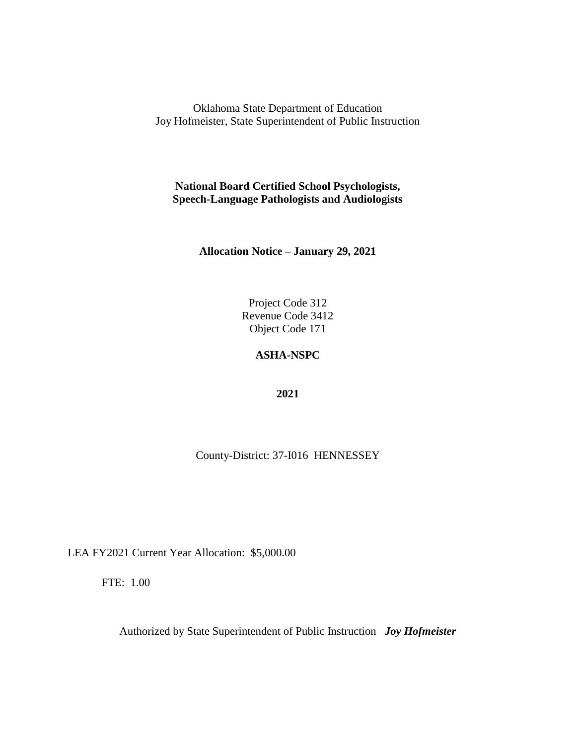Oklahoma State Department of Education
Joy Hofmeister, State Superintendent of Public Instruction

**National Board Certified School Psychologists, Speech-Language Pathologists and Audiologists**

**Allocation Notice – January 29, 2021**

Project Code 312
Revenue Code 3412
Object Code 171

**ASHA-NSPC**

**2021**

County-District: 37-I016 HENNESSEY

LEA FY2021 Current Year Allocation: $5,000.00

FTE: 1.00

Authorized by State Superintendent of Public Instruction ***Joy Hofmeister***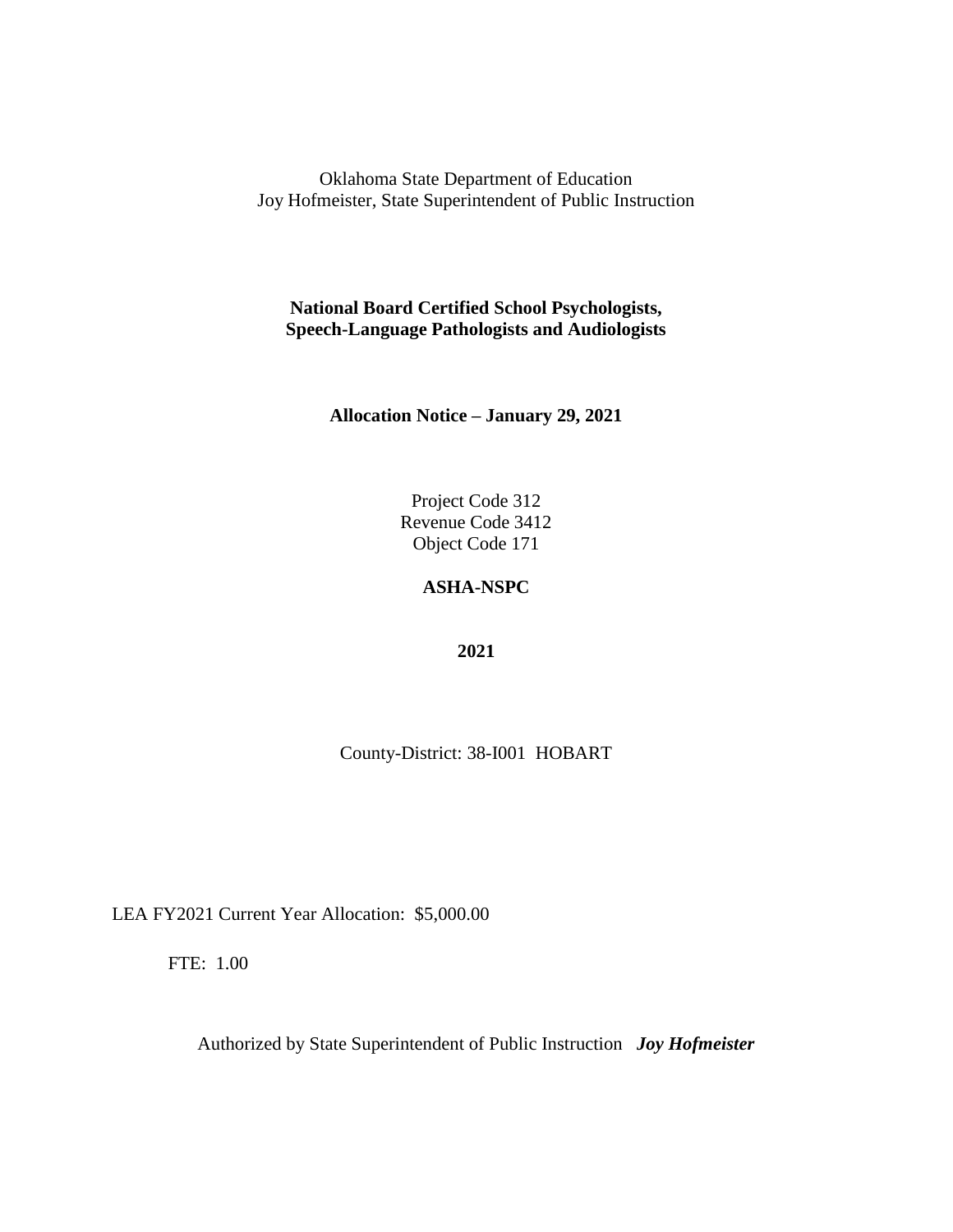Oklahoma State Department of Education
Joy Hofmeister, State Superintendent of Public Instruction

**National Board Certified School Psychologists,
Speech-Language Pathologists and Audiologists**

**Allocation Notice – January 29, 2021**

Project Code 312
Revenue Code 3412
Object Code 171

**ASHA-NSPC**

**2021**

County-District: 38-I001 HOBART

LEA FY2021 Current Year Allocation: $5,000.00

FTE: 1.00

Authorized by State Superintendent of Public Instruction ***Joy Hofmeister***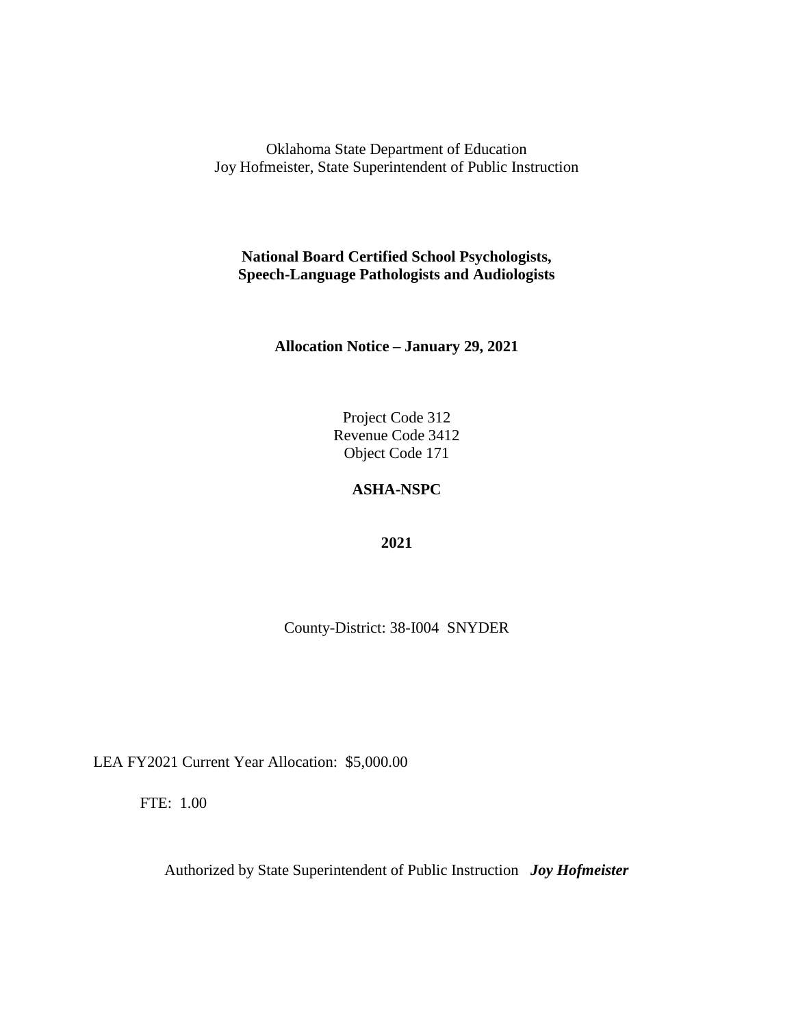Oklahoma State Department of Education
Joy Hofmeister, State Superintendent of Public Instruction

**National Board Certified School Psychologists, Speech-Language Pathologists and Audiologists**

**Allocation Notice – January 29, 2021**

Project Code 312
Revenue Code 3412
Object Code 171

**ASHA-NSPC**

**2021**

County-District: 38-I004 SNYDER

LEA FY2021 Current Year Allocation: $5,000.00

FTE: 1.00

Authorized by State Superintendent of Public Instruction ***Joy Hofmeister***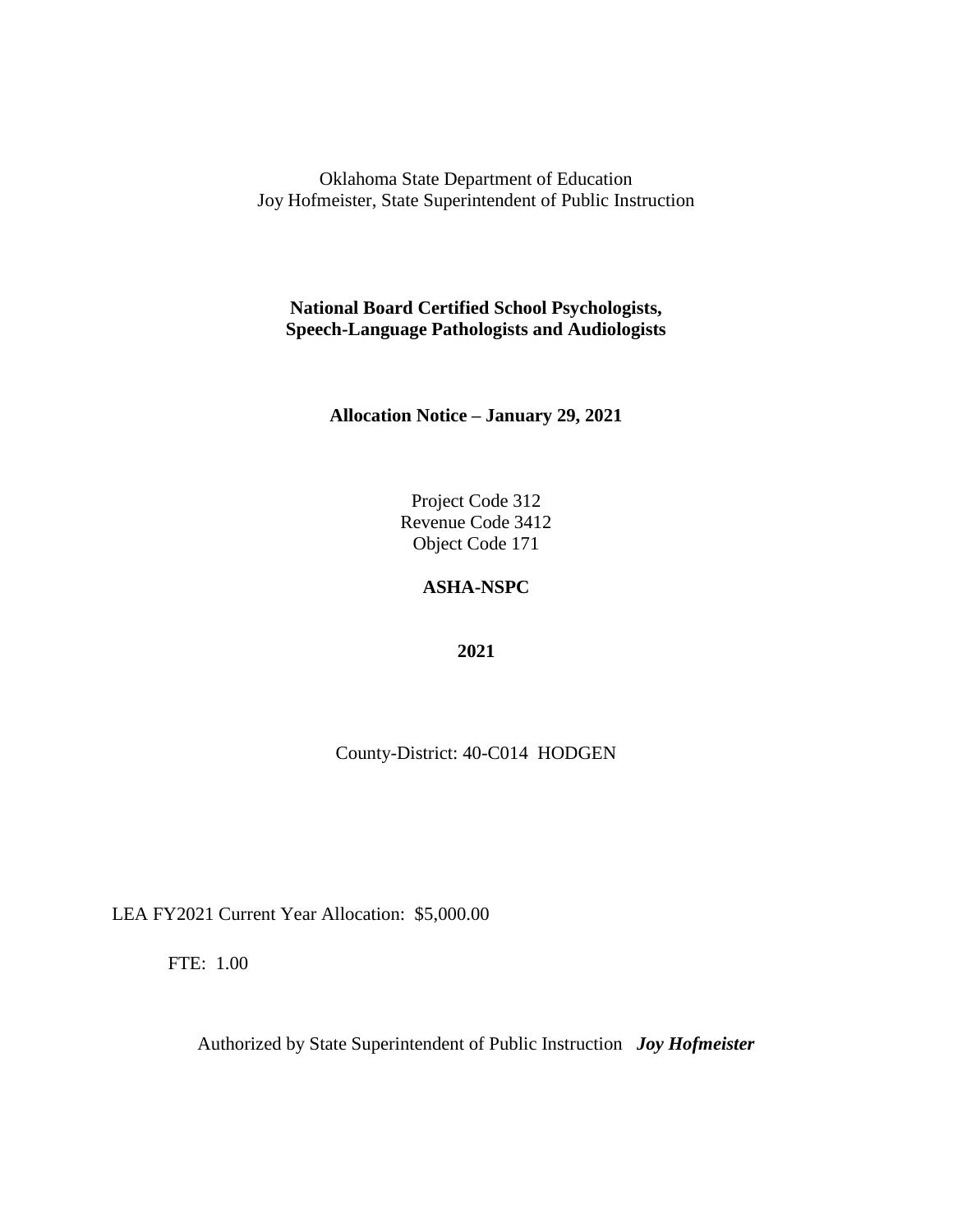Oklahoma State Department of Education
Joy Hofmeister, State Superintendent of Public Instruction

**National Board Certified School Psychologists,
Speech-Language Pathologists and Audiologists**

**Allocation Notice – January 29, 2021**

Project Code 312
Revenue Code 3412
Object Code 171

**ASHA-NSPC**

**2021**

County-District: 40-C014 HODGEN

LEA FY2021 Current Year Allocation: $5,000.00

FTE: 1.00

Authorized by State Superintendent of Public Instruction ***Joy Hofmeister***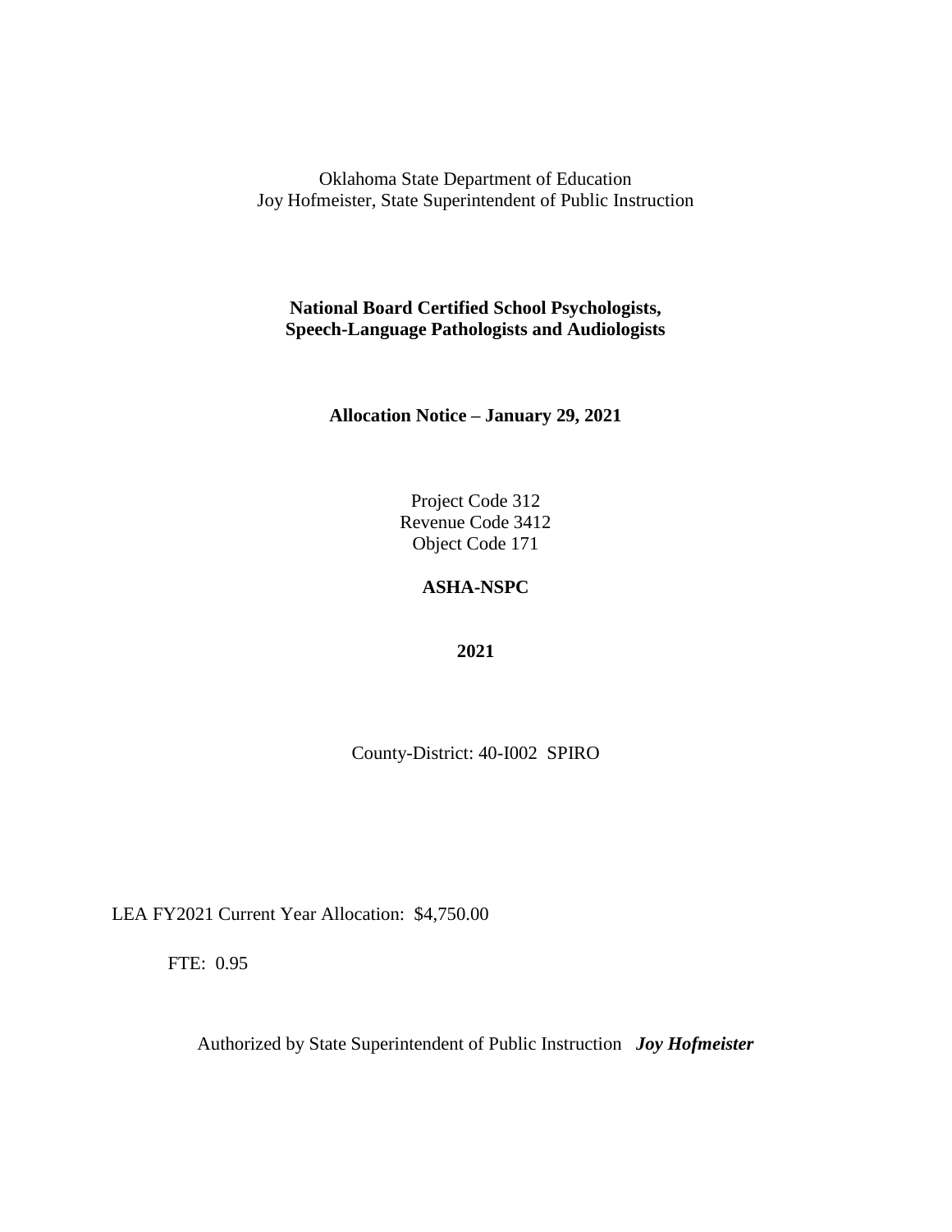Oklahoma State Department of Education
Joy Hofmeister, State Superintendent of Public Instruction

**National Board Certified School Psychologists,
Speech-Language Pathologists and Audiologists**

**Allocation Notice – January 29, 2021**

Project Code 312
Revenue Code 3412
Object Code 171

**ASHA-NSPC**

**2021**

County-District: 40-I002 SPIRO

LEA FY2021 Current Year Allocation: $4,750.00

FTE: 0.95

Authorized by State Superintendent of Public Instruction ***Joy Hofmeister***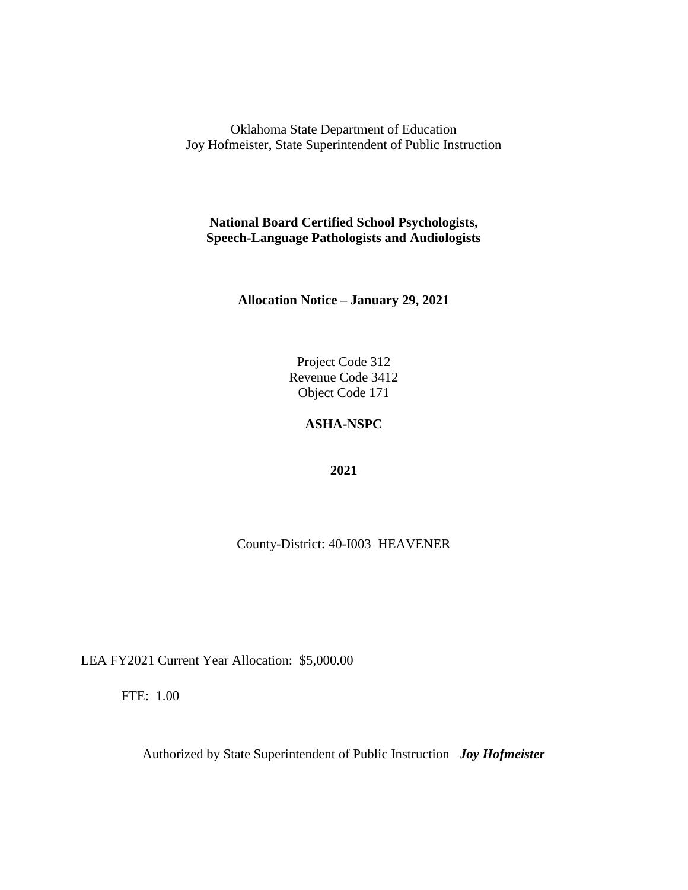Oklahoma State Department of Education
Joy Hofmeister, State Superintendent of Public Instruction

**National Board Certified School Psychologists,**
**Speech-Language Pathologists and Audiologists**

**Allocation Notice – January 29, 2021**

Project Code 312
Revenue Code 3412
Object Code 171

**ASHA-NSPC**

**2021**

County-District: 40-I003 HEAVENER

LEA FY2021 Current Year Allocation: $5,000.00

FTE: 1.00

Authorized by State Superintendent of Public Instruction ***Joy Hofmeister***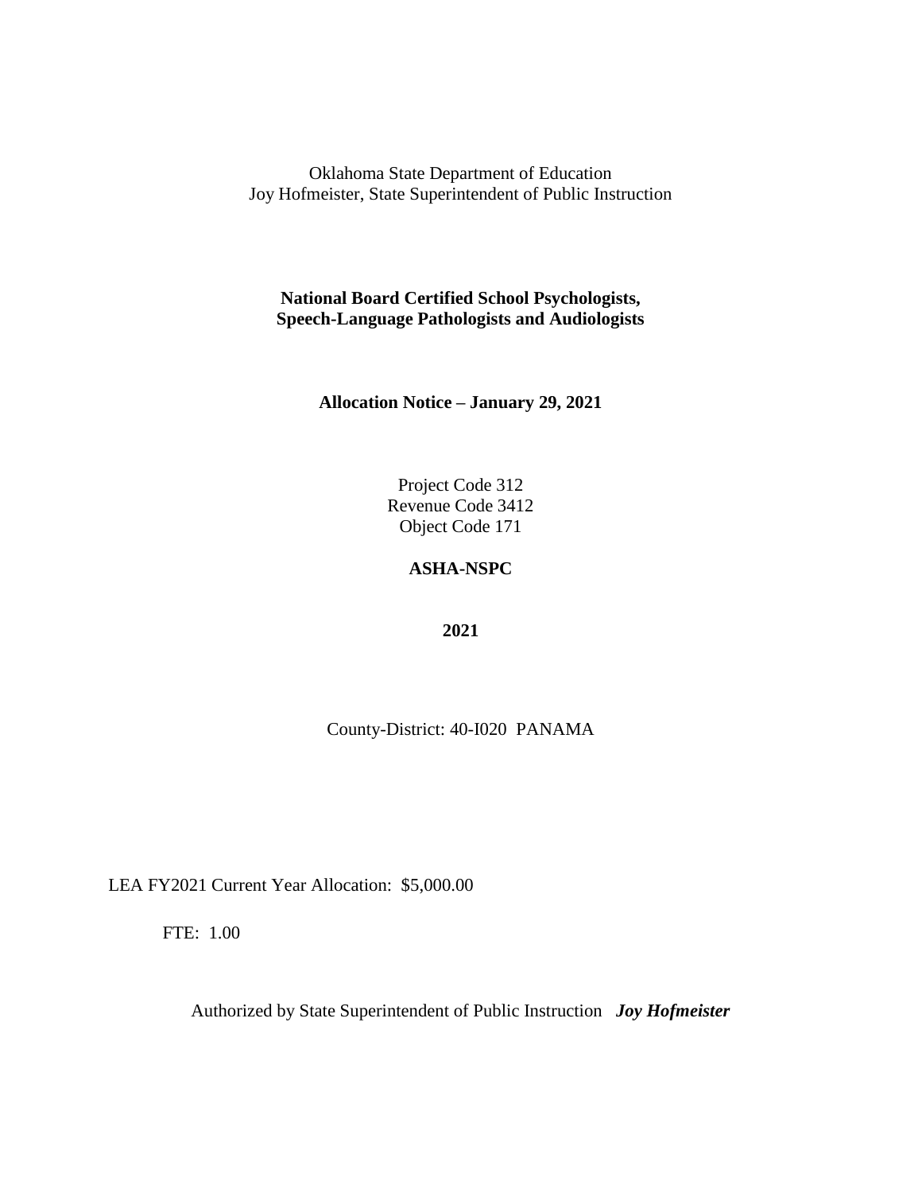Oklahoma State Department of Education
Joy Hofmeister, State Superintendent of Public Instruction

**National Board Certified School Psychologists, Speech-Language Pathologists and Audiologists**

**Allocation Notice – January 29, 2021**

Project Code 312
Revenue Code 3412
Object Code 171

**ASHA-NSPC**

**2021**

County-District: 40-I020 PANAMA

LEA FY2021 Current Year Allocation: $5,000.00

FTE: 1.00

Authorized by State Superintendent of Public Instruction ***Joy Hofmeister***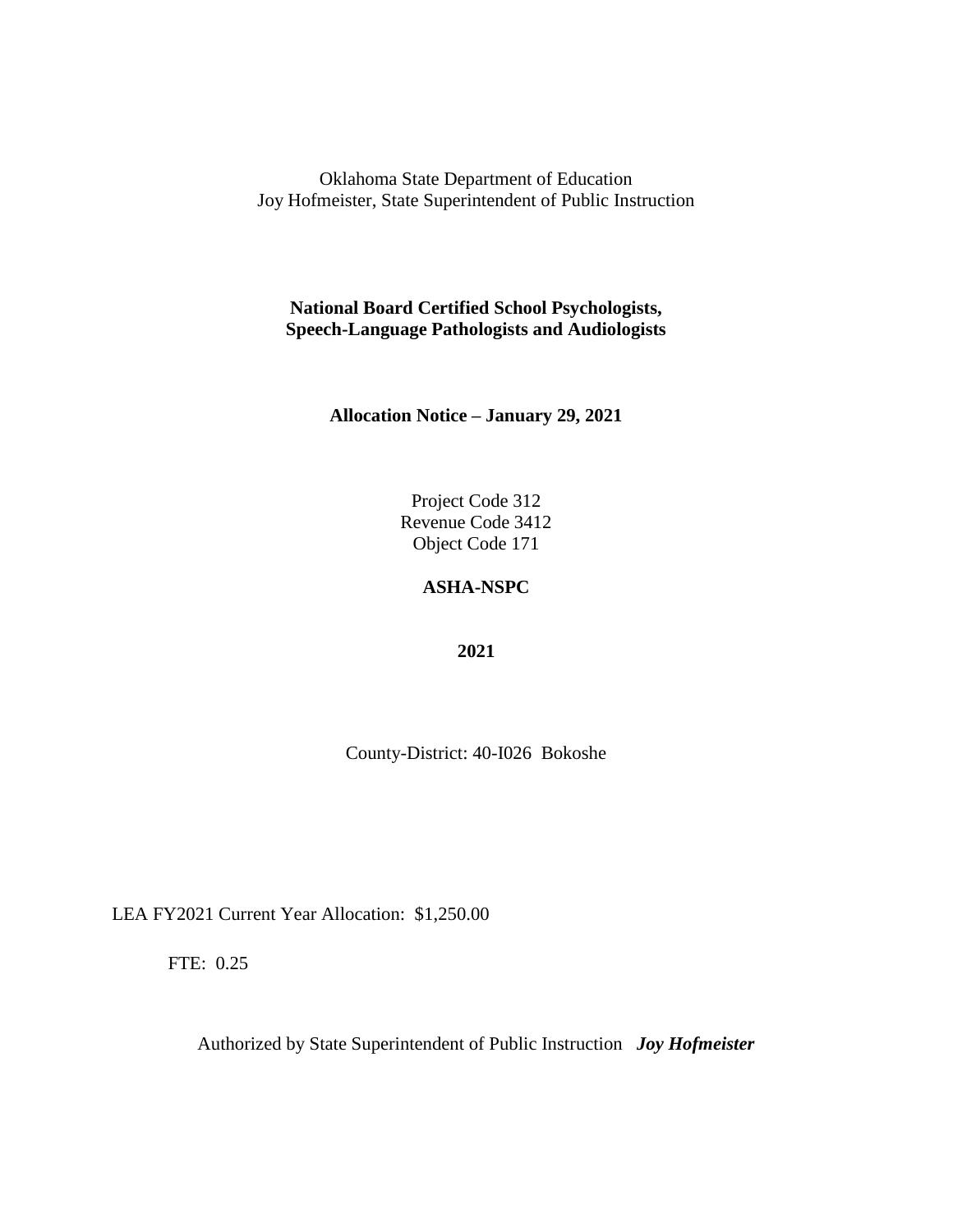Oklahoma State Department of Education
Joy Hofmeister, State Superintendent of Public Instruction

**National Board Certified School Psychologists,**
**Speech-Language Pathologists and Audiologists**

**Allocation Notice – January 29, 2021**

Project Code 312
Revenue Code 3412
Object Code 171

**ASHA-NSPC**

**2021**

County-District: 40-I026 Bokoshe

LEA FY2021 Current Year Allocation: $1,250.00

FTE: 0.25

Authorized by State Superintendent of Public Instruction ***Joy Hofmeister***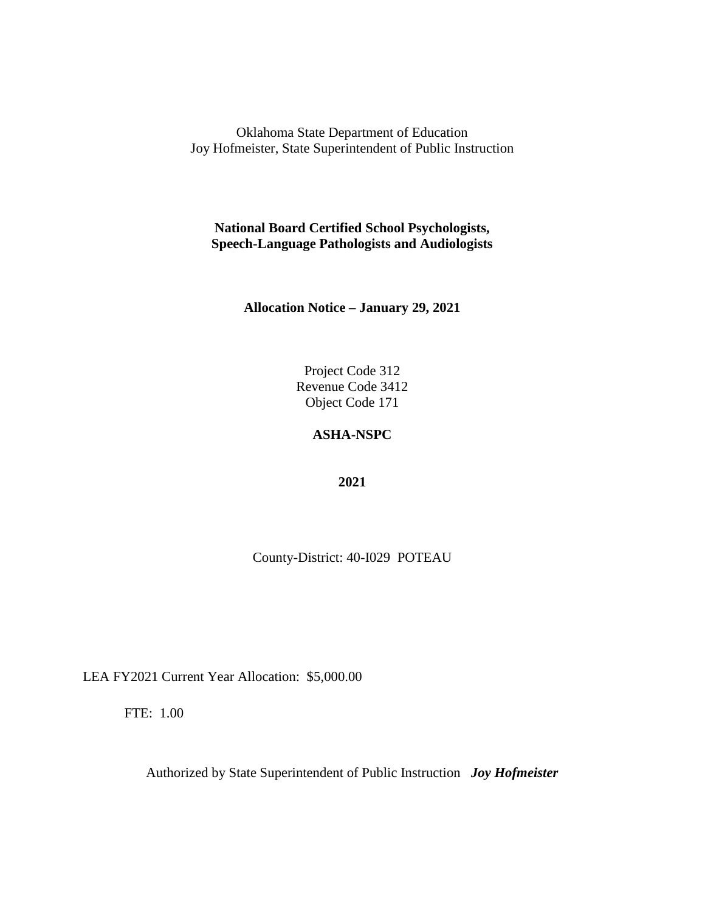Oklahoma State Department of Education
Joy Hofmeister, State Superintendent of Public Instruction

**National Board Certified School Psychologists,**
**Speech-Language Pathologists and Audiologists**

**Allocation Notice – January 29, 2021**

Project Code 312
Revenue Code 3412
Object Code 171

**ASHA-NSPC**

**2021**

County-District: 40-I029 POTEAU

LEA FY2021 Current Year Allocation: $5,000.00

FTE: 1.00

Authorized by State Superintendent of Public Instruction ***Joy Hofmeister***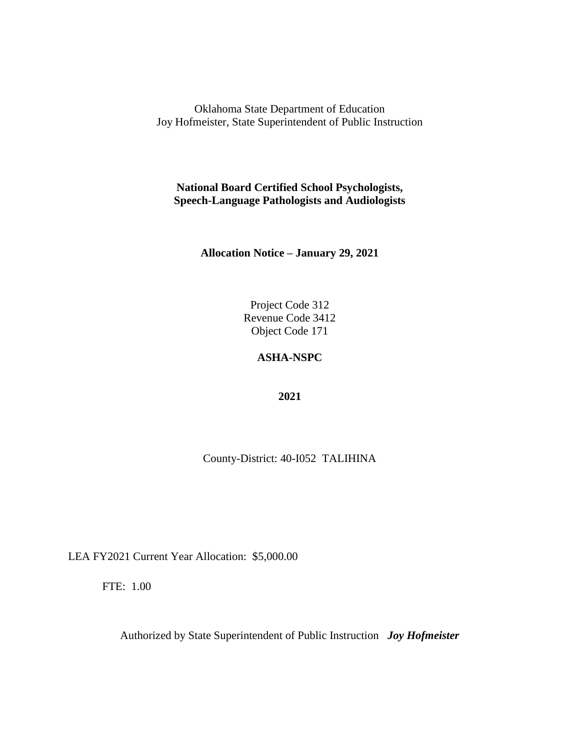Oklahoma State Department of Education
Joy Hofmeister, State Superintendent of Public Instruction

**National Board Certified School Psychologists, Speech-Language Pathologists and Audiologists**

**Allocation Notice – January 29, 2021**

Project Code 312
Revenue Code 3412
Object Code 171

**ASHA-NSPC**

**2021**

County-District: 40-I052 TALIHINA

LEA FY2021 Current Year Allocation: $5,000.00

FTE: 1.00

Authorized by State Superintendent of Public Instruction ***Joy Hofmeister***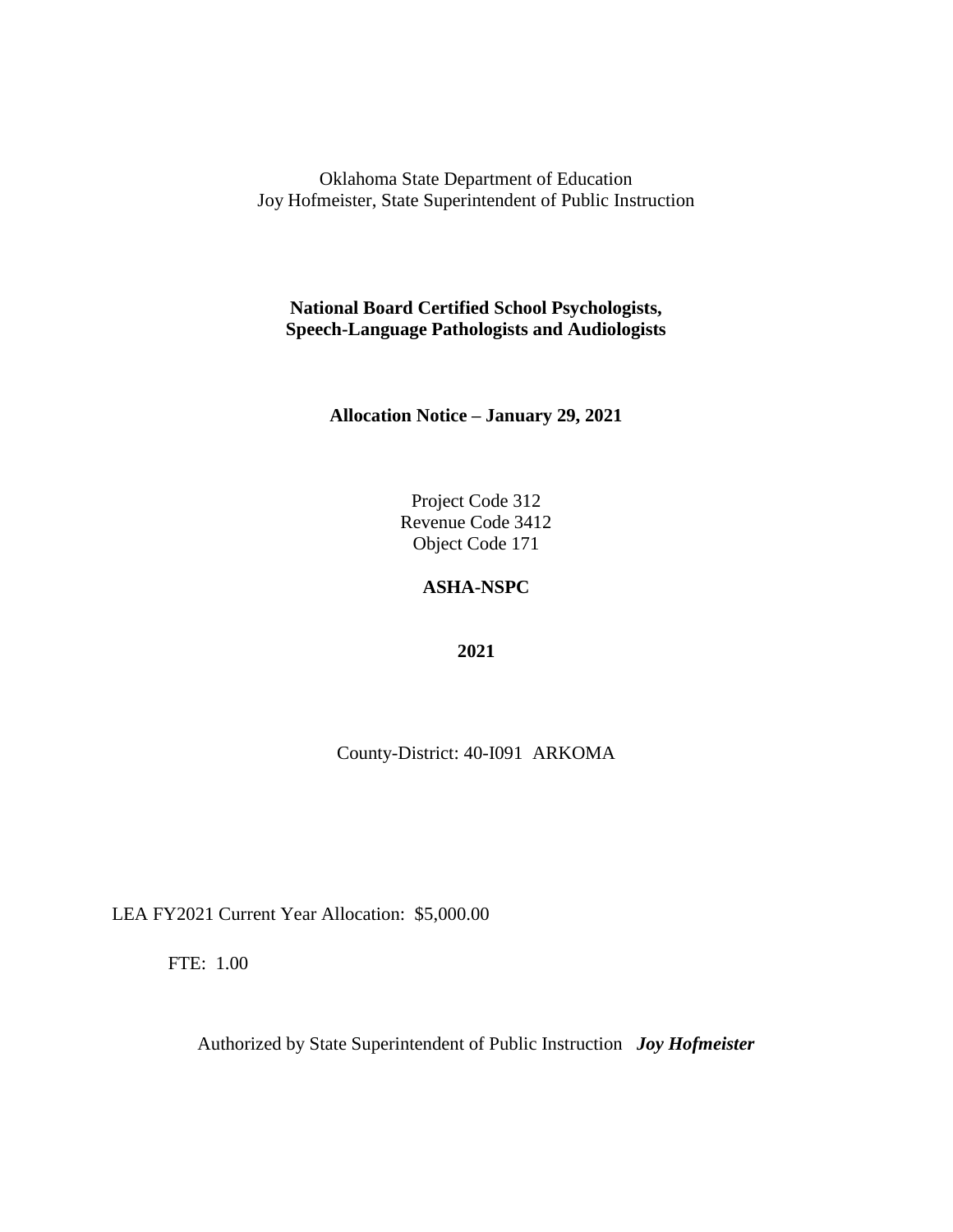Oklahoma State Department of Education
Joy Hofmeister, State Superintendent of Public Instruction

**National Board Certified School Psychologists, Speech-Language Pathologists and Audiologists**

**Allocation Notice – January 29, 2021**

Project Code 312
Revenue Code 3412
Object Code 171

**ASHA-NSPC**

**2021**

County-District: 40-I091 ARKOMA

LEA FY2021 Current Year Allocation: $5,000.00

FTE: 1.00

Authorized by State Superintendent of Public Instruction ***Joy Hofmeister***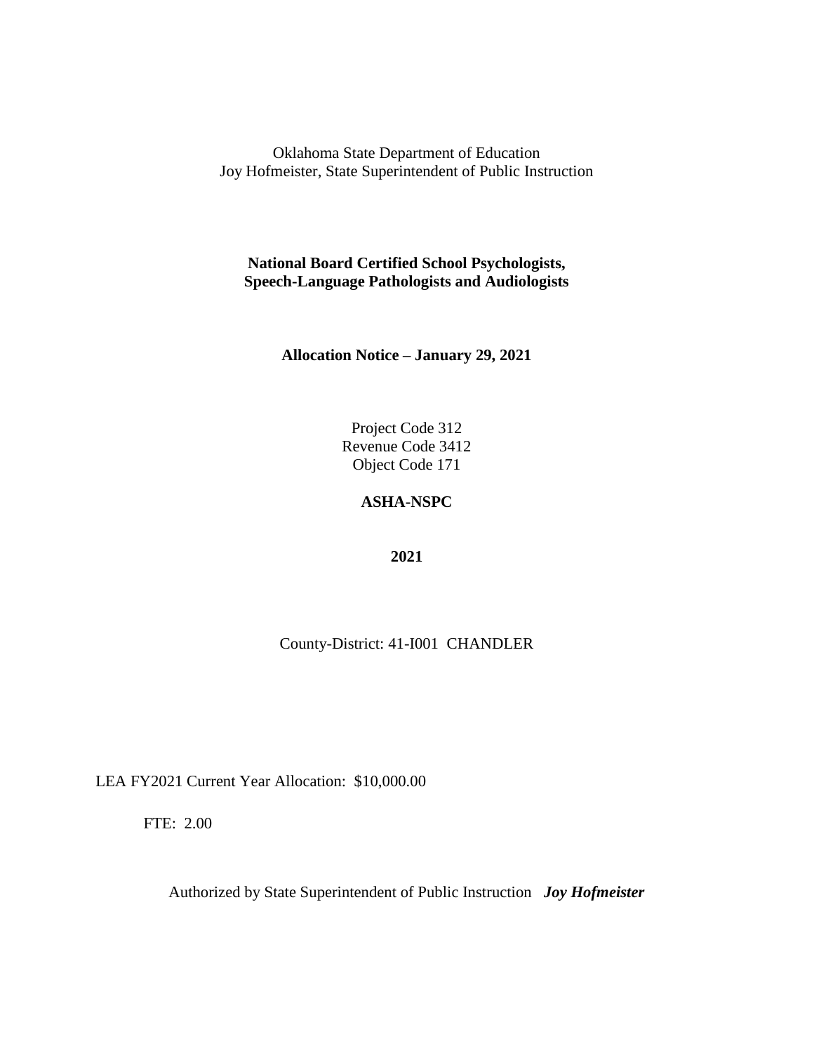Oklahoma State Department of Education
Joy Hofmeister, State Superintendent of Public Instruction

**National Board Certified School Psychologists, Speech-Language Pathologists and Audiologists**

**Allocation Notice – January 29, 2021**

Project Code 312
Revenue Code 3412
Object Code 171

**ASHA-NSPC**

**2021**

County-District: 41-I001 CHANDLER

LEA FY2021 Current Year Allocation: $10,000.00

FTE: 2.00

Authorized by State Superintendent of Public Instruction ***Joy Hofmeister***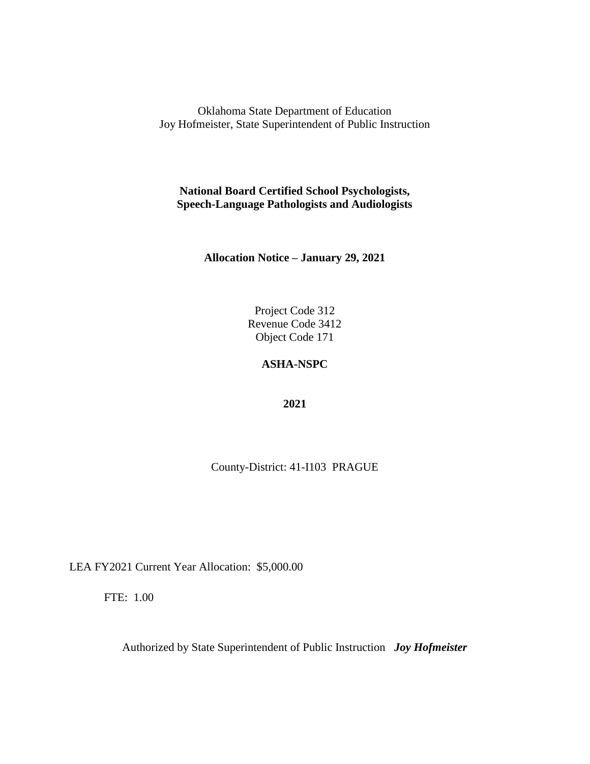Oklahoma State Department of Education
Joy Hofmeister, State Superintendent of Public Instruction

**National Board Certified School Psychologists,**
**Speech-Language Pathologists and Audiologists**

**Allocation Notice – January 29, 2021**

Project Code 312
Revenue Code 3412
Object Code 171

**ASHA-NSPC**

**2021**

County-District: 41-I103 PRAGUE

LEA FY2021 Current Year Allocation: $5,000.00

FTE: 1.00

Authorized by State Superintendent of Public Instruction ***Joy Hofmeister***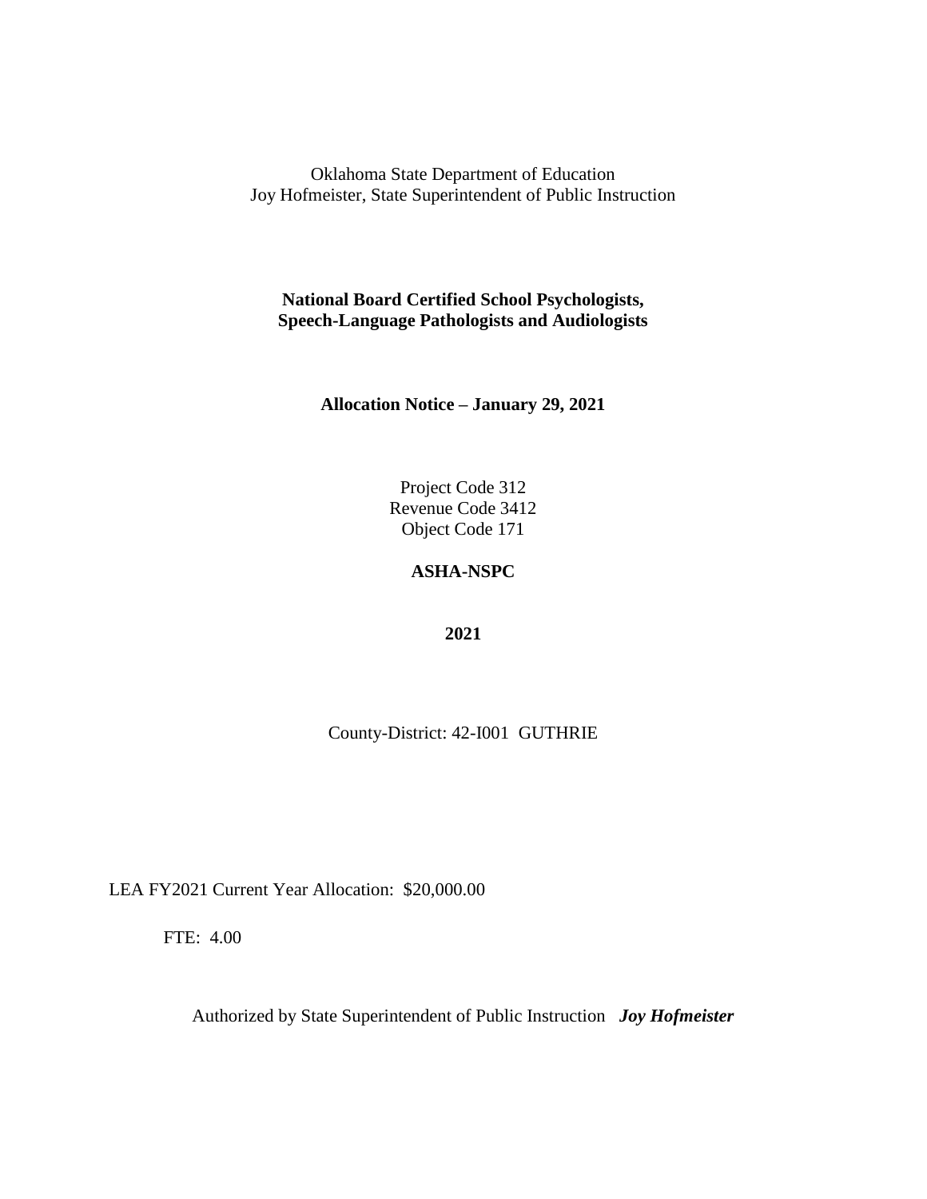Oklahoma State Department of Education
Joy Hofmeister, State Superintendent of Public Instruction

**National Board Certified School Psychologists, Speech-Language Pathologists and Audiologists**

**Allocation Notice – January 29, 2021**

Project Code 312
Revenue Code 3412
Object Code 171

**ASHA-NSPC**

**2021**

County-District: 42-I001 GUTHRIE

LEA FY2021 Current Year Allocation: $20,000.00

FTE: 4.00

Authorized by State Superintendent of Public Instruction ***Joy Hofmeister***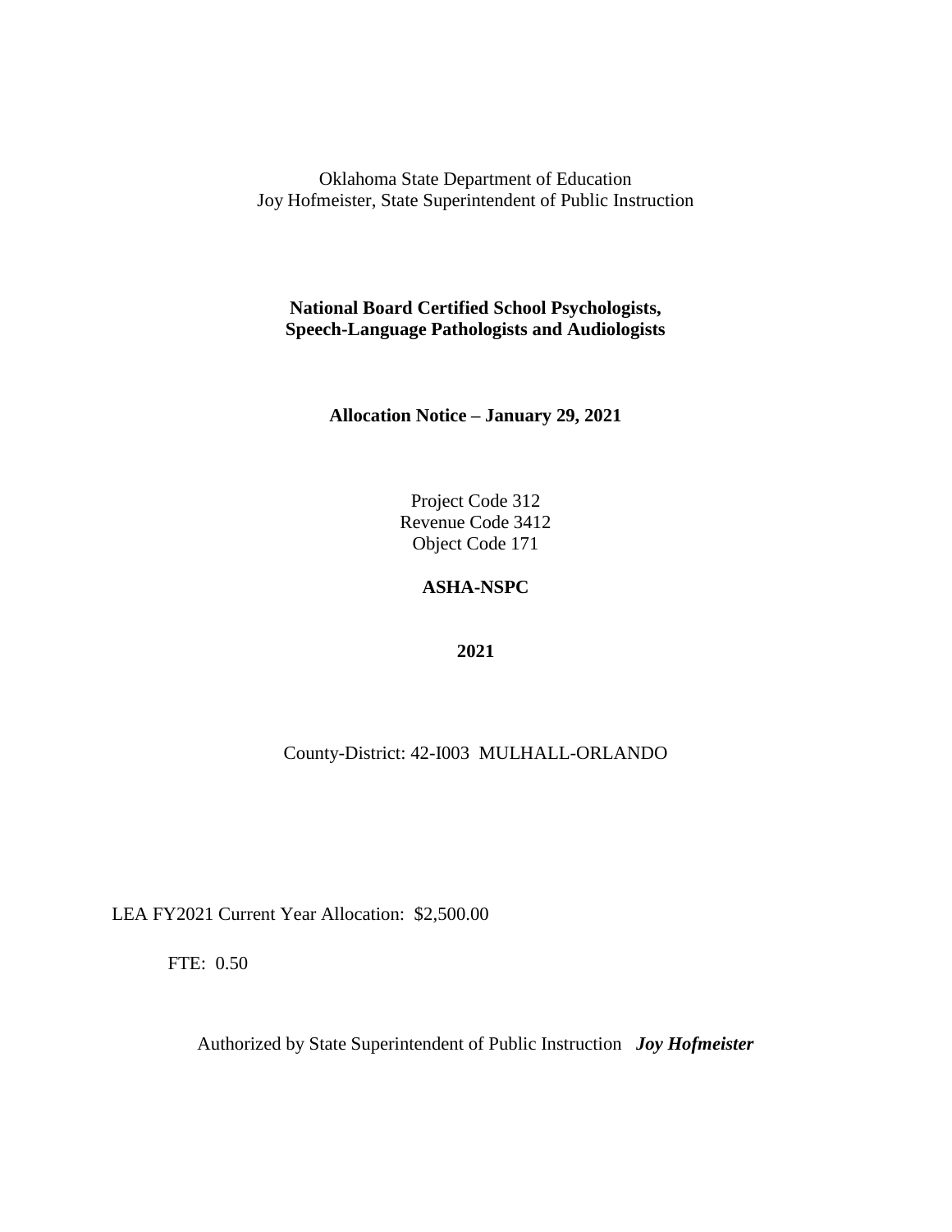Oklahoma State Department of Education
Joy Hofmeister, State Superintendent of Public Instruction

**National Board Certified School Psychologists, Speech-Language Pathologists and Audiologists**

**Allocation Notice – January 29, 2021**

Project Code 312
Revenue Code 3412
Object Code 171

**ASHA-NSPC**

**2021**

County-District: 42-I003 MULHALL-ORLANDO

LEA FY2021 Current Year Allocation: $2,500.00

FTE: 0.50

Authorized by State Superintendent of Public Instruction ***Joy Hofmeister***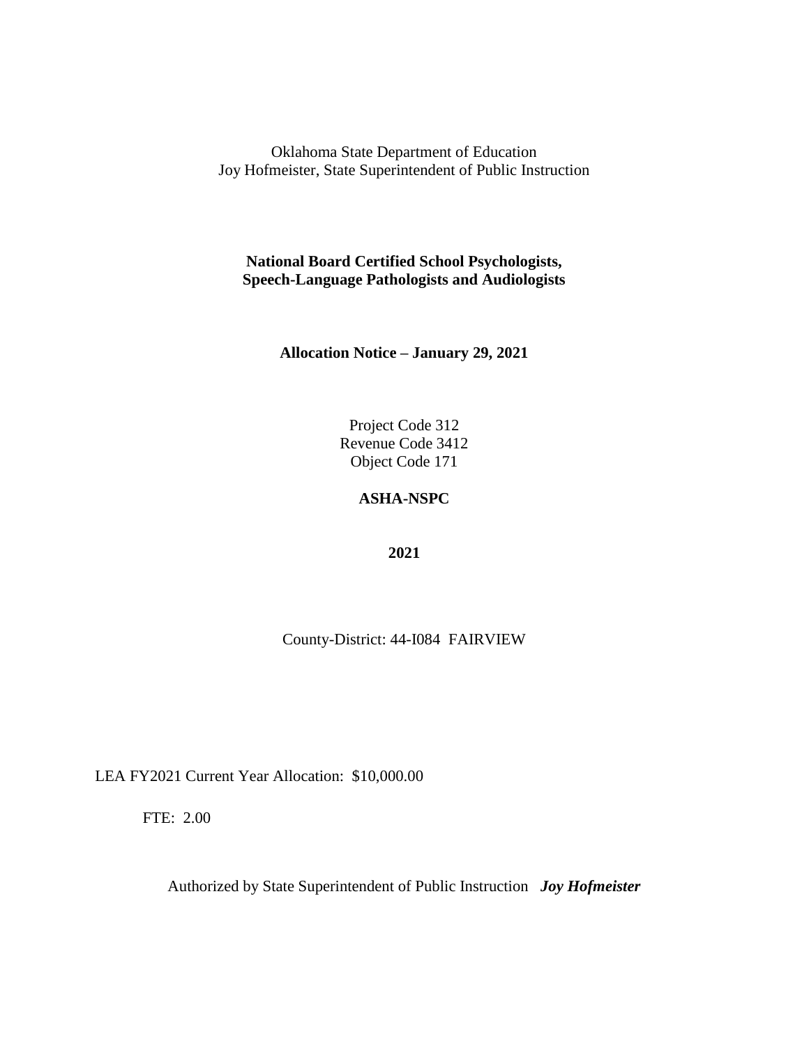Oklahoma State Department of Education
Joy Hofmeister, State Superintendent of Public Instruction

**National Board Certified School Psychologists, Speech-Language Pathologists and Audiologists**

**Allocation Notice – January 29, 2021**

Project Code 312
Revenue Code 3412
Object Code 171

**ASHA-NSPC**

**2021**

County-District: 44-I084 FAIRVIEW

LEA FY2021 Current Year Allocation: $10,000.00

FTE: 2.00

Authorized by State Superintendent of Public Instruction ***Joy Hofmeister***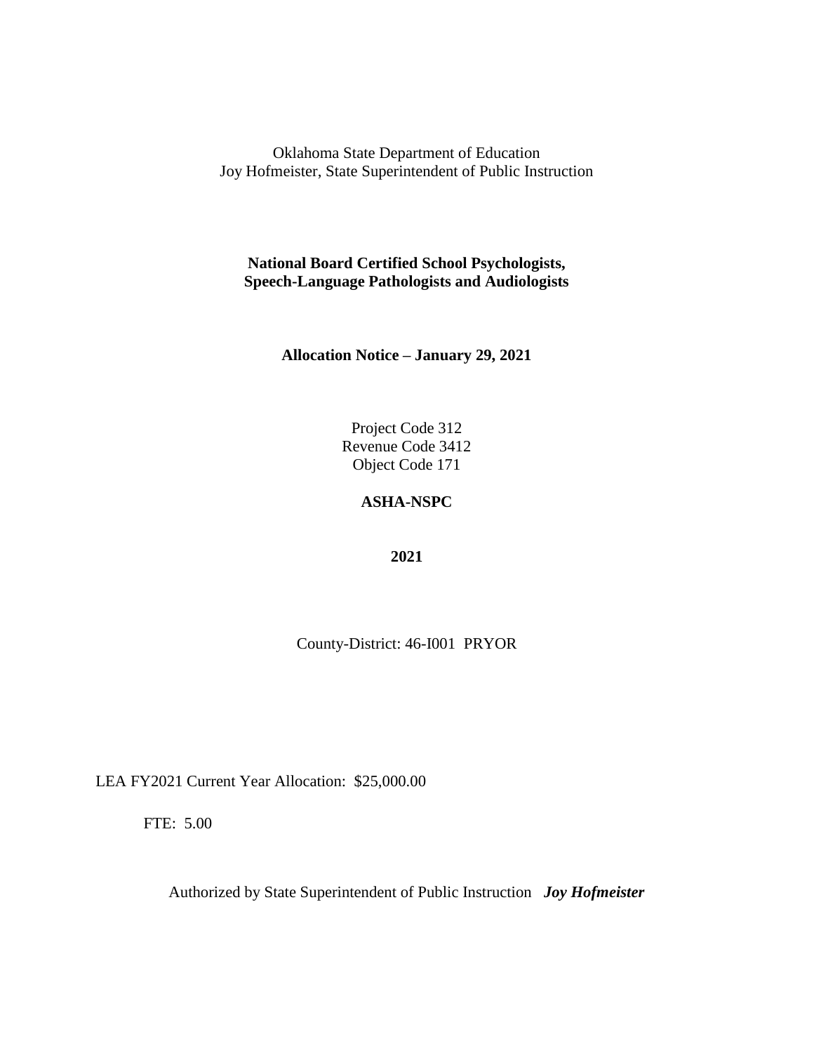Oklahoma State Department of Education
Joy Hofmeister, State Superintendent of Public Instruction

**National Board Certified School Psychologists,**
**Speech-Language Pathologists and Audiologists**

**Allocation Notice – January 29, 2021**

Project Code 312
Revenue Code 3412
Object Code 171

**ASHA-NSPC**

**2021**

County-District: 46-I001 PRYOR

LEA FY2021 Current Year Allocation: $25,000.00

FTE: 5.00

Authorized by State Superintendent of Public Instruction ***Joy Hofmeister***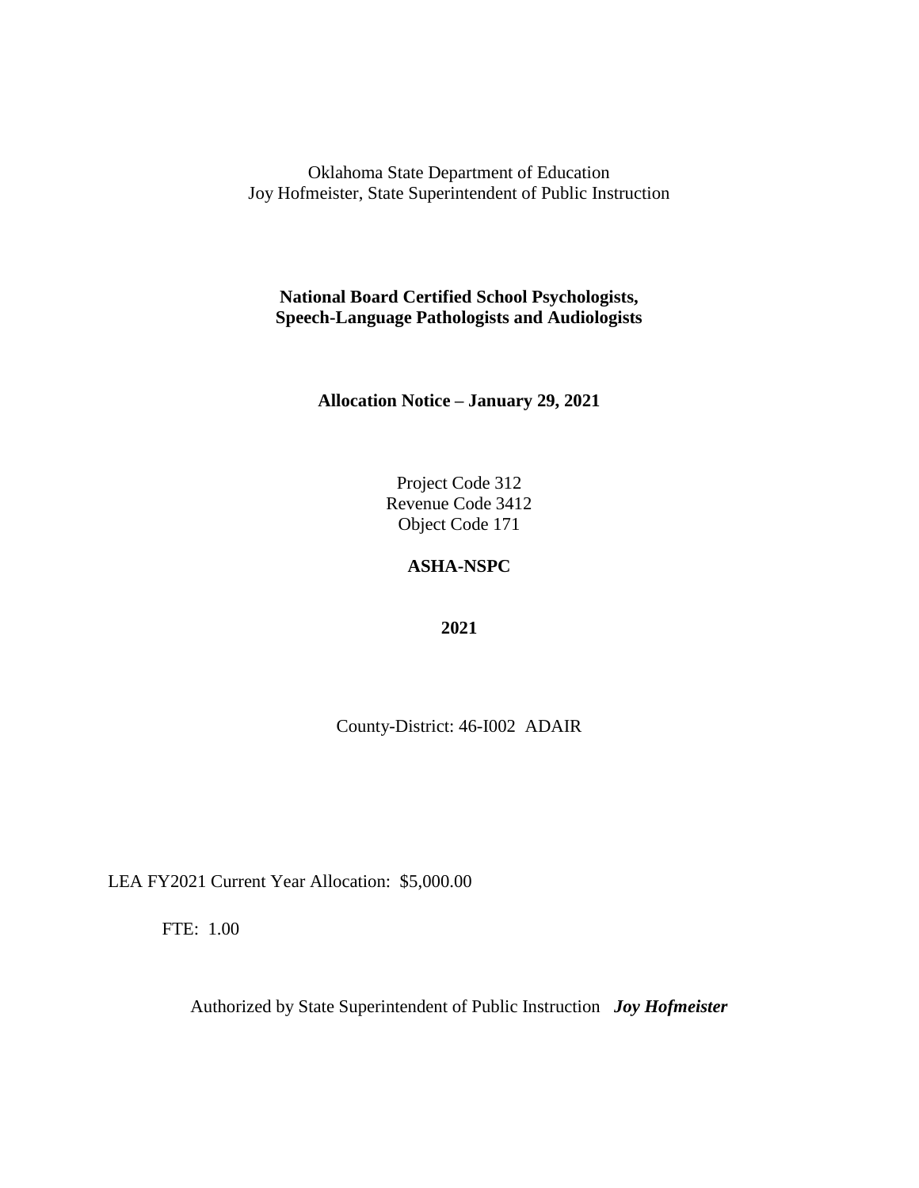Oklahoma State Department of Education
Joy Hofmeister, State Superintendent of Public Instruction

**National Board Certified School Psychologists,**
**Speech-Language Pathologists and Audiologists**

**Allocation Notice – January 29, 2021**

Project Code 312
Revenue Code 3412
Object Code 171

**ASHA-NSPC**

**2021**

County-District: 46-I002 ADAIR

LEA FY2021 Current Year Allocation: $5,000.00

FTE: 1.00

Authorized by State Superintendent of Public Instruction ***Joy Hofmeister***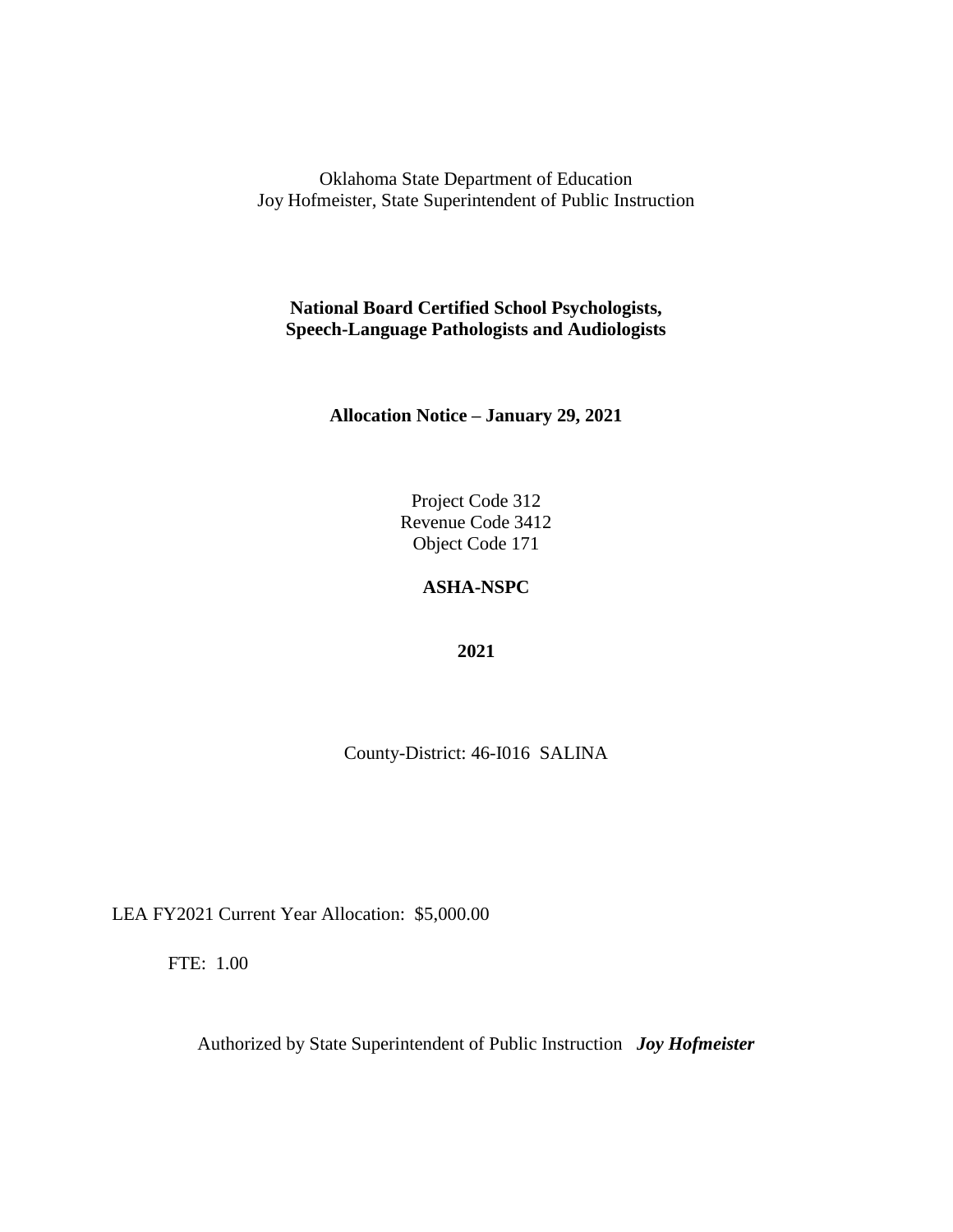Oklahoma State Department of Education
Joy Hofmeister, State Superintendent of Public Instruction

**National Board Certified School Psychologists, Speech-Language Pathologists and Audiologists**

**Allocation Notice – January 29, 2021**

Project Code 312
Revenue Code 3412
Object Code 171

**ASHA-NSPC**

**2021**

County-District: 46-I016 SALINA

LEA FY2021 Current Year Allocation: $5,000.00

FTE: 1.00

Authorized by State Superintendent of Public Instruction ***Joy Hofmeister***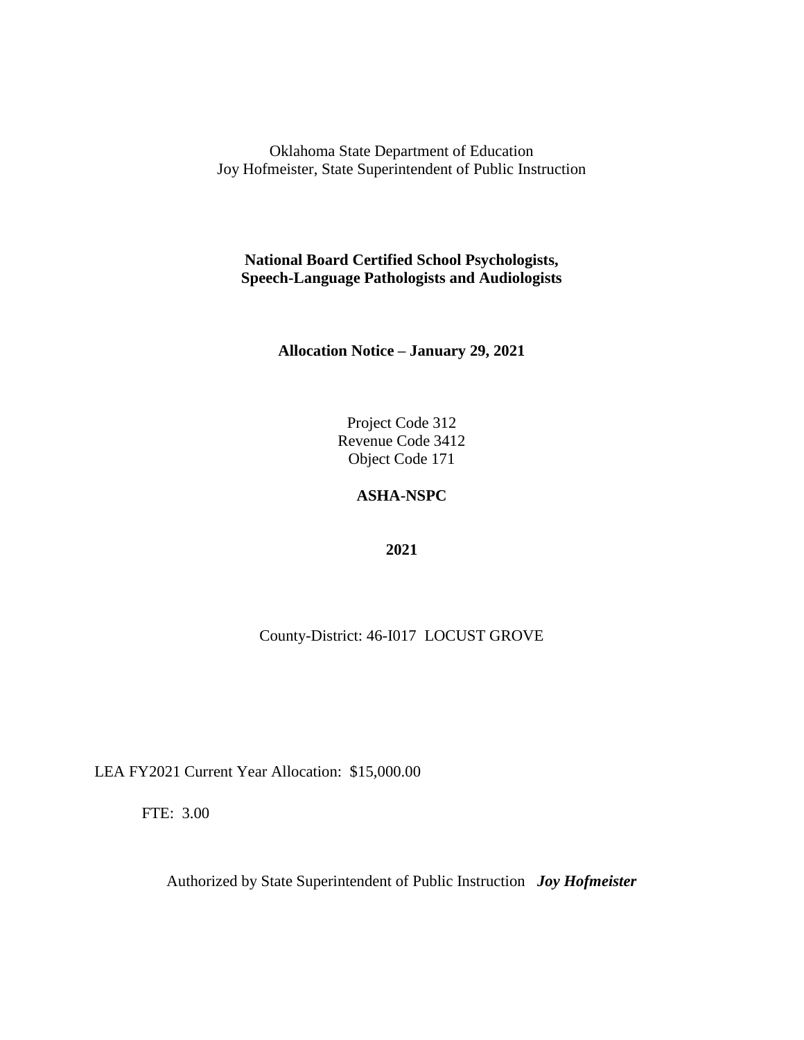Oklahoma State Department of Education
Joy Hofmeister, State Superintendent of Public Instruction

**National Board Certified School Psychologists,**
**Speech-Language Pathologists and Audiologists**

**Allocation Notice – January 29, 2021**

Project Code 312
Revenue Code 3412
Object Code 171

**ASHA-NSPC**

**2021**

County-District: 46-I017 LOCUST GROVE

LEA FY2021 Current Year Allocation: $15,000.00

FTE: 3.00

Authorized by State Superintendent of Public Instruction ***Joy Hofmeister***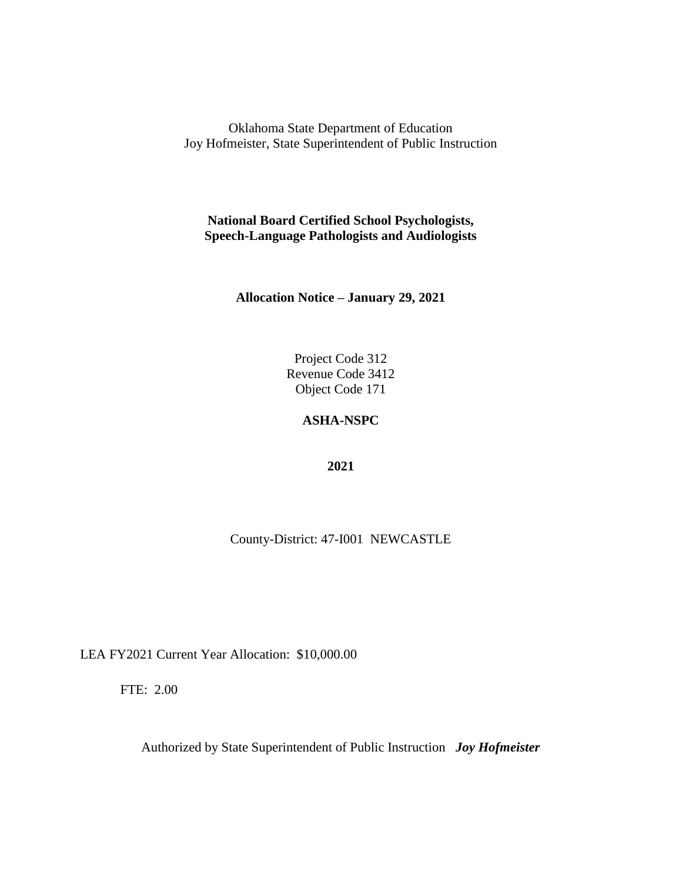Oklahoma State Department of Education
Joy Hofmeister, State Superintendent of Public Instruction

**National Board Certified School Psychologists,**
**Speech-Language Pathologists and Audiologists**

**Allocation Notice – January 29, 2021**

Project Code 312
Revenue Code 3412
Object Code 171

**ASHA-NSPC**

**2021**

County-District: 47-I001 NEWCASTLE

LEA FY2021 Current Year Allocation: $10,000.00

FTE: 2.00

Authorized by State Superintendent of Public Instruction ***Joy Hofmeister***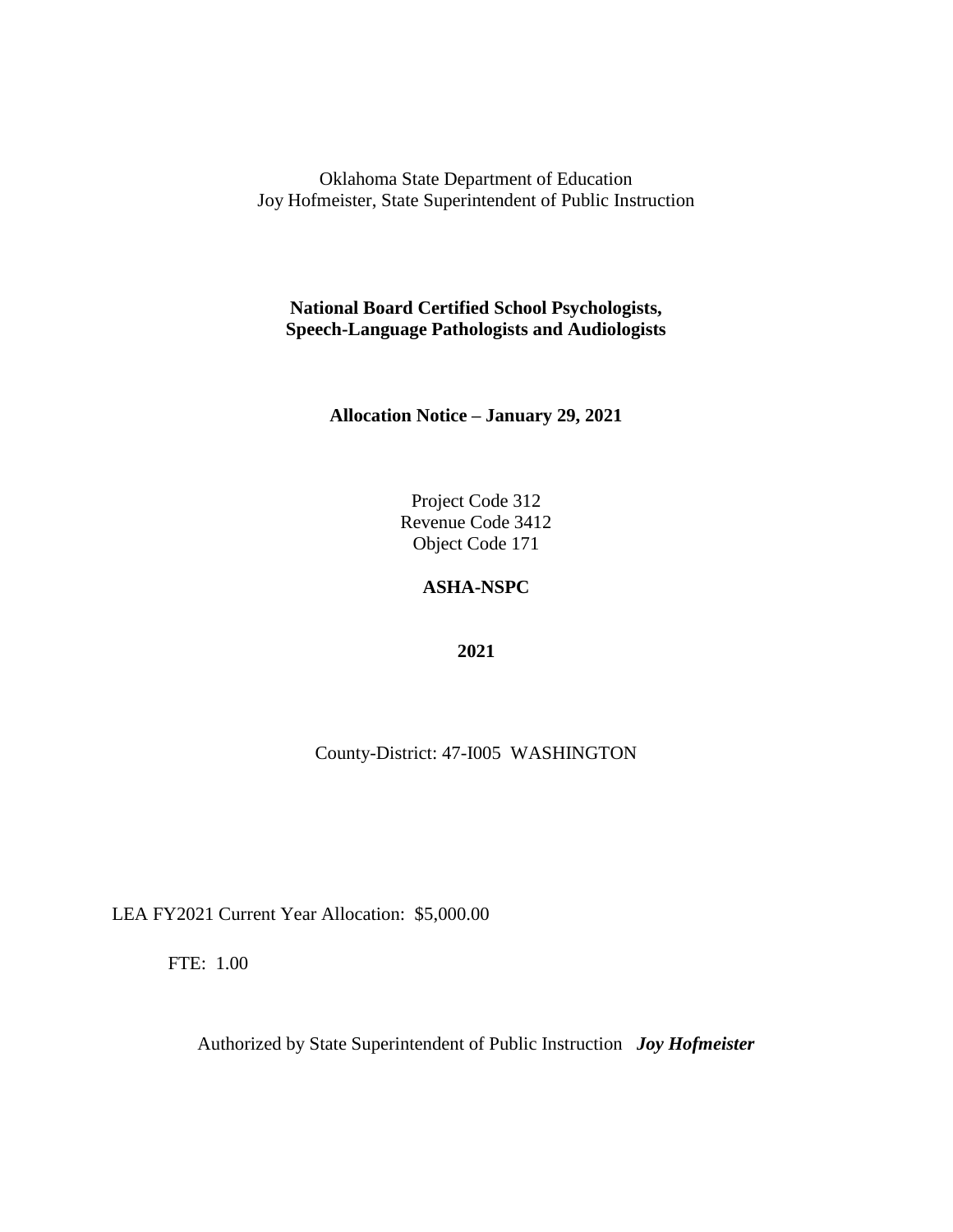Oklahoma State Department of Education
Joy Hofmeister, State Superintendent of Public Instruction

**National Board Certified School Psychologists,**
**Speech-Language Pathologists and Audiologists**

**Allocation Notice – January 29, 2021**

Project Code 312
Revenue Code 3412
Object Code 171

**ASHA-NSPC**

**2021**

County-District: 47-I005 WASHINGTON

LEA FY2021 Current Year Allocation: $5,000.00

FTE: 1.00

Authorized by State Superintendent of Public Instruction ***Joy Hofmeister***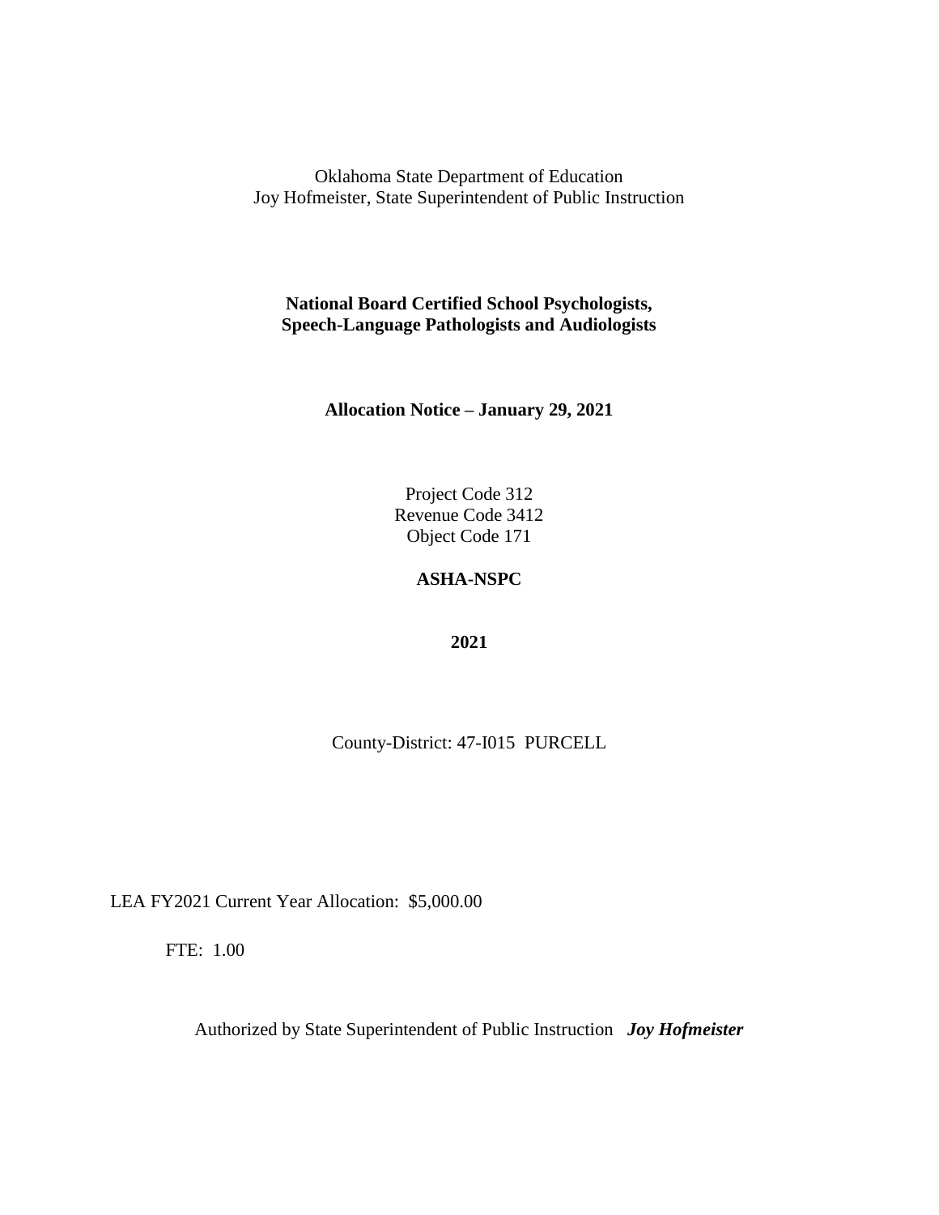Oklahoma State Department of Education
Joy Hofmeister, State Superintendent of Public Instruction

**National Board Certified School Psychologists, Speech-Language Pathologists and Audiologists**

**Allocation Notice – January 29, 2021**

Project Code 312
Revenue Code 3412
Object Code 171

**ASHA-NSPC**

**2021**

County-District: 47-I015 PURCELL

LEA FY2021 Current Year Allocation: $5,000.00

FTE: 1.00

Authorized by State Superintendent of Public Instruction ***Joy Hofmeister***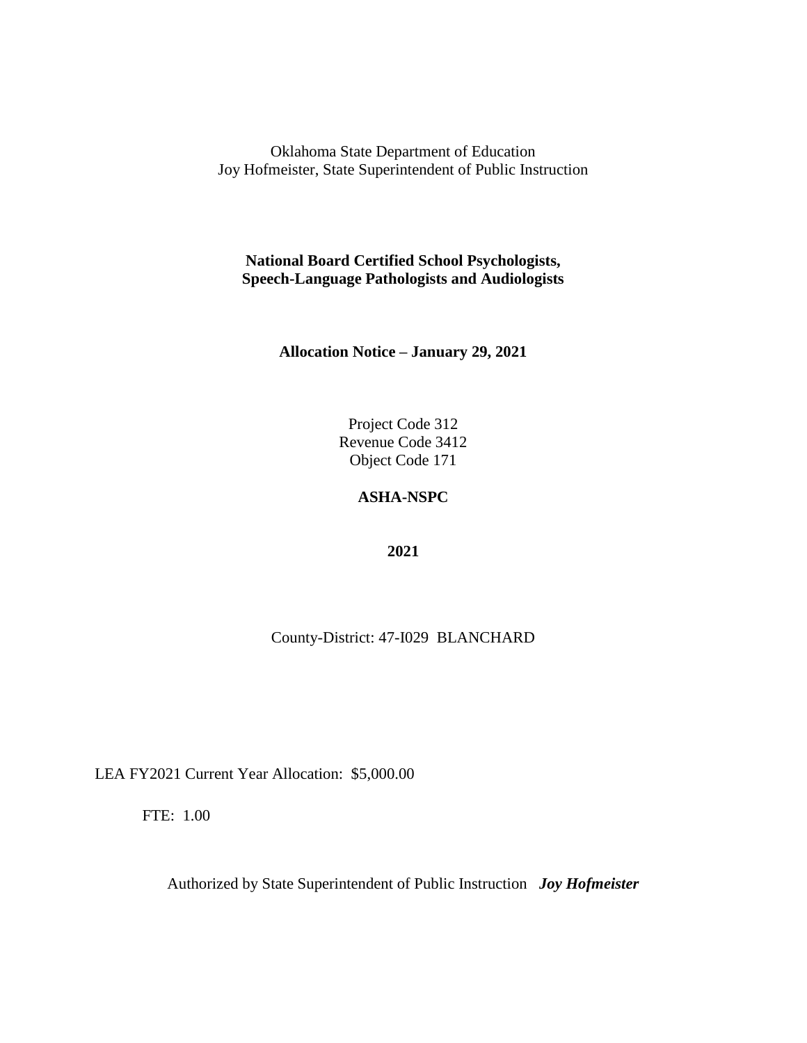Oklahoma State Department of Education
Joy Hofmeister, State Superintendent of Public Instruction

**National Board Certified School Psychologists, Speech-Language Pathologists and Audiologists**

**Allocation Notice – January 29, 2021**

Project Code 312
Revenue Code 3412
Object Code 171

**ASHA-NSPC**

**2021**

County-District: 47-I029 BLANCHARD

LEA FY2021 Current Year Allocation: $5,000.00

FTE: 1.00

Authorized by State Superintendent of Public Instruction ***Joy Hofmeister***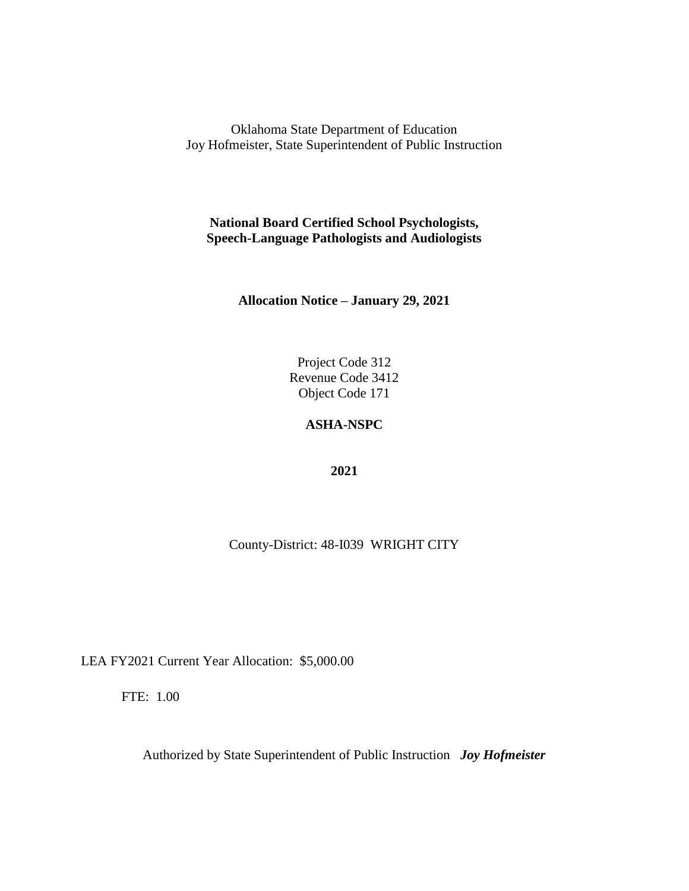Oklahoma State Department of Education
Joy Hofmeister, State Superintendent of Public Instruction

**National Board Certified School Psychologists,**
**Speech-Language Pathologists and Audiologists**

**Allocation Notice – January 29, 2021**

Project Code 312
Revenue Code 3412
Object Code 171

**ASHA-NSPC**

**2021**

County-District: 48-I039 WRIGHT CITY

LEA FY2021 Current Year Allocation: $5,000.00

FTE: 1.00

Authorized by State Superintendent of Public Instruction ***Joy Hofmeister***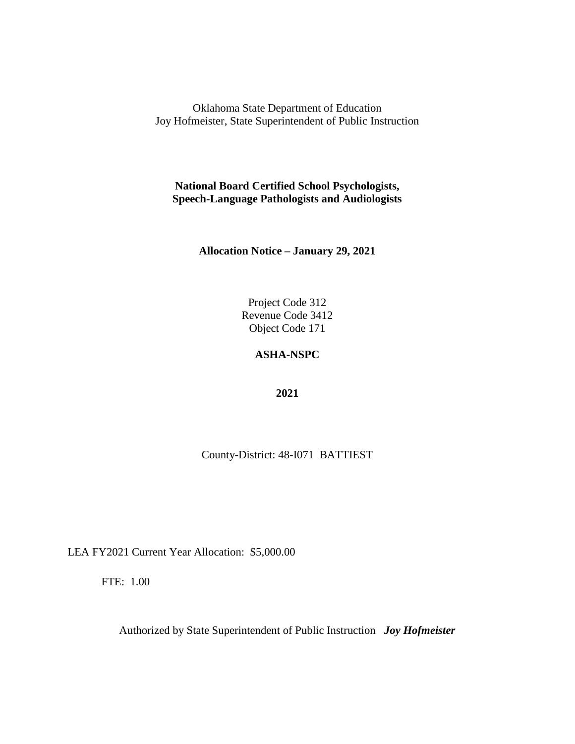Oklahoma State Department of Education
Joy Hofmeister, State Superintendent of Public Instruction

**National Board Certified School Psychologists, Speech-Language Pathologists and Audiologists**

**Allocation Notice – January 29, 2021**

Project Code 312
Revenue Code 3412
Object Code 171

**ASHA-NSPC**

**2021**

County-District: 48-I071 BATTIEST

LEA FY2021 Current Year Allocation: $5,000.00

FTE: 1.00

Authorized by State Superintendent of Public Instruction ***Joy Hofmeister***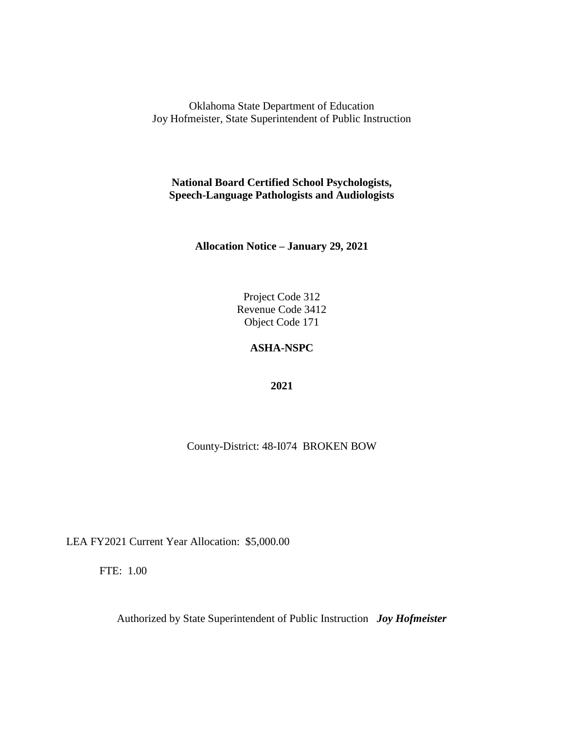Oklahoma State Department of Education
Joy Hofmeister, State Superintendent of Public Instruction

**National Board Certified School Psychologists, Speech-Language Pathologists and Audiologists**

**Allocation Notice – January 29, 2021**

Project Code 312
Revenue Code 3412
Object Code 171

**ASHA-NSPC**

**2021**

County-District: 48-I074 BROKEN BOW

LEA FY2021 Current Year Allocation: $5,000.00

FTE: 1.00

Authorized by State Superintendent of Public Instruction ***Joy Hofmeister***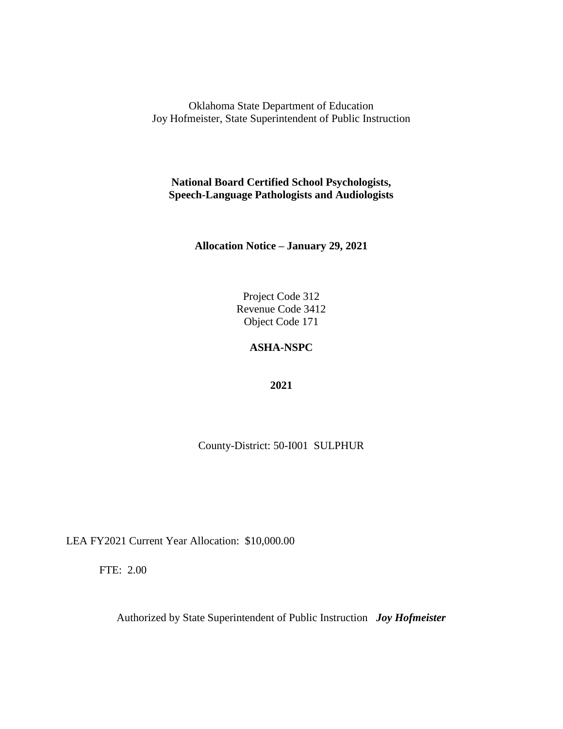Oklahoma State Department of Education
Joy Hofmeister, State Superintendent of Public Instruction

**National Board Certified School Psychologists,**
**Speech-Language Pathologists and Audiologists**

**Allocation Notice – January 29, 2021**

Project Code 312
Revenue Code 3412
Object Code 171

**ASHA-NSPC**

**2021**

County-District: 50-I001 SULPHUR

LEA FY2021 Current Year Allocation: $10,000.00

FTE: 2.00

Authorized by State Superintendent of Public Instruction ***Joy Hofmeister***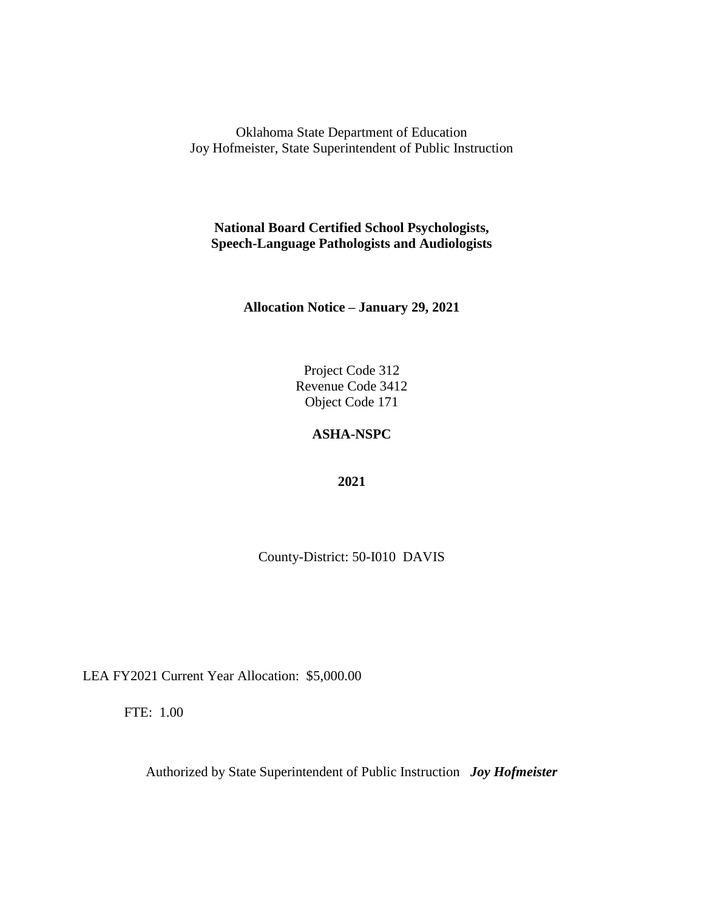Oklahoma State Department of Education
Joy Hofmeister, State Superintendent of Public Instruction

**National Board Certified School Psychologists,
Speech-Language Pathologists and Audiologists**

**Allocation Notice – January 29, 2021**

Project Code 312
Revenue Code 3412
Object Code 171

**ASHA-NSPC**

**2021**

County-District: 50-I010 DAVIS

LEA FY2021 Current Year Allocation: $5,000.00

FTE: 1.00

Authorized by State Superintendent of Public Instruction ***Joy Hofmeister***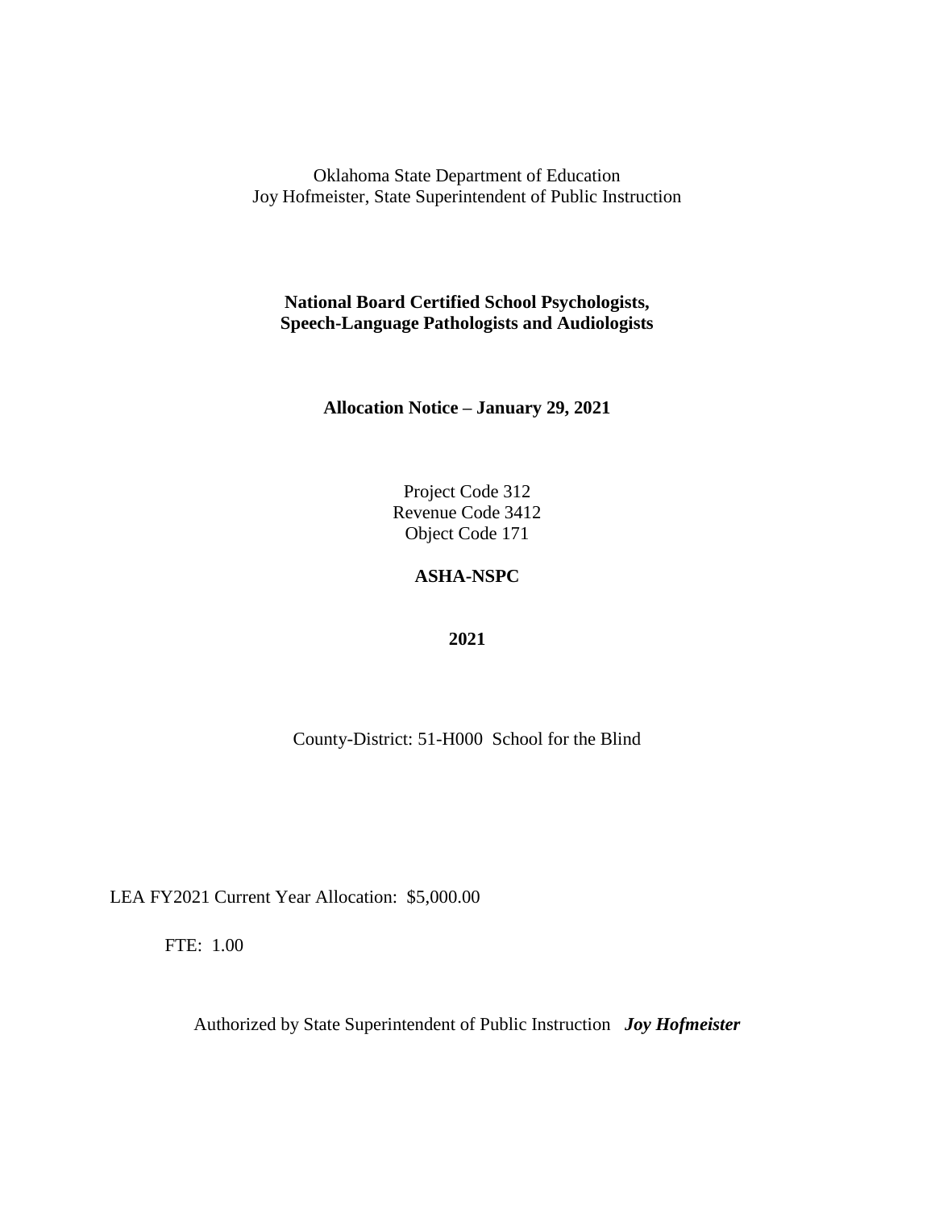Oklahoma State Department of Education
Joy Hofmeister, State Superintendent of Public Instruction

**National Board Certified School Psychologists,**
**Speech-Language Pathologists and Audiologists**

**Allocation Notice – January 29, 2021**

Project Code 312
Revenue Code 3412
Object Code 171

**ASHA-NSPC**

**2021**

County-District: 51-H000 School for the Blind

LEA FY2021 Current Year Allocation: $5,000.00

FTE: 1.00

Authorized by State Superintendent of Public Instruction ***Joy Hofmeister***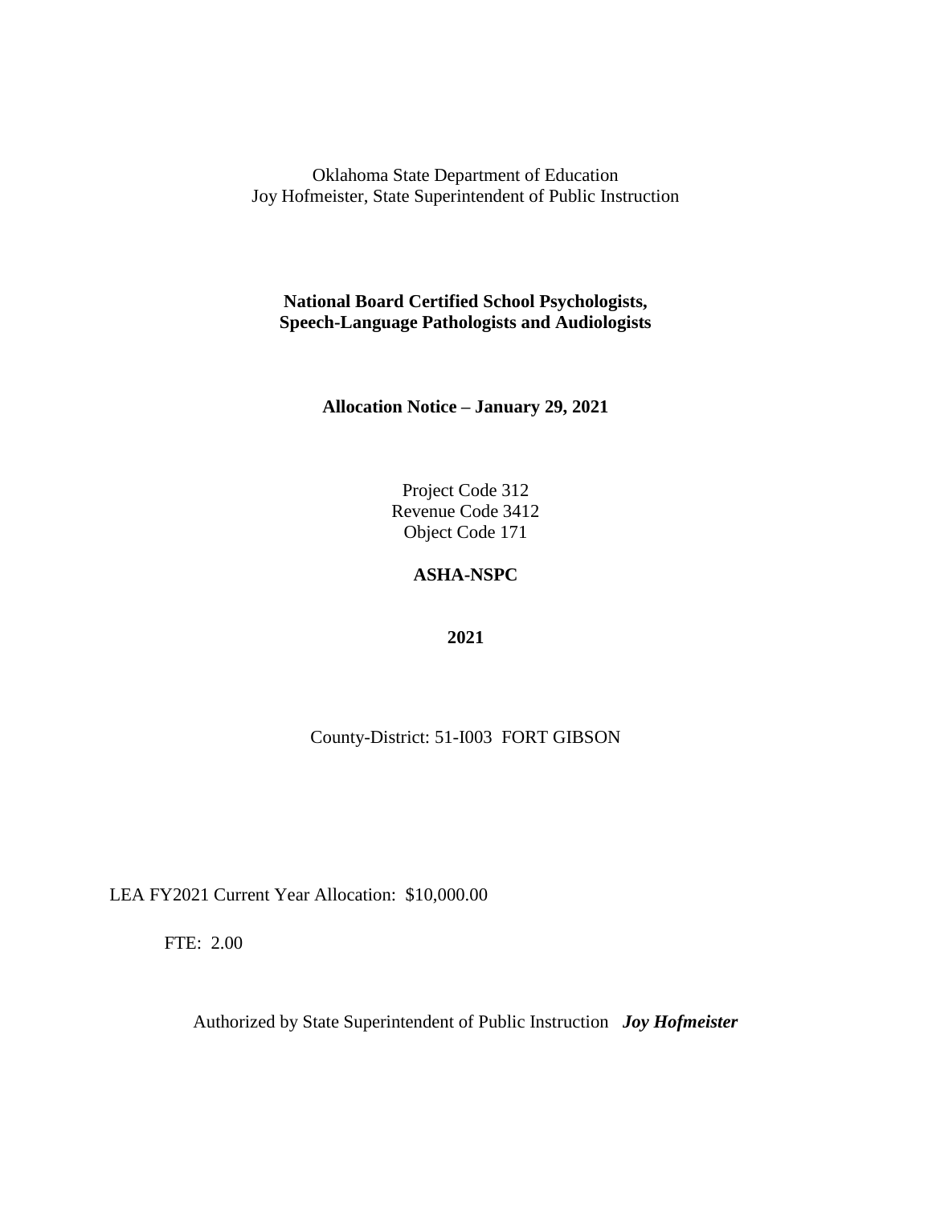Oklahoma State Department of Education
Joy Hofmeister, State Superintendent of Public Instruction

**National Board Certified School Psychologists, Speech-Language Pathologists and Audiologists**

**Allocation Notice – January 29, 2021**

Project Code 312
Revenue Code 3412
Object Code 171

**ASHA-NSPC**

**2021**

County-District: 51-I003 FORT GIBSON

LEA FY2021 Current Year Allocation: $10,000.00

FTE: 2.00

Authorized by State Superintendent of Public Instruction ***Joy Hofmeister***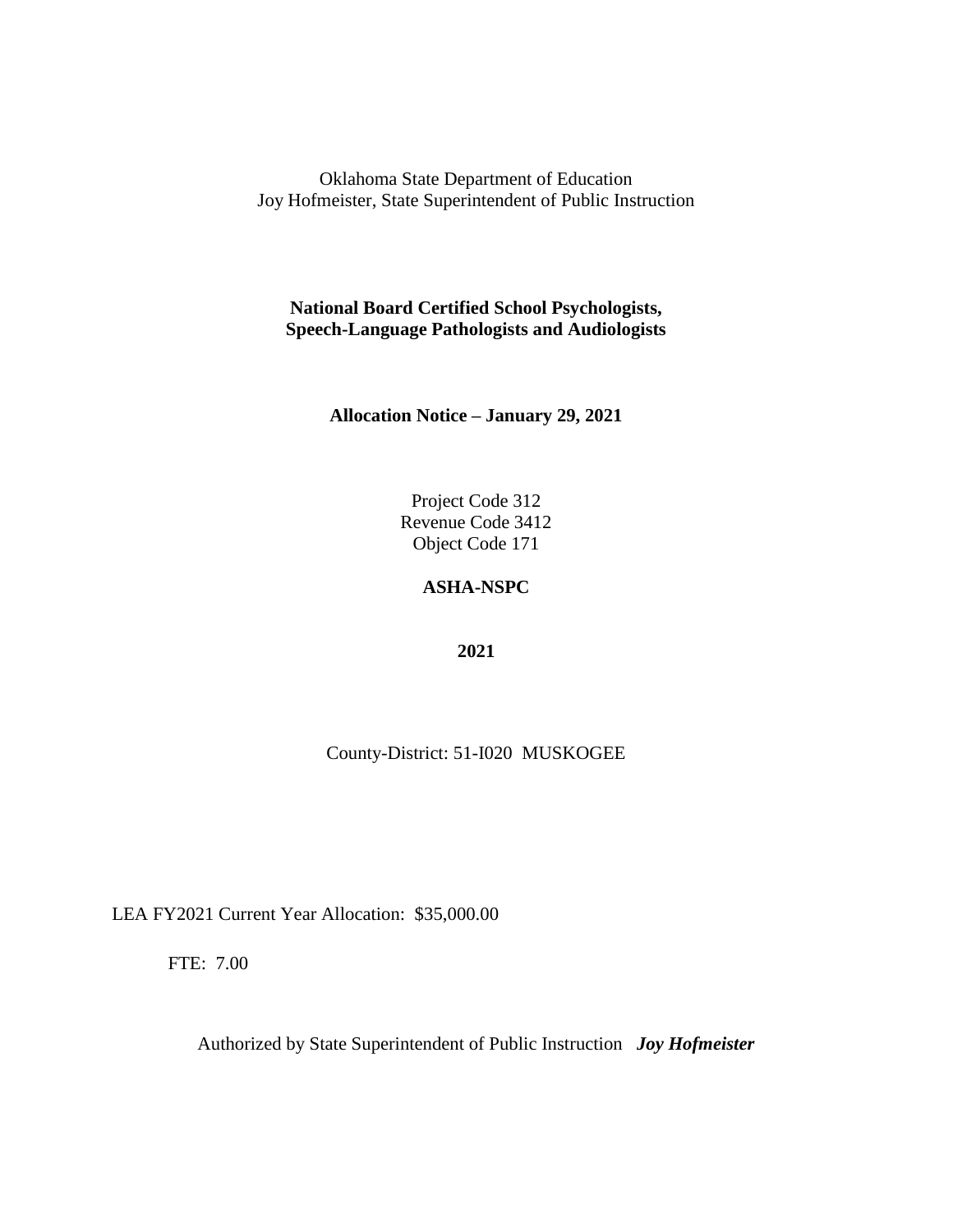Oklahoma State Department of Education
Joy Hofmeister, State Superintendent of Public Instruction

**National Board Certified School Psychologists, Speech-Language Pathologists and Audiologists**

**Allocation Notice – January 29, 2021**

Project Code 312
Revenue Code 3412
Object Code 171

**ASHA-NSPC**

**2021**

County-District: 51-I020 MUSKOGEE

LEA FY2021 Current Year Allocation: $35,000.00

FTE: 7.00

Authorized by State Superintendent of Public Instruction ***Joy Hofmeister***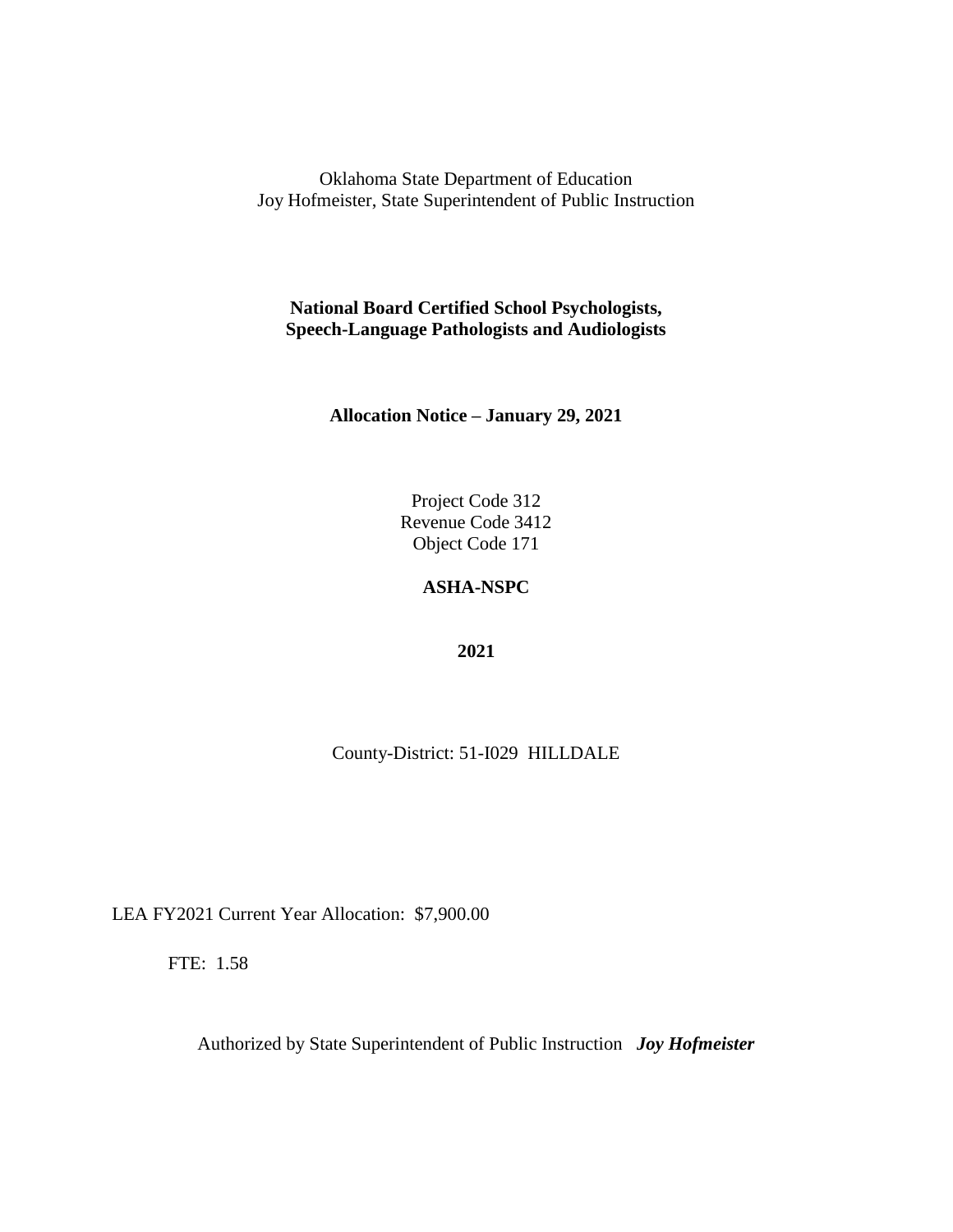Oklahoma State Department of Education
Joy Hofmeister, State Superintendent of Public Instruction

**National Board Certified School Psychologists, Speech-Language Pathologists and Audiologists**

**Allocation Notice – January 29, 2021**

Project Code 312
Revenue Code 3412
Object Code 171

**ASHA-NSPC**

**2021**

County-District: 51-I029 HILLDALE

LEA FY2021 Current Year Allocation: $7,900.00

FTE: 1.58

Authorized by State Superintendent of Public Instruction ***Joy Hofmeister***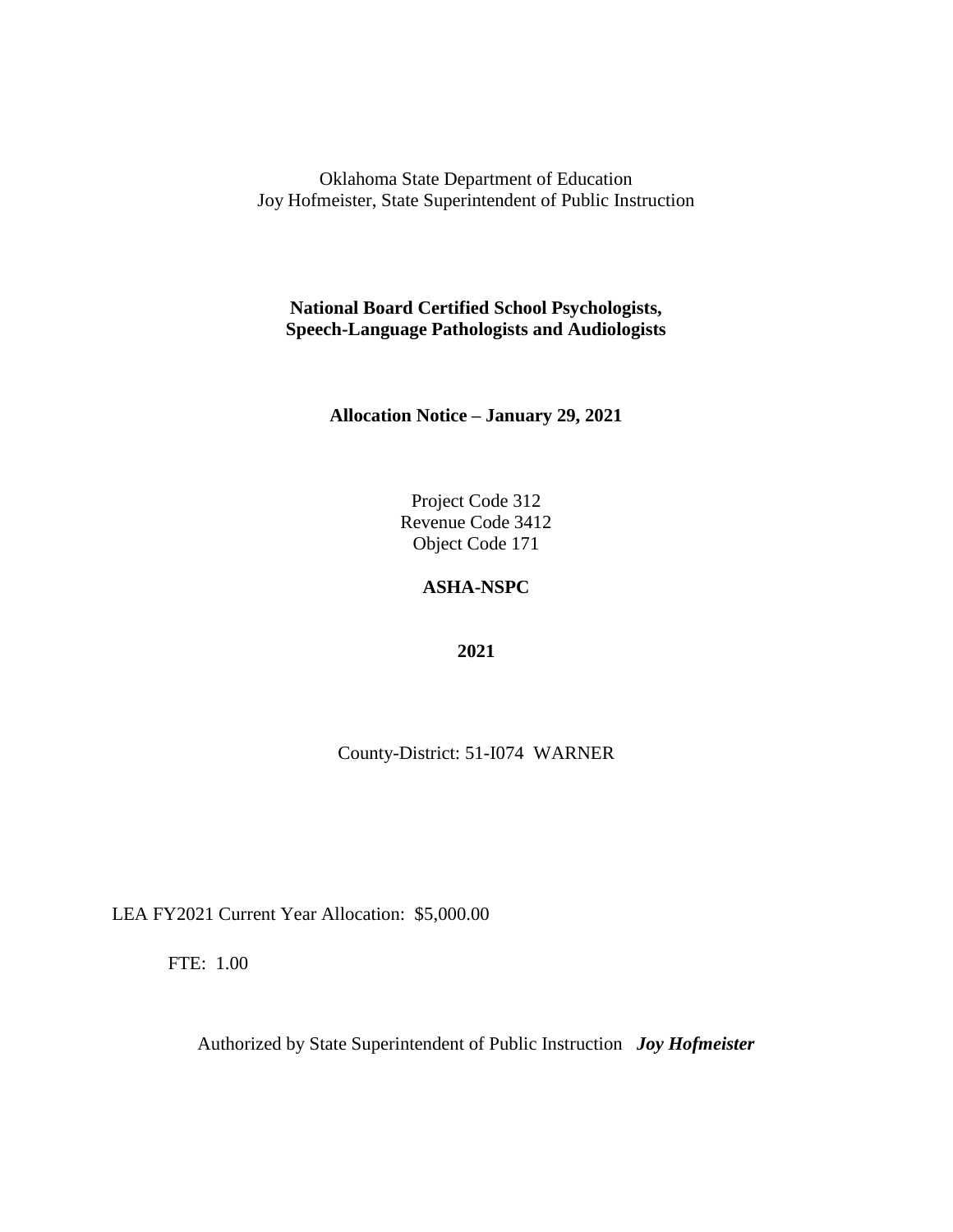Oklahoma State Department of Education
Joy Hofmeister, State Superintendent of Public Instruction

**National Board Certified School Psychologists,
Speech-Language Pathologists and Audiologists**

**Allocation Notice – January 29, 2021**

Project Code 312
Revenue Code 3412
Object Code 171

**ASHA-NSPC**

**2021**

County-District: 51-I074 WARNER

LEA FY2021 Current Year Allocation: $5,000.00

FTE: 1.00

Authorized by State Superintendent of Public Instruction ***Joy Hofmeister***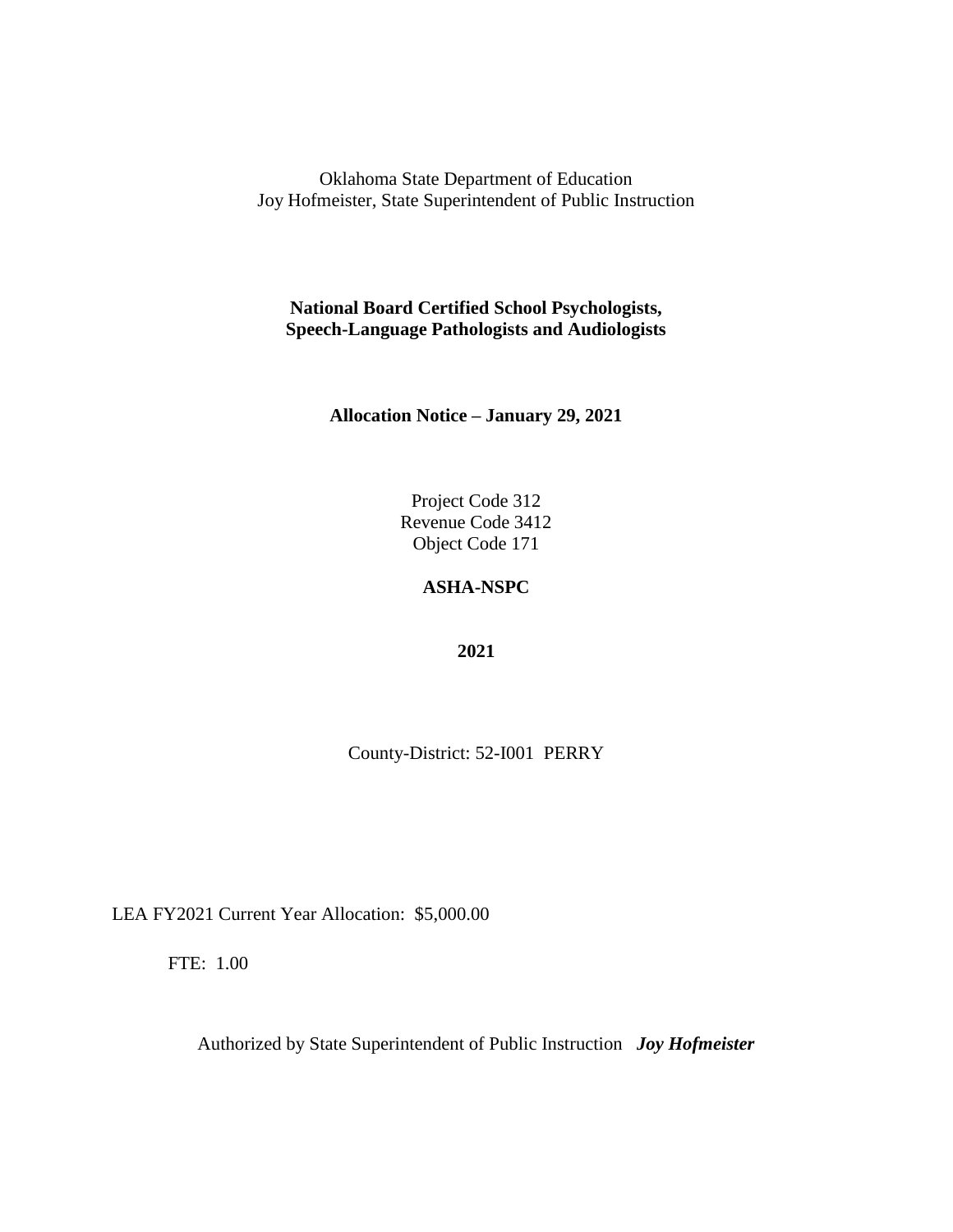Oklahoma State Department of Education
Joy Hofmeister, State Superintendent of Public Instruction

**National Board Certified School Psychologists,**
**Speech-Language Pathologists and Audiologists**

**Allocation Notice – January 29, 2021**

Project Code 312
Revenue Code 3412
Object Code 171

**ASHA-NSPC**

**2021**

County-District: 52-I001 PERRY

LEA FY2021 Current Year Allocation: $5,000.00

FTE: 1.00

Authorized by State Superintendent of Public Instruction ***Joy Hofmeister***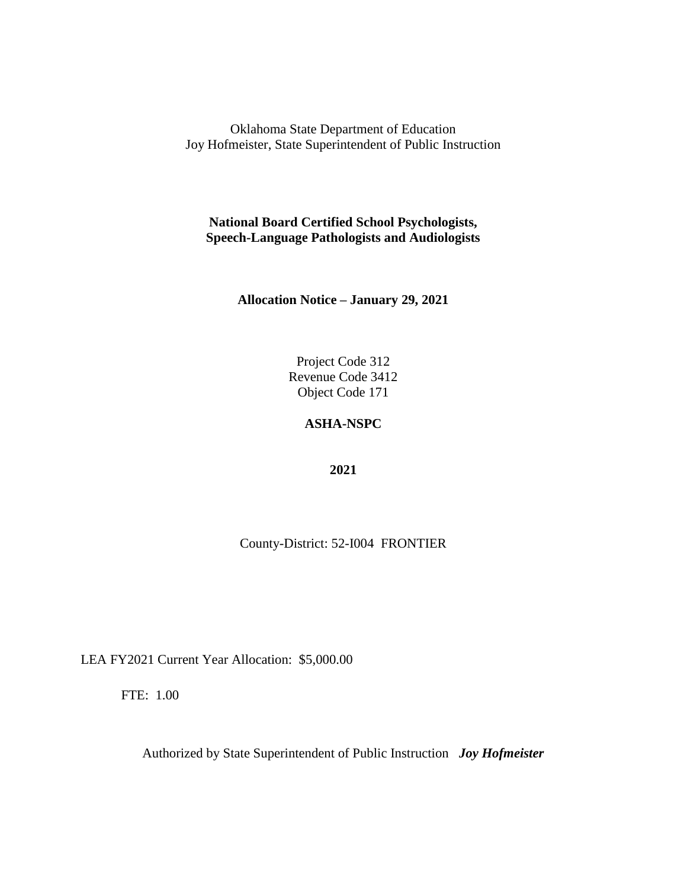Oklahoma State Department of Education
Joy Hofmeister, State Superintendent of Public Instruction

**National Board Certified School Psychologists,**
**Speech-Language Pathologists and Audiologists**

**Allocation Notice – January 29, 2021**

Project Code 312
Revenue Code 3412
Object Code 171

**ASHA-NSPC**

**2021**

County-District: 52-I004 FRONTIER

LEA FY2021 Current Year Allocation: $5,000.00

FTE: 1.00

Authorized by State Superintendent of Public Instruction ***Joy Hofmeister***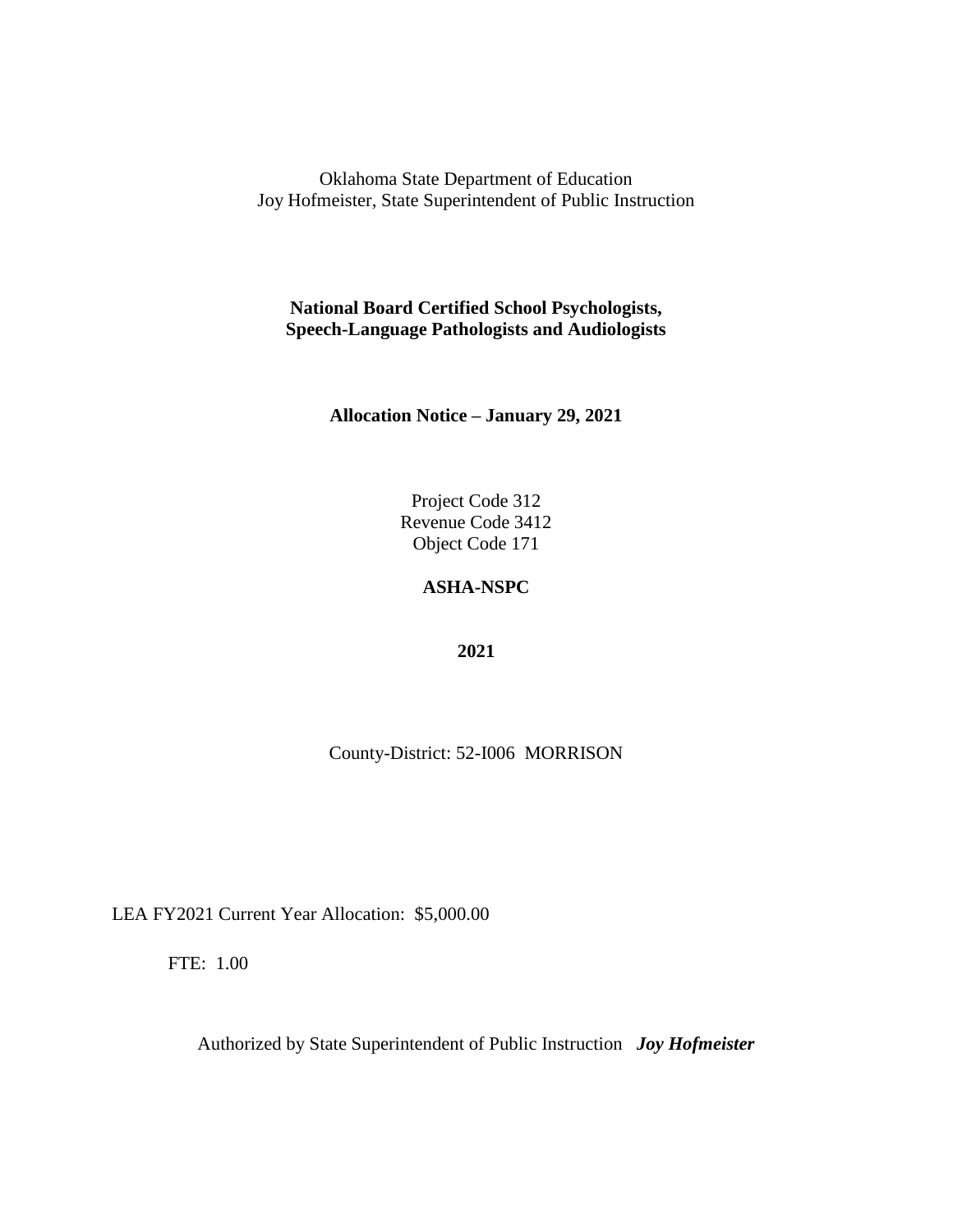Oklahoma State Department of Education
Joy Hofmeister, State Superintendent of Public Instruction

**National Board Certified School Psychologists, Speech-Language Pathologists and Audiologists**

**Allocation Notice – January 29, 2021**

Project Code 312
Revenue Code 3412
Object Code 171

**ASHA-NSPC**

**2021**

County-District: 52-I006 MORRISON

LEA FY2021 Current Year Allocation: $5,000.00

FTE: 1.00

Authorized by State Superintendent of Public Instruction ***Joy Hofmeister***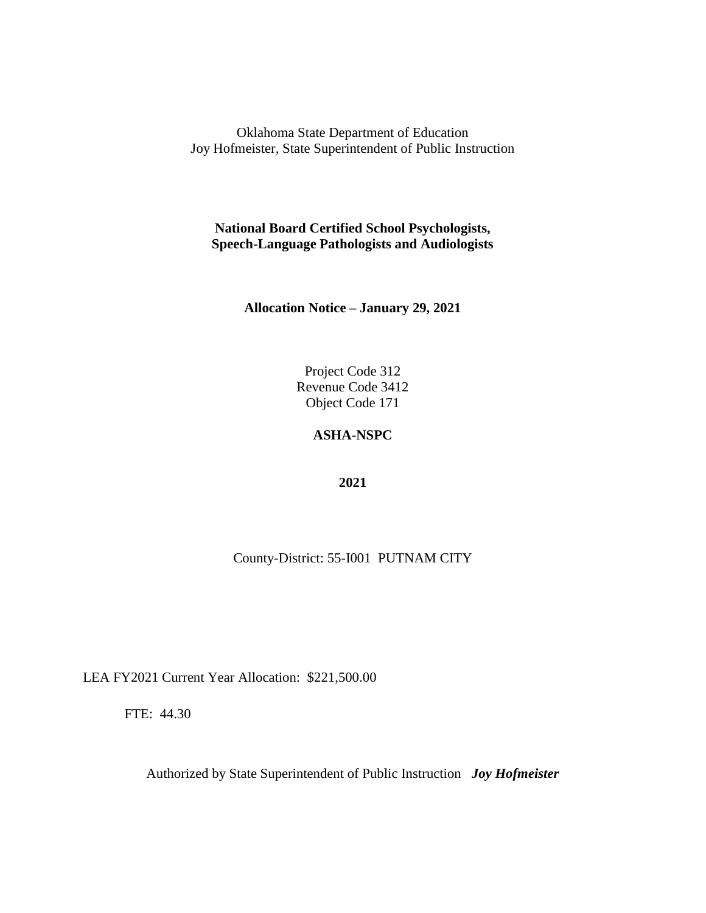Oklahoma State Department of Education
Joy Hofmeister, State Superintendent of Public Instruction

**National Board Certified School Psychologists, Speech-Language Pathologists and Audiologists**

**Allocation Notice – January 29, 2021**

Project Code 312
Revenue Code 3412
Object Code 171

**ASHA-NSPC**

**2021**

County-District: 55-I001 PUTNAM CITY

LEA FY2021 Current Year Allocation: $221,500.00

FTE: 44.30

Authorized by State Superintendent of Public Instruction ***Joy Hofmeister***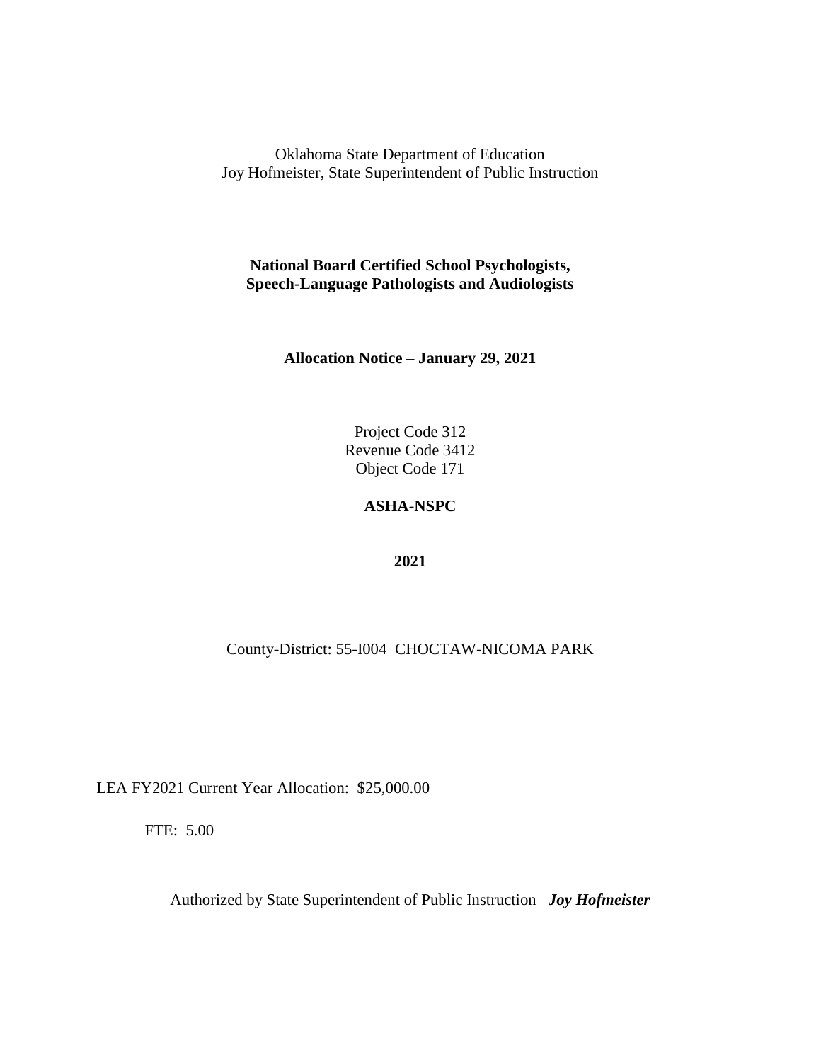Oklahoma State Department of Education
Joy Hofmeister, State Superintendent of Public Instruction

**National Board Certified School Psychologists,**
**Speech-Language Pathologists and Audiologists**

**Allocation Notice – January 29, 2021**

Project Code 312
Revenue Code 3412
Object Code 171

**ASHA-NSPC**

**2021**

County-District: 55-I004 CHOCTAW-NICOMA PARK

LEA FY2021 Current Year Allocation: $25,000.00

FTE: 5.00

Authorized by State Superintendent of Public Instruction ***Joy Hofmeister***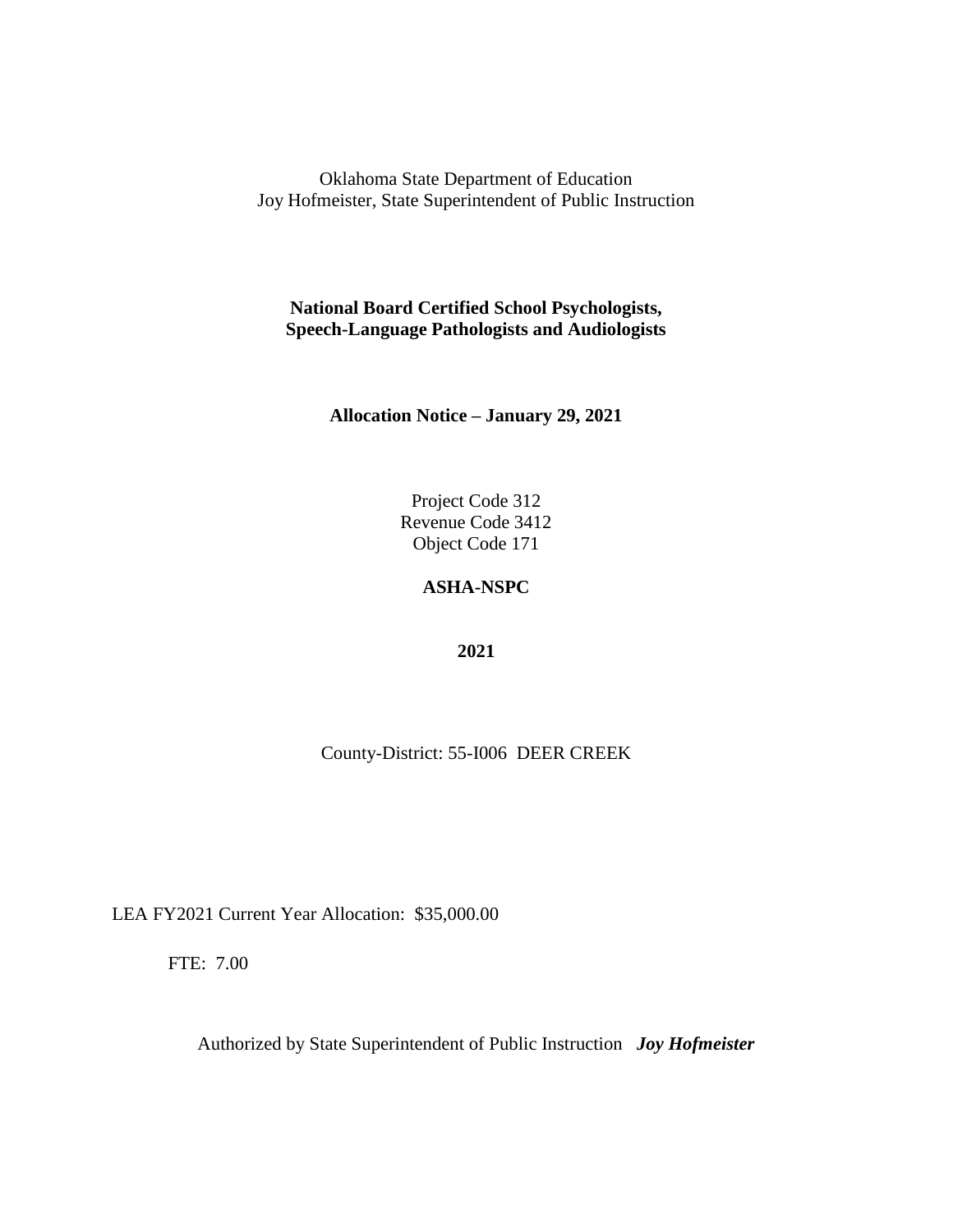Oklahoma State Department of Education
Joy Hofmeister, State Superintendent of Public Instruction

**National Board Certified School Psychologists,**
**Speech-Language Pathologists and Audiologists**

**Allocation Notice – January 29, 2021**

Project Code 312
Revenue Code 3412
Object Code 171

**ASHA-NSPC**

**2021**

County-District: 55-I006 DEER CREEK

LEA FY2021 Current Year Allocation: $35,000.00

FTE: 7.00

Authorized by State Superintendent of Public Instruction ***Joy Hofmeister***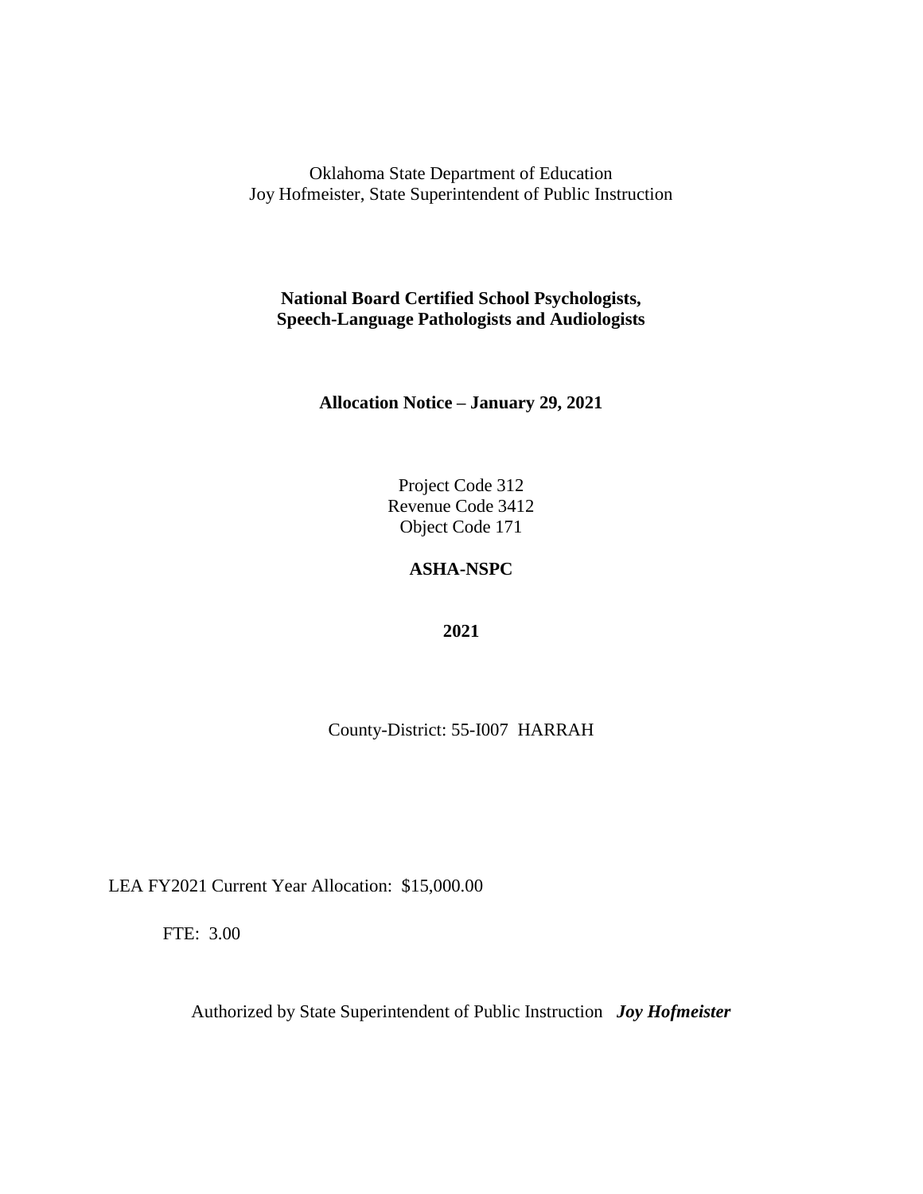Oklahoma State Department of Education
Joy Hofmeister, State Superintendent of Public Instruction

**National Board Certified School Psychologists,**
**Speech-Language Pathologists and Audiologists**

**Allocation Notice – January 29, 2021**

Project Code 312
Revenue Code 3412
Object Code 171

**ASHA-NSPC**

**2021**

County-District: 55-I007 HARRAH

LEA FY2021 Current Year Allocation: $15,000.00

FTE: 3.00

Authorized by State Superintendent of Public Instruction ***Joy Hofmeister***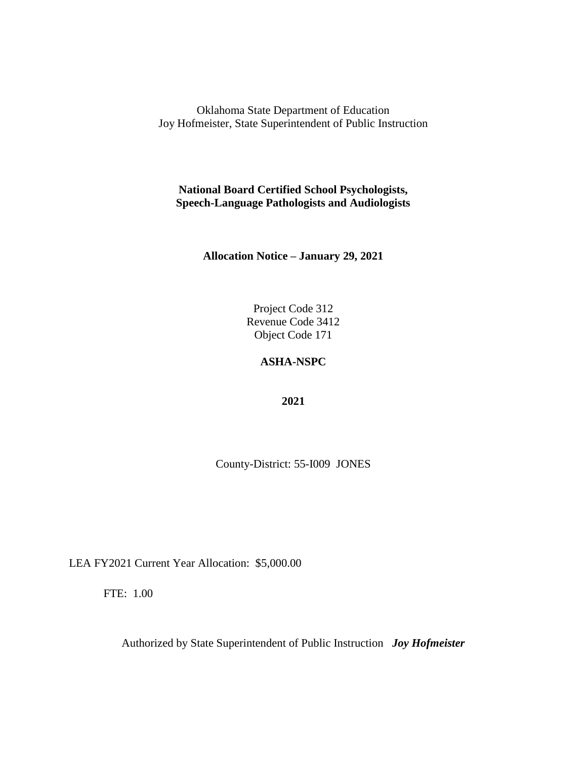Oklahoma State Department of Education
Joy Hofmeister, State Superintendent of Public Instruction

**National Board Certified School Psychologists, Speech-Language Pathologists and Audiologists**

**Allocation Notice – January 29, 2021**

Project Code 312
Revenue Code 3412
Object Code 171

**ASHA-NSPC**

**2021**

County-District: 55-I009 JONES

LEA FY2021 Current Year Allocation: $5,000.00

FTE: 1.00

Authorized by State Superintendent of Public Instruction ***Joy Hofmeister***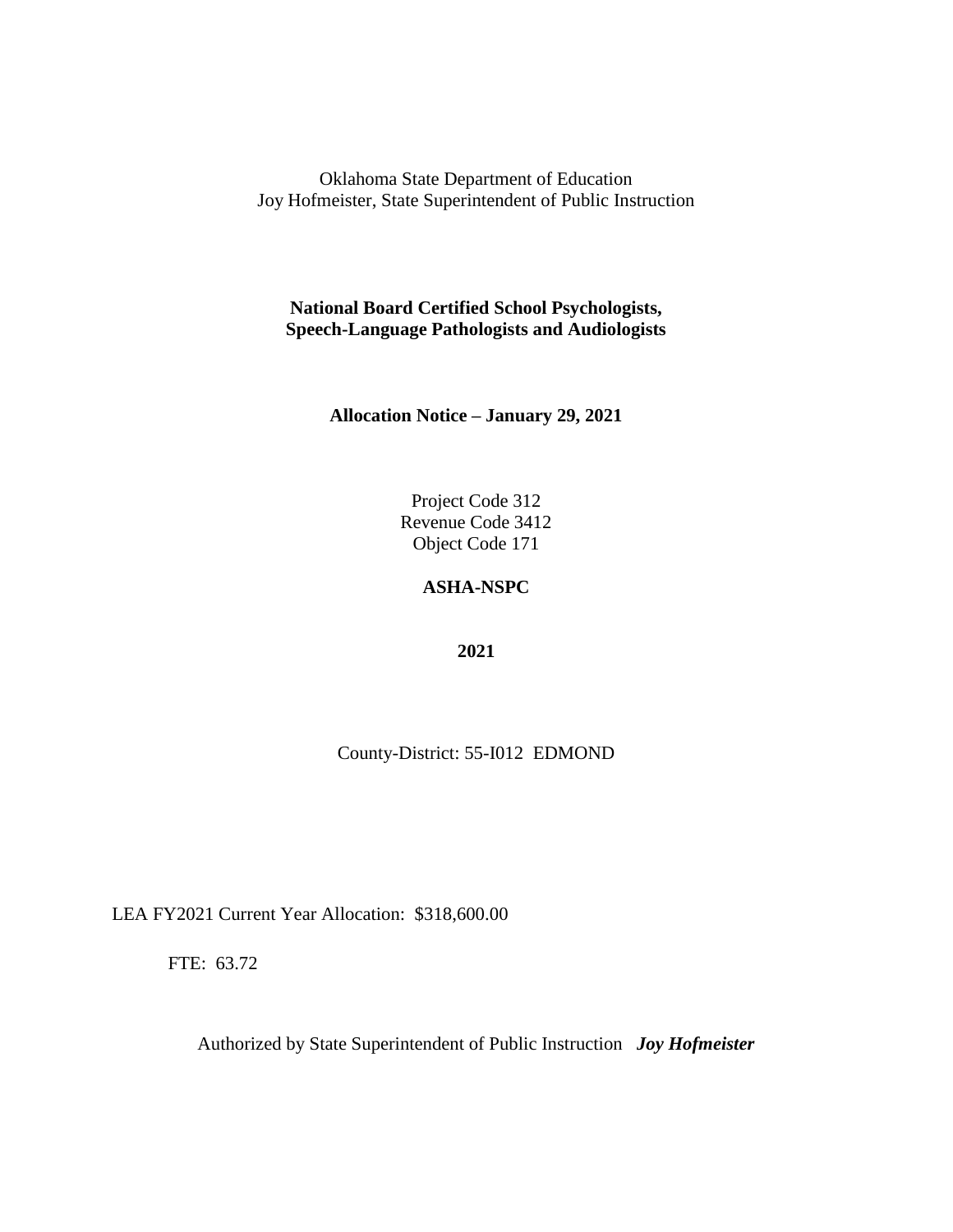Oklahoma State Department of Education
Joy Hofmeister, State Superintendent of Public Instruction

**National Board Certified School Psychologists,**
**Speech-Language Pathologists and Audiologists**

**Allocation Notice – January 29, 2021**

Project Code 312
Revenue Code 3412
Object Code 171

**ASHA-NSPC**

**2021**

County-District: 55-I012 EDMOND

LEA FY2021 Current Year Allocation: $318,600.00

FTE: 63.72

Authorized by State Superintendent of Public Instruction ***Joy Hofmeister***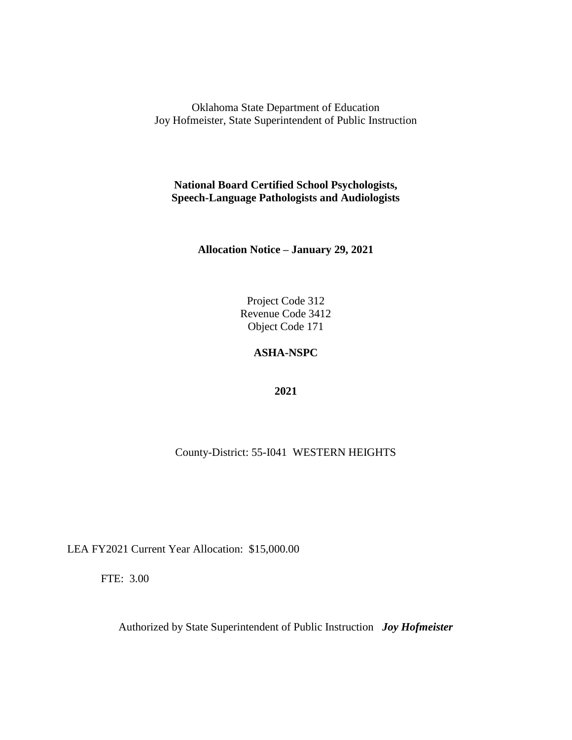Oklahoma State Department of Education
Joy Hofmeister, State Superintendent of Public Instruction

**National Board Certified School Psychologists, Speech-Language Pathologists and Audiologists**

**Allocation Notice – January 29, 2021**

Project Code 312
Revenue Code 3412
Object Code 171

**ASHA-NSPC**

**2021**

County-District: 55-I041 WESTERN HEIGHTS

LEA FY2021 Current Year Allocation: $15,000.00

FTE: 3.00

Authorized by State Superintendent of Public Instruction ***Joy Hofmeister***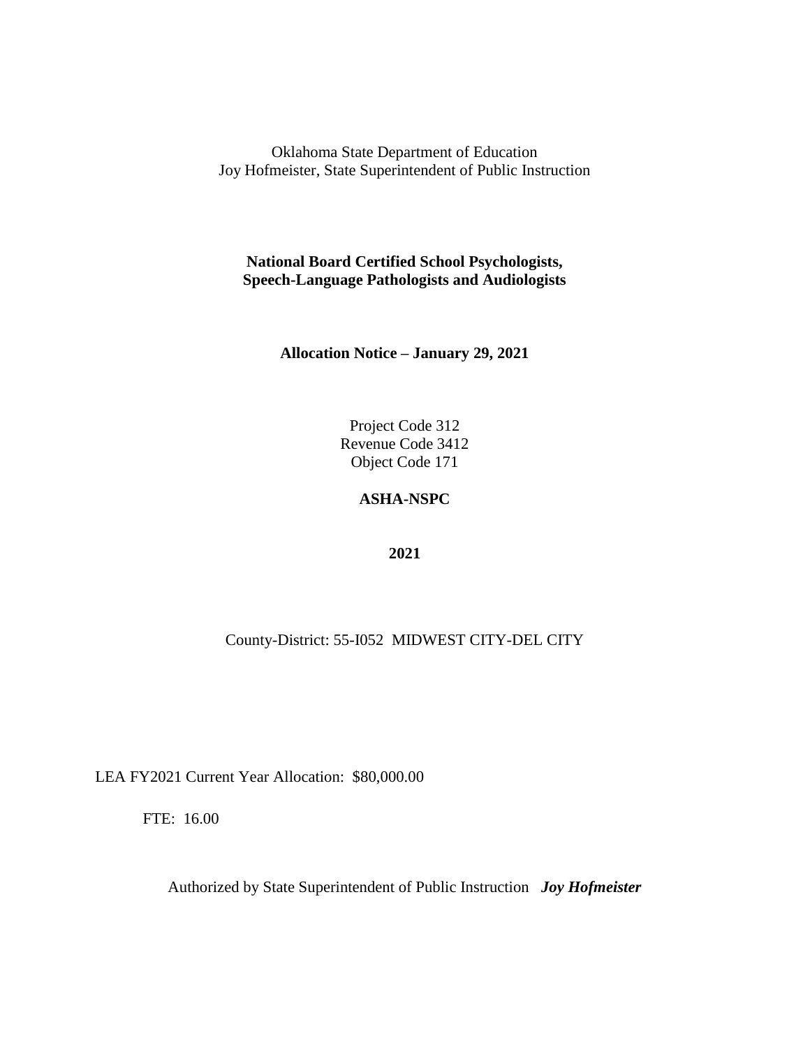Oklahoma State Department of Education
Joy Hofmeister, State Superintendent of Public Instruction

**National Board Certified School Psychologists, Speech-Language Pathologists and Audiologists**

**Allocation Notice – January 29, 2021**

Project Code 312
Revenue Code 3412
Object Code 171

**ASHA-NSPC**

**2021**

County-District: 55-I052 MIDWEST CITY-DEL CITY

LEA FY2021 Current Year Allocation: $80,000.00

FTE: 16.00

Authorized by State Superintendent of Public Instruction ***Joy Hofmeister***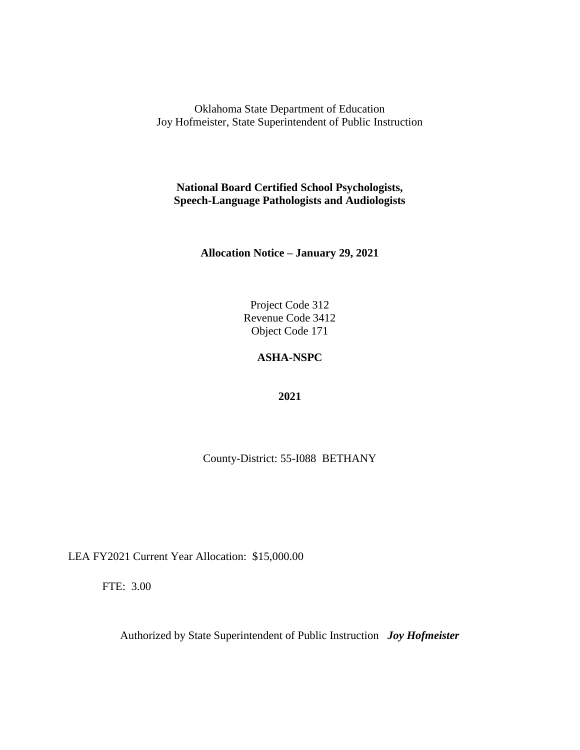Oklahoma State Department of Education
Joy Hofmeister, State Superintendent of Public Instruction

**National Board Certified School Psychologists,**
**Speech-Language Pathologists and Audiologists**

**Allocation Notice – January 29, 2021**

Project Code 312
Revenue Code 3412
Object Code 171

**ASHA-NSPC**

**2021**

County-District: 55-I088 BETHANY

LEA FY2021 Current Year Allocation: $15,000.00

FTE: 3.00

Authorized by State Superintendent of Public Instruction ***Joy Hofmeister***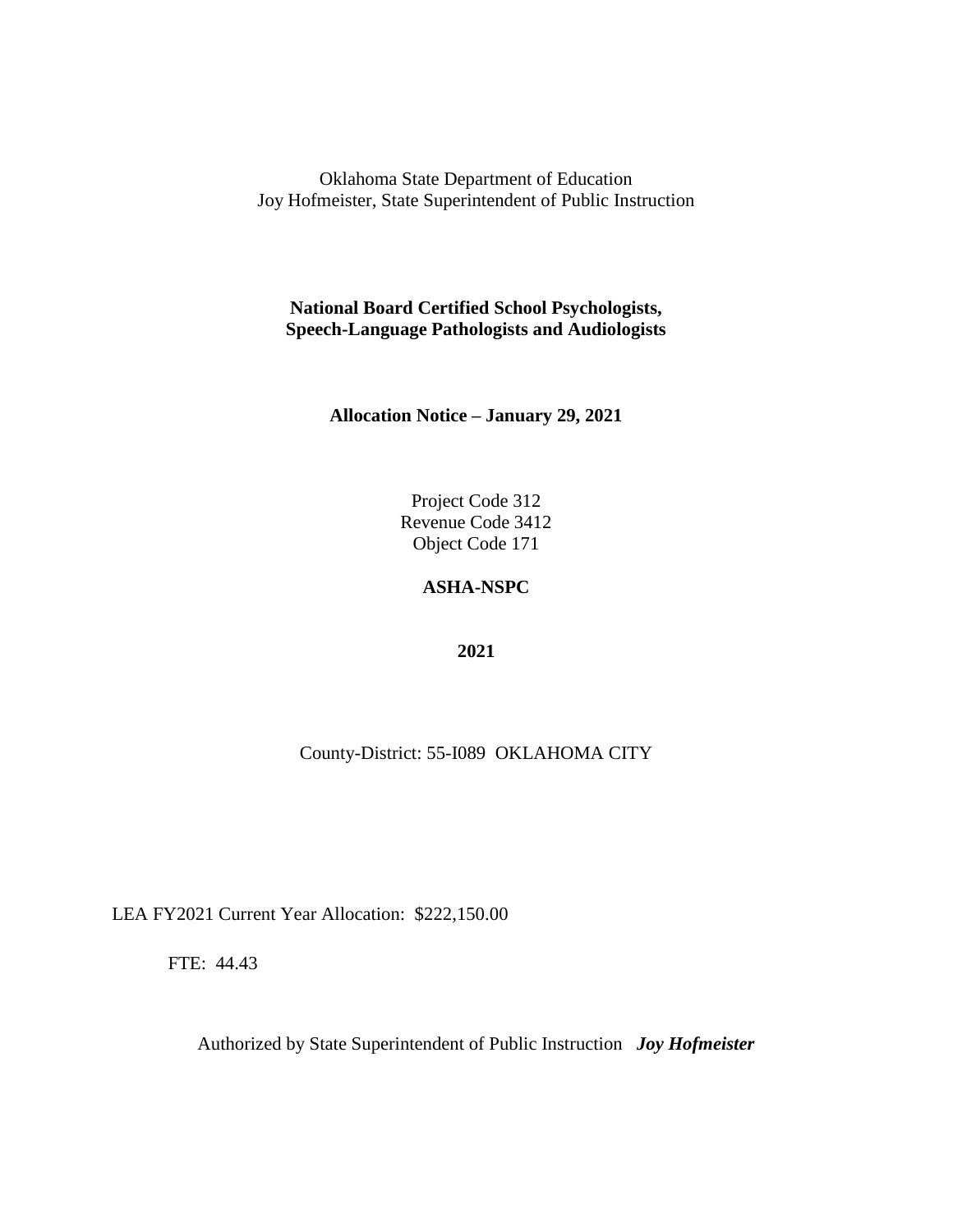Oklahoma State Department of Education
Joy Hofmeister, State Superintendent of Public Instruction

**National Board Certified School Psychologists, Speech-Language Pathologists and Audiologists**

**Allocation Notice – January 29, 2021**

Project Code 312
Revenue Code 3412
Object Code 171

**ASHA-NSPC**

**2021**

County-District: 55-I089 OKLAHOMA CITY

LEA FY2021 Current Year Allocation: $222,150.00

FTE: 44.43

Authorized by State Superintendent of Public Instruction ***Joy Hofmeister***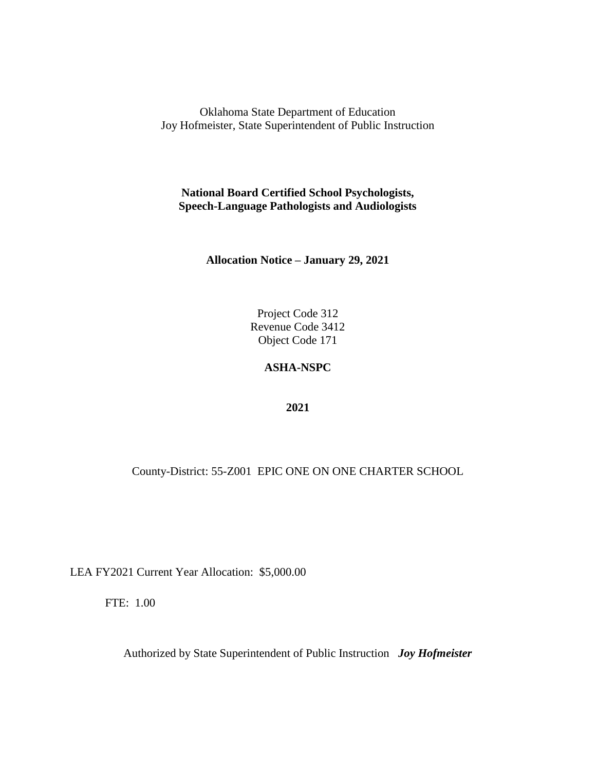Oklahoma State Department of Education
Joy Hofmeister, State Superintendent of Public Instruction

**National Board Certified School Psychologists, Speech-Language Pathologists and Audiologists**

**Allocation Notice – January 29, 2021**

Project Code 312
Revenue Code 3412
Object Code 171

**ASHA-NSPC**

**2021**

County-District: 55-Z001 EPIC ONE ON ONE CHARTER SCHOOL

LEA FY2021 Current Year Allocation: $5,000.00

FTE: 1.00

Authorized by State Superintendent of Public Instruction ***Joy Hofmeister***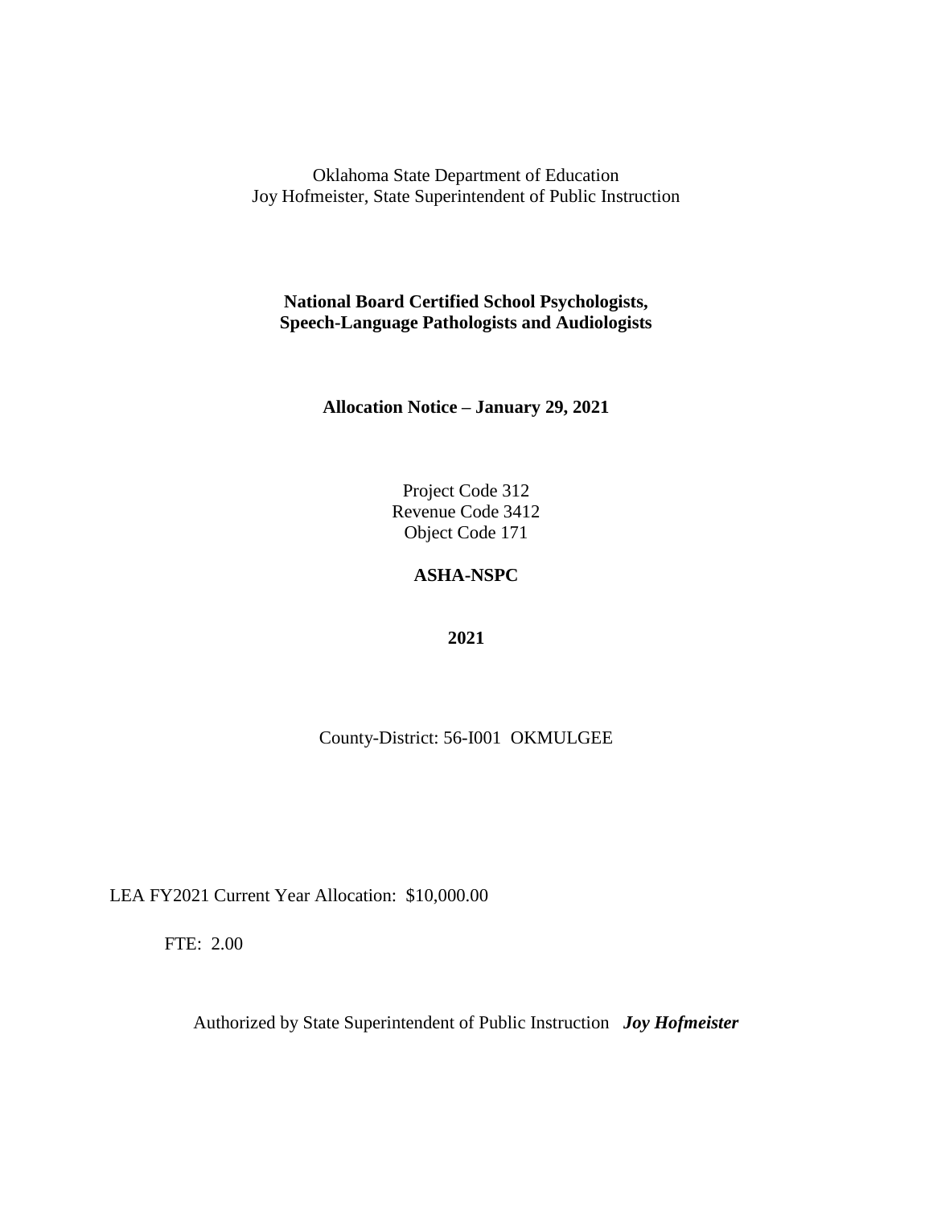Oklahoma State Department of Education
Joy Hofmeister, State Superintendent of Public Instruction

**National Board Certified School Psychologists, Speech-Language Pathologists and Audiologists**

**Allocation Notice – January 29, 2021**

Project Code 312
Revenue Code 3412
Object Code 171

**ASHA-NSPC**

**2021**

County-District: 56-I001 OKMULGEE

LEA FY2021 Current Year Allocation: $10,000.00

FTE: 2.00

Authorized by State Superintendent of Public Instruction ***Joy Hofmeister***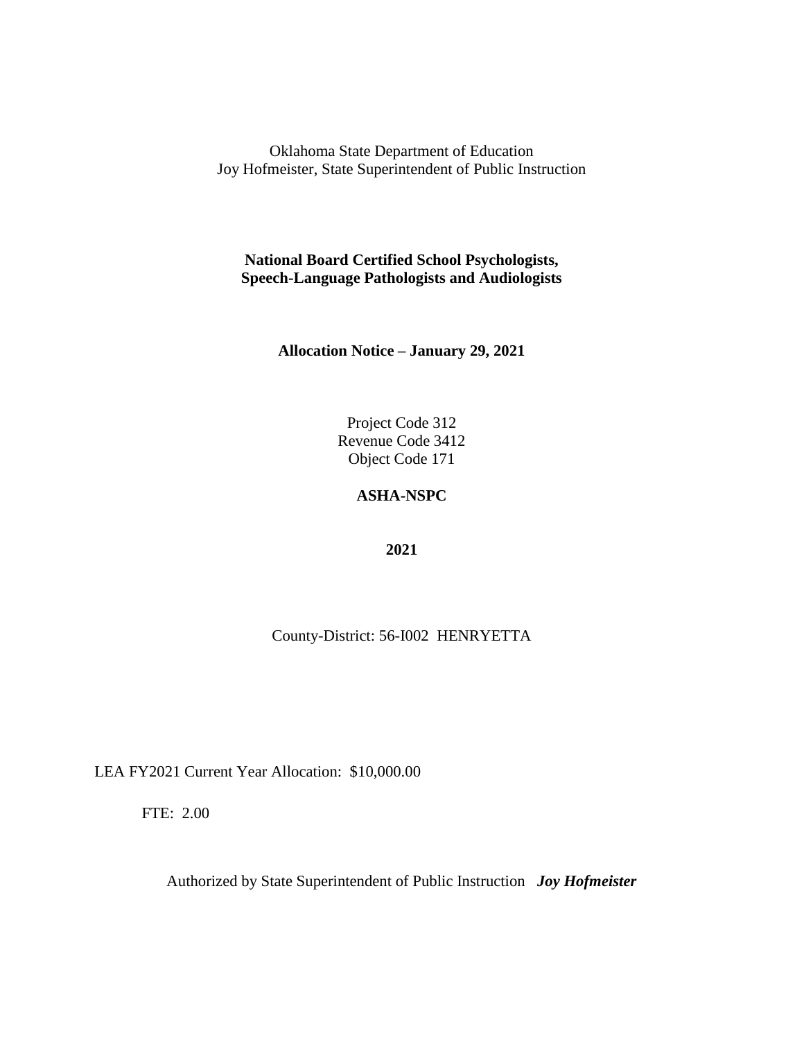Oklahoma State Department of Education
Joy Hofmeister, State Superintendent of Public Instruction

**National Board Certified School Psychologists, Speech-Language Pathologists and Audiologists**

**Allocation Notice – January 29, 2021**

Project Code 312
Revenue Code 3412
Object Code 171

**ASHA-NSPC**

**2021**

County-District: 56-I002 HENRYETTA

LEA FY2021 Current Year Allocation: $10,000.00

FTE: 2.00

Authorized by State Superintendent of Public Instruction ***Joy Hofmeister***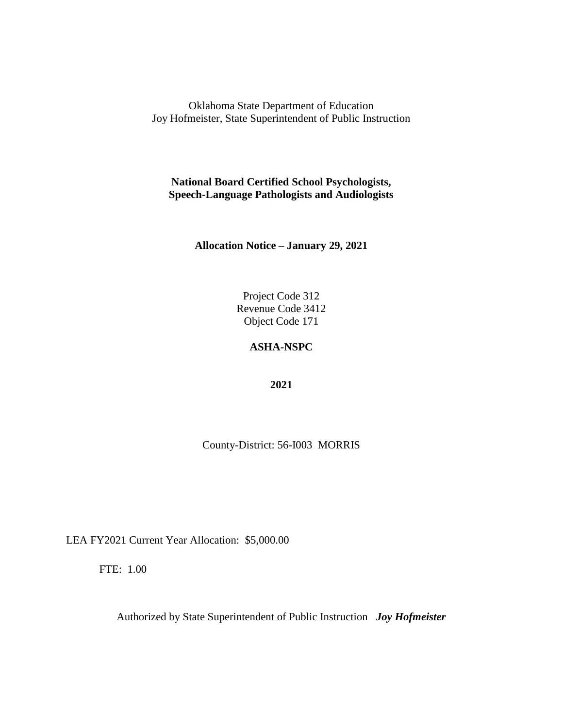Oklahoma State Department of Education
Joy Hofmeister, State Superintendent of Public Instruction

**National Board Certified School Psychologists, Speech-Language Pathologists and Audiologists**

**Allocation Notice – January 29, 2021**

Project Code 312
Revenue Code 3412
Object Code 171

**ASHA-NSPC**

**2021**

County-District: 56-I003 MORRIS

LEA FY2021 Current Year Allocation: $5,000.00

FTE: 1.00

Authorized by State Superintendent of Public Instruction ***Joy Hofmeister***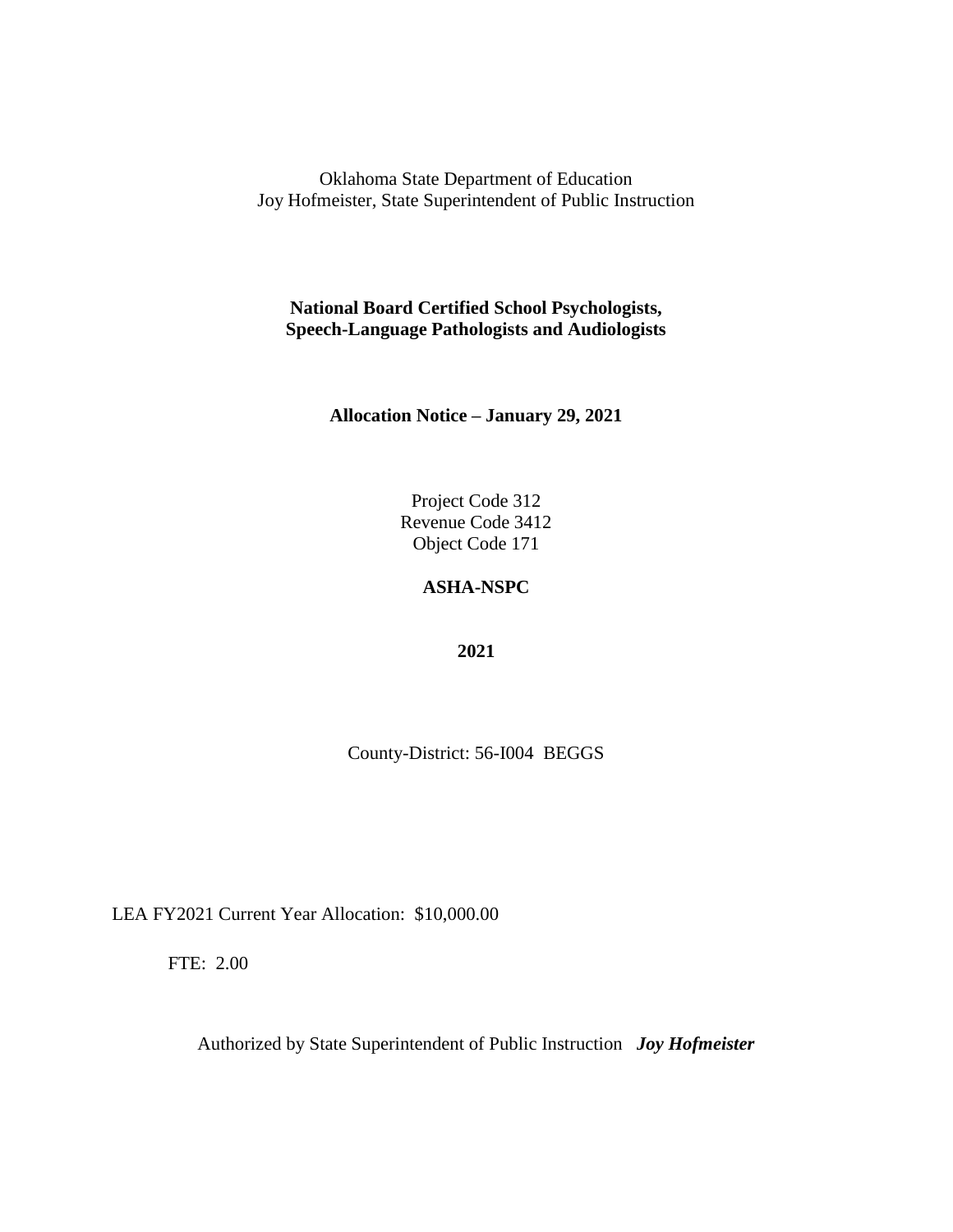Oklahoma State Department of Education
Joy Hofmeister, State Superintendent of Public Instruction

**National Board Certified School Psychologists,**
**Speech-Language Pathologists and Audiologists**

**Allocation Notice – January 29, 2021**

Project Code 312
Revenue Code 3412
Object Code 171

**ASHA-NSPC**

**2021**

County-District: 56-I004 BEGGS

LEA FY2021 Current Year Allocation: $10,000.00

FTE: 2.00

Authorized by State Superintendent of Public Instruction ***Joy Hofmeister***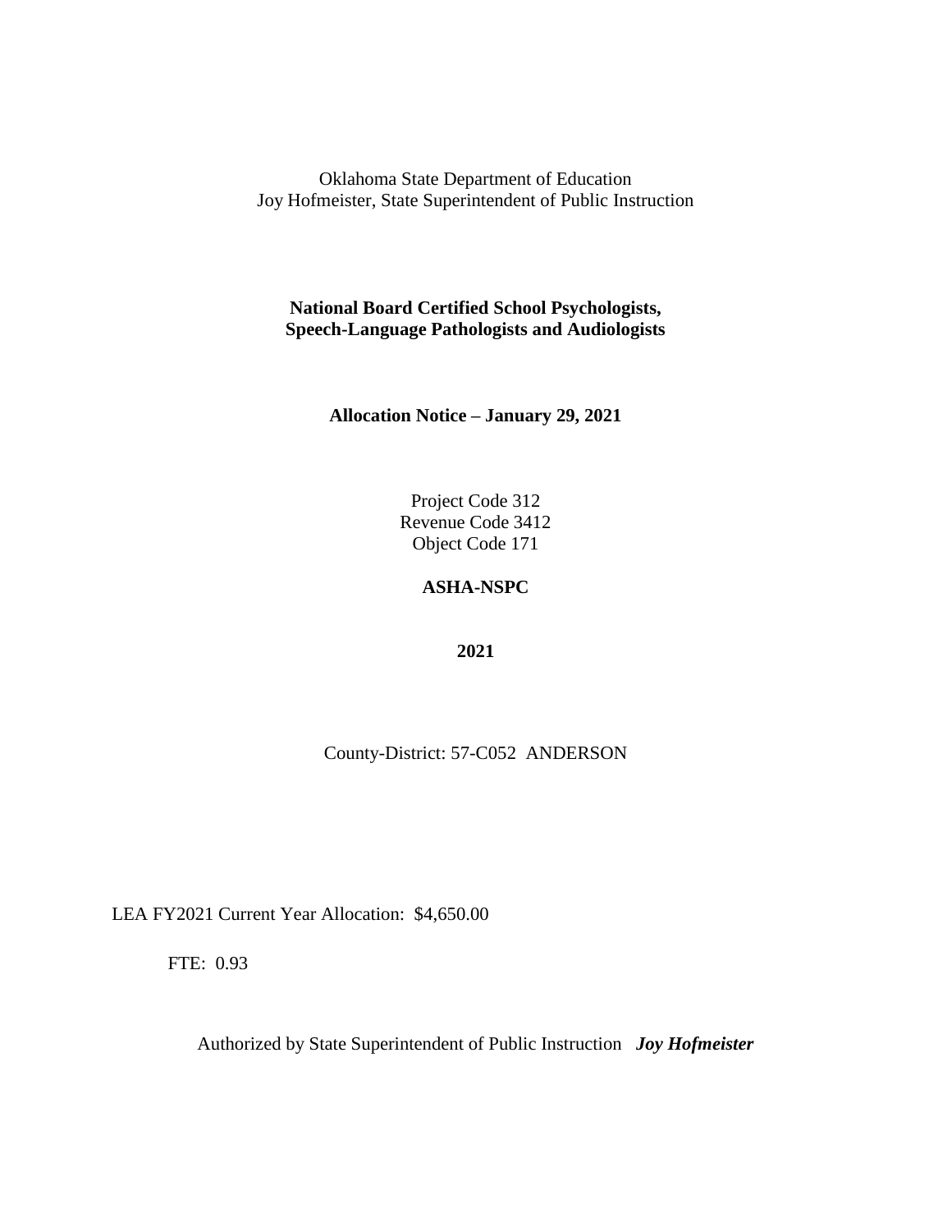Oklahoma State Department of Education
Joy Hofmeister, State Superintendent of Public Instruction

**National Board Certified School Psychologists,**
**Speech-Language Pathologists and Audiologists**

**Allocation Notice – January 29, 2021**

Project Code 312
Revenue Code 3412
Object Code 171

**ASHA-NSPC**

**2021**

County-District: 57-C052 ANDERSON

LEA FY2021 Current Year Allocation: $4,650.00

FTE: 0.93

Authorized by State Superintendent of Public Instruction ***Joy Hofmeister***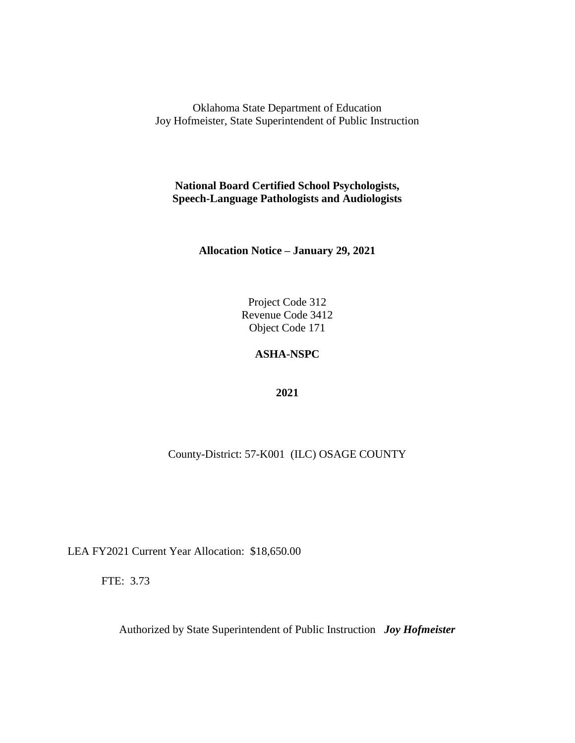Oklahoma State Department of Education
Joy Hofmeister, State Superintendent of Public Instruction

**National Board Certified School Psychologists,**
**Speech-Language Pathologists and Audiologists**

**Allocation Notice – January 29, 2021**

Project Code 312
Revenue Code 3412
Object Code 171

**ASHA-NSPC**

**2021**

County-District: 57-K001 (ILC) OSAGE COUNTY

LEA FY2021 Current Year Allocation: $18,650.00

FTE: 3.73

Authorized by State Superintendent of Public Instruction ***Joy Hofmeister***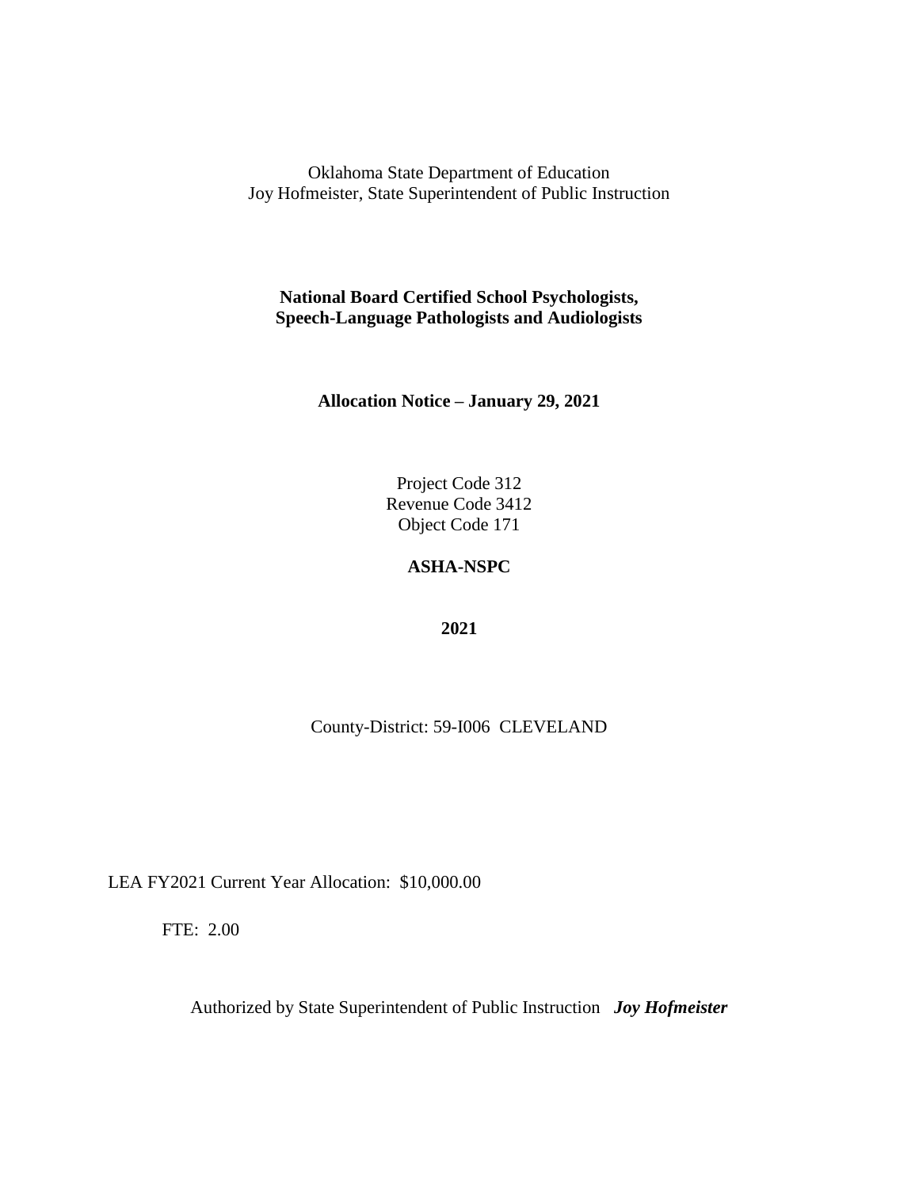Oklahoma State Department of Education
Joy Hofmeister, State Superintendent of Public Instruction

**National Board Certified School Psychologists,**
**Speech-Language Pathologists and Audiologists**

**Allocation Notice – January 29, 2021**

Project Code 312
Revenue Code 3412
Object Code 171

**ASHA-NSPC**

**2021**

County-District: 59-I006 CLEVELAND

LEA FY2021 Current Year Allocation: $10,000.00

FTE: 2.00

Authorized by State Superintendent of Public Instruction ***Joy Hofmeister***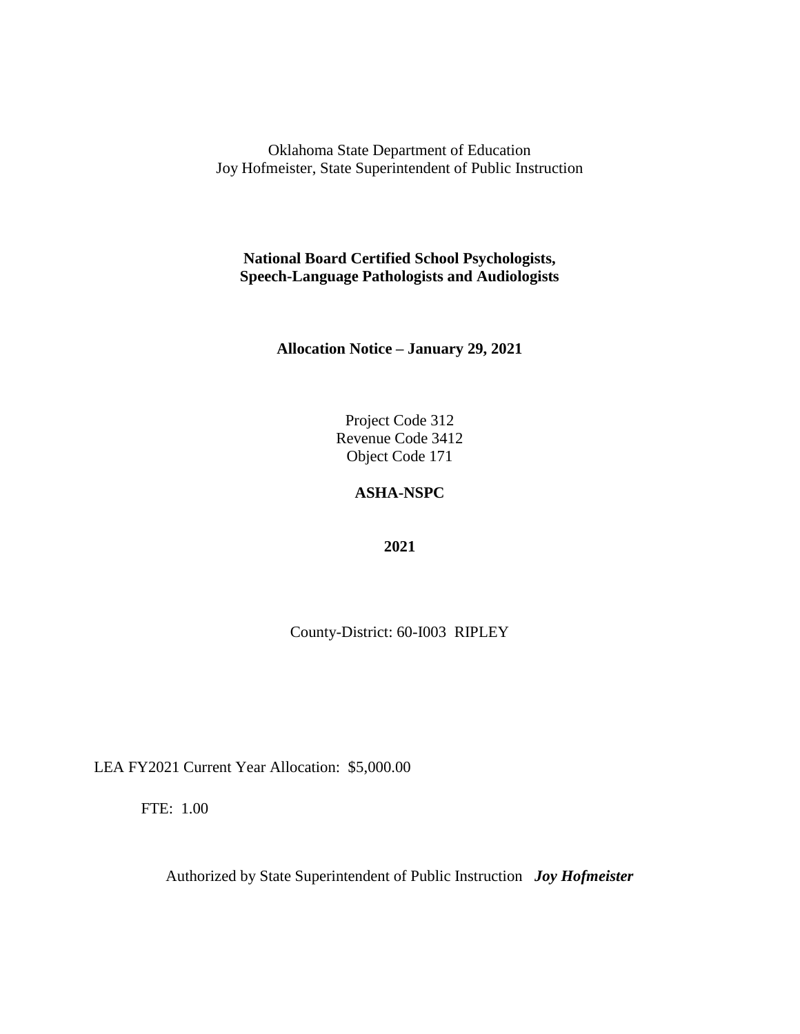Oklahoma State Department of Education
Joy Hofmeister, State Superintendent of Public Instruction

**National Board Certified School Psychologists,**
**Speech-Language Pathologists and Audiologists**

**Allocation Notice – January 29, 2021**

Project Code 312
Revenue Code 3412
Object Code 171

**ASHA-NSPC**

**2021**

County-District: 60-I003 RIPLEY

LEA FY2021 Current Year Allocation: $5,000.00

FTE: 1.00

Authorized by State Superintendent of Public Instruction ***Joy Hofmeister***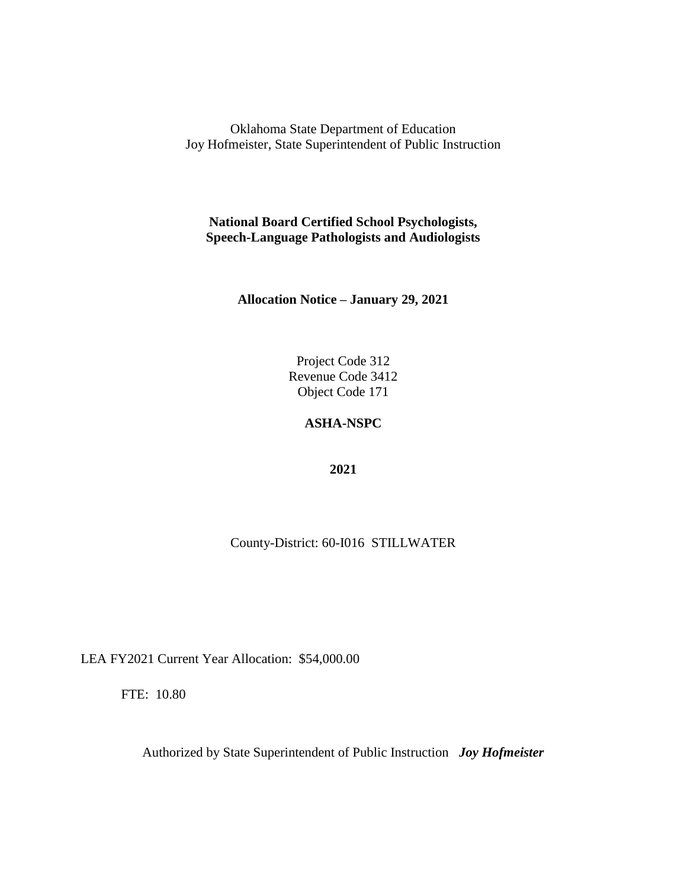Oklahoma State Department of Education
Joy Hofmeister, State Superintendent of Public Instruction

**National Board Certified School Psychologists,**
**Speech-Language Pathologists and Audiologists**

**Allocation Notice – January 29, 2021**

Project Code 312
Revenue Code 3412
Object Code 171

**ASHA-NSPC**

**2021**

County-District: 60-I016 STILLWATER

LEA FY2021 Current Year Allocation: $54,000.00

FTE: 10.80

Authorized by State Superintendent of Public Instruction ***Joy Hofmeister***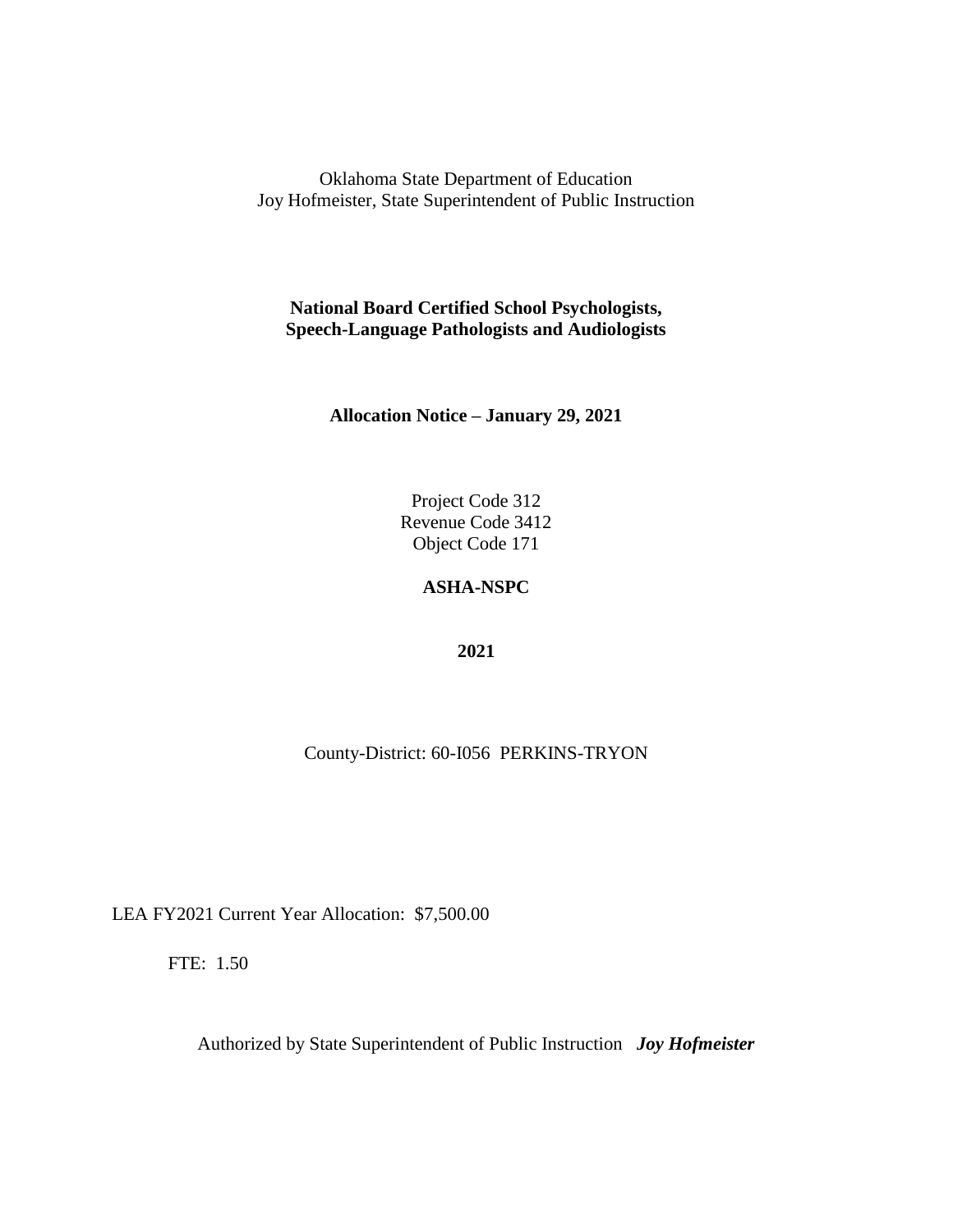Oklahoma State Department of Education
Joy Hofmeister, State Superintendent of Public Instruction

**National Board Certified School Psychologists, Speech-Language Pathologists and Audiologists**

**Allocation Notice – January 29, 2021**

Project Code 312
Revenue Code 3412
Object Code 171

**ASHA-NSPC**

**2021**

County-District: 60-I056 PERKINS-TRYON

LEA FY2021 Current Year Allocation: $7,500.00

FTE: 1.50

Authorized by State Superintendent of Public Instruction ***Joy Hofmeister***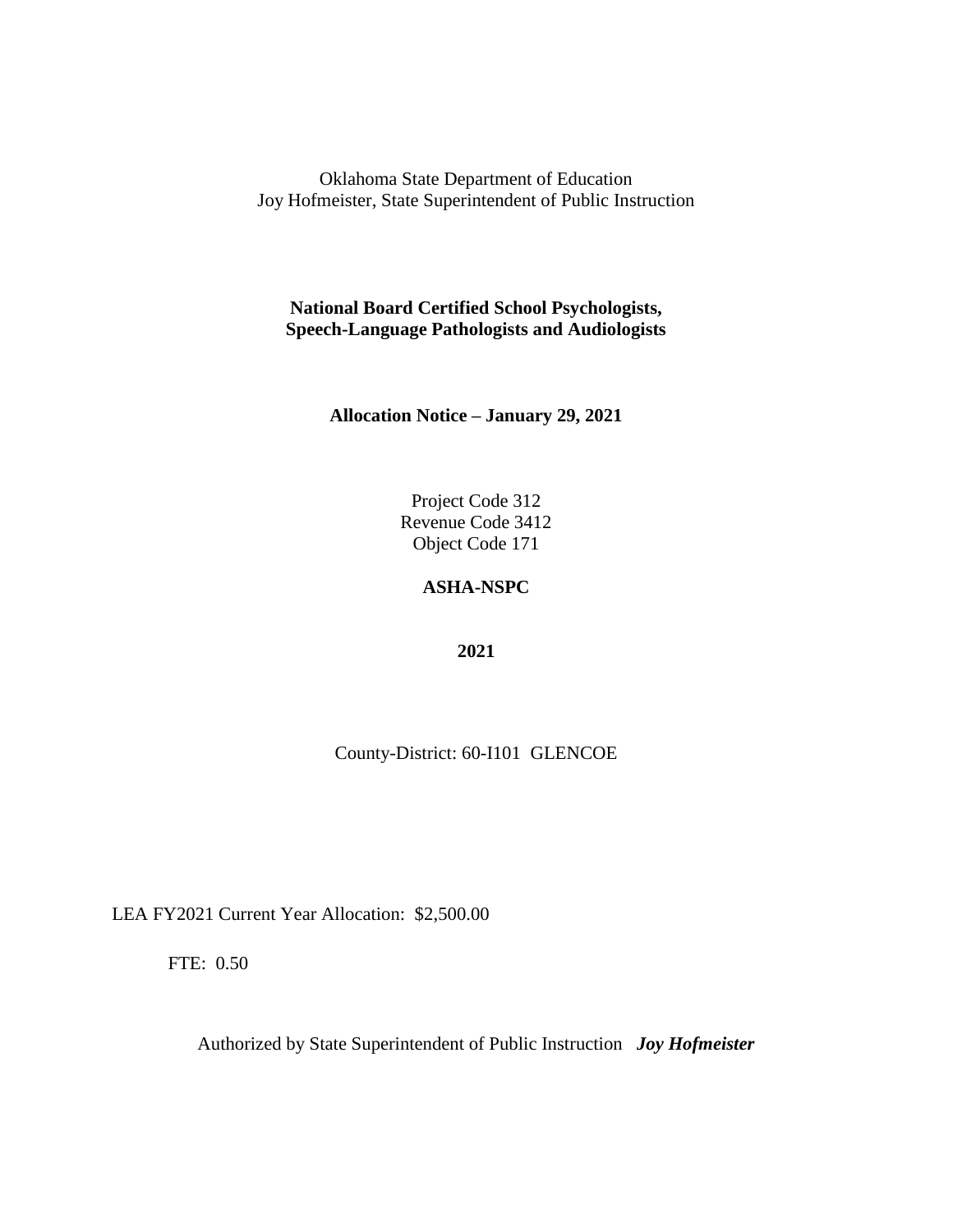Oklahoma State Department of Education
Joy Hofmeister, State Superintendent of Public Instruction

**National Board Certified School Psychologists,**
**Speech-Language Pathologists and Audiologists**

**Allocation Notice – January 29, 2021**

Project Code 312
Revenue Code 3412
Object Code 171

**ASHA-NSPC**

**2021**

County-District: 60-I101 GLENCOE

LEA FY2021 Current Year Allocation: $2,500.00

FTE: 0.50

Authorized by State Superintendent of Public Instruction ***Joy Hofmeister***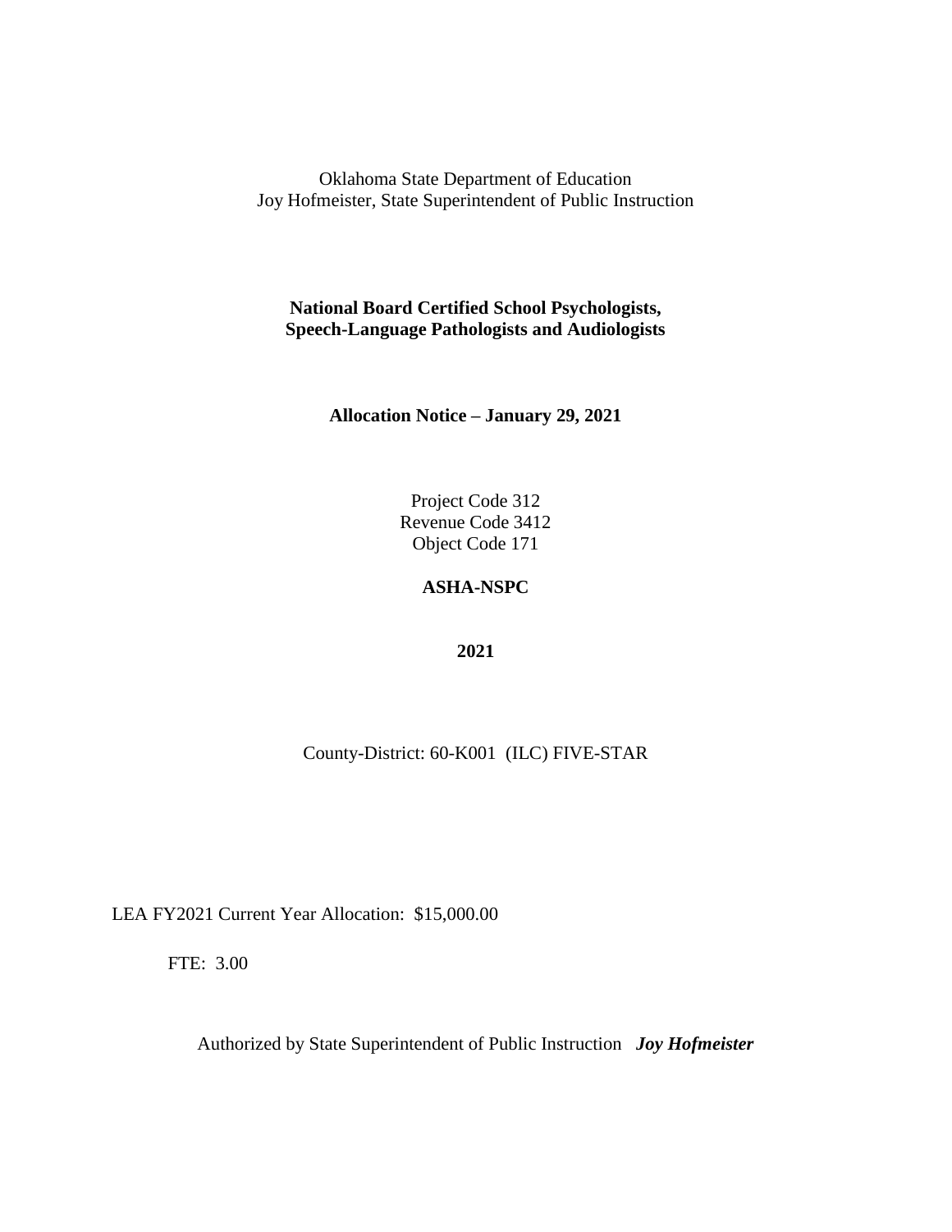Oklahoma State Department of Education
Joy Hofmeister, State Superintendent of Public Instruction

**National Board Certified School Psychologists, Speech-Language Pathologists and Audiologists**

**Allocation Notice – January 29, 2021**

Project Code 312
Revenue Code 3412
Object Code 171

**ASHA-NSPC**

**2021**

County-District: 60-K001 (ILC) FIVE-STAR

LEA FY2021 Current Year Allocation: $15,000.00

FTE: 3.00

Authorized by State Superintendent of Public Instruction ***Joy Hofmeister***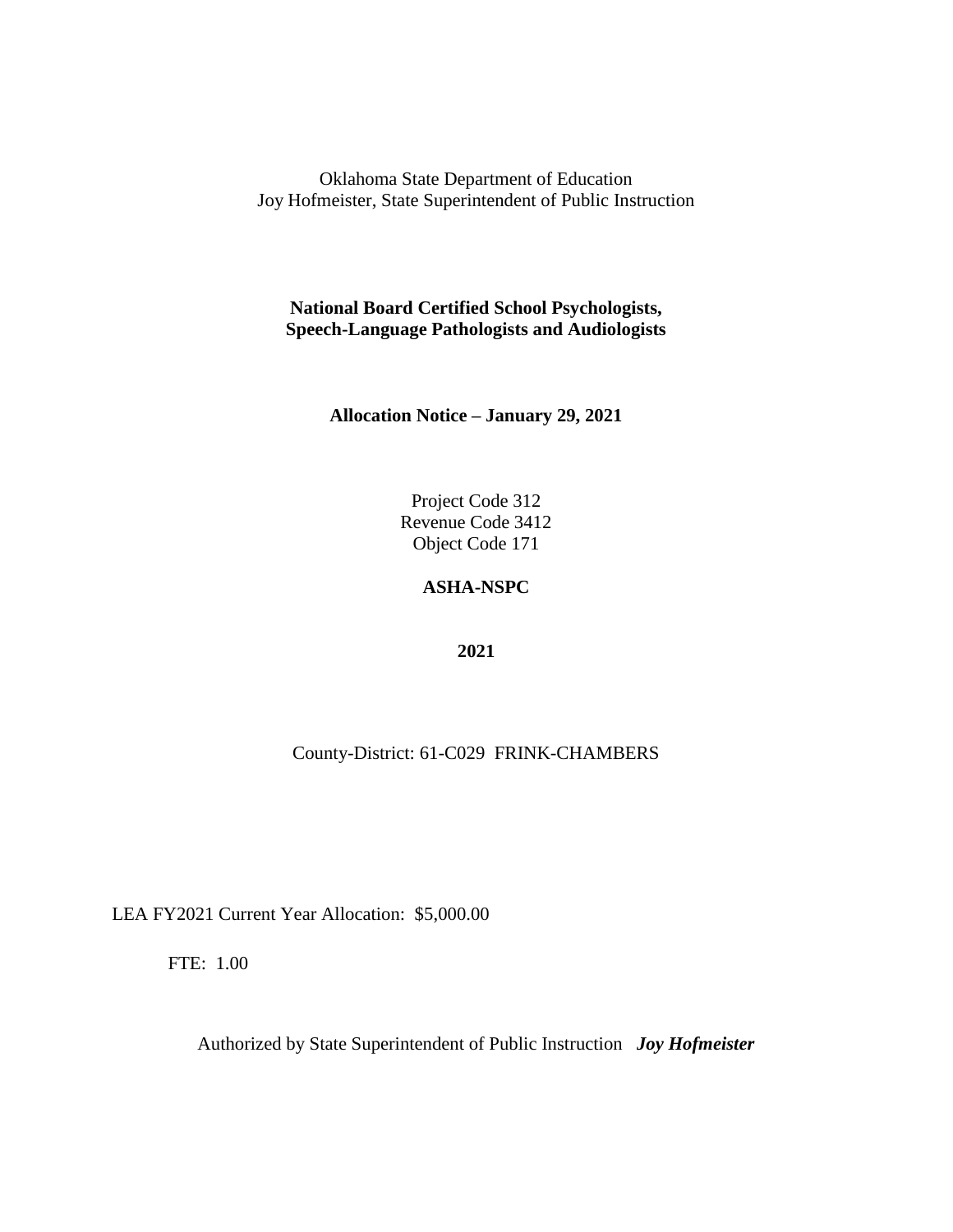Oklahoma State Department of Education
Joy Hofmeister, State Superintendent of Public Instruction

**National Board Certified School Psychologists,**
**Speech-Language Pathologists and Audiologists**

**Allocation Notice – January 29, 2021**

Project Code 312
Revenue Code 3412
Object Code 171

**ASHA-NSPC**

**2021**

County-District: 61-C029 FRINK-CHAMBERS

LEA FY2021 Current Year Allocation: $5,000.00

FTE: 1.00

Authorized by State Superintendent of Public Instruction ***Joy Hofmeister***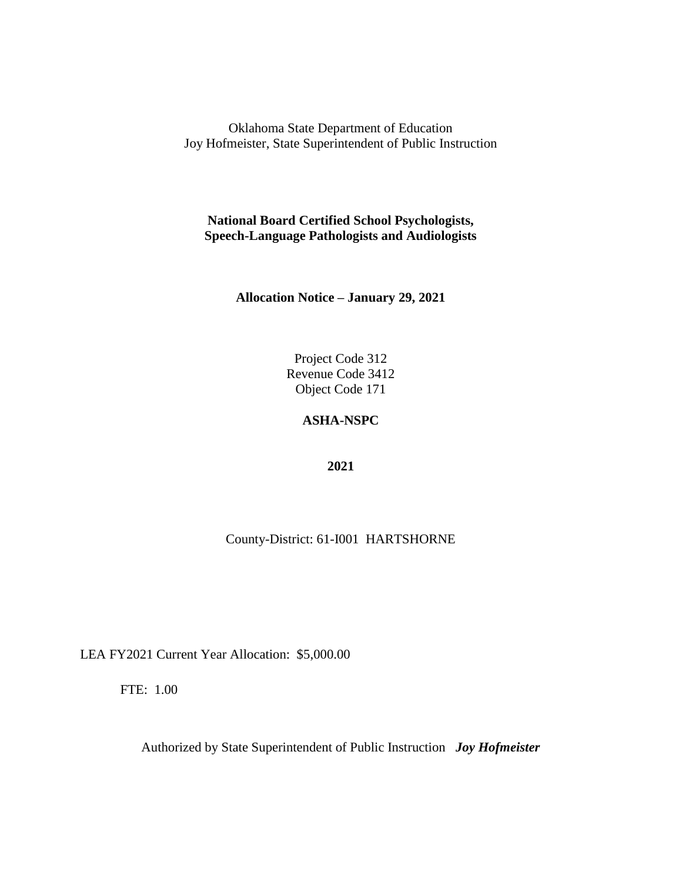Oklahoma State Department of Education
Joy Hofmeister, State Superintendent of Public Instruction

**National Board Certified School Psychologists,**
**Speech-Language Pathologists and Audiologists**

**Allocation Notice – January 29, 2021**

Project Code 312
Revenue Code 3412
Object Code 171

**ASHA-NSPC**

**2021**

County-District: 61-I001 HARTSHORNE

LEA FY2021 Current Year Allocation: $5,000.00

FTE: 1.00

Authorized by State Superintendent of Public Instruction ***Joy Hofmeister***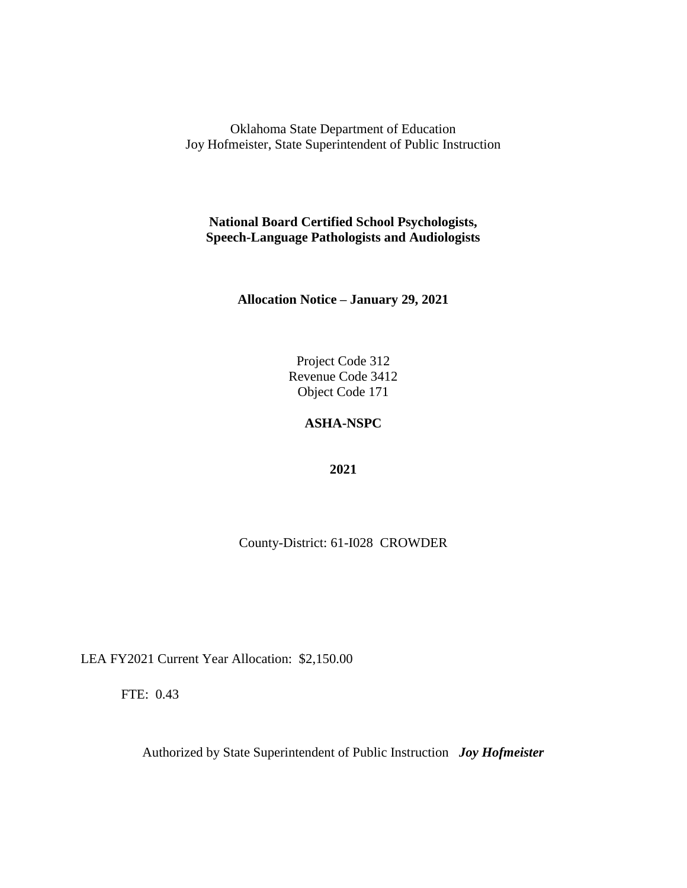Oklahoma State Department of Education
Joy Hofmeister, State Superintendent of Public Instruction

**National Board Certified School Psychologists,**
**Speech-Language Pathologists and Audiologists**

**Allocation Notice – January 29, 2021**

Project Code 312
Revenue Code 3412
Object Code 171

**ASHA-NSPC**

**2021**

County-District: 61-I028 CROWDER

LEA FY2021 Current Year Allocation: $2,150.00

FTE: 0.43

Authorized by State Superintendent of Public Instruction ***Joy Hofmeister***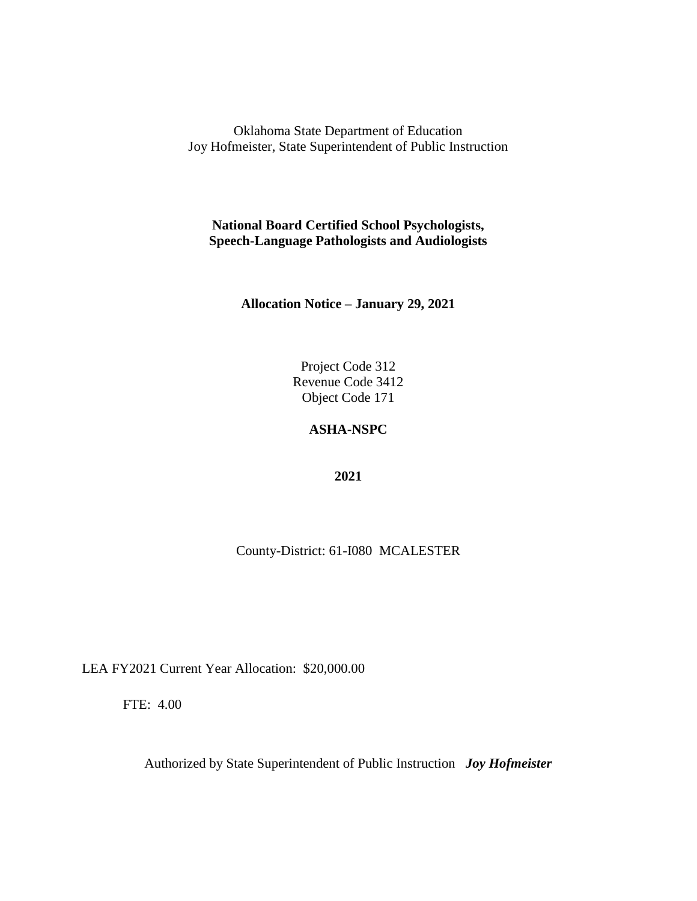Oklahoma State Department of Education
Joy Hofmeister, State Superintendent of Public Instruction

**National Board Certified School Psychologists, Speech-Language Pathologists and Audiologists**

**Allocation Notice – January 29, 2021**

Project Code 312
Revenue Code 3412
Object Code 171

**ASHA-NSPC**

**2021**

County-District: 61-I080 MCALESTER

LEA FY2021 Current Year Allocation: $20,000.00

FTE: 4.00

Authorized by State Superintendent of Public Instruction ***Joy Hofmeister***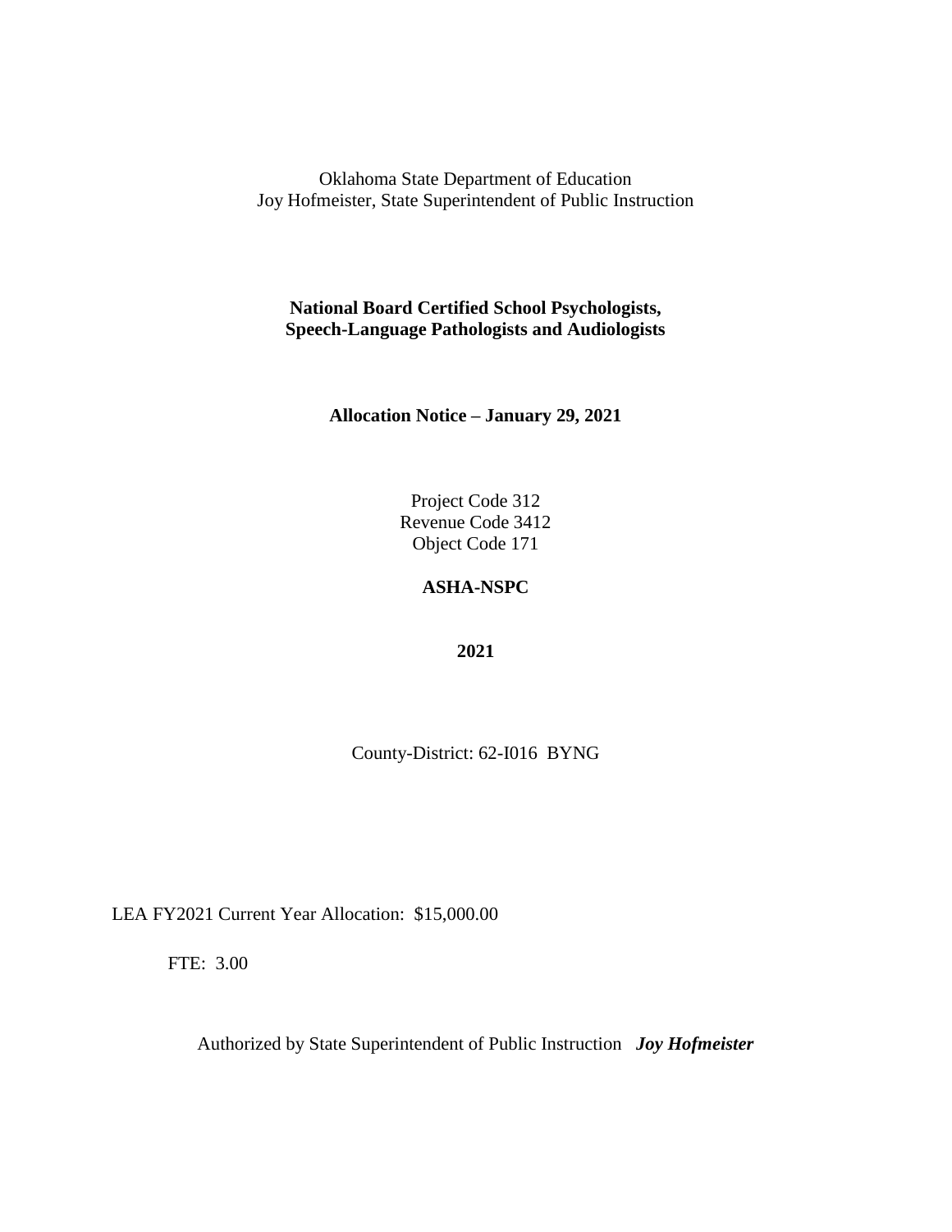Oklahoma State Department of Education
Joy Hofmeister, State Superintendent of Public Instruction

**National Board Certified School Psychologists,
Speech-Language Pathologists and Audiologists**

**Allocation Notice – January 29, 2021**

Project Code 312
Revenue Code 3412
Object Code 171

**ASHA-NSPC**

**2021**

County-District: 62-I016 BYNG

LEA FY2021 Current Year Allocation: $15,000.00

FTE: 3.00

Authorized by State Superintendent of Public Instruction ***Joy Hofmeister***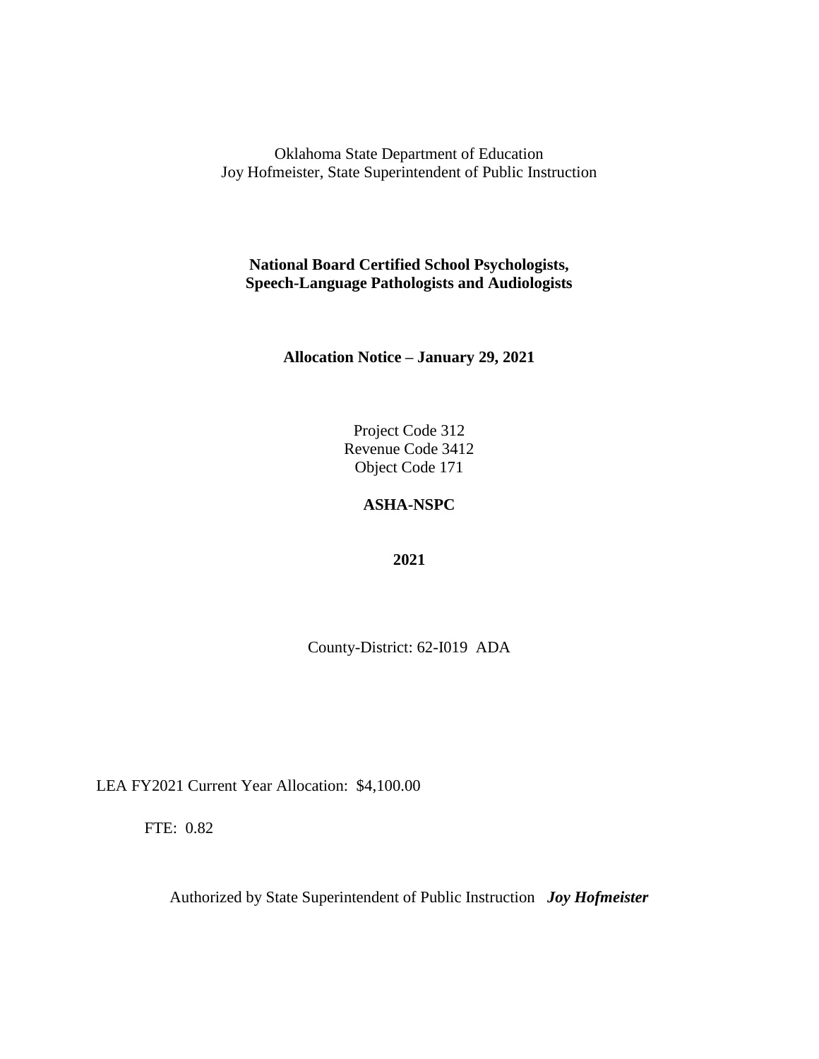Oklahoma State Department of Education
Joy Hofmeister, State Superintendent of Public Instruction

**National Board Certified School Psychologists, Speech-Language Pathologists and Audiologists**

**Allocation Notice – January 29, 2021**

Project Code 312
Revenue Code 3412
Object Code 171

**ASHA-NSPC**

**2021**

County-District: 62-I019 ADA

LEA FY2021 Current Year Allocation: $4,100.00

FTE: 0.82

Authorized by State Superintendent of Public Instruction ***Joy Hofmeister***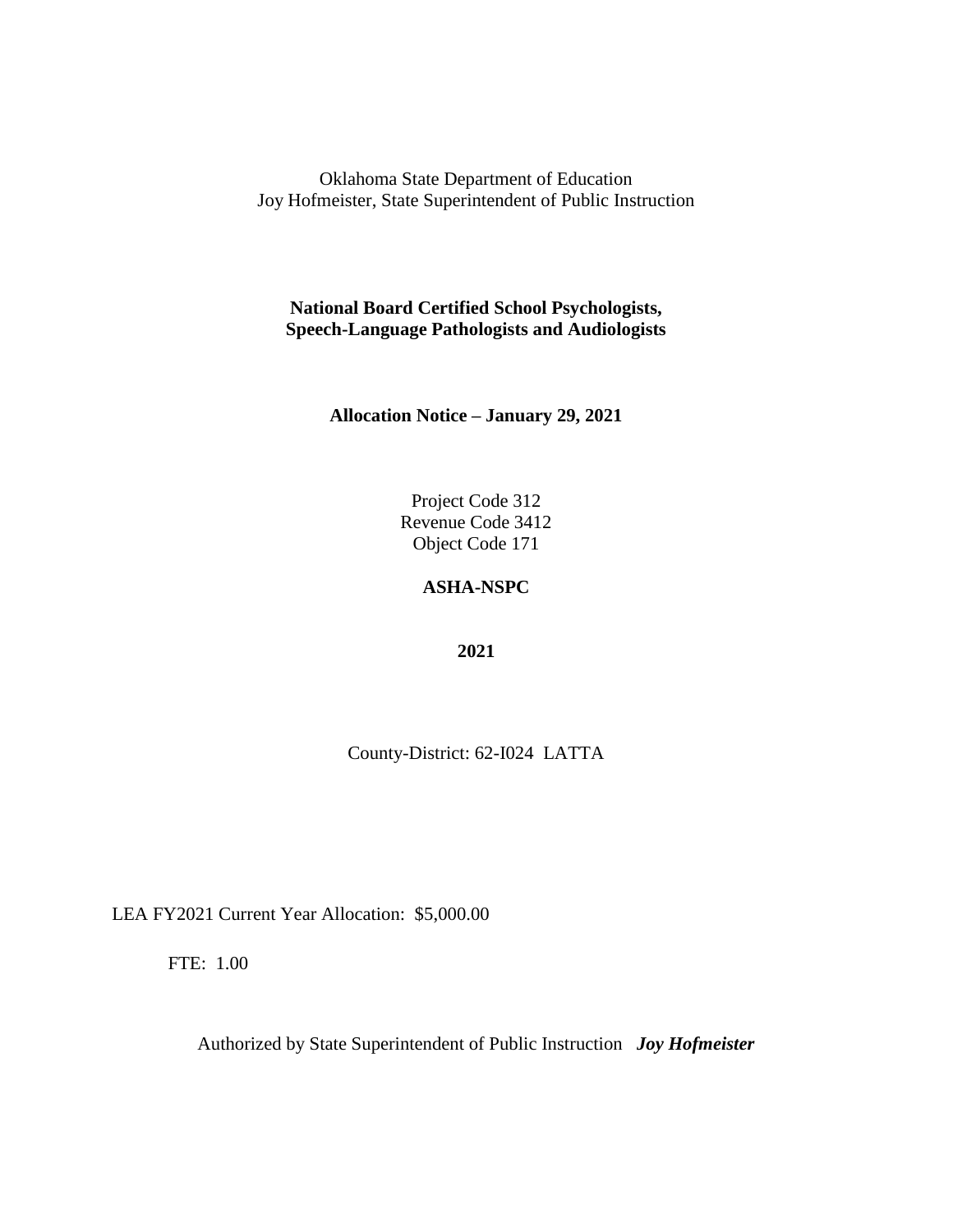Oklahoma State Department of Education
Joy Hofmeister, State Superintendent of Public Instruction

**National Board Certified School Psychologists, Speech-Language Pathologists and Audiologists**

**Allocation Notice – January 29, 2021**

Project Code 312
Revenue Code 3412
Object Code 171

**ASHA-NSPC**

**2021**

County-District: 62-I024 LATTA

LEA FY2021 Current Year Allocation: $5,000.00

FTE: 1.00

Authorized by State Superintendent of Public Instruction ***Joy Hofmeister***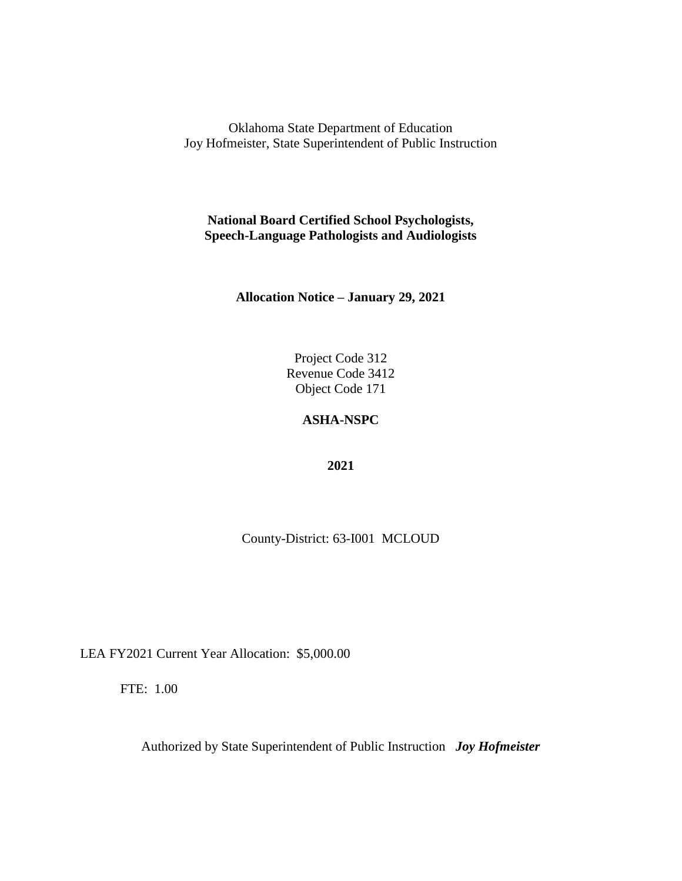Oklahoma State Department of Education
Joy Hofmeister, State Superintendent of Public Instruction

**National Board Certified School Psychologists,
Speech-Language Pathologists and Audiologists**

**Allocation Notice – January 29, 2021**

Project Code 312
Revenue Code 3412
Object Code 171

**ASHA-NSPC**

**2021**

County-District: 63-I001 MCLOUD

LEA FY2021 Current Year Allocation: $5,000.00

FTE: 1.00

Authorized by State Superintendent of Public Instruction ***Joy Hofmeister***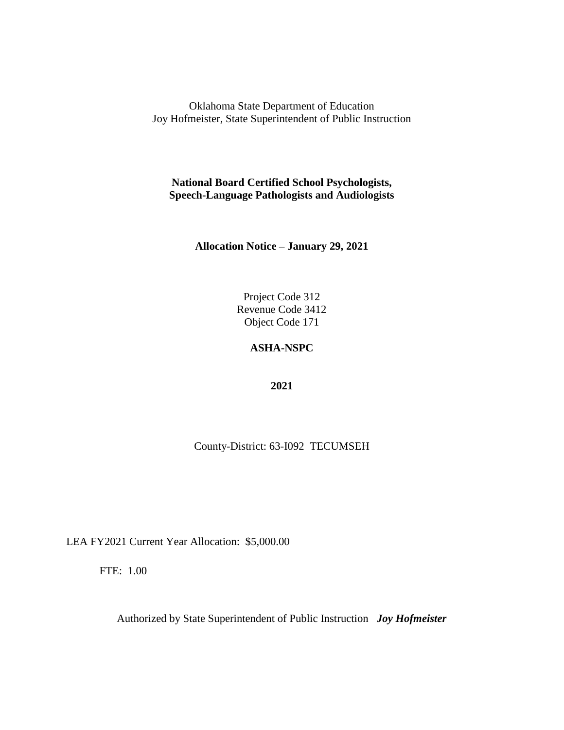Oklahoma State Department of Education
Joy Hofmeister, State Superintendent of Public Instruction

**National Board Certified School Psychologists, Speech-Language Pathologists and Audiologists**

**Allocation Notice – January 29, 2021**

Project Code 312
Revenue Code 3412
Object Code 171

**ASHA-NSPC**

**2021**

County-District: 63-I092 TECUMSEH

LEA FY2021 Current Year Allocation: $5,000.00

FTE: 1.00

Authorized by State Superintendent of Public Instruction ***Joy Hofmeister***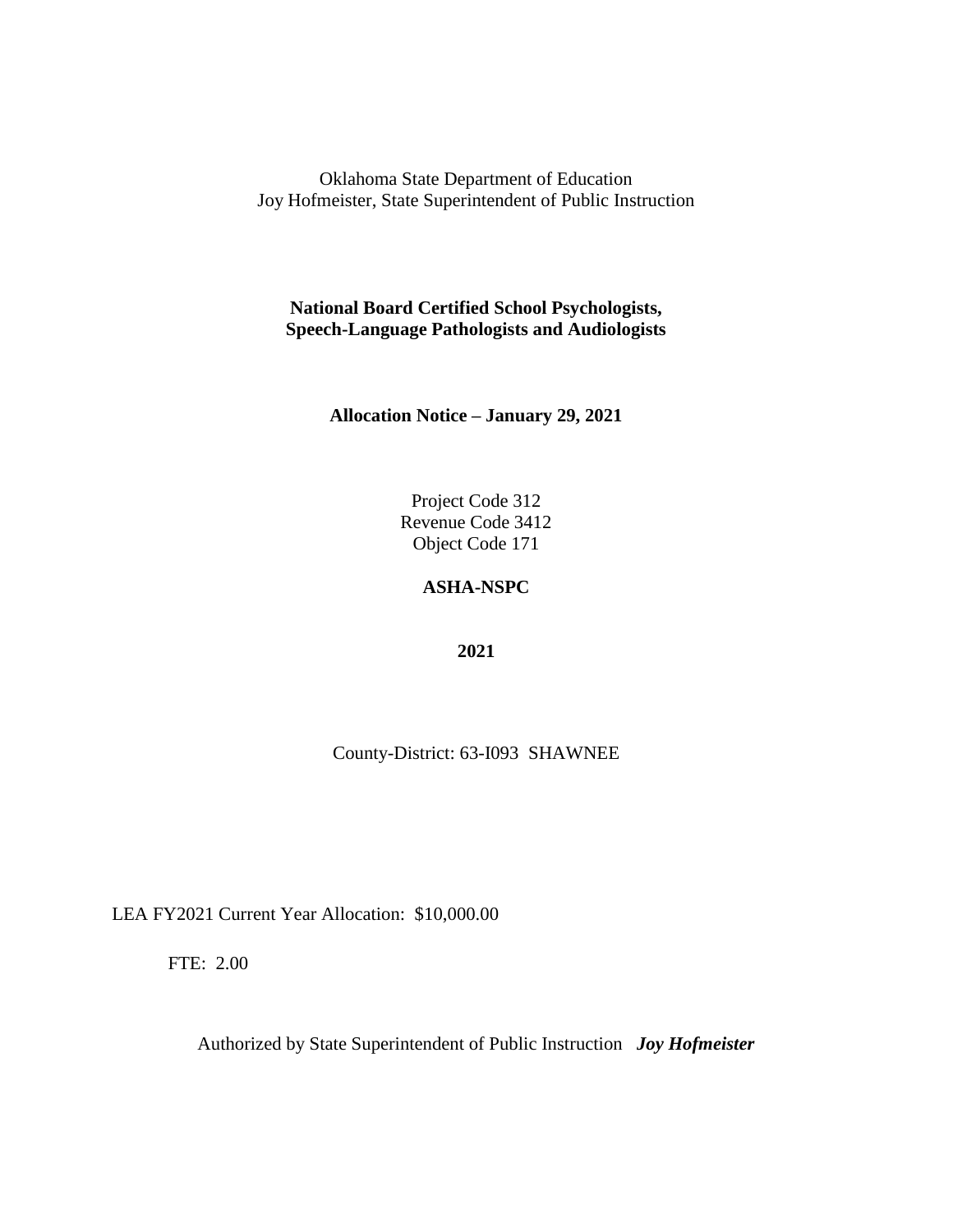Oklahoma State Department of Education
Joy Hofmeister, State Superintendent of Public Instruction

**National Board Certified School Psychologists,**
**Speech-Language Pathologists and Audiologists**

**Allocation Notice – January 29, 2021**

Project Code 312
Revenue Code 3412
Object Code 171

**ASHA-NSPC**

**2021**

County-District: 63-I093 SHAWNEE

LEA FY2021 Current Year Allocation: $10,000.00

FTE: 2.00

Authorized by State Superintendent of Public Instruction ***Joy Hofmeister***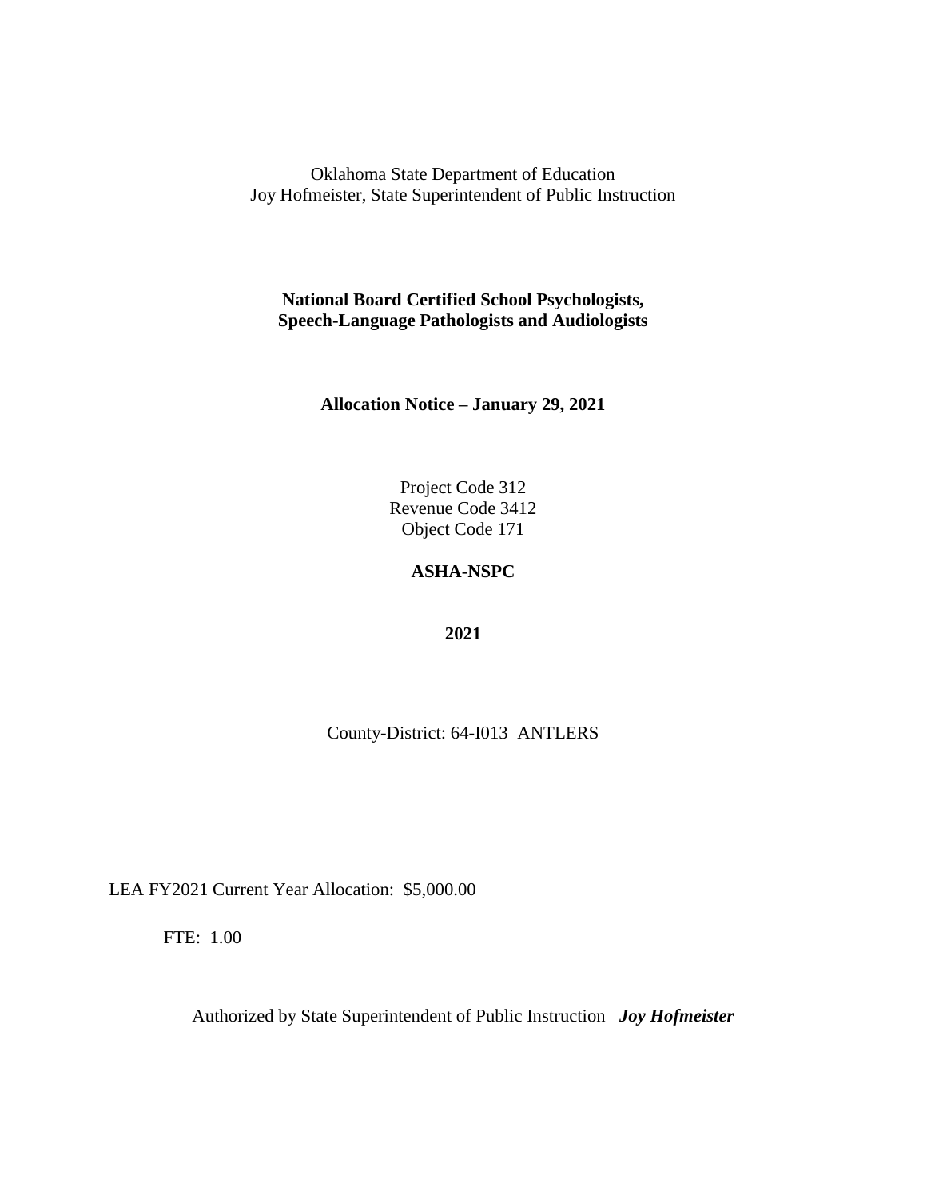Oklahoma State Department of Education
Joy Hofmeister, State Superintendent of Public Instruction

**National Board Certified School Psychologists,**
**Speech-Language Pathologists and Audiologists**

**Allocation Notice – January 29, 2021**

Project Code 312
Revenue Code 3412
Object Code 171

**ASHA-NSPC**

**2021**

County-District: 64-I013 ANTLERS

LEA FY2021 Current Year Allocation: $5,000.00

FTE: 1.00

Authorized by State Superintendent of Public Instruction ***Joy Hofmeister***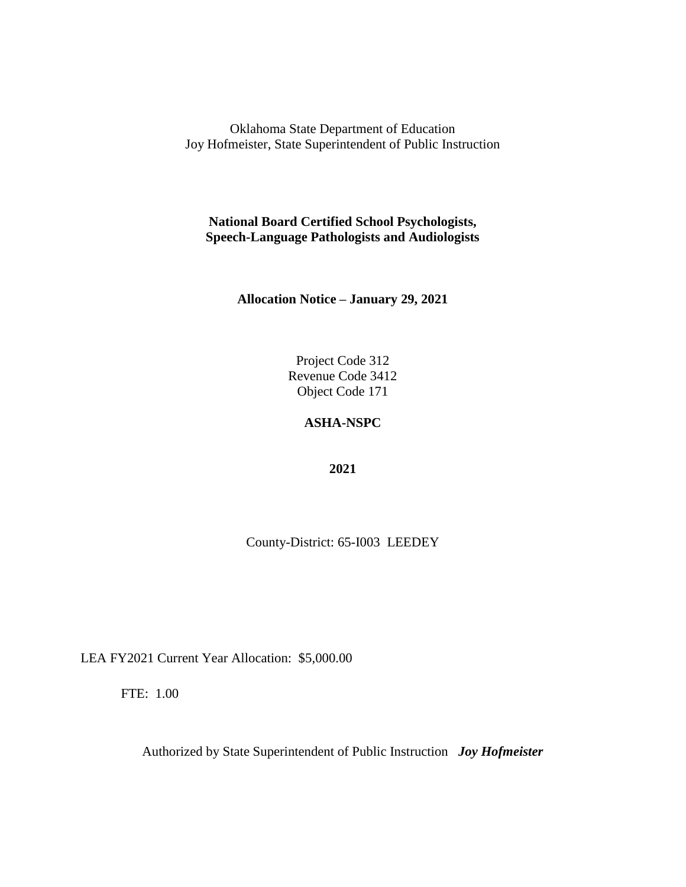Oklahoma State Department of Education
Joy Hofmeister, State Superintendent of Public Instruction

**National Board Certified School Psychologists,**
**Speech-Language Pathologists and Audiologists**

**Allocation Notice – January 29, 2021**

Project Code 312
Revenue Code 3412
Object Code 171

**ASHA-NSPC**

**2021**

County-District: 65-I003 LEEDEY

LEA FY2021 Current Year Allocation: $5,000.00

FTE: 1.00

Authorized by State Superintendent of Public Instruction ***Joy Hofmeister***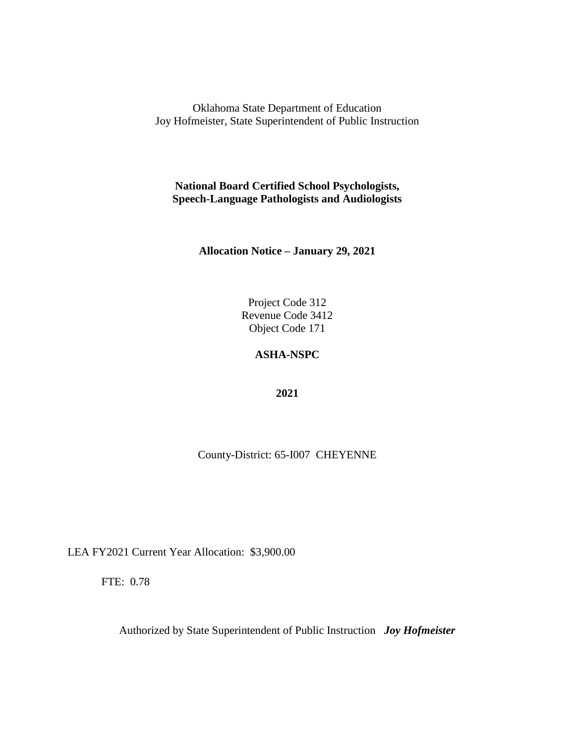Oklahoma State Department of Education
Joy Hofmeister, State Superintendent of Public Instruction

**National Board Certified School Psychologists,**
**Speech-Language Pathologists and Audiologists**

**Allocation Notice – January 29, 2021**

Project Code 312
Revenue Code 3412
Object Code 171

**ASHA-NSPC**

**2021**

County-District: 65-I007 CHEYENNE

LEA FY2021 Current Year Allocation: $3,900.00

FTE: 0.78

Authorized by State Superintendent of Public Instruction ***Joy Hofmeister***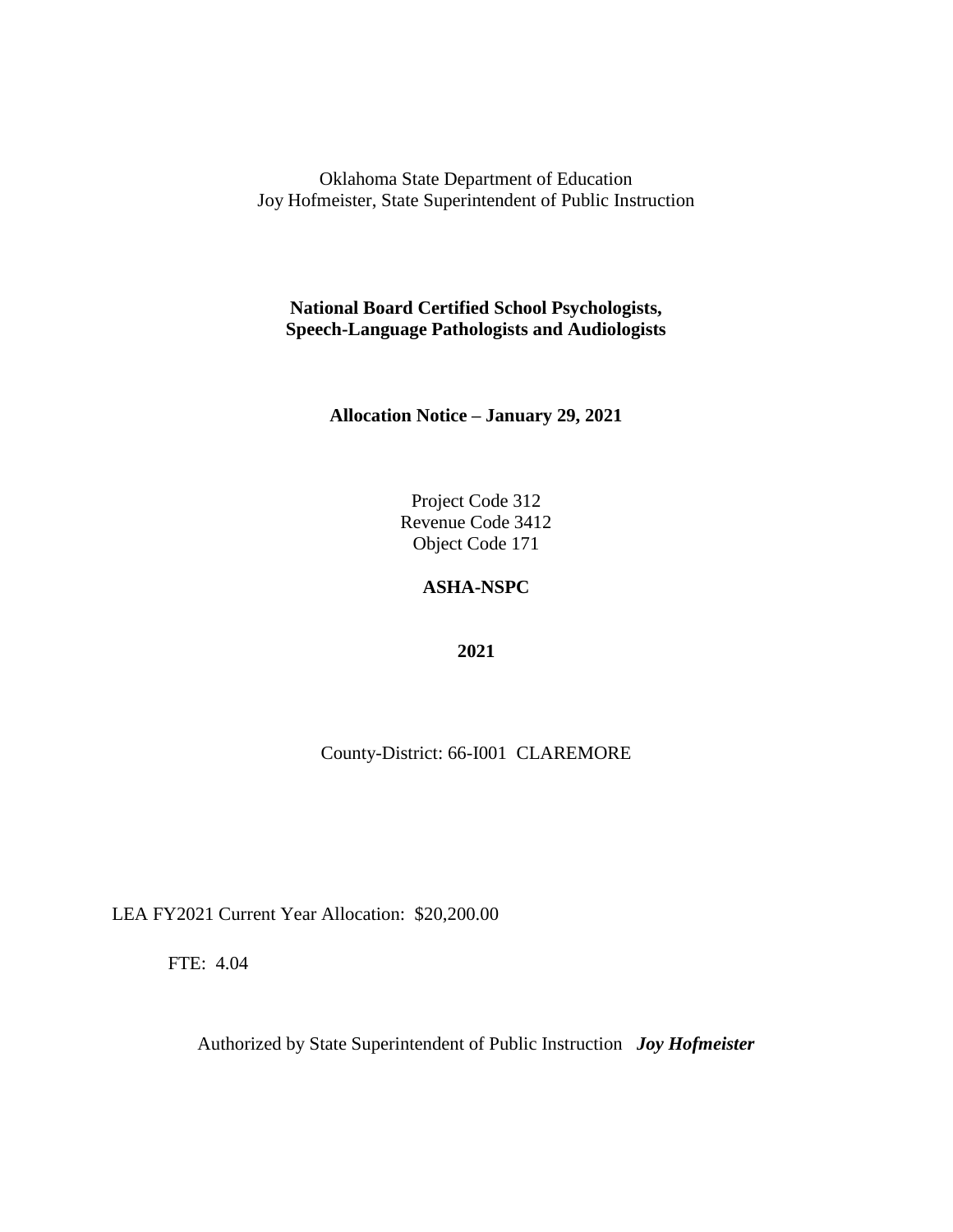Oklahoma State Department of Education
Joy Hofmeister, State Superintendent of Public Instruction

**National Board Certified School Psychologists,**
**Speech-Language Pathologists and Audiologists**

**Allocation Notice – January 29, 2021**

Project Code 312
Revenue Code 3412
Object Code 171

**ASHA-NSPC**

**2021**

County-District: 66-I001 CLAREMORE

LEA FY2021 Current Year Allocation: $20,200.00

FTE: 4.04

Authorized by State Superintendent of Public Instruction ***Joy Hofmeister***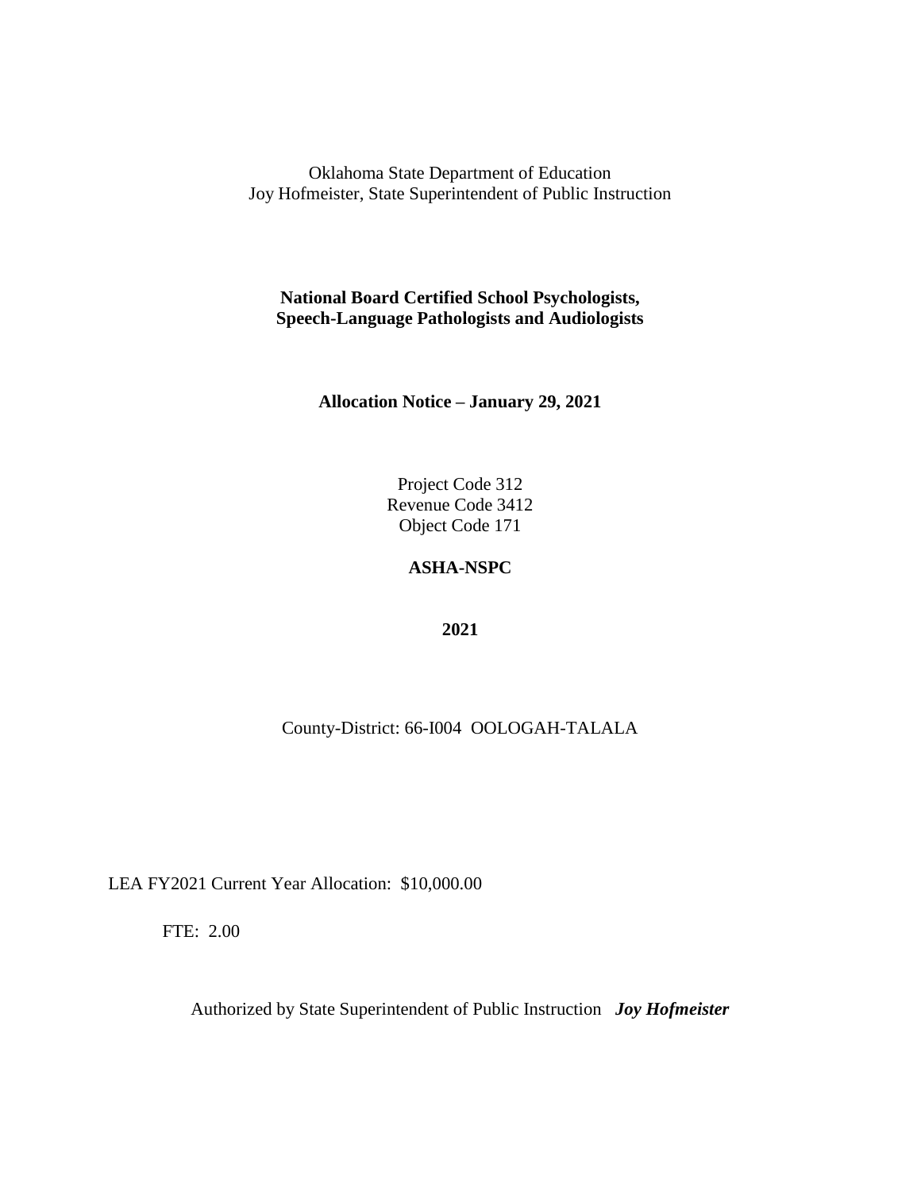Oklahoma State Department of Education
Joy Hofmeister, State Superintendent of Public Instruction

**National Board Certified School Psychologists,**
**Speech-Language Pathologists and Audiologists**

**Allocation Notice – January 29, 2021**

Project Code 312
Revenue Code 3412
Object Code 171

**ASHA-NSPC**

**2021**

County-District: 66-I004 OOLOGAH-TALALA

LEA FY2021 Current Year Allocation: $10,000.00

FTE: 2.00

Authorized by State Superintendent of Public Instruction ***Joy Hofmeister***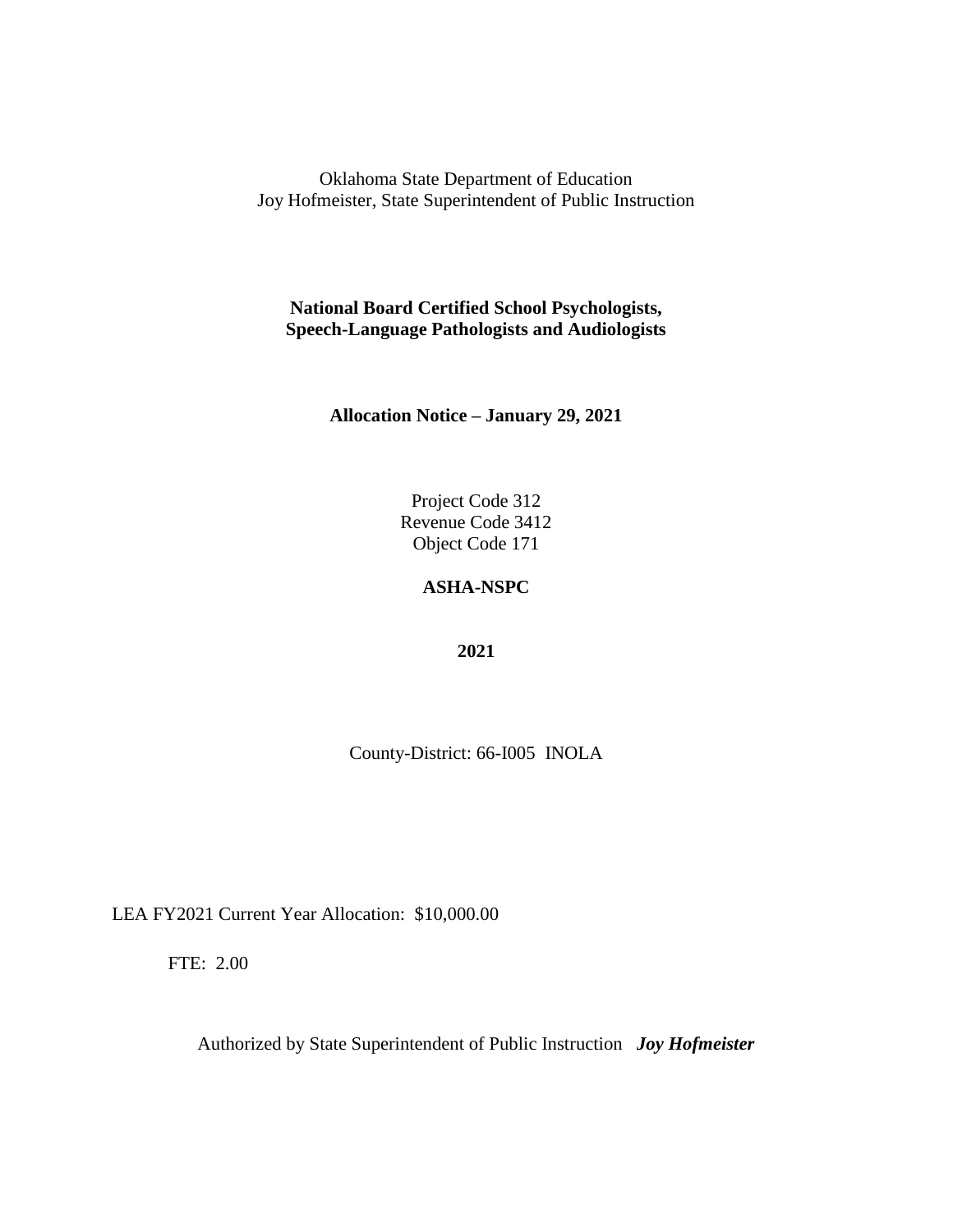Oklahoma State Department of Education
Joy Hofmeister, State Superintendent of Public Instruction

**National Board Certified School Psychologists,**
**Speech-Language Pathologists and Audiologists**

**Allocation Notice – January 29, 2021**

Project Code 312
Revenue Code 3412
Object Code 171

**ASHA-NSPC**

**2021**

County-District: 66-I005 INOLA

LEA FY2021 Current Year Allocation: $10,000.00

FTE: 2.00

Authorized by State Superintendent of Public Instruction ***Joy Hofmeister***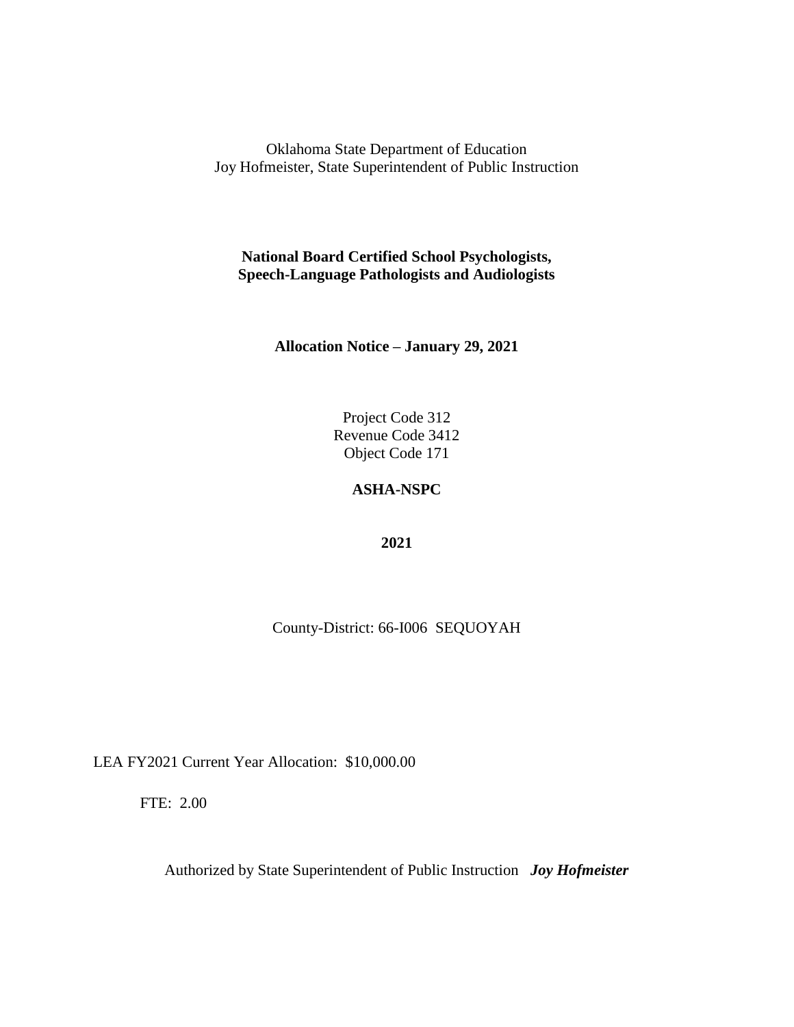Oklahoma State Department of Education
Joy Hofmeister, State Superintendent of Public Instruction

**National Board Certified School Psychologists, Speech-Language Pathologists and Audiologists**

**Allocation Notice – January 29, 2021**

Project Code 312
Revenue Code 3412
Object Code 171

**ASHA-NSPC**

**2021**

County-District: 66-I006 SEQUOYAH

LEA FY2021 Current Year Allocation: $10,000.00

FTE: 2.00

Authorized by State Superintendent of Public Instruction ***Joy Hofmeister***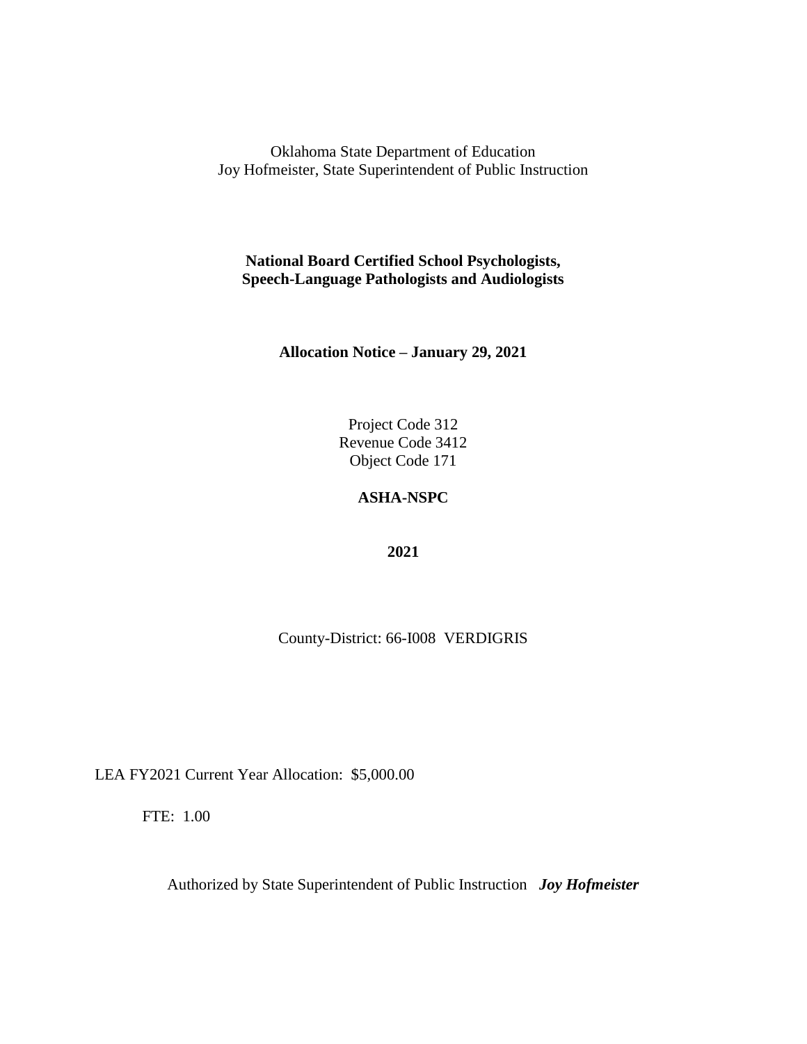Oklahoma State Department of Education
Joy Hofmeister, State Superintendent of Public Instruction

**National Board Certified School Psychologists,**
**Speech-Language Pathologists and Audiologists**

**Allocation Notice – January 29, 2021**

Project Code 312
Revenue Code 3412
Object Code 171

**ASHA-NSPC**

**2021**

County-District: 66-I008 VERDIGRIS

LEA FY2021 Current Year Allocation: $5,000.00

FTE: 1.00

Authorized by State Superintendent of Public Instruction ***Joy Hofmeister***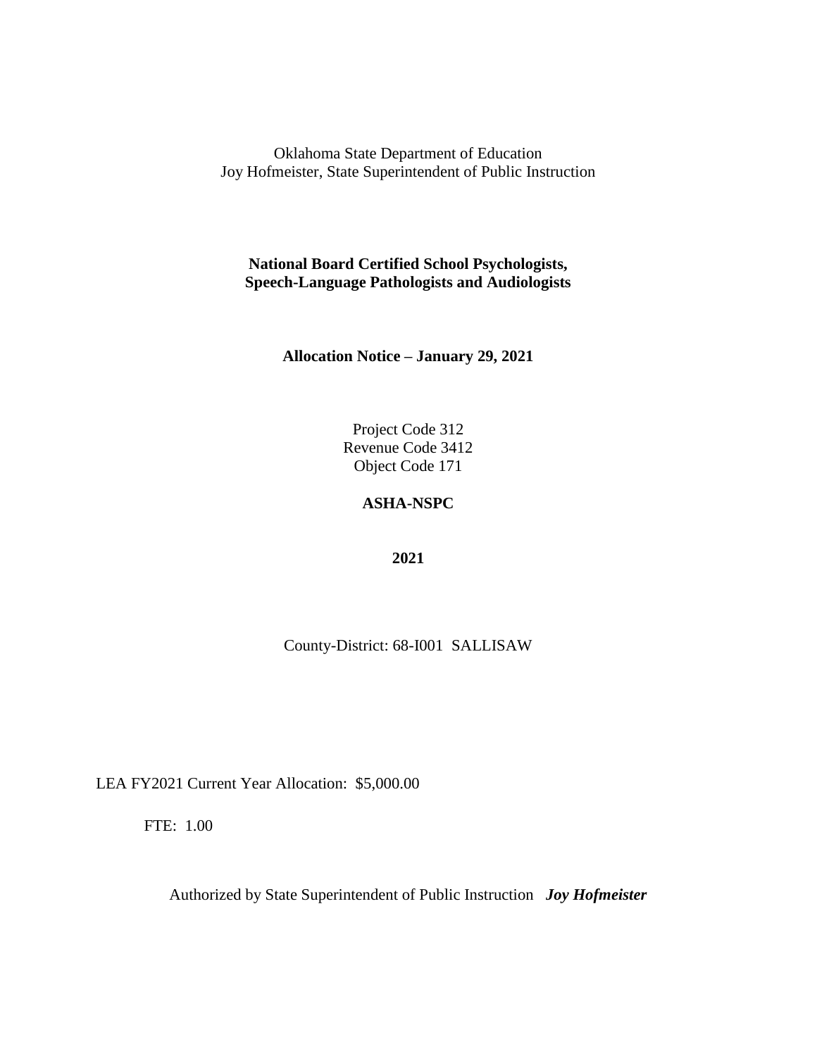Oklahoma State Department of Education
Joy Hofmeister, State Superintendent of Public Instruction

**National Board Certified School Psychologists,**
**Speech-Language Pathologists and Audiologists**

**Allocation Notice – January 29, 2021**

Project Code 312
Revenue Code 3412
Object Code 171

**ASHA-NSPC**

**2021**

County-District: 68-I001 SALLISAW

LEA FY2021 Current Year Allocation: $5,000.00

FTE: 1.00

Authorized by State Superintendent of Public Instruction ***Joy Hofmeister***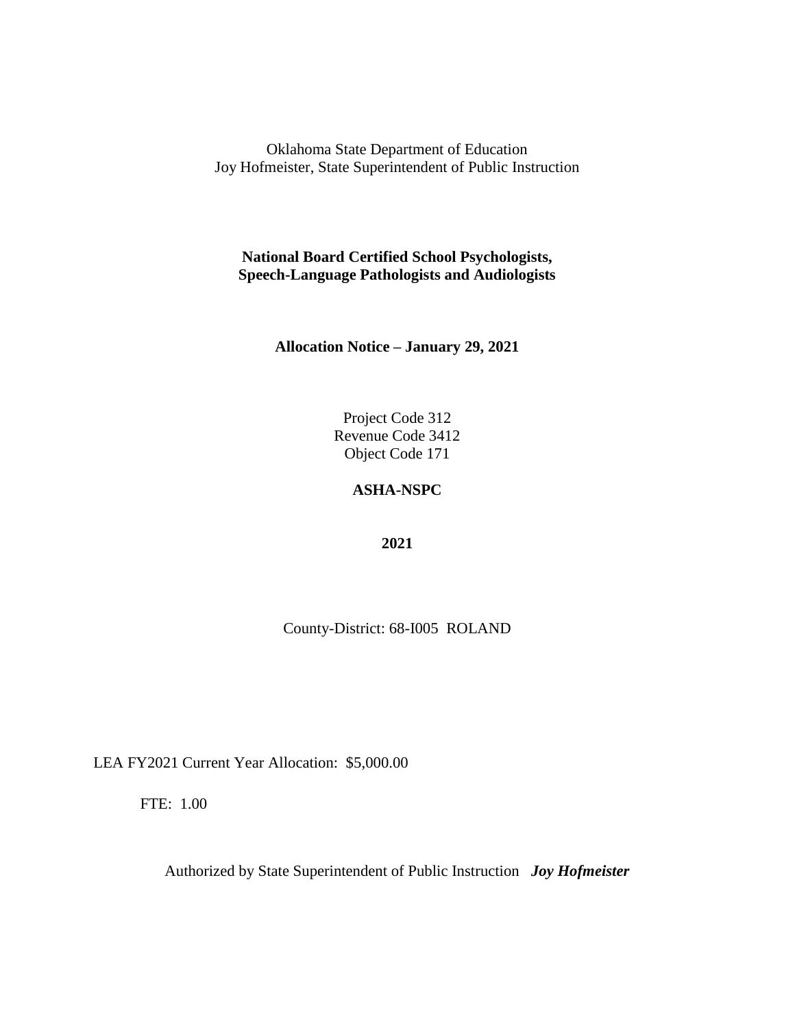Oklahoma State Department of Education
Joy Hofmeister, State Superintendent of Public Instruction

**National Board Certified School Psychologists,**
**Speech-Language Pathologists and Audiologists**

**Allocation Notice – January 29, 2021**

Project Code 312
Revenue Code 3412
Object Code 171

**ASHA-NSPC**

**2021**

County-District: 68-I005 ROLAND

LEA FY2021 Current Year Allocation: $5,000.00

FTE: 1.00

Authorized by State Superintendent of Public Instruction ***Joy Hofmeister***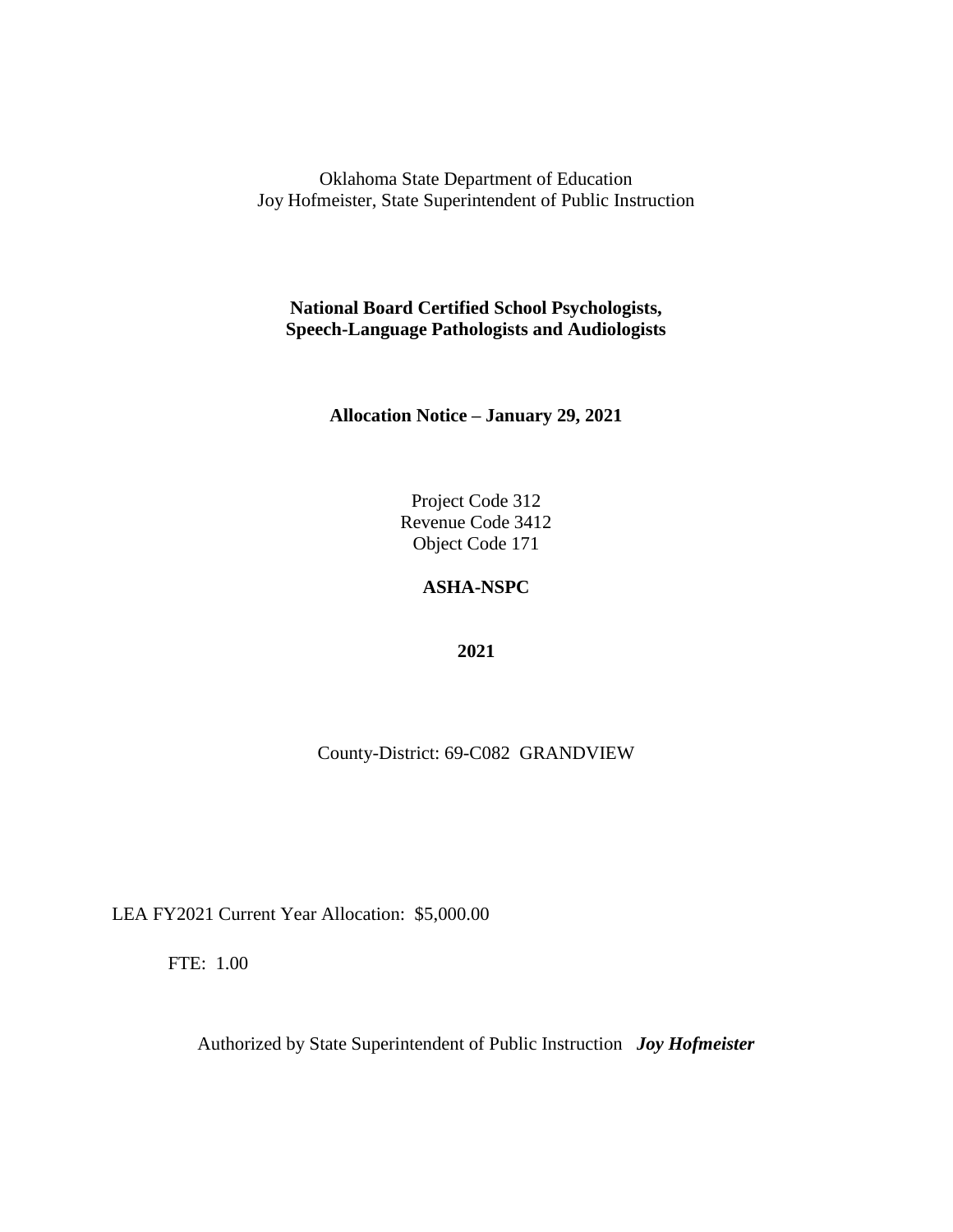Oklahoma State Department of Education
Joy Hofmeister, State Superintendent of Public Instruction

**National Board Certified School Psychologists, Speech-Language Pathologists and Audiologists**

**Allocation Notice – January 29, 2021**

Project Code 312
Revenue Code 3412
Object Code 171

**ASHA-NSPC**

**2021**

County-District: 69-C082 GRANDVIEW

LEA FY2021 Current Year Allocation: $5,000.00

FTE: 1.00

Authorized by State Superintendent of Public Instruction ***Joy Hofmeister***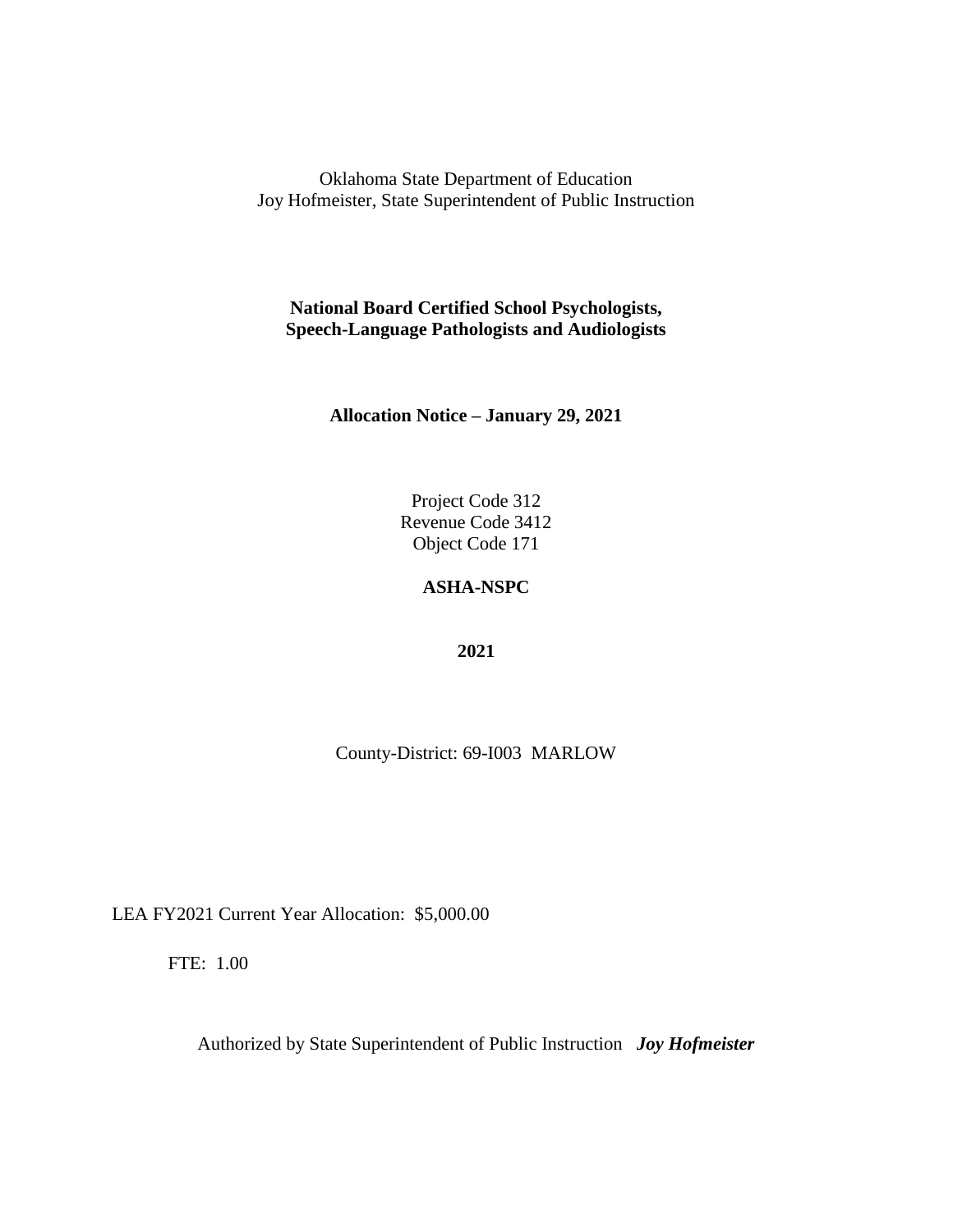Oklahoma State Department of Education
Joy Hofmeister, State Superintendent of Public Instruction

**National Board Certified School Psychologists,**
**Speech-Language Pathologists and Audiologists**

**Allocation Notice – January 29, 2021**

Project Code 312
Revenue Code 3412
Object Code 171

**ASHA-NSPC**

**2021**

County-District: 69-I003 MARLOW

LEA FY2021 Current Year Allocation: $5,000.00

FTE: 1.00

Authorized by State Superintendent of Public Instruction ***Joy Hofmeister***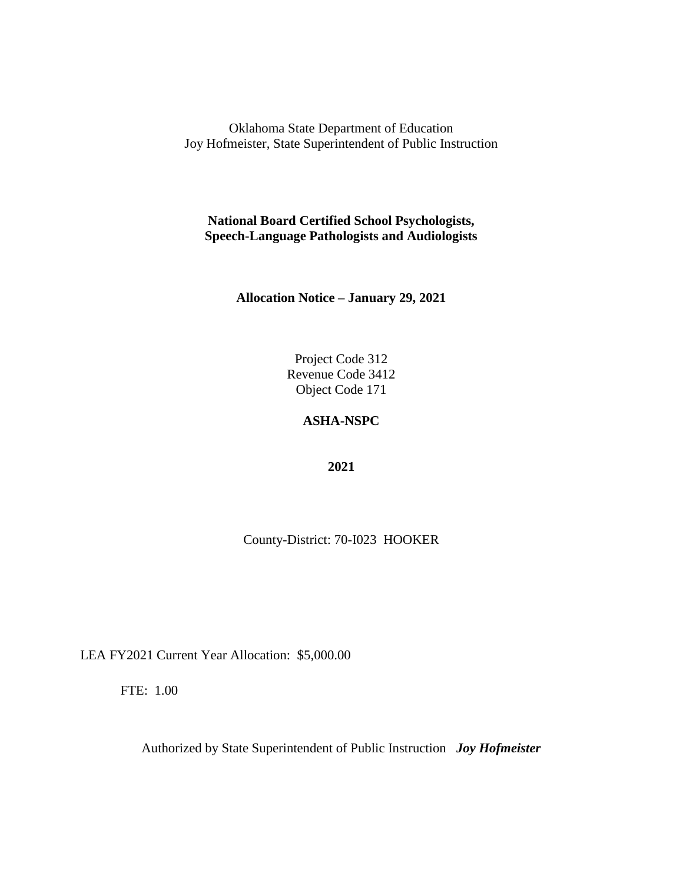Oklahoma State Department of Education
Joy Hofmeister, State Superintendent of Public Instruction

**National Board Certified School Psychologists, Speech-Language Pathologists and Audiologists**

**Allocation Notice – January 29, 2021**

Project Code 312
Revenue Code 3412
Object Code 171

**ASHA-NSPC**

**2021**

County-District: 70-I023 HOOKER

LEA FY2021 Current Year Allocation: $5,000.00

FTE: 1.00

Authorized by State Superintendent of Public Instruction ***Joy Hofmeister***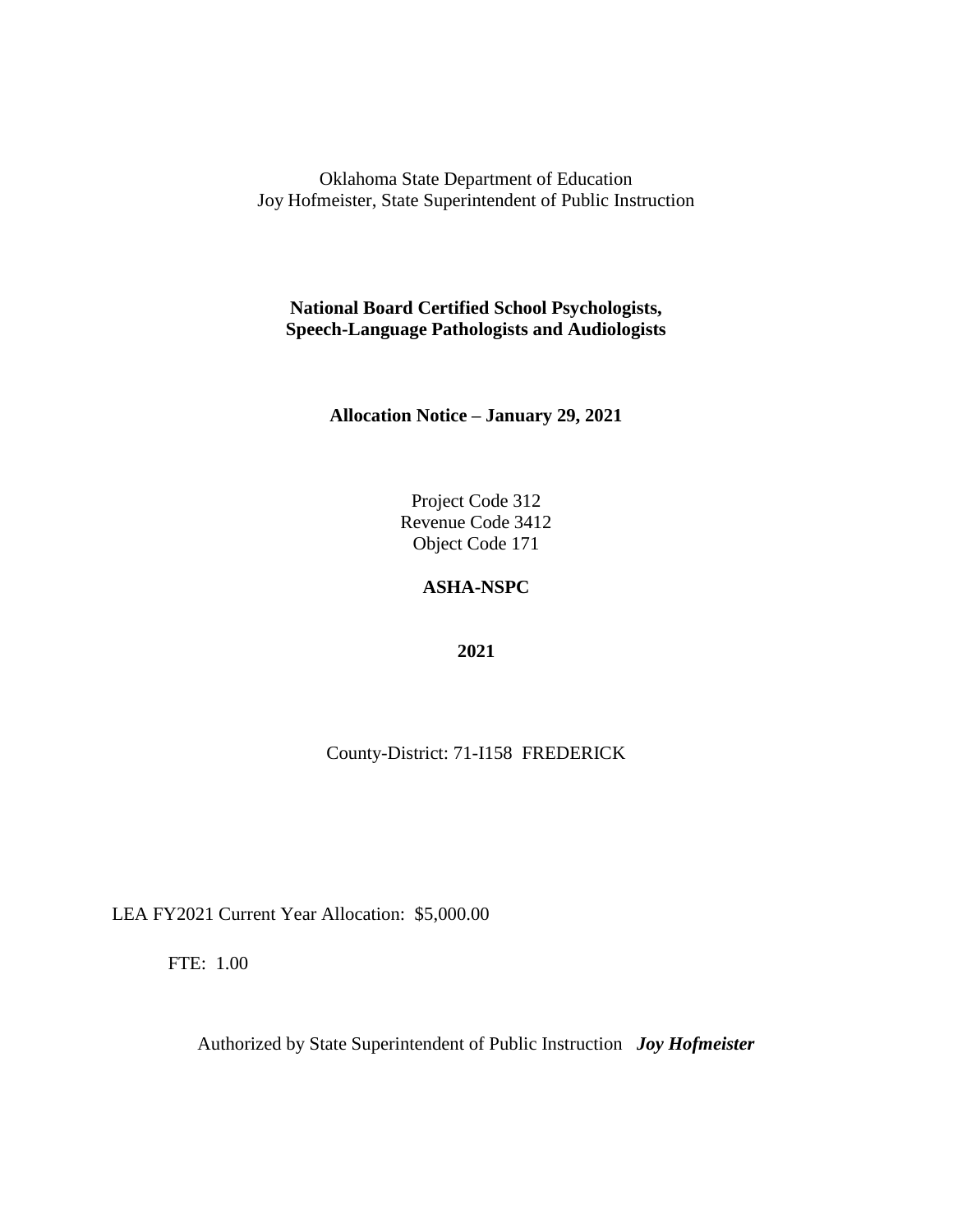Oklahoma State Department of Education
Joy Hofmeister, State Superintendent of Public Instruction

**National Board Certified School Psychologists,**
**Speech-Language Pathologists and Audiologists**

**Allocation Notice – January 29, 2021**

Project Code 312
Revenue Code 3412
Object Code 171

**ASHA-NSPC**

**2021**

County-District: 71-I158 FREDERICK

LEA FY2021 Current Year Allocation: $5,000.00

FTE: 1.00

Authorized by State Superintendent of Public Instruction ***Joy Hofmeister***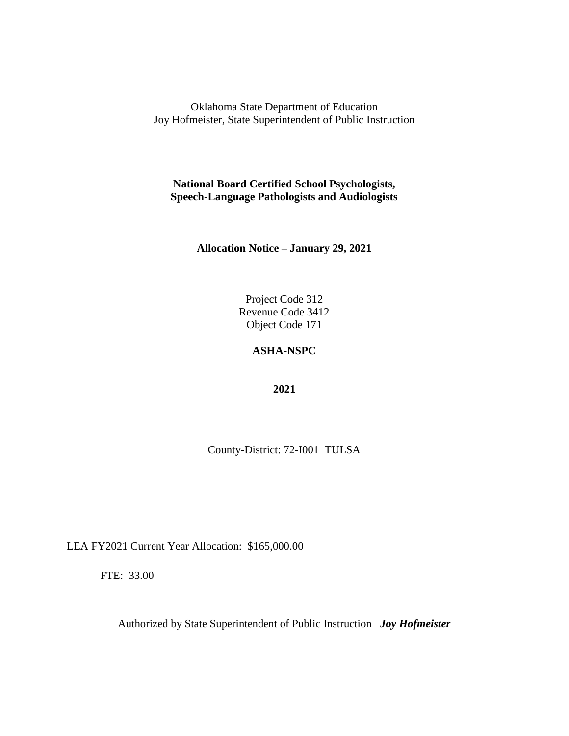Oklahoma State Department of Education
Joy Hofmeister, State Superintendent of Public Instruction

**National Board Certified School Psychologists,**
**Speech-Language Pathologists and Audiologists**

**Allocation Notice – January 29, 2021**

Project Code 312
Revenue Code 3412
Object Code 171

**ASHA-NSPC**

**2021**

County-District: 72-I001 TULSA

LEA FY2021 Current Year Allocation: $165,000.00

FTE: 33.00

Authorized by State Superintendent of Public Instruction ***Joy Hofmeister***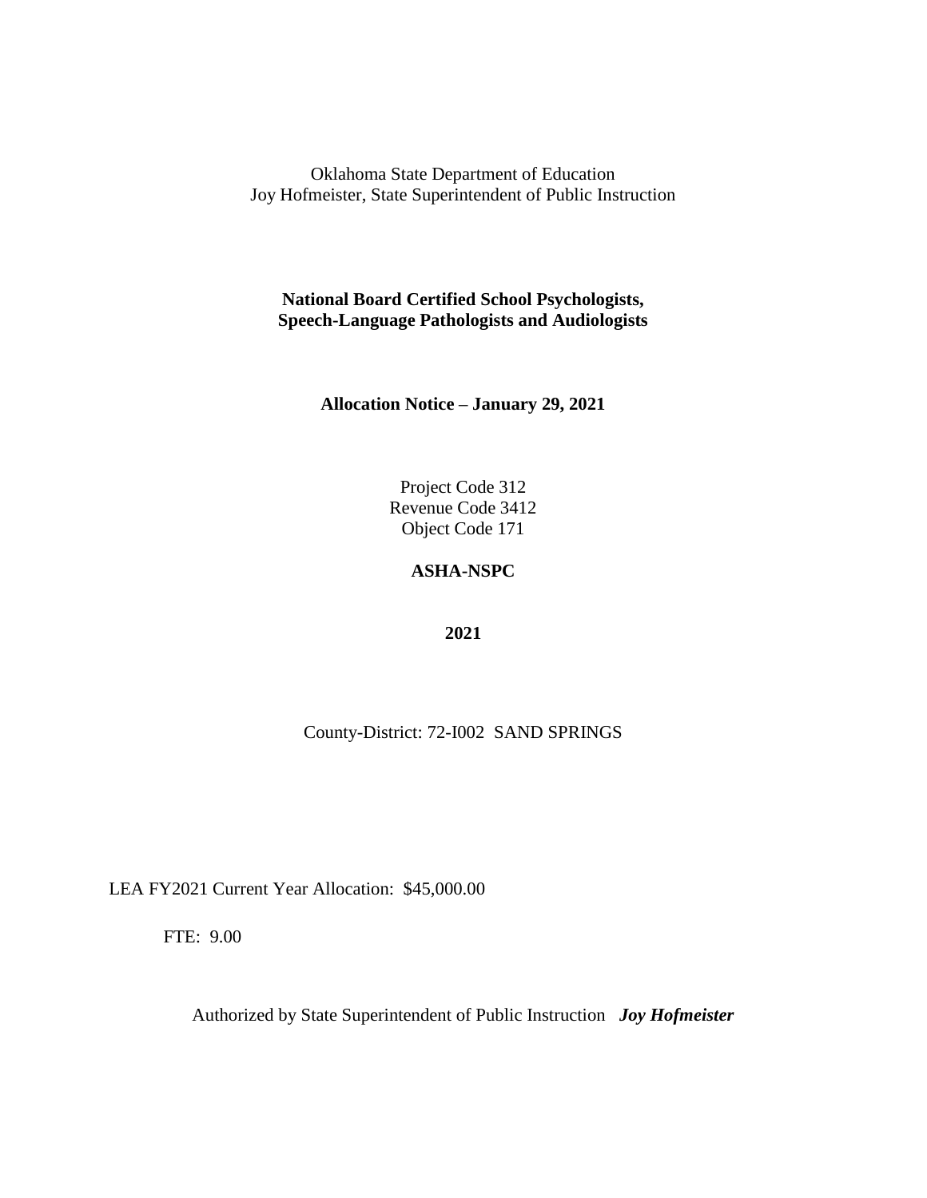Oklahoma State Department of Education
Joy Hofmeister, State Superintendent of Public Instruction

**National Board Certified School Psychologists,**
**Speech-Language Pathologists and Audiologists**

**Allocation Notice – January 29, 2021**

Project Code 312
Revenue Code 3412
Object Code 171

**ASHA-NSPC**

**2021**

County-District: 72-I002 SAND SPRINGS

LEA FY2021 Current Year Allocation: $45,000.00

FTE: 9.00

Authorized by State Superintendent of Public Instruction ***Joy Hofmeister***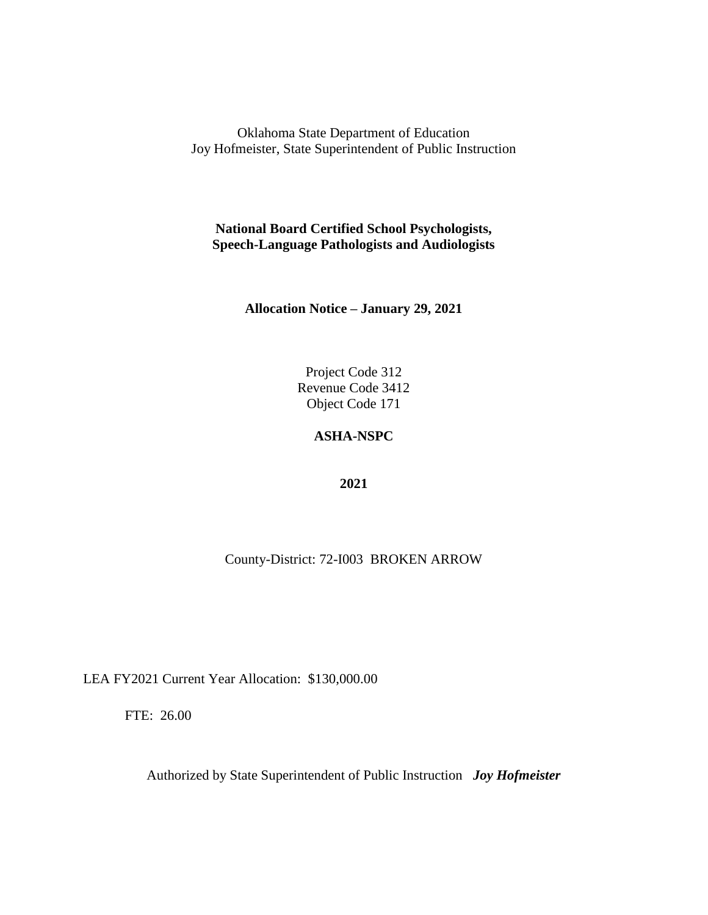Oklahoma State Department of Education
Joy Hofmeister, State Superintendent of Public Instruction

**National Board Certified School Psychologists, Speech-Language Pathologists and Audiologists**

**Allocation Notice – January 29, 2021**

Project Code 312
Revenue Code 3412
Object Code 171

**ASHA-NSPC**

**2021**

County-District: 72-I003 BROKEN ARROW

LEA FY2021 Current Year Allocation: $130,000.00

FTE: 26.00

Authorized by State Superintendent of Public Instruction ***Joy Hofmeister***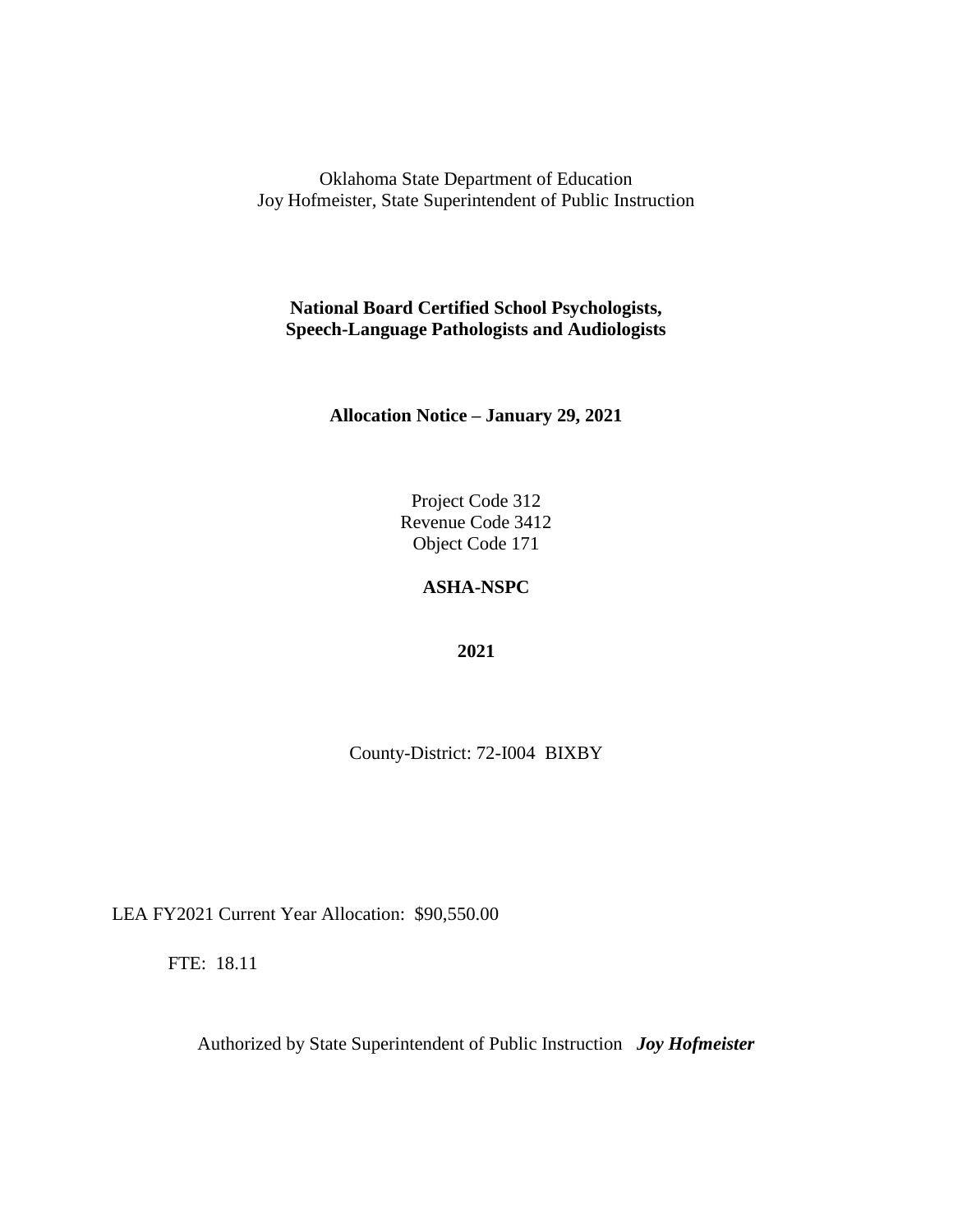Oklahoma State Department of Education
Joy Hofmeister, State Superintendent of Public Instruction

**National Board Certified School Psychologists, Speech-Language Pathologists and Audiologists**

**Allocation Notice – January 29, 2021**

Project Code 312
Revenue Code 3412
Object Code 171

**ASHA-NSPC**

**2021**

County-District: 72-I004 BIXBY

LEA FY2021 Current Year Allocation: $90,550.00

FTE: 18.11

Authorized by State Superintendent of Public Instruction ***Joy Hofmeister***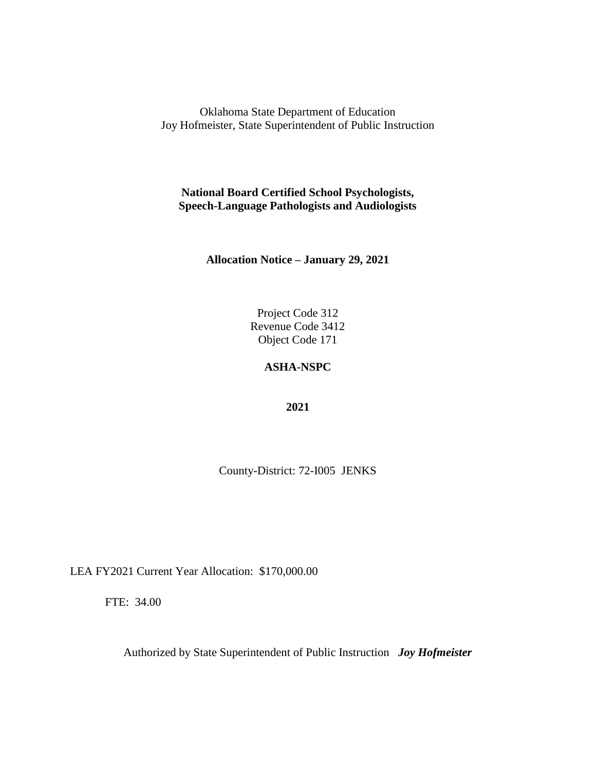Oklahoma State Department of Education
Joy Hofmeister, State Superintendent of Public Instruction

**National Board Certified School Psychologists,
Speech-Language Pathologists and Audiologists**

**Allocation Notice – January 29, 2021**

Project Code 312
Revenue Code 3412
Object Code 171

**ASHA-NSPC**

**2021**

County-District: 72-I005 JENKS

LEA FY2021 Current Year Allocation: $170,000.00

FTE: 34.00

Authorized by State Superintendent of Public Instruction ***Joy Hofmeister***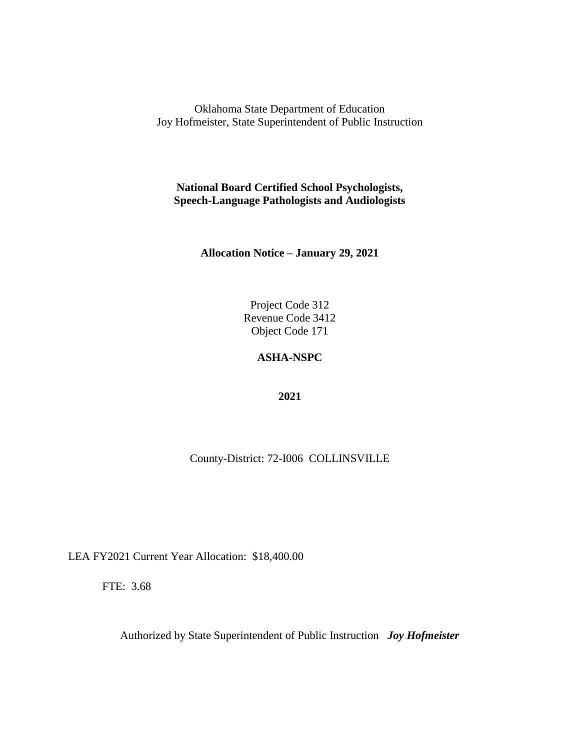Oklahoma State Department of Education
Joy Hofmeister, State Superintendent of Public Instruction

**National Board Certified School Psychologists,**
**Speech-Language Pathologists and Audiologists**

**Allocation Notice – January 29, 2021**

Project Code 312
Revenue Code 3412
Object Code 171

**ASHA-NSPC**

**2021**

County-District: 72-I006 COLLINSVILLE

LEA FY2021 Current Year Allocation: $18,400.00

FTE: 3.68

Authorized by State Superintendent of Public Instruction ***Joy Hofmeister***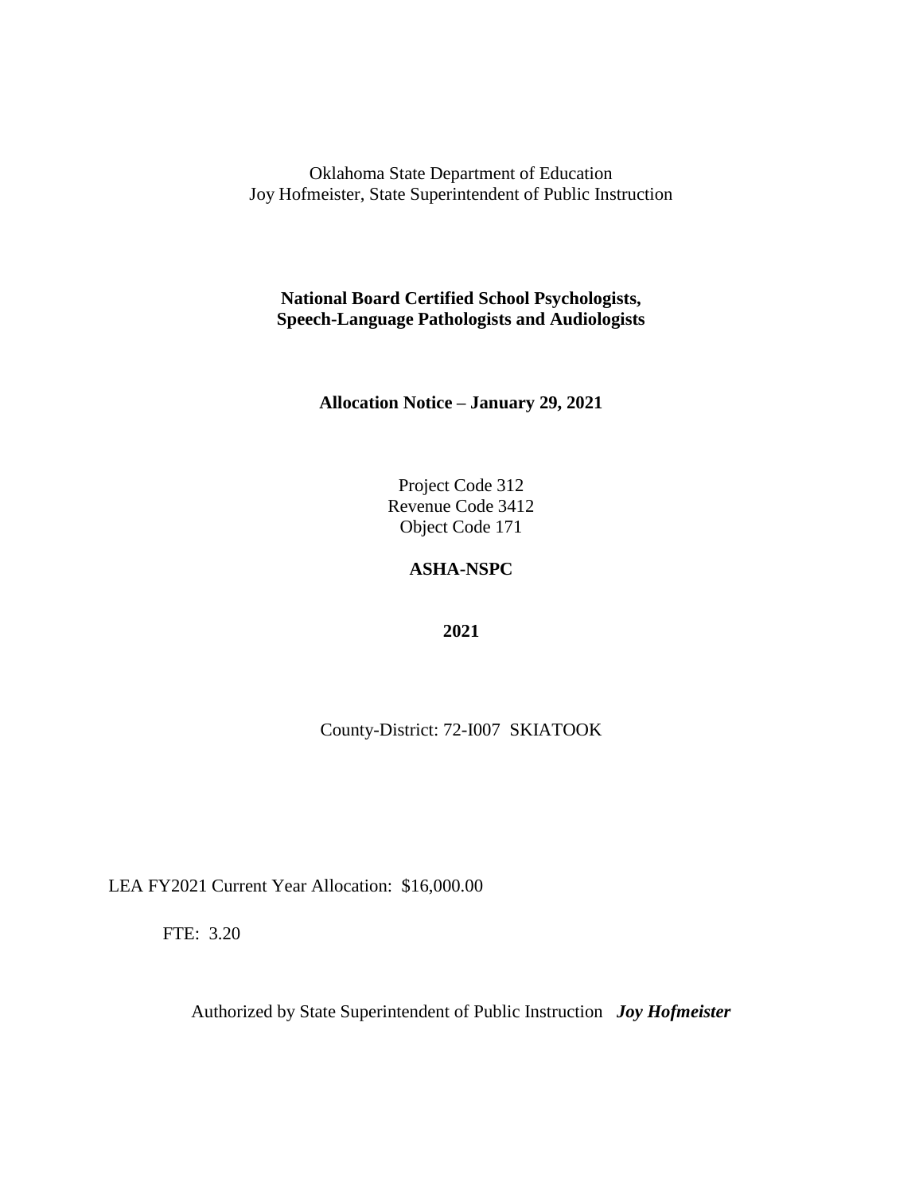Oklahoma State Department of Education
Joy Hofmeister, State Superintendent of Public Instruction

**National Board Certified School Psychologists, Speech-Language Pathologists and Audiologists**

**Allocation Notice – January 29, 2021**

Project Code 312
Revenue Code 3412
Object Code 171

**ASHA-NSPC**

**2021**

County-District: 72-I007 SKIATOOK

LEA FY2021 Current Year Allocation: $16,000.00

FTE: 3.20

Authorized by State Superintendent of Public Instruction ***Joy Hofmeister***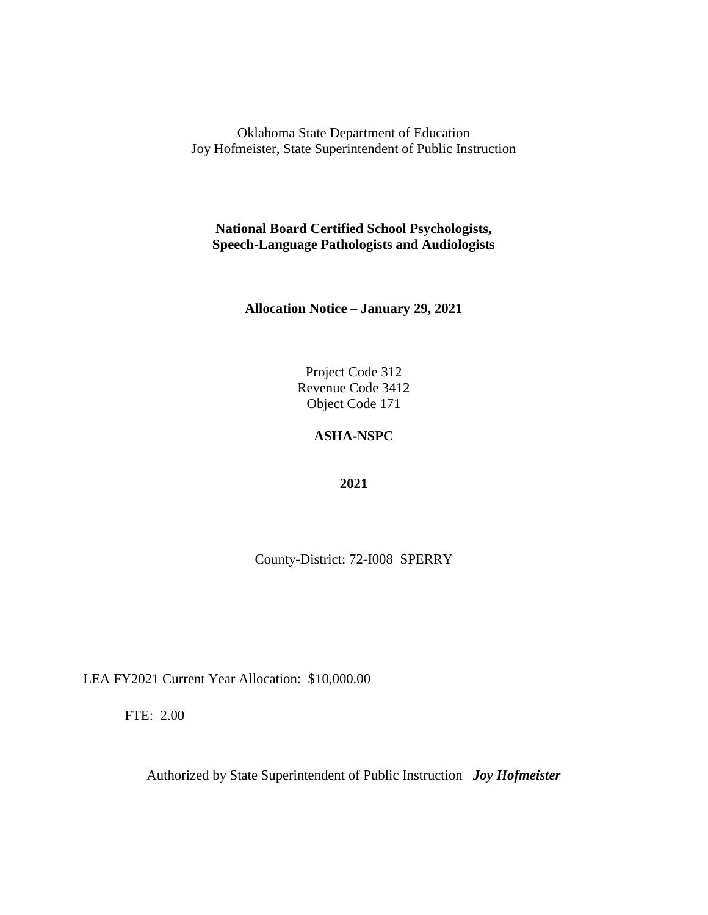Oklahoma State Department of Education
Joy Hofmeister, State Superintendent of Public Instruction

**National Board Certified School Psychologists, Speech-Language Pathologists and Audiologists**

**Allocation Notice – January 29, 2021**

Project Code 312
Revenue Code 3412
Object Code 171

**ASHA-NSPC**

**2021**

County-District: 72-I008 SPERRY

LEA FY2021 Current Year Allocation: $10,000.00

FTE: 2.00

Authorized by State Superintendent of Public Instruction ***Joy Hofmeister***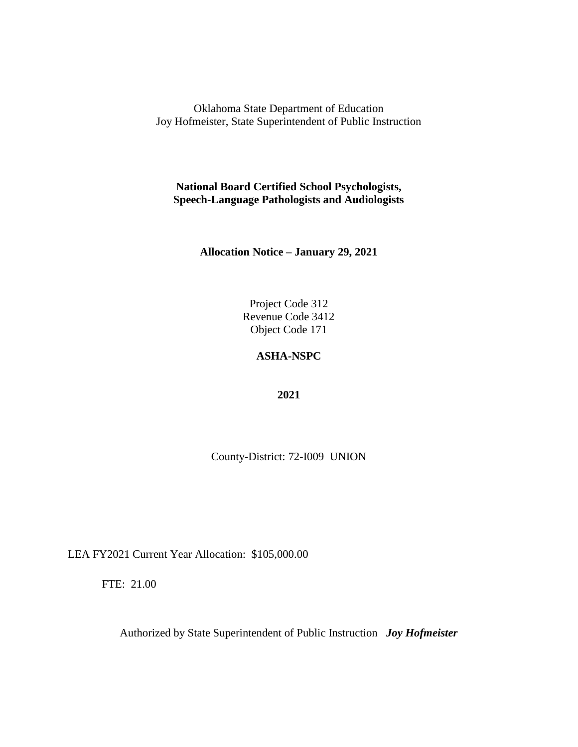Oklahoma State Department of Education
Joy Hofmeister, State Superintendent of Public Instruction

**National Board Certified School Psychologists, Speech-Language Pathologists and Audiologists**

**Allocation Notice – January 29, 2021**

Project Code 312
Revenue Code 3412
Object Code 171

**ASHA-NSPC**

**2021**

County-District: 72-I009 UNION

LEA FY2021 Current Year Allocation: $105,000.00

FTE: 21.00

Authorized by State Superintendent of Public Instruction ***Joy Hofmeister***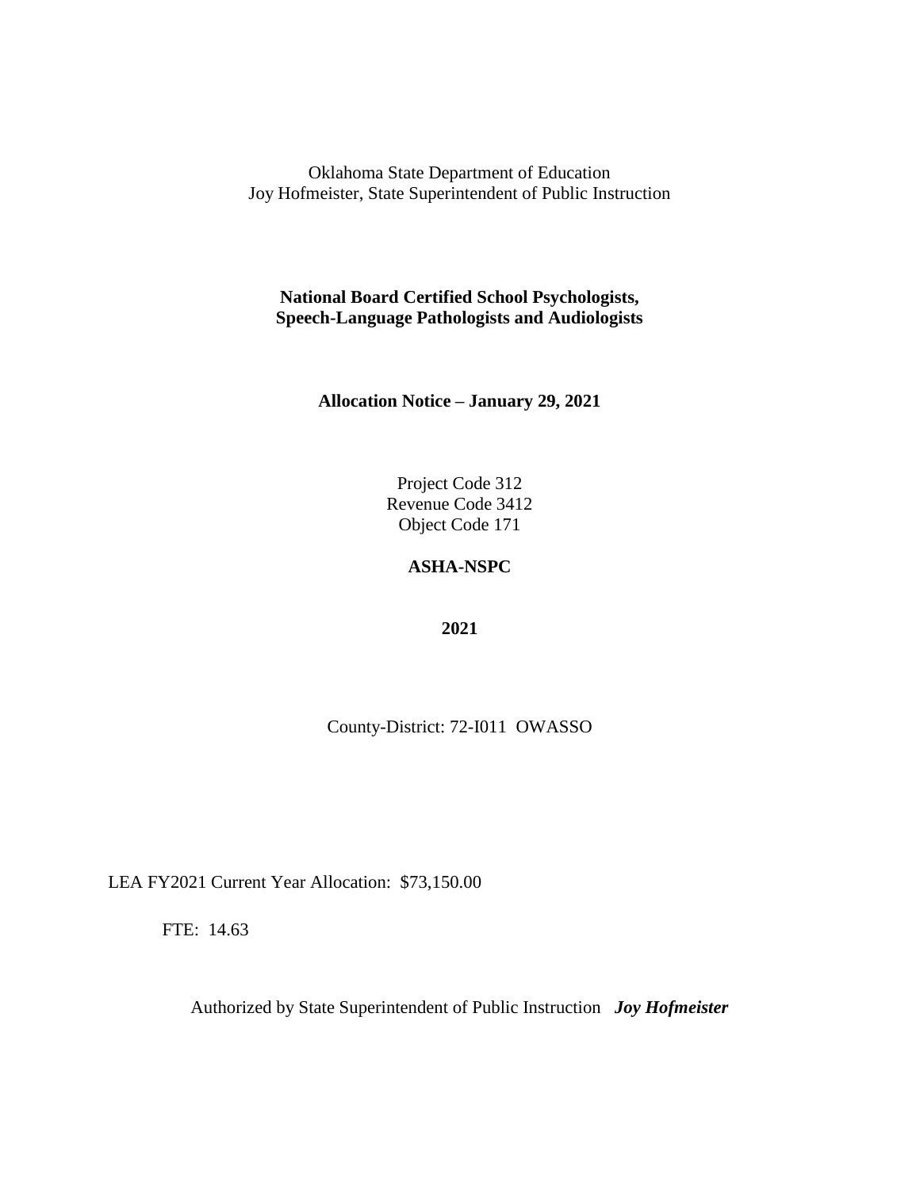Oklahoma State Department of Education
Joy Hofmeister, State Superintendent of Public Instruction

**National Board Certified School Psychologists,**
**Speech-Language Pathologists and Audiologists**

**Allocation Notice – January 29, 2021**

Project Code 312
Revenue Code 3412
Object Code 171

**ASHA-NSPC**

**2021**

County-District: 72-I011 OWASSO

LEA FY2021 Current Year Allocation: $73,150.00

FTE: 14.63

Authorized by State Superintendent of Public Instruction ***Joy Hofmeister***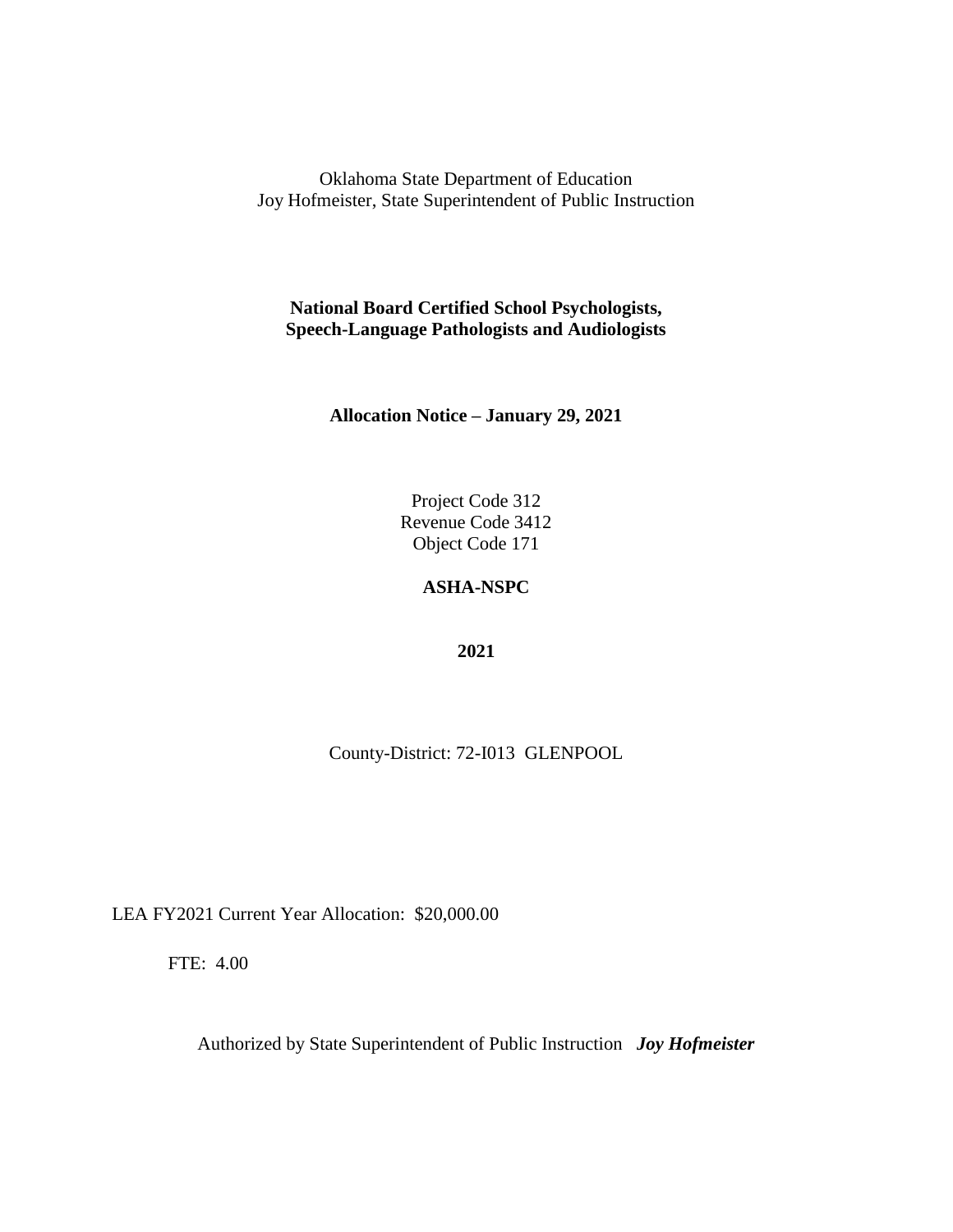Oklahoma State Department of Education
Joy Hofmeister, State Superintendent of Public Instruction

**National Board Certified School Psychologists, Speech-Language Pathologists and Audiologists**

**Allocation Notice – January 29, 2021**

Project Code 312
Revenue Code 3412
Object Code 171

**ASHA-NSPC**

**2021**

County-District: 72-I013 GLENPOOL

LEA FY2021 Current Year Allocation: $20,000.00

FTE: 4.00

Authorized by State Superintendent of Public Instruction ***Joy Hofmeister***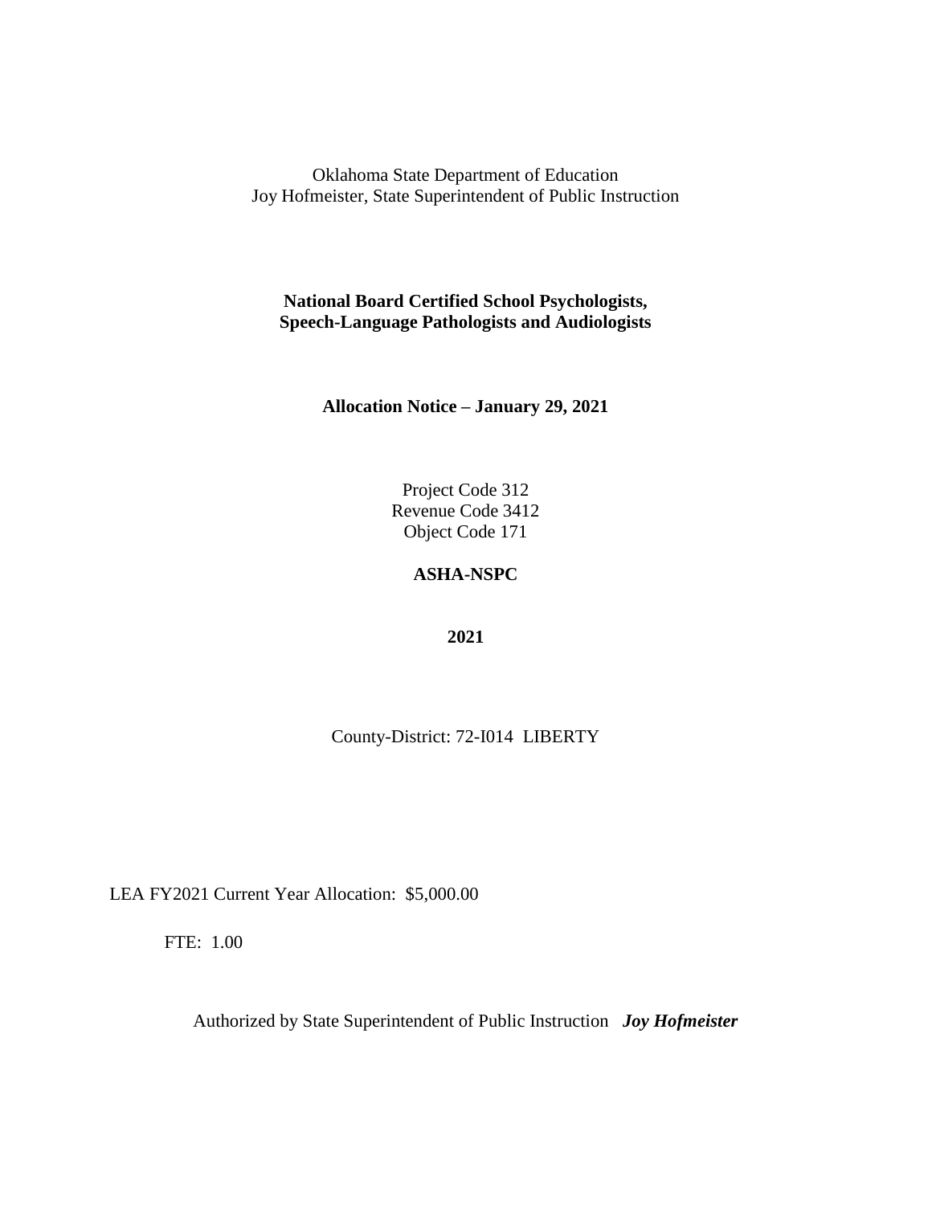Oklahoma State Department of Education
Joy Hofmeister, State Superintendent of Public Instruction

**National Board Certified School Psychologists, Speech-Language Pathologists and Audiologists**

**Allocation Notice – January 29, 2021**

Project Code 312
Revenue Code 3412
Object Code 171

**ASHA-NSPC**

**2021**

County-District: 72-I014 LIBERTY

LEA FY2021 Current Year Allocation: $5,000.00

FTE: 1.00

Authorized by State Superintendent of Public Instruction ***Joy Hofmeister***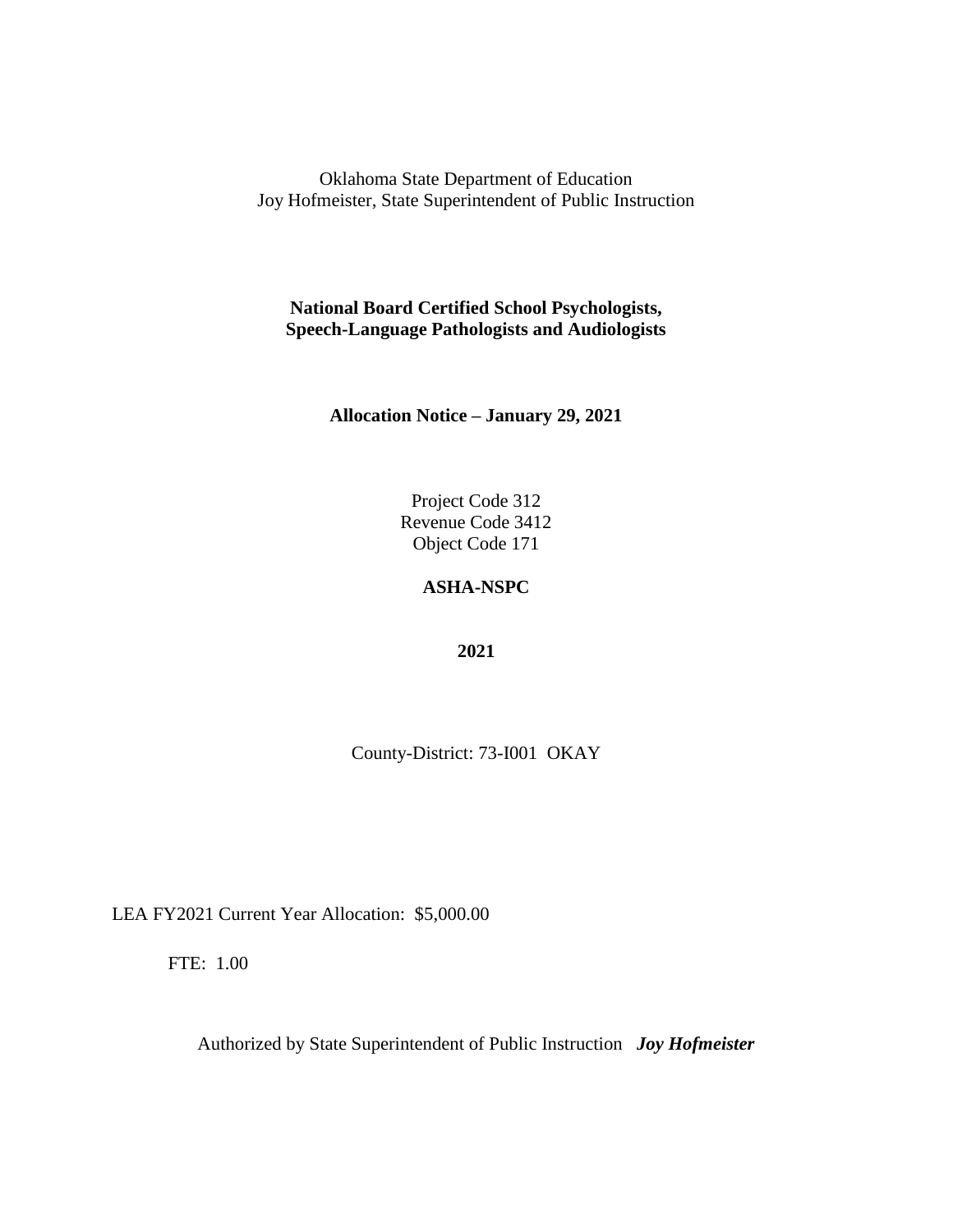Oklahoma State Department of Education
Joy Hofmeister, State Superintendent of Public Instruction

**National Board Certified School Psychologists, Speech-Language Pathologists and Audiologists**

**Allocation Notice – January 29, 2021**

Project Code 312
Revenue Code 3412
Object Code 171

**ASHA-NSPC**

**2021**

County-District: 73-I001 OKAY

LEA FY2021 Current Year Allocation: $5,000.00

FTE: 1.00

Authorized by State Superintendent of Public Instruction ***Joy Hofmeister***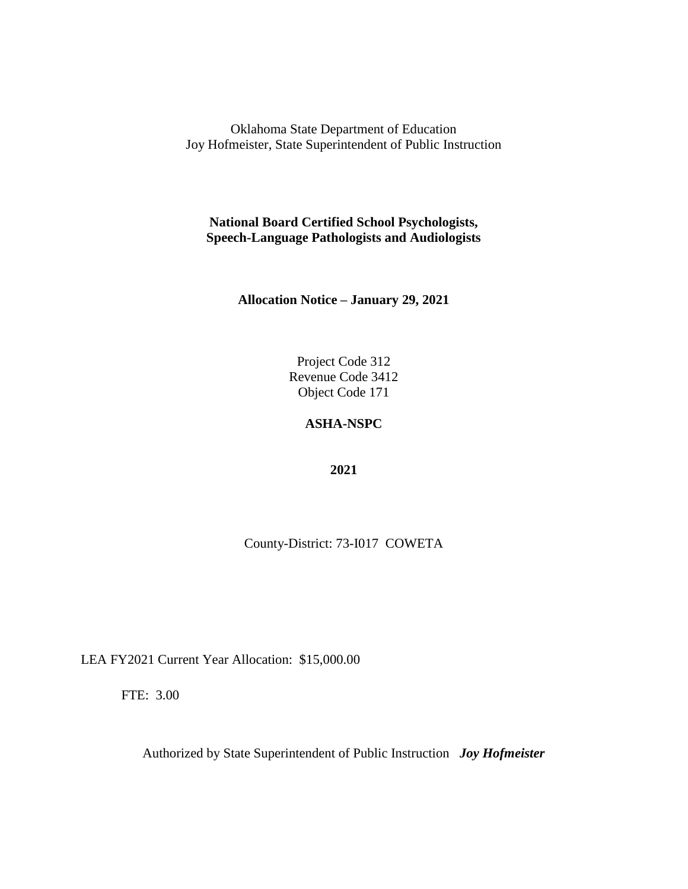Oklahoma State Department of Education
Joy Hofmeister, State Superintendent of Public Instruction

**National Board Certified School Psychologists,**
**Speech-Language Pathologists and Audiologists**

**Allocation Notice – January 29, 2021**

Project Code 312
Revenue Code 3412
Object Code 171

**ASHA-NSPC**

**2021**

County-District: 73-I017 COWETA

LEA FY2021 Current Year Allocation: $15,000.00

FTE: 3.00

Authorized by State Superintendent of Public Instruction ***Joy Hofmeister***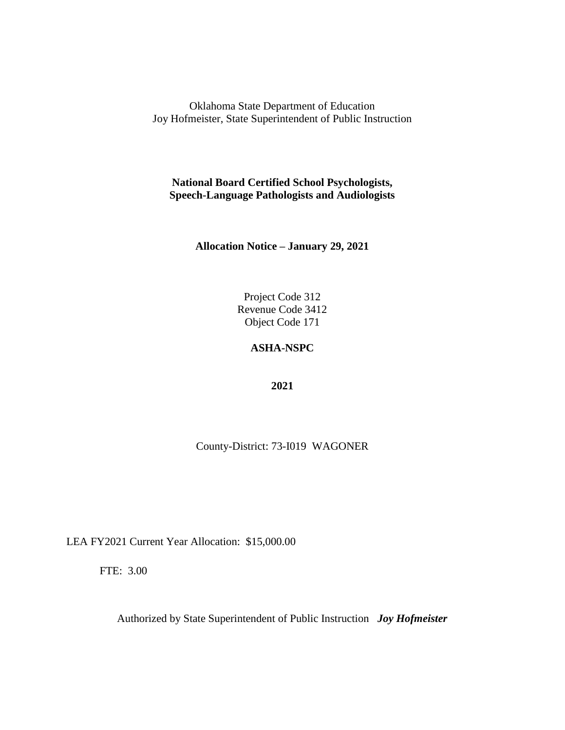Oklahoma State Department of Education
Joy Hofmeister, State Superintendent of Public Instruction

**National Board Certified School Psychologists, Speech-Language Pathologists and Audiologists**

**Allocation Notice – January 29, 2021**

Project Code 312
Revenue Code 3412
Object Code 171

**ASHA-NSPC**

**2021**

County-District: 73-I019 WAGONER

LEA FY2021 Current Year Allocation: $15,000.00

FTE: 3.00

Authorized by State Superintendent of Public Instruction ***Joy Hofmeister***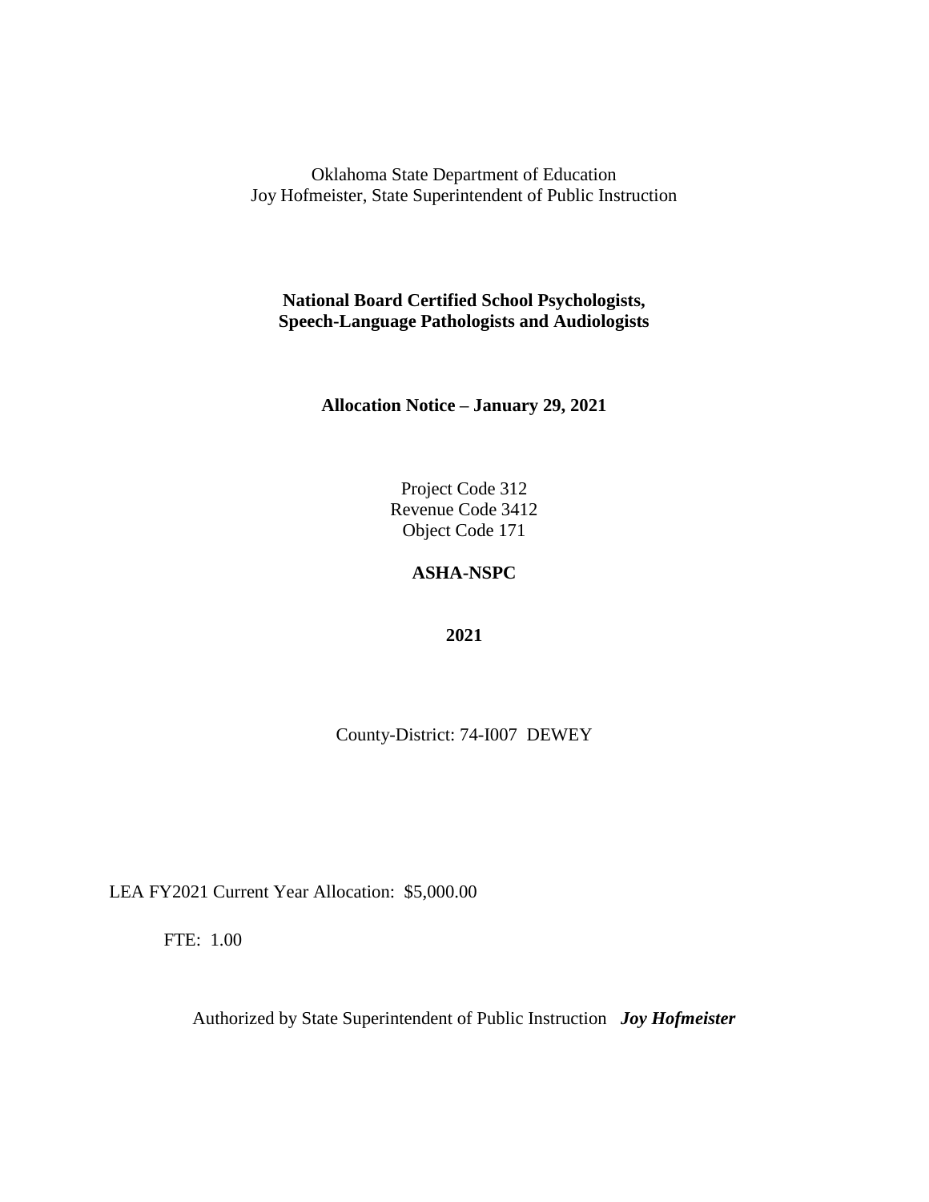Oklahoma State Department of Education
Joy Hofmeister, State Superintendent of Public Instruction

**National Board Certified School Psychologists,**
**Speech-Language Pathologists and Audiologists**

**Allocation Notice – January 29, 2021**

Project Code 312
Revenue Code 3412
Object Code 171

**ASHA-NSPC**

**2021**

County-District: 74-I007 DEWEY

LEA FY2021 Current Year Allocation: $5,000.00

FTE: 1.00

Authorized by State Superintendent of Public Instruction ***Joy Hofmeister***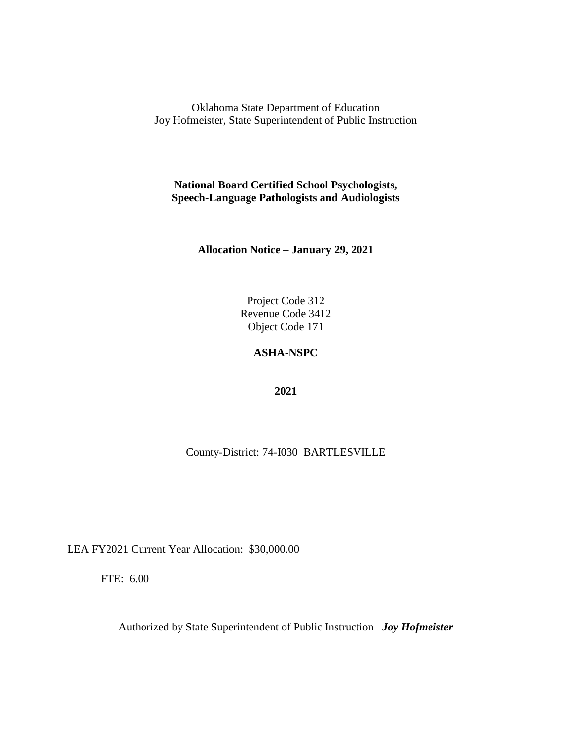Oklahoma State Department of Education
Joy Hofmeister, State Superintendent of Public Instruction

**National Board Certified School Psychologists,**
**Speech-Language Pathologists and Audiologists**

**Allocation Notice – January 29, 2021**

Project Code 312
Revenue Code 3412
Object Code 171

**ASHA-NSPC**

**2021**

County-District: 74-I030 BARTLESVILLE

LEA FY2021 Current Year Allocation: $30,000.00

FTE: 6.00

Authorized by State Superintendent of Public Instruction ***Joy Hofmeister***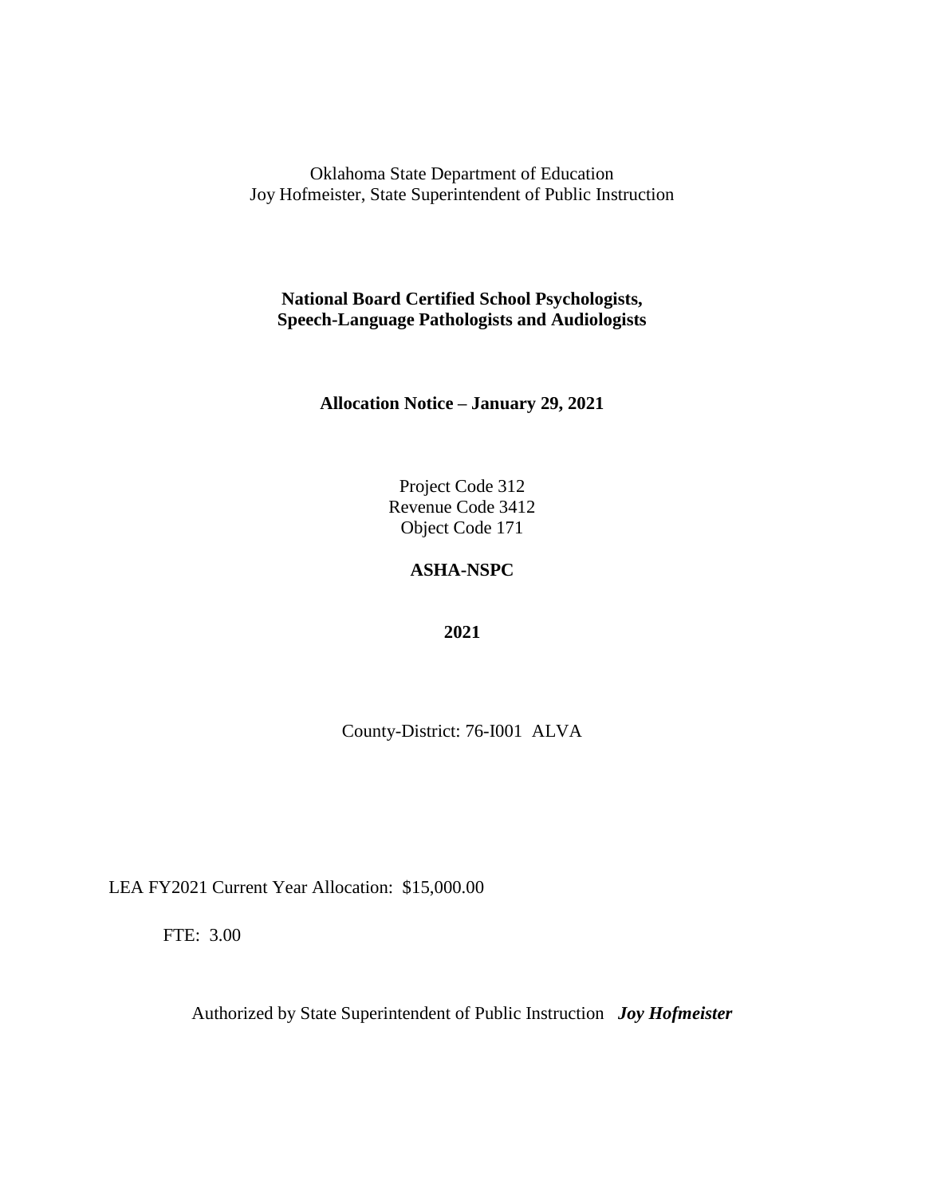Oklahoma State Department of Education
Joy Hofmeister, State Superintendent of Public Instruction

**National Board Certified School Psychologists, Speech-Language Pathologists and Audiologists**

**Allocation Notice – January 29, 2021**

Project Code 312
Revenue Code 3412
Object Code 171

**ASHA-NSPC**

**2021**

County-District: 76-I001 ALVA

LEA FY2021 Current Year Allocation: $15,000.00

FTE: 3.00

Authorized by State Superintendent of Public Instruction ***Joy Hofmeister***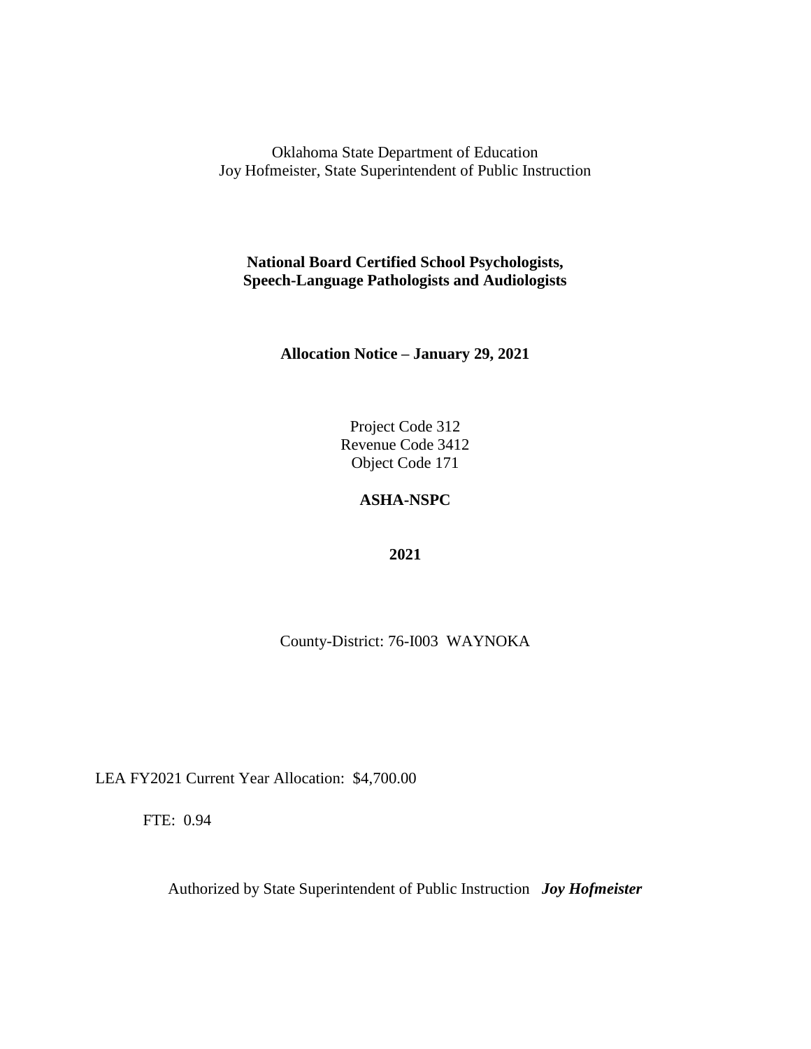Oklahoma State Department of Education
Joy Hofmeister, State Superintendent of Public Instruction

**National Board Certified School Psychologists,**
**Speech-Language Pathologists and Audiologists**

**Allocation Notice – January 29, 2021**

Project Code 312
Revenue Code 3412
Object Code 171

**ASHA-NSPC**

**2021**

County-District: 76-I003 WAYNOKA

LEA FY2021 Current Year Allocation: $4,700.00

FTE: 0.94

Authorized by State Superintendent of Public Instruction ***Joy Hofmeister***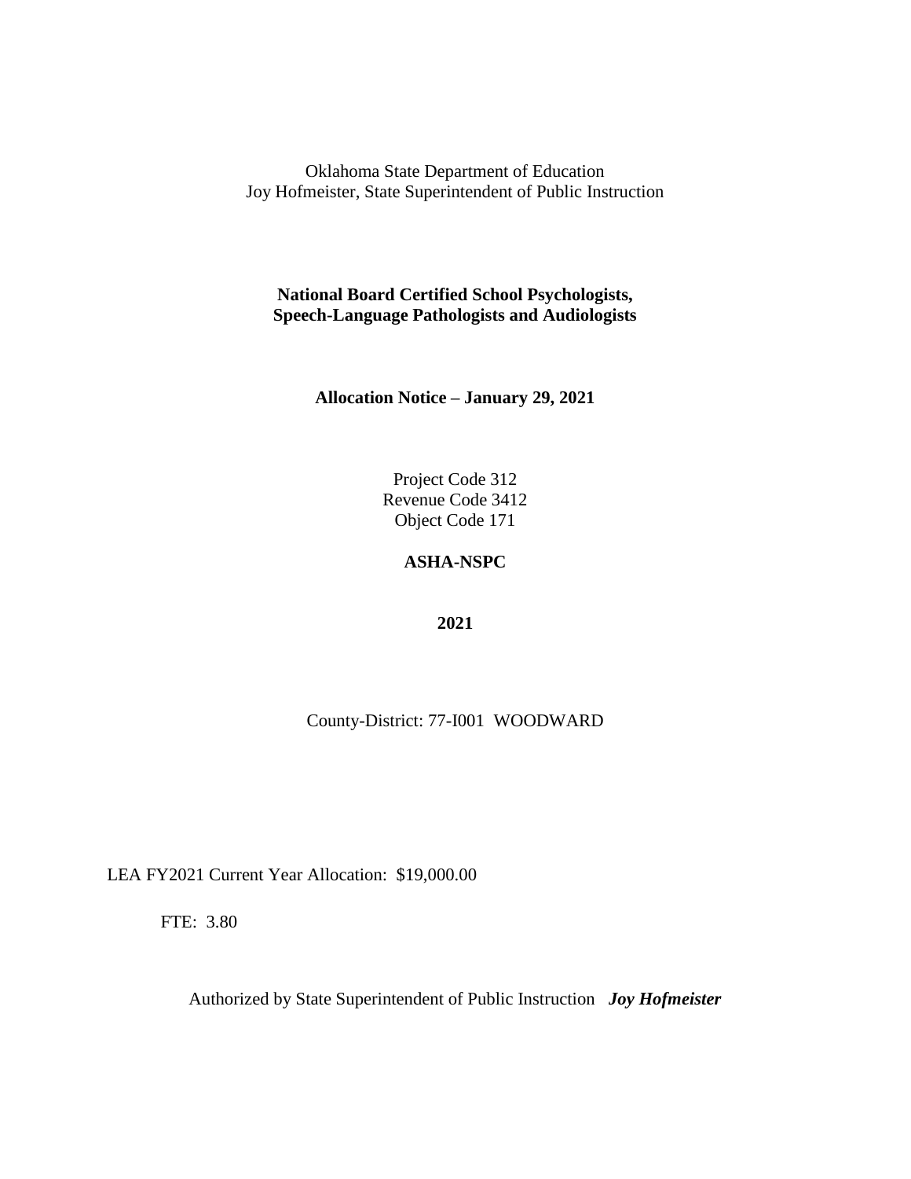Oklahoma State Department of Education
Joy Hofmeister, State Superintendent of Public Instruction

**National Board Certified School Psychologists,**
**Speech-Language Pathologists and Audiologists**

**Allocation Notice – January 29, 2021**

Project Code 312
Revenue Code 3412
Object Code 171

**ASHA-NSPC**

**2021**

County-District: 77-I001 WOODWARD

LEA FY2021 Current Year Allocation: $19,000.00

FTE: 3.80

Authorized by State Superintendent of Public Instruction ***Joy Hofmeister***